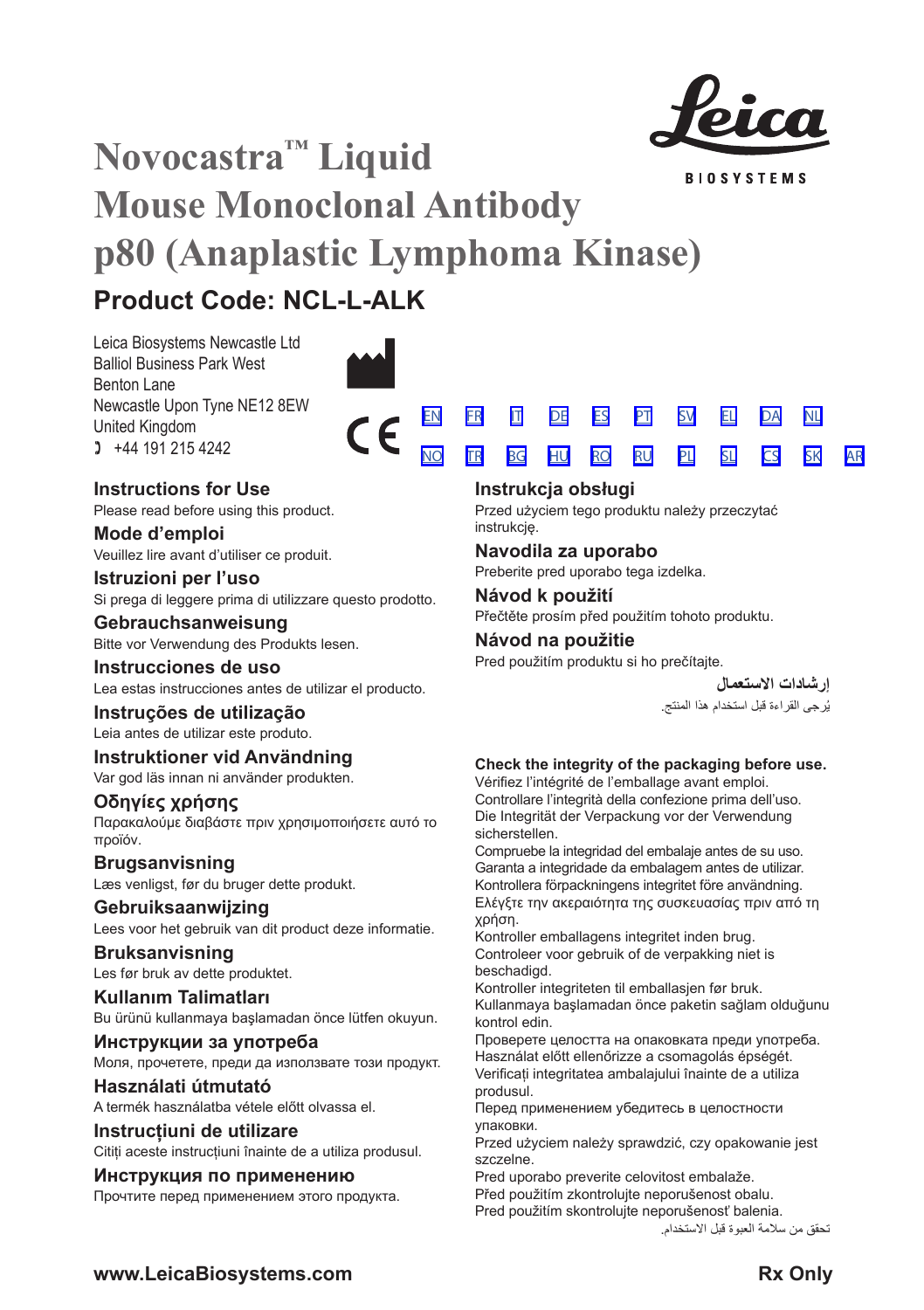# Novocastra™ Liquid Mouse Monoclonal Antibody p80 (Anaplastic Lymphoma Kinase)

## Product Code: NCL-L-ALK

Leica Biosystems Newcastle Ltd
Balliol Business Park West
Benton Lane
Newcastle Upon Tyne NE12 8EW
United Kingdom
+44 191 215 4242

EN FR IT DE ES PT SV EL DA NL
NO TR BG HU RO RU PL SL CS SK AR

### Instructions for Use
Please read before using this product.

### Mode d'emploi
Veuillez lire avant d'utiliser ce produit.

### Istruzioni per l'uso
Si prega di leggere prima di utilizzare questo prodotto.

### Gebrauchsanweisung
Bitte vor Verwendung des Produkts lesen.

### Instrucciones de uso
Lea estas instrucciones antes de utilizar el producto.

### Instruções de utilização
Leia antes de utilizar este produto.

### Instruktioner vid Användning
Var god läs innan ni använder produkten.

### Οδηγίες χρήσης
Παρακαλούμε διαβάστε πριν χρησιμοποιήσετε αυτό το προϊόν.

### Brugsanvisning
Læs venligst, før du bruger dette produkt.

### Gebruiksaanwijzing
Lees voor het gebruik van dit product deze informatie.

### Bruksanvisning
Les før bruk av dette produktet.

### Kullanım Talimatları
Bu ürünü kullanmaya başlamadan önce lütfen okuyun.

### Инструкции за употреба
Моля, прочетете, преди да използвате този продукт.

### Használati útmutató
A termék használatba vétele előtt olvassa el.

### Instrucțiuni de utilizare
Citiți aceste instrucțiuni înainte de a utiliza produsul.

### Инструкция по применению
Прочтите перед применением этого продукта.

### Instrukcja obsługi
Przed użyciem tego produktu należy przeczytać instrukcję.

### Navodila za uporabo
Preberite pred uporabo tega izdelka.

### Návod k použití
Přečtěte prosím před použitím tohoto produktu.

### Návod na použitie
Pred použitím produktu si ho prečítajte.

### إرشادات الاستعمال
يُرجى القراءة قبل استخدام هذا المنتج.

**Check the integrity of the packaging before use.**
Vérifiez l'intégrité de l'emballage avant emploi.
Controllare l'integrità della confezione prima dell'uso.
Die Integrität der Verpackung vor der Verwendung sicherstellen.
Compruebe la integridad del embalaje antes de su uso.
Garanta a integridade da embalagem antes de utilizar.
Kontrollera förpackningens integritet före användning.
Ελέγξτε την ακεραιότητα της συσκευασίας πριν από τη χρήση.
Kontroller emballagens integritet inden brug.
Controleer voor gebruik of de verpakking niet is beschadigd.
Kontroller integriteten til emballasjen før bruk.
Kullanmaya başlamadan önce paketin sağlam olduğunu kontrol edin.
Проверете целостта на опаковката преди употреба.
Használat előtt ellenőrizze a csomagolás épségét.
Verificați integritatea ambalajului înainte de a utiliza produsul.
Перед применением убедитесь в целостности упаковки.
Przed użyciem należy sprawdzić, czy opakowanie jest szczelne.
Pred uporabo preverite celovitost embalaže.
Před použitím zkontrolujte neporušenost obalu.
Pred použitím skontrolujte neporušenosť balenia.
تحقق من سلامة العبوة قبل الاستخدام.

www.LeicaBiosystems.com

Rx Only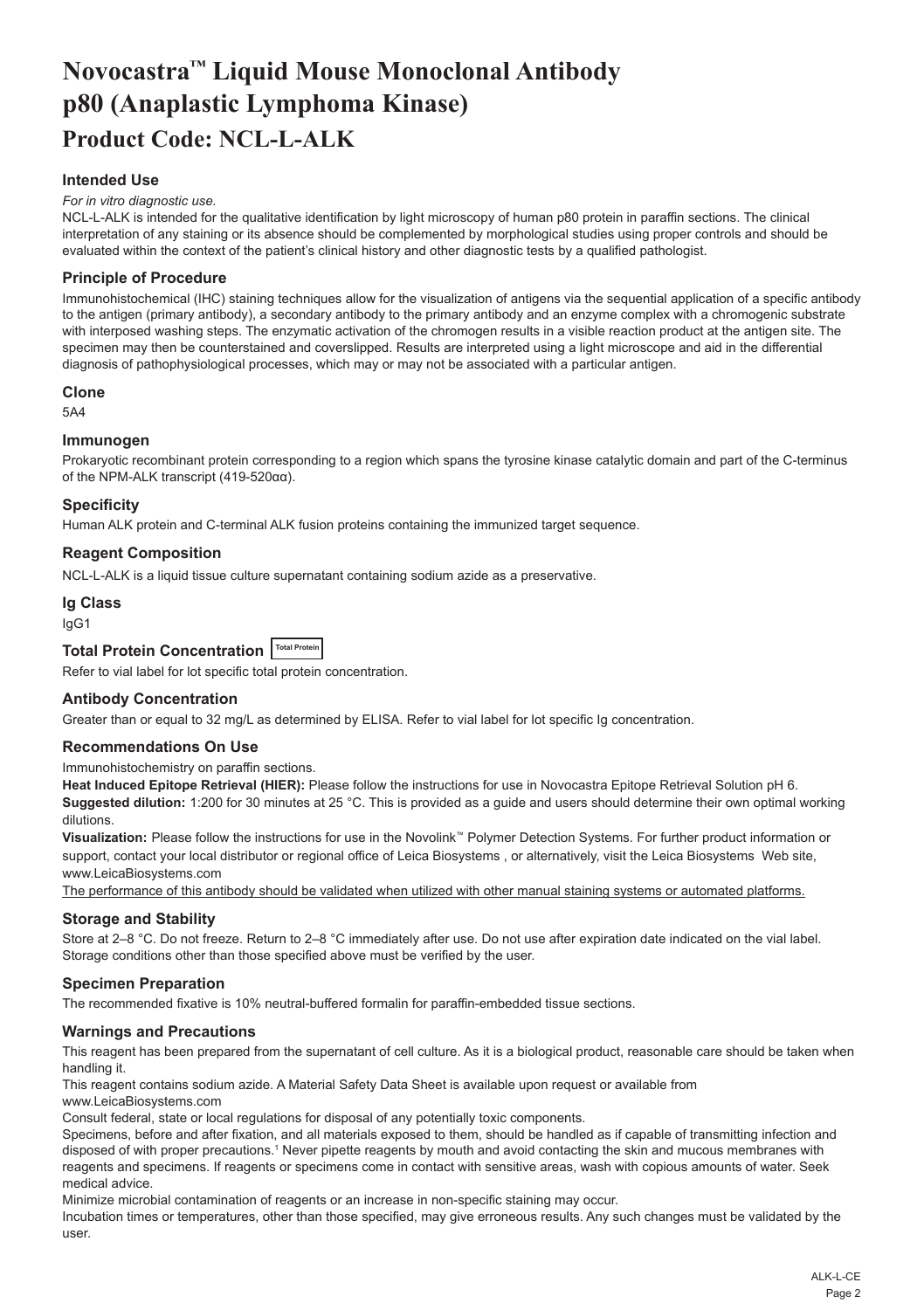# Novocastra™ Liquid Mouse Monoclonal Antibody p80 (Anaplastic Lymphoma Kinase)

# Product Code: NCL-L-ALK

## Intended Use

*For in vitro diagnostic use.*

NCL-L-ALK is intended for the qualitative identification by light microscopy of human p80 protein in paraffin sections. The clinical interpretation of any staining or its absence should be complemented by morphological studies using proper controls and should be evaluated within the context of the patient's clinical history and other diagnostic tests by a qualified pathologist.

## Principle of Procedure

Immunohistochemical (IHC) staining techniques allow for the visualization of antigens via the sequential application of a specific antibody to the antigen (primary antibody), a secondary antibody to the primary antibody and an enzyme complex with a chromogenic substrate with interposed washing steps. The enzymatic activation of the chromogen results in a visible reaction product at the antigen site. The specimen may then be counterstained and coverslipped. Results are interpreted using a light microscope and aid in the differential diagnosis of pathophysiological processes, which may or may not be associated with a particular antigen.

## Clone

5A4

## Immunogen

Prokaryotic recombinant protein corresponding to a region which spans the tyrosine kinase catalytic domain and part of the C-terminus of the NPM-ALK transcript (419-520αα).

## Specificity

Human ALK protein and C-terminal ALK fusion proteins containing the immunized target sequence.

## Reagent Composition

NCL-L-ALK is a liquid tissue culture supernatant containing sodium azide as a preservative.

## Ig Class

IgG1

## Total Protein Concentration Total Protein

Refer to vial label for lot specific total protein concentration.

## Antibody Concentration

Greater than or equal to 32 mg/L as determined by ELISA. Refer to vial label for lot specific Ig concentration.

## Recommendations On Use

Immunohistochemistry on paraffin sections.

**Heat Induced Epitope Retrieval (HIER):** Please follow the instructions for use in Novocastra Epitope Retrieval Solution pH 6.

**Suggested dilution:** 1:200 for 30 minutes at 25 °C. This is provided as a guide and users should determine their own optimal working dilutions.

**Visualization:** Please follow the instructions for use in the Novolink™ Polymer Detection Systems. For further product information or support, contact your local distributor or regional office of Leica Biosystems , or alternatively, visit the Leica Biosystems Web site, www.LeicaBiosystems.com

The performance of this antibody should be validated when utilized with other manual staining systems or automated platforms.

## Storage and Stability

Store at 2–8 °C. Do not freeze. Return to 2–8 °C immediately after use. Do not use after expiration date indicated on the vial label. Storage conditions other than those specified above must be verified by the user.

## Specimen Preparation

The recommended fixative is 10% neutral-buffered formalin for paraffin-embedded tissue sections.

## Warnings and Precautions

This reagent has been prepared from the supernatant of cell culture. As it is a biological product, reasonable care should be taken when handling it.

This reagent contains sodium azide. A Material Safety Data Sheet is available upon request or available from www.LeicaBiosystems.com

Consult federal, state or local regulations for disposal of any potentially toxic components.

Specimens, before and after fixation, and all materials exposed to them, should be handled as if capable of transmitting infection and disposed of with proper precautions.[1] Never pipette reagents by mouth and avoid contacting the skin and mucous membranes with reagents and specimens. If reagents or specimens come in contact with sensitive areas, wash with copious amounts of water. Seek medical advice.

Minimize microbial contamination of reagents or an increase in non-specific staining may occur.

Incubation times or temperatures, other than those specified, may give erroneous results. Any such changes must be validated by the user.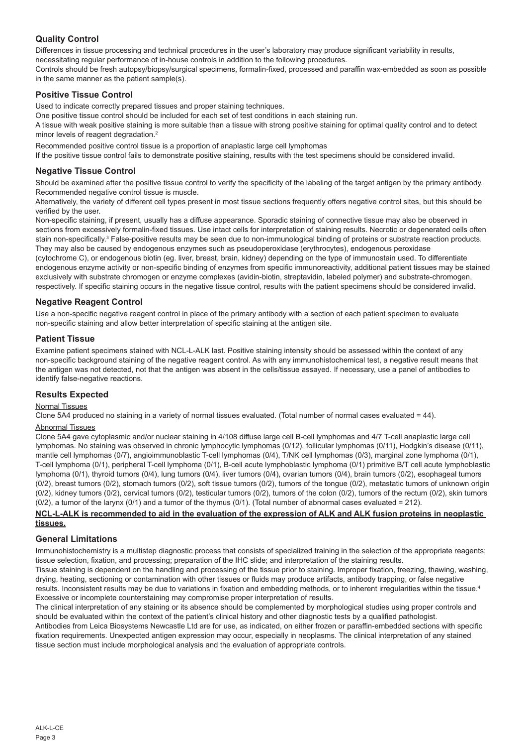## Quality Control

Differences in tissue processing and technical procedures in the user's laboratory may produce significant variability in results, necessitating regular performance of in-house controls in addition to the following procedures.

Controls should be fresh autopsy/biopsy/surgical specimens, formalin-fixed, processed and paraffin wax-embedded as soon as possible in the same manner as the patient sample(s).

## Positive Tissue Control

Used to indicate correctly prepared tissues and proper staining techniques.

One positive tissue control should be included for each set of test conditions in each staining run.

A tissue with weak positive staining is more suitable than a tissue with strong positive staining for optimal quality control and to detect minor levels of reagent degradation.[2]

Recommended positive control tissue is a proportion of anaplastic large cell lymphomas

If the positive tissue control fails to demonstrate positive staining, results with the test specimens should be considered invalid.

## Negative Tissue Control

Should be examined after the positive tissue control to verify the specificity of the labeling of the target antigen by the primary antibody.

Recommended negative control tissue is muscle.

Alternatively, the variety of different cell types present in most tissue sections frequently offers negative control sites, but this should be verified by the user.

Non-specific staining, if present, usually has a diffuse appearance. Sporadic staining of connective tissue may also be observed in sections from excessively formalin-fixed tissues. Use intact cells for interpretation of staining results. Necrotic or degenerated cells often stain non-specifically.[3] False-positive results may be seen due to non-immunological binding of proteins or substrate reaction products. They may also be caused by endogenous enzymes such as pseudoperoxidase (erythrocytes), endogenous peroxidase (cytochrome C), or endogenous biotin (eg. liver, breast, brain, kidney) depending on the type of immunostain used. To differentiate endogenous enzyme activity or non-specific binding of enzymes from specific immunoreactivity, additional patient tissues may be stained exclusively with substrate chromogen or enzyme complexes (avidin-biotin, streptavidin, labeled polymer) and substrate-chromogen, respectively. If specific staining occurs in the negative tissue control, results with the patient specimens should be considered invalid.

## Negative Reagent Control

Use a non-specific negative reagent control in place of the primary antibody with a section of each patient specimen to evaluate non-specific staining and allow better interpretation of specific staining at the antigen site.

## Patient Tissue

Examine patient specimens stained with NCL-L-ALK last. Positive staining intensity should be assessed within the context of any non-specific background staining of the negative reagent control. As with any immunohistochemical test, a negative result means that the antigen was not detected, not that the antigen was absent in the cells/tissue assayed. If necessary, use a panel of antibodies to identify false-negative reactions.

## Results Expected

Normal Tissues

Clone 5A4 produced no staining in a variety of normal tissues evaluated. (Total number of normal cases evaluated = 44).

Abnormal Tissues

Clone 5A4 gave cytoplasmic and/or nuclear staining in 4/108 diffuse large cell B-cell lymphomas and 4/7 T-cell anaplastic large cell lymphomas. No staining was observed in chronic lymphocytic lymphomas (0/12), follicular lymphomas (0/11), Hodgkin's disease (0/11), mantle cell lymphomas (0/7), angioimmunoblastic T-cell lymphomas (0/4), T/NK cell lymphomas (0/3), marginal zone lymphoma (0/1), T-cell lymphoma (0/1), peripheral T-cell lymphoma (0/1), B-cell acute lymphoblastic lymphoma (0/1) primitive B/T cell acute lymphoblastic lymphoma (0/1), thyroid tumors (0/4), lung tumors (0/4), liver tumors (0/4), ovarian tumors (0/4), brain tumors (0/2), esophageal tumors (0/2), breast tumors (0/2), stomach tumors (0/2), soft tissue tumors (0/2), tumors of the tongue (0/2), metastatic tumors of unknown origin (0/2), kidney tumors (0/2), cervical tumors (0/2), testicular tumors (0/2), tumors of the colon (0/2), tumors of the rectum (0/2), skin tumors (0/2), a tumor of the larynx (0/1) and a tumor of the thymus (0/1). (Total number of abnormal cases evaluated = 212).

**NCL-L-ALK is recommended to aid in the evaluation of the expression of ALK and ALK fusion proteins in neoplastic tissues.**

## General Limitations

Immunohistochemistry is a multistep diagnostic process that consists of specialized training in the selection of the appropriate reagents; tissue selection, fixation, and processing; preparation of the IHC slide; and interpretation of the staining results.

Tissue staining is dependent on the handling and processing of the tissue prior to staining. Improper fixation, freezing, thawing, washing, drying, heating, sectioning or contamination with other tissues or fluids may produce artifacts, antibody trapping, or false negative results. Inconsistent results may be due to variations in fixation and embedding methods, or to inherent irregularities within the tissue.[4]

Excessive or incomplete counterstaining may compromise proper interpretation of results.

The clinical interpretation of any staining or its absence should be complemented by morphological studies using proper controls and should be evaluated within the context of the patient's clinical history and other diagnostic tests by a qualified pathologist.

Antibodies from Leica Biosystems Newcastle Ltd are for use, as indicated, on either frozen or paraffin-embedded sections with specific fixation requirements. Unexpected antigen expression may occur, especially in neoplasms. The clinical interpretation of any stained tissue section must include morphological analysis and the evaluation of appropriate controls.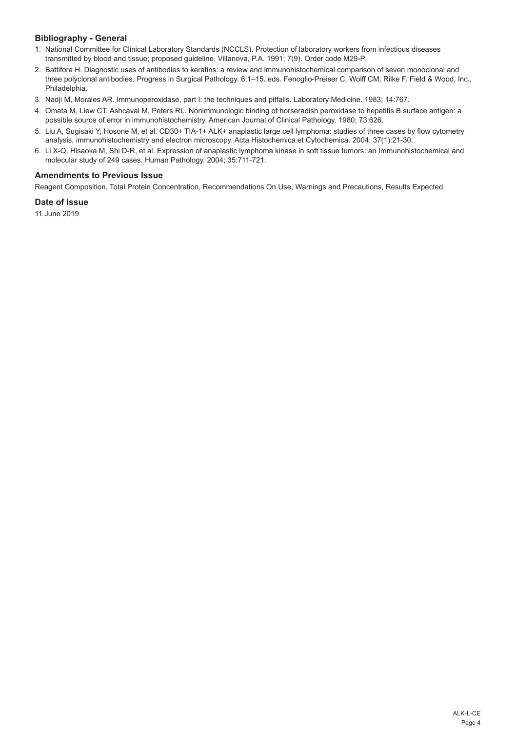### Bibliography - General

1. National Committee for Clinical Laboratory Standards (NCCLS). Protection of laboratory workers from infectious diseases transmitted by blood and tissue; proposed guideline. Villanova, P.A. 1991; 7(9). Order code M29-P.
2. Battifora H. Diagnostic uses of antibodies to keratins: a review and immunohistochemical comparison of seven monoclonal and three polyclonal antibodies. Progress in Surgical Pathology. 6:1–15. eds. Fenoglio-Preiser C, Wolff CM, Rilke F. Field & Wood, Inc., Philadelphia.
3. Nadji M, Morales AR. Immunoperoxidase, part I: the techniques and pitfalls. Laboratory Medicine. 1983; 14:767.
4. Omata M, Liew CT, Ashcavai M, Peters RL. Nonimmunologic binding of horseradish peroxidase to hepatitis B surface antigen: a possible source of error in immunohistochemistry. American Journal of Clinical Pathology. 1980; 73:626.
5. Liu A, Sugisaki Y, Hosone M, et al. CD30+ TIA-1+ ALK+ anaplastic large cell lymphoma: studies of three cases by flow cytometry analysis, immunohistochemistry and electron microscopy. Acta Histochemica et Cytochemica. 2004; 37(1):21-30.
6. Li X-Q, Hisaoka M, Shi D-R, et al. Expression of anaplastic lymphoma kinase in soft tissue tumors: an Immunohistochemical and molecular study of 249 cases. Human Pathology. 2004; 35:711-721.

### Amendments to Previous Issue

Reagent Composition, Total Protein Concentration, Recommendations On Use, Warnings and Precautions, Results Expected.

### Date of Issue

11 June 2019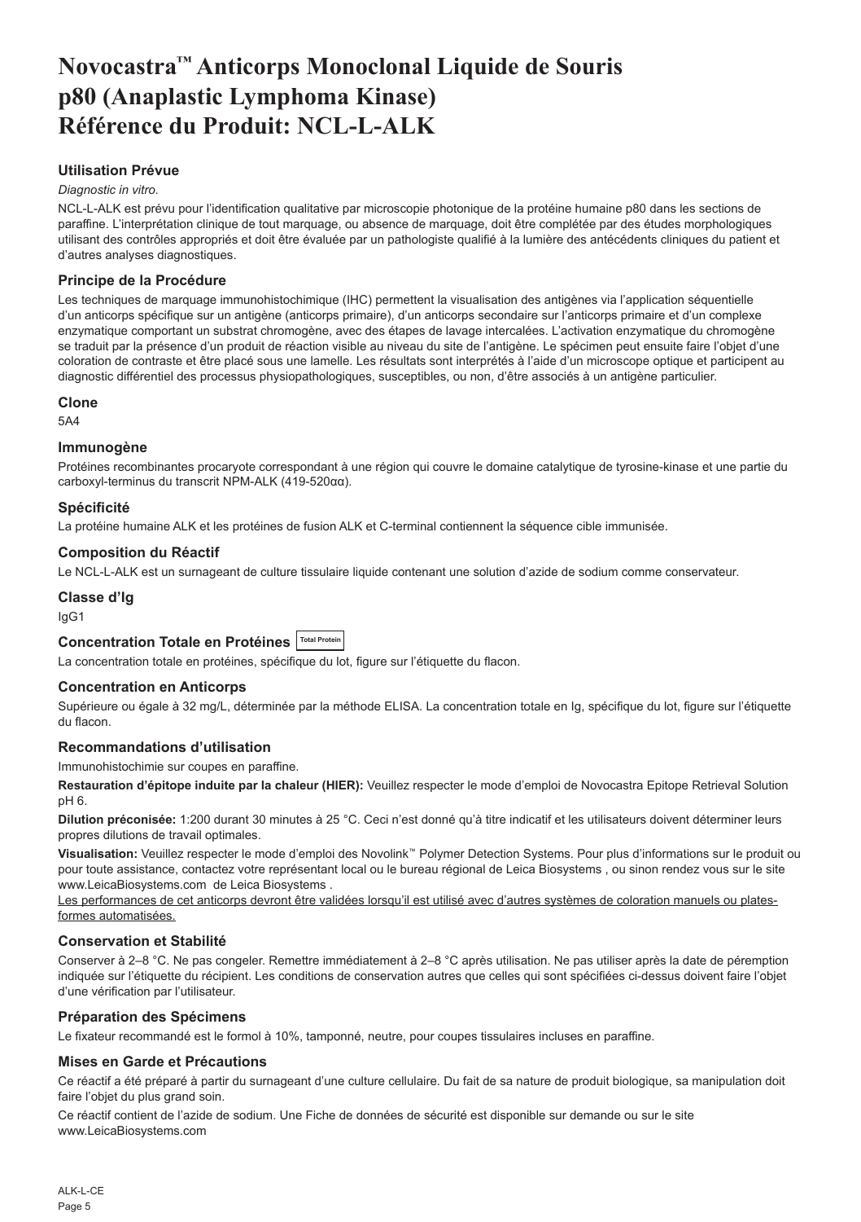# Novocastra™ Anticorps Monoclonal Liquide de Souris p80 (Anaplastic Lymphoma Kinase) Référence du Produit: NCL-L-ALK

### Utilisation Prévue

*Diagnostic in vitro*.

NCL-L-ALK est prévu pour l'identification qualitative par microscopie photonique de la protéine humaine p80 dans les sections de paraffine. L'interprétation clinique de tout marquage, ou absence de marquage, doit être complétée par des études morphologiques utilisant des contrôles appropriés et doit être évaluée par un pathologiste qualifié à la lumière des antécédents cliniques du patient et d'autres analyses diagnostiques.

### Principe de la Procédure

Les techniques de marquage immunohistochimique (IHC) permettent la visualisation des antigènes via l'application séquentielle d'un anticorps spécifique sur un antigène (anticorps primaire), d'un anticorps secondaire sur l'anticorps primaire et d'un complexe enzymatique comportant un substrat chromogène, avec des étapes de lavage intercalées. L'activation enzymatique du chromogène se traduit par la présence d'un produit de réaction visible au niveau du site de l'antigène. Le spécimen peut ensuite faire l'objet d'une coloration de contraste et être placé sous une lamelle. Les résultats sont interprétés à l'aide d'un microscope optique et participent au diagnostic différentiel des processus physiopathologiques, susceptibles, ou non, d'être associés à un antigène particulier.

### Clone

5A4

### Immunogène

Protéines recombinantes procaryote correspondant à une région qui couvre le domaine catalytique de tyrosine-kinase et une partie du carboxyl-terminus du transcrit NPM-ALK (419-520αα).

### Spécificité

La protéine humaine ALK et les protéines de fusion ALK et C-terminal contiennent la séquence cible immunisée.

### Composition du Réactif

Le NCL-L-ALK est un surnageant de culture tissulaire liquide contenant une solution d'azide de sodium comme conservateur.

### Classe d'Ig

IgG1

### Concentration Totale en Protéines Total Protein

La concentration totale en protéines, spécifique du lot, figure sur l'étiquette du flacon.

### Concentration en Anticorps

Supérieure ou égale à 32 mg/L, déterminée par la méthode ELISA. La concentration totale en Ig, spécifique du lot, figure sur l'étiquette du flacon.

### Recommandations d'utilisation

Immunohistochimie sur coupes en paraffine.

**Restauration d'épitope induite par la chaleur (HIER):** Veuillez respecter le mode d'emploi de Novocastra Epitope Retrieval Solution pH 6.

**Dilution préconisée:** 1:200 durant 30 minutes à 25 °C. Ceci n'est donné qu'à titre indicatif et les utilisateurs doivent déterminer leurs propres dilutions de travail optimales.

**Visualisation:** Veuillez respecter le mode d'emploi des Novolink™ Polymer Detection Systems. Pour plus d'informations sur le produit ou pour toute assistance, contactez votre représentant local ou le bureau régional de Leica Biosystems , ou sinon rendez vous sur le site www.LeicaBiosystems.com de Leica Biosystems .

Les performances de cet anticorps devront être validées lorsqu'il est utilisé avec d'autres systèmes de coloration manuels ou plates-formes automatisées.

### Conservation et Stabilité

Conserver à 2–8 °C. Ne pas congeler. Remettre immédiatement à 2–8 °C après utilisation. Ne pas utiliser après la date de péremption indiquée sur l'étiquette du récipient. Les conditions de conservation autres que celles qui sont spécifiées ci-dessus doivent faire l'objet d'une vérification par l'utilisateur.

### Préparation des Spécimens

Le fixateur recommandé est le formol à 10%, tamponné, neutre, pour coupes tissulaires incluses en paraffine.

### Mises en Garde et Précautions

Ce réactif a été préparé à partir du surnageant d'une culture cellulaire. Du fait de sa nature de produit biologique, sa manipulation doit faire l'objet du plus grand soin.

Ce réactif contient de l'azide de sodium. Une Fiche de données de sécurité est disponible sur demande ou sur le site www.LeicaBiosystems.com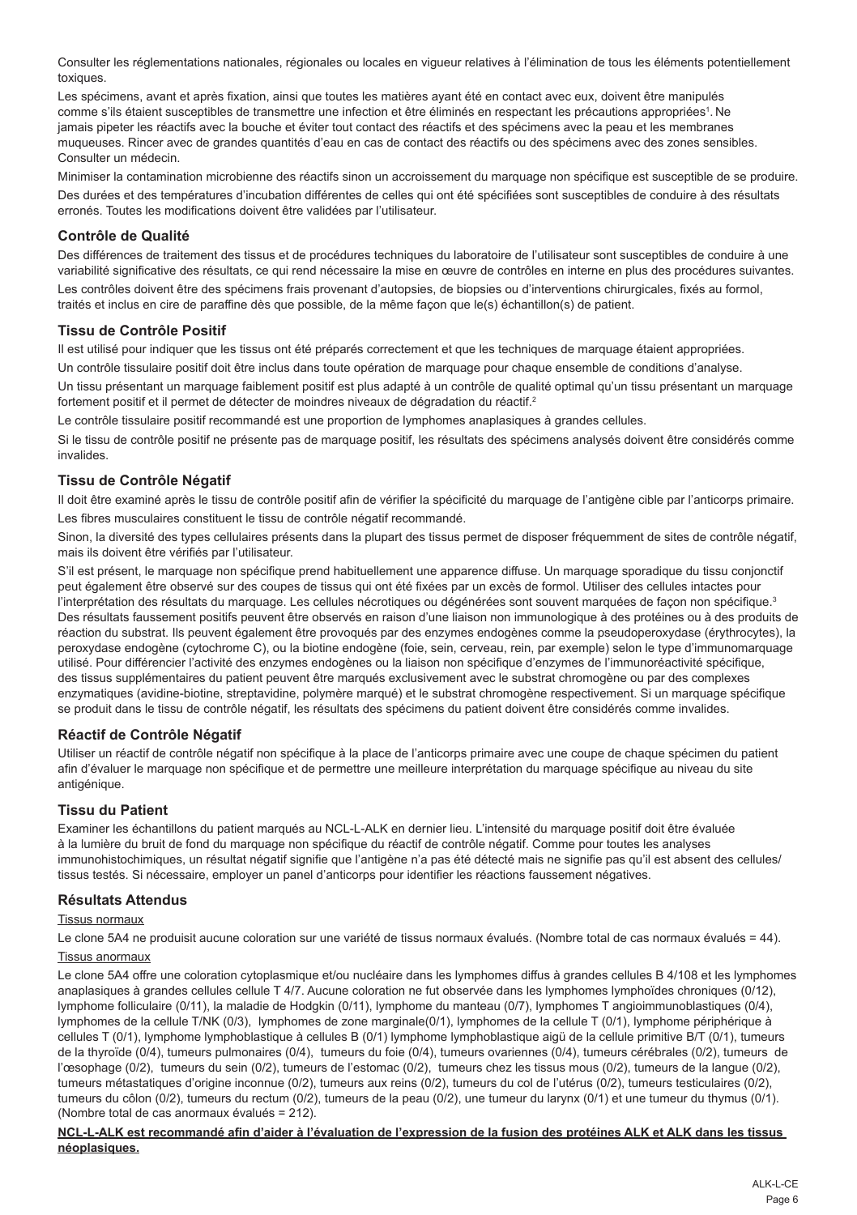Consulter les réglementations nationales, régionales ou locales en vigueur relatives à l'élimination de tous les éléments potentiellement toxiques.

Les spécimens, avant et après fixation, ainsi que toutes les matières ayant été en contact avec eux, doivent être manipulés comme s'ils étaient susceptibles de transmettre une infection et être éliminés en respectant les précautions appropriées[1]. Ne jamais pipeter les réactifs avec la bouche et éviter tout contact des réactifs et des spécimens avec la peau et les membranes muqueuses. Rincer avec de grandes quantités d'eau en cas de contact des réactifs ou des spécimens avec des zones sensibles. Consulter un médecin.

Minimiser la contamination microbienne des réactifs sinon un accroissement du marquage non spécifique est susceptible de se produire.

Des durées et des températures d'incubation différentes de celles qui ont été spécifiées sont susceptibles de conduire à des résultats erronés. Toutes les modifications doivent être validées par l'utilisateur.

## Contrôle de Qualité

Des différences de traitement des tissus et de procédures techniques du laboratoire de l'utilisateur sont susceptibles de conduire à une variabilité significative des résultats, ce qui rend nécessaire la mise en œuvre de contrôles en interne en plus des procédures suivantes.

Les contrôles doivent être des spécimens frais provenant d'autopsies, de biopsies ou d'interventions chirurgicales, fixés au formol, traités et inclus en cire de paraffine dès que possible, de la même façon que le(s) échantillon(s) de patient.

## Tissu de Contrôle Positif

Il est utilisé pour indiquer que les tissus ont été préparés correctement et que les techniques de marquage étaient appropriées.

Un contrôle tissulaire positif doit être inclus dans toute opération de marquage pour chaque ensemble de conditions d'analyse.

Un tissu présentant un marquage faiblement positif est plus adapté à un contrôle de qualité optimal qu'un tissu présentant un marquage fortement positif et il permet de détecter de moindres niveaux de dégradation du réactif.[2]

Le contrôle tissulaire positif recommandé est une proportion de lymphomes anaplasiques à grandes cellules.

Si le tissu de contrôle positif ne présente pas de marquage positif, les résultats des spécimens analysés doivent être considérés comme invalides.

## Tissu de Contrôle Négatif

Il doit être examiné après le tissu de contrôle positif afin de vérifier la spécificité du marquage de l'antigène cible par l'anticorps primaire.

Les fibres musculaires constituent le tissu de contrôle négatif recommandé.

Sinon, la diversité des types cellulaires présents dans la plupart des tissus permet de disposer fréquemment de sites de contrôle négatif, mais ils doivent être vérifiés par l'utilisateur.

S'il est présent, le marquage non spécifique prend habituellement une apparence diffuse. Un marquage sporadique du tissu conjonctif peut également être observé sur des coupes de tissus qui ont été fixées par un excès de formol. Utiliser des cellules intactes pour l'interprétation des résultats du marquage. Les cellules nécrotiques ou dégénérées sont souvent marquées de façon non spécifique.[3] Des résultats faussement positifs peuvent être observés en raison d'une liaison non immunologique à des protéines ou à des produits de réaction du substrat. Ils peuvent également être provoqués par des enzymes endogènes comme la pseudoperoxydase (érythrocytes), la peroxydase endogène (cytochrome C), ou la biotine endogène (foie, sein, cerveau, rein, par exemple) selon le type d'immunomarquage utilisé. Pour différencier l'activité des enzymes endogènes ou la liaison non spécifique d'enzymes de l'immunoréactivité spécifique, des tissus supplémentaires du patient peuvent être marqués exclusivement avec le substrat chromogène ou par des complexes enzymatiques (avidine-biotine, streptavidine, polymère marqué) et le substrat chromogène respectivement. Si un marquage spécifique se produit dans le tissu de contrôle négatif, les résultats des spécimens du patient doivent être considérés comme invalides.

## Réactif de Contrôle Négatif

Utiliser un réactif de contrôle négatif non spécifique à la place de l'anticorps primaire avec une coupe de chaque spécimen du patient afin d'évaluer le marquage non spécifique et de permettre une meilleure interprétation du marquage spécifique au niveau du site antigénique.

## Tissu du Patient

Examiner les échantillons du patient marqués au NCL-L-ALK en dernier lieu. L'intensité du marquage positif doit être évaluée à la lumière du bruit de fond du marquage non spécifique du réactif de contrôle négatif. Comme pour toutes les analyses immunohistochimiques, un résultat négatif signifie que l'antigène n'a pas été détecté mais ne signifie pas qu'il est absent des cellules/tissus testés. Si nécessaire, employer un panel d'anticorps pour identifier les réactions faussement négatives.

## Résultats Attendus

Tissus normaux

Le clone 5A4 ne produisit aucune coloration sur une variété de tissus normaux évalués. (Nombre total de cas normaux évalués = 44).

Tissus anormaux

Le clone 5A4 offre une coloration cytoplasmique et/ou nucléaire dans les lymphomes diffus à grandes cellules B 4/108 et les lymphomes anaplasiques à grandes cellules cellule T 4/7. Aucune coloration ne fut observée dans les lymphomes lymphoïdes chroniques (0/12), lymphome folliculaire (0/11), la maladie de Hodgkin (0/11), lymphome du manteau (0/7), lymphomes T angioimmunoblastiques (0/4), lymphomes de la cellule T/NK (0/3), lymphomes de zone marginale(0/1), lymphomes de la cellule T (0/1), lymphome périphérique à cellules T (0/1), lymphome lymphoblastique à cellules B (0/1) lymphome lymphoblastique aigü de la cellule primitive B/T (0/1), tumeurs de la thyroïde (0/4), tumeurs pulmonaires (0/4), tumeurs du foie (0/4), tumeurs ovariennes (0/4), tumeurs cérébrales (0/2), tumeurs de l'œsophage (0/2), tumeurs du sein (0/2), tumeurs de l'estomac (0/2), tumeurs chez les tissus mous (0/2), tumeurs de la langue (0/2), tumeurs métastatiques d'origine inconnue (0/2), tumeurs aux reins (0/2), tumeurs du col de l'utérus (0/2), tumeurs testiculaires (0/2), tumeurs du côlon (0/2), tumeurs du rectum (0/2), tumeurs de la peau (0/2), une tumeur du larynx (0/1) et une tumeur du thymus (0/1). (Nombre total de cas anormaux évalués = 212).

**NCL-L-ALK est recommandé afin d'aider à l'évaluation de l'expression de la fusion des protéines ALK et ALK dans les tissus néoplasiques.**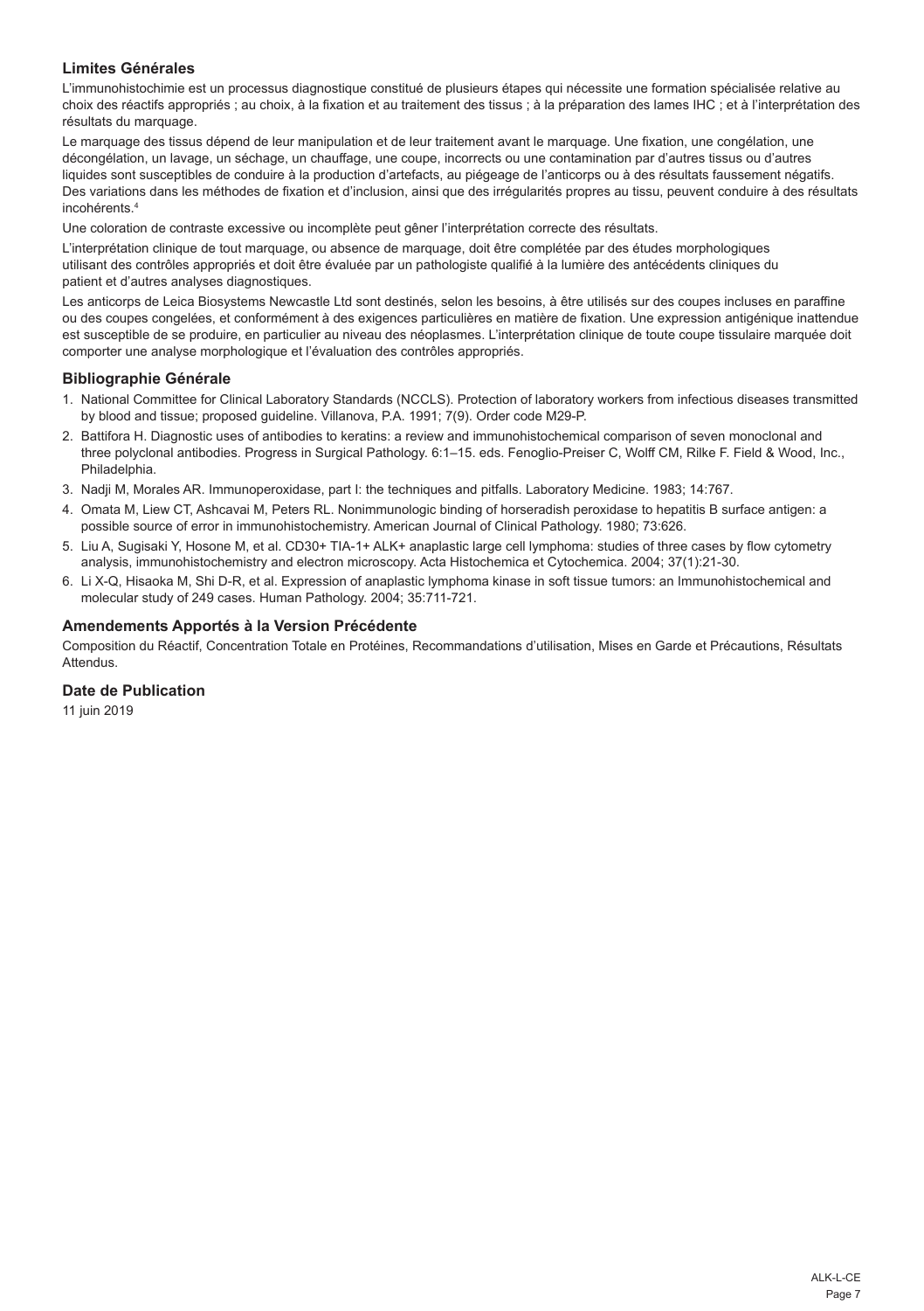## Limites Générales

L'immunohistochimie est un processus diagnostique constitué de plusieurs étapes qui nécessite une formation spécialisée relative au choix des réactifs appropriés ; au choix, à la fixation et au traitement des tissus ; à la préparation des lames IHC ; et à l'interprétation des résultats du marquage.

Le marquage des tissus dépend de leur manipulation et de leur traitement avant le marquage. Une fixation, une congélation, une décongélation, un lavage, un séchage, un chauffage, une coupe, incorrects ou une contamination par d'autres tissus ou d'autres liquides sont susceptibles de conduire à la production d'artefacts, au piégeage de l'anticorps ou à des résultats faussement négatifs. Des variations dans les méthodes de fixation et d'inclusion, ainsi que des irrégularités propres au tissu, peuvent conduire à des résultats incohérents.[4]

Une coloration de contraste excessive ou incomplète peut gêner l'interprétation correcte des résultats.

L'interprétation clinique de tout marquage, ou absence de marquage, doit être complétée par des études morphologiques utilisant des contrôles appropriés et doit être évaluée par un pathologiste qualifié à la lumière des antécédents cliniques du patient et d'autres analyses diagnostiques.

Les anticorps de Leica Biosystems Newcastle Ltd sont destinés, selon les besoins, à être utilisés sur des coupes incluses en paraffine ou des coupes congelées, et conformément à des exigences particulières en matière de fixation. Une expression antigénique inattendue est susceptible de se produire, en particulier au niveau des néoplasmes. L'interprétation clinique de toute coupe tissulaire marquée doit comporter une analyse morphologique et l'évaluation des contrôles appropriés.

## Bibliographie Générale

1. National Committee for Clinical Laboratory Standards (NCCLS). Protection of laboratory workers from infectious diseases transmitted by blood and tissue; proposed guideline. Villanova, P.A. 1991; 7(9). Order code M29-P.
2. Battifora H. Diagnostic uses of antibodies to keratins: a review and immunohistochemical comparison of seven monoclonal and three polyclonal antibodies. Progress in Surgical Pathology. 6:1–15. eds. Fenoglio-Preiser C, Wolff CM, Rilke F. Field & Wood, Inc., Philadelphia.
3. Nadji M, Morales AR. Immunoperoxidase, part I: the techniques and pitfalls. Laboratory Medicine. 1983; 14:767.
4. Omata M, Liew CT, Ashcavai M, Peters RL. Nonimmunologic binding of horseradish peroxidase to hepatitis B surface antigen: a possible source of error in immunohistochemistry. American Journal of Clinical Pathology. 1980; 73:626.
5. Liu A, Sugisaki Y, Hosone M, et al. CD30+ TIA-1+ ALK+ anaplastic large cell lymphoma: studies of three cases by flow cytometry analysis, immunohistochemistry and electron microscopy. Acta Histochemica et Cytochemica. 2004; 37(1):21-30.
6. Li X-Q, Hisaoka M, Shi D-R, et al. Expression of anaplastic lymphoma kinase in soft tissue tumors: an Immunohistochemical and molecular study of 249 cases. Human Pathology. 2004; 35:711-721.

## Amendements Apportés à la Version Précédente

Composition du Réactif, Concentration Totale en Protéines, Recommandations d'utilisation, Mises en Garde et Précautions, Résultats Attendus.

## Date de Publication

11 juin 2019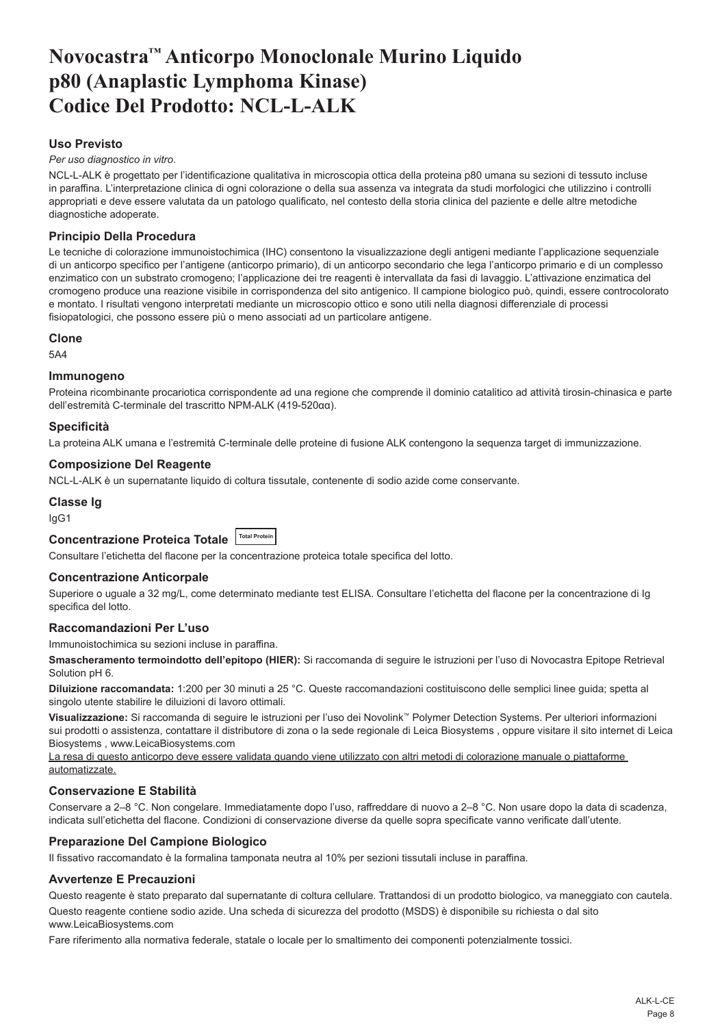# Novocastra™ Anticorpo Monoclonale Murino Liquido p80 (Anaplastic Lymphoma Kinase) Codice Del Prodotto: NCL-L-ALK

### Uso Previsto

*Per uso diagnostico in vitro.*

NCL-L-ALK è progettato per l'identificazione qualitativa in microscopia ottica della proteina p80 umana su sezioni di tessuto incluse in paraffina. L'interpretazione clinica di ogni colorazione o della sua assenza va integrata da studi morfologici che utilizzino i controlli appropriati e deve essere valutata da un patologo qualificato, nel contesto della storia clinica del paziente e delle altre metodiche diagnostiche adoperate.

### Principio Della Procedura

Le tecniche di colorazione immunoistochimica (IHC) consentono la visualizzazione degli antigeni mediante l'applicazione sequenziale di un anticorpo specifico per l'antigene (anticorpo primario), di un anticorpo secondario che lega l'anticorpo primario e di un complesso enzimatico con un substrato cromogeno; l'applicazione dei tre reagenti è intervallata da fasi di lavaggio. L'attivazione enzimatica del cromogeno produce una reazione visibile in corrispondenza del sito antigenico. Il campione biologico può, quindi, essere controcolorato e montato. I risultati vengono interpretati mediante un microscopio ottico e sono utili nella diagnosi differenziale di processi fisiopatologici, che possono essere più o meno associati ad un particolare antigene.

### Clone

5A4

### Immunogeno

Proteina ricombinante procariotica corrispondente ad una regione che comprende il dominio catalitico ad attività tirosin-chinasica e parte dell'estremità C-terminale del trascritto NPM-ALK (419-520αα).

### Specificità

La proteina ALK umana e l'estremità C-terminale delle proteine di fusione ALK contengono la sequenza target di immunizzazione.

### Composizione Del Reagente

NCL-L-ALK è un supernatante liquido di coltura tissutale, contenente di sodio azide come conservante.

### Classe Ig

IgG1

### Concentrazione Proteica Totale Total Protein

Consultare l'etichetta del flacone per la concentrazione proteica totale specifica del lotto.

### Concentrazione Anticorpale

Superiore o uguale a 32 mg/L, come determinato mediante test ELISA. Consultare l'etichetta del flacone per la concentrazione di Ig specifica del lotto.

### Raccomandazioni Per L'uso

Immunoistochimica su sezioni incluse in paraffina.

**Smascheramento termoindotto dell'epitopo (HIER):** Si raccomanda di seguire le istruzioni per l'uso di Novocastra Epitope Retrieval Solution pH 6.

**Diluizione raccomandata:** 1:200 per 30 minuti a 25 °C. Queste raccomandazioni costituiscono delle semplici linee guida; spetta al singolo utente stabilire le diluizioni di lavoro ottimali.

**Visualizzazione:** Si raccomanda di seguire le istruzioni per l'uso dei Novolink™ Polymer Detection Systems. Per ulteriori informazioni sui prodotti o assistenza, contattare il distributore di zona o la sede regionale di Leica Biosystems , oppure visitare il sito internet di Leica Biosystems , www.LeicaBiosystems.com

La resa di questo anticorpo deve essere validata quando viene utilizzato con altri metodi di colorazione manuale o piattaforme automatizzate.

### Conservazione E Stabilità

Conservare a 2–8 °C. Non congelare. Immediatamente dopo l'uso, raffreddare di nuovo a 2–8 °C. Non usare dopo la data di scadenza, indicata sull'etichetta del flacone. Condizioni di conservazione diverse da quelle sopra specificate vanno verificate dall'utente.

### Preparazione Del Campione Biologico

Il fissativo raccomandato è la formalina tamponata neutra al 10% per sezioni tissutali incluse in paraffina.

### Avvertenze E Precauzioni

Questo reagente è stato preparato dal supernatante di coltura cellulare. Trattandosi di un prodotto biologico, va maneggiato con cautela.

Questo reagente contiene sodio azide. Una scheda di sicurezza del prodotto (MSDS) è disponibile su richiesta o dal sito www.LeicaBiosystems.com

Fare riferimento alla normativa federale, statale o locale per lo smaltimento dei componenti potenzialmente tossici.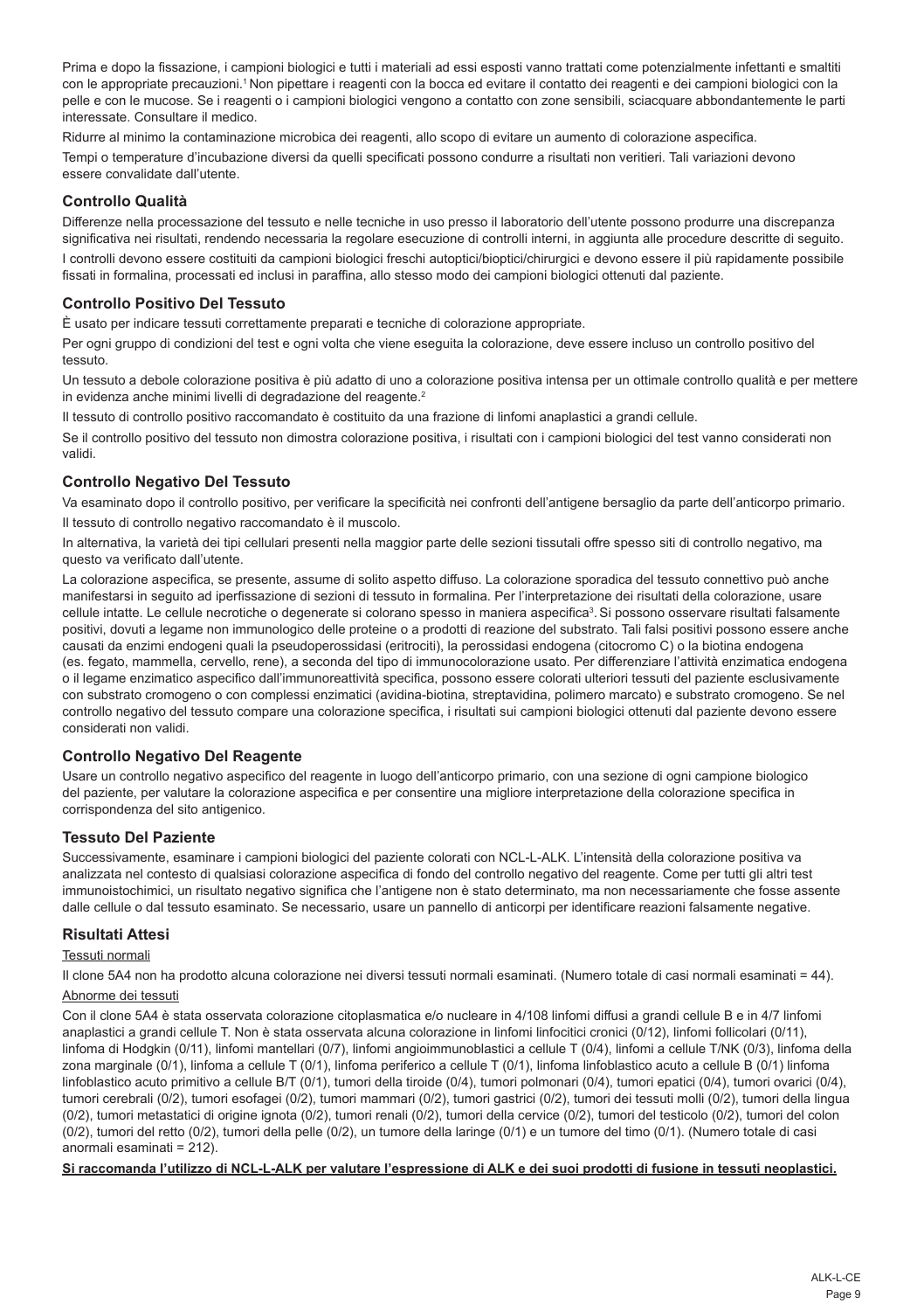Prima e dopo la fissazione, i campioni biologici e tutti i materiali ad essi esposti vanno trattati come potenzialmente infettanti e smaltiti con le appropriate precauzioni.[1] Non pipettare i reagenti con la bocca ed evitare il contatto dei reagenti e dei campioni biologici con la pelle e con le mucose. Se i reagenti o i campioni biologici vengono a contatto con zone sensibili, sciacquare abbondantemente le parti interessate. Consultare il medico.

Ridurre al minimo la contaminazione microbica dei reagenti, allo scopo di evitare un aumento di colorazione aspecifica.

Tempi o temperature d'incubazione diversi da quelli specificati possono condurre a risultati non veritieri. Tali variazioni devono essere convalidate dall'utente.

## Controllo Qualità

Differenze nella processazione del tessuto e nelle tecniche in uso presso il laboratorio dell'utente possono produrre una discrepanza significativa nei risultati, rendendo necessaria la regolare esecuzione di controlli interni, in aggiunta alle procedure descritte di seguito.

I controlli devono essere costituiti da campioni biologici freschi autoptici/bioptici/chirurgici e devono essere il più rapidamente possibile fissati in formalina, processati ed inclusi in paraffina, allo stesso modo dei campioni biologici ottenuti dal paziente.

## Controllo Positivo Del Tessuto

È usato per indicare tessuti correttamente preparati e tecniche di colorazione appropriate.

Per ogni gruppo di condizioni del test e ogni volta che viene eseguita la colorazione, deve essere incluso un controllo positivo del tessuto.

Un tessuto a debole colorazione positiva è più adatto di uno a colorazione positiva intensa per un ottimale controllo qualità e per mettere in evidenza anche minimi livelli di degradazione del reagente.[2]

Il tessuto di controllo positivo raccomandato è costituito da una frazione di linfomi anaplastici a grandi cellule.

Se il controllo positivo del tessuto non dimostra colorazione positiva, i risultati con i campioni biologici del test vanno considerati non validi.

## Controllo Negativo Del Tessuto

Va esaminato dopo il controllo positivo, per verificare la specificità nei confronti dell'antigene bersaglio da parte dell'anticorpo primario.

Il tessuto di controllo negativo raccomandato è il muscolo.

In alternativa, la varietà dei tipi cellulari presenti nella maggior parte delle sezioni tissutali offre spesso siti di controllo negativo, ma questo va verificato dall'utente.

La colorazione aspecifica, se presente, assume di solito aspetto diffuso. La colorazione sporadica del tessuto connettivo può anche manifestarsi in seguito ad iperfissazione di sezioni di tessuto in formalina. Per l'interpretazione dei risultati della colorazione, usare cellule intatte. Le cellule necrotiche o degenerate si colorano spesso in maniera aspecifica[3]. Si possono osservare risultati falsamente positivi, dovuti a legame non immunologico delle proteine o a prodotti di reazione del substrato. Tali falsi positivi possono essere anche causati da enzimi endogeni quali la pseudoperossidasi (eritrociti), la perossidasi endogena (citocromo C) o la biotina endogena (es. fegato, mammella, cervello, rene), a seconda del tipo di immunocolorazione usato. Per differenziare l'attività enzimatica endogena o il legame enzimatico aspecifico dall'immunoreattività specifica, possono essere colorati ulteriori tessuti del paziente esclusivamente con substrato cromogeno o con complessi enzimatici (avidina-biotina, streptavidina, polimero marcato) e substrato cromogeno. Se nel controllo negativo del tessuto compare una colorazione specifica, i risultati sui campioni biologici ottenuti dal paziente devono essere considerati non validi.

## Controllo Negativo Del Reagente

Usare un controllo negativo aspecifico del reagente in luogo dell'anticorpo primario, con una sezione di ogni campione biologico del paziente, per valutare la colorazione aspecifica e per consentire una migliore interpretazione della colorazione specifica in corrispondenza del sito antigenico.

## Tessuto Del Paziente

Successivamente, esaminare i campioni biologici del paziente colorati con NCL-L-ALK. L'intensità della colorazione positiva va analizzata nel contesto di qualsiasi colorazione aspecifica di fondo del controllo negativo del reagente. Come per tutti gli altri test immunoistochimici, un risultato negativo significa che l'antigene non è stato determinato, ma non necessariamente che fosse assente dalle cellule o dal tessuto esaminato. Se necessario, usare un pannello di anticorpi per identificare reazioni falsamente negative.

## Risultati Attesi

Tessuti normali

Il clone 5A4 non ha prodotto alcuna colorazione nei diversi tessuti normali esaminati. (Numero totale di casi normali esaminati = 44).

Abnorme dei tessuti

Con il clone 5A4 è stata osservata colorazione citoplasmatica e/o nucleare in 4/108 linfomi diffusi a grandi cellule B e in 4/7 linfomi anaplastici a grandi cellule T. Non è stata osservata alcuna colorazione in linfomi linfocitici cronici (0/12), linfomi follicolari (0/11), linfoma di Hodgkin (0/11), linfomi mantellari (0/7), linfomi angioimmunoblastici a cellule T (0/4), linfomi a cellule T/NK (0/3), linfoma della zona marginale (0/1), linfoma a cellule T (0/1), linfoma periferico a cellule T (0/1), linfoma linfoblastico acuto a cellule B (0/1) linfoma linfoblastico acuto primitivo a cellule B/T (0/1), tumori della tiroide (0/4), tumori polmonari (0/4), tumori epatici (0/4), tumori ovarici (0/4), tumori cerebrali (0/2), tumori esofagei (0/2), tumori mammari (0/2), tumori gastrici (0/2), tumori dei tessuti molli (0/2), tumori della lingua (0/2), tumori metastatici di origine ignota (0/2), tumori renali (0/2), tumori della cervice (0/2), tumori del testicolo (0/2), tumori del colon (0/2), tumori del retto (0/2), tumori della pelle (0/2), un tumore della laringe (0/1) e un tumore del timo (0/1). (Numero totale di casi anormali esaminati = 212).

**Si raccomanda l'utilizzo di NCL-L-ALK per valutare l'espressione di ALK e dei suoi prodotti di fusione in tessuti neoplastici.**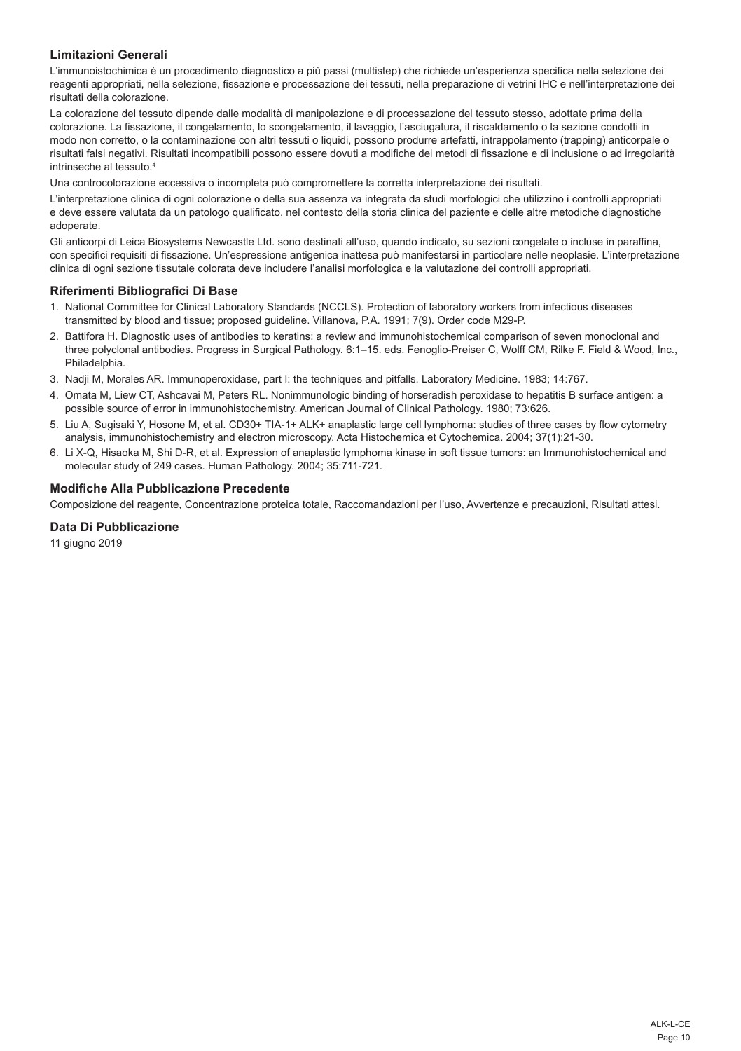## Limitazioni Generali

L'immunoistochimica è un procedimento diagnostico a più passi (multistep) che richiede un'esperienza specifica nella selezione dei reagenti appropriati, nella selezione, fissazione e processazione dei tessuti, nella preparazione di vetrini IHC e nell'interpretazione dei risultati della colorazione.

La colorazione del tessuto dipende dalle modalità di manipolazione e di processazione del tessuto stesso, adottate prima della colorazione. La fissazione, il congelamento, lo scongelamento, il lavaggio, l'asciugatura, il riscaldamento o la sezione condotti in modo non corretto, o la contaminazione con altri tessuti o liquidi, possono produrre artefatti, intrappolamento (trapping) anticorpale o risultati falsi negativi. Risultati incompatibili possono essere dovuti a modifiche dei metodi di fissazione e di inclusione o ad irregolarità intrinseche al tessuto.[4]

Una controcolorazione eccessiva o incompleta può compromettere la corretta interpretazione dei risultati.

L'interpretazione clinica di ogni colorazione o della sua assenza va integrata da studi morfologici che utilizzino i controlli appropriati e deve essere valutata da un patologo qualificato, nel contesto della storia clinica del paziente e delle altre metodiche diagnostiche adoperate.

Gli anticorpi di Leica Biosystems Newcastle Ltd. sono destinati all'uso, quando indicato, su sezioni congelate o incluse in paraffina, con specifici requisiti di fissazione. Un'espressione antigenica inattesa può manifestarsi in particolare nelle neoplasie. L'interpretazione clinica di ogni sezione tissutale colorata deve includere l'analisi morfologica e la valutazione dei controlli appropriati.

## Riferimenti Bibliografici Di Base

1. National Committee for Clinical Laboratory Standards (NCCLS). Protection of laboratory workers from infectious diseases transmitted by blood and tissue; proposed guideline. Villanova, P.A. 1991; 7(9). Order code M29-P.
2. Battifora H. Diagnostic uses of antibodies to keratins: a review and immunohistochemical comparison of seven monoclonal and three polyclonal antibodies. Progress in Surgical Pathology. 6:1–15. eds. Fenoglio-Preiser C, Wolff CM, Rilke F. Field & Wood, Inc., Philadelphia.
3. Nadji M, Morales AR. Immunoperoxidase, part I: the techniques and pitfalls. Laboratory Medicine. 1983; 14:767.
4. Omata M, Liew CT, Ashcavai M, Peters RL. Nonimmunologic binding of horseradish peroxidase to hepatitis B surface antigen: a possible source of error in immunohistochemistry. American Journal of Clinical Pathology. 1980; 73:626.
5. Liu A, Sugisaki Y, Hosone M, et al. CD30+ TIA-1+ ALK+ anaplastic large cell lymphoma: studies of three cases by flow cytometry analysis, immunohistochemistry and electron microscopy. Acta Histochemica et Cytochemica. 2004; 37(1):21-30.
6. Li X-Q, Hisaoka M, Shi D-R, et al. Expression of anaplastic lymphoma kinase in soft tissue tumors: an Immunohistochemical and molecular study of 249 cases. Human Pathology. 2004; 35:711-721.

## Modifiche Alla Pubblicazione Precedente

Composizione del reagente, Concentrazione proteica totale, Raccomandazioni per l'uso, Avvertenze e precauzioni, Risultati attesi.

## Data Di Pubblicazione

11 giugno 2019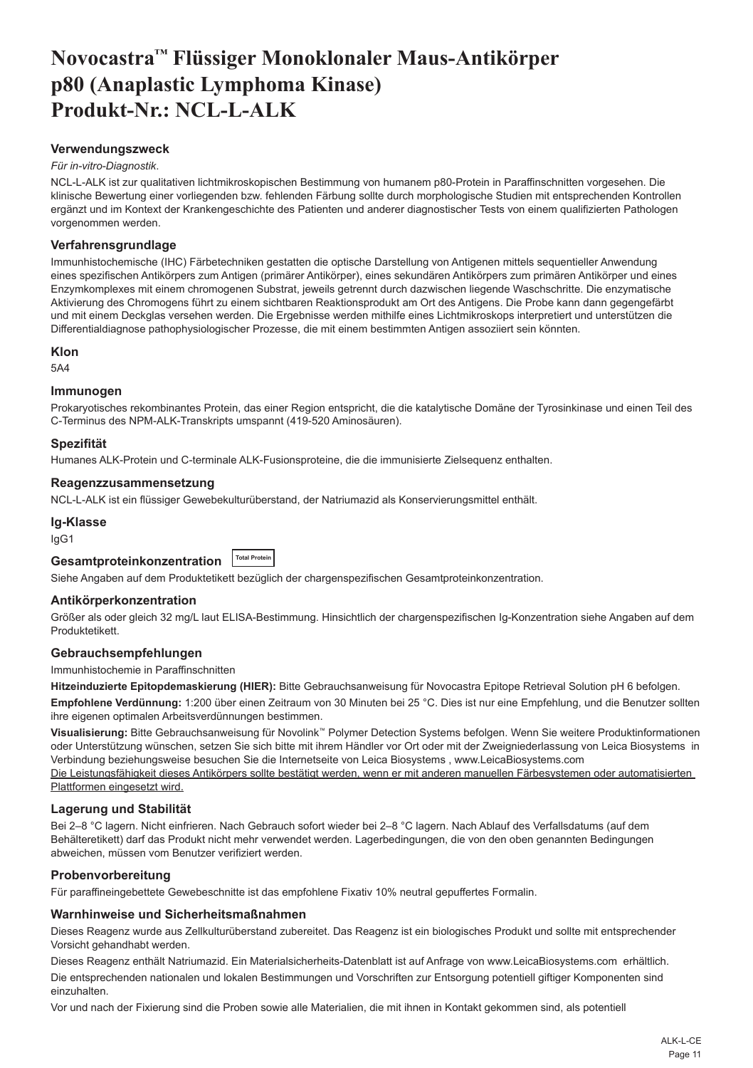# Novocastra™ Flüssiger Monoklonaler Maus-Antikörper p80 (Anaplastic Lymphoma Kinase) Produkt-Nr.: NCL-L-ALK

## Verwendungszweck

*Für in-vitro-Diagnostik*.

NCL-L-ALK ist zur qualitativen lichtmikroskopischen Bestimmung von humanem p80-Protein in Paraffinschnitten vorgesehen. Die klinische Bewertung einer vorliegenden bzw. fehlenden Färbung sollte durch morphologische Studien mit entsprechenden Kontrollen ergänzt und im Kontext der Krankengeschichte des Patienten und anderer diagnostischer Tests von einem qualifizierten Pathologen vorgenommen werden.

## Verfahrensgrundlage

Immunhistochemische (IHC) Färbetechniken gestatten die optische Darstellung von Antigenen mittels sequentieller Anwendung eines spezifischen Antikörpers zum Antigen (primärer Antikörper), eines sekundären Antikörpers zum primären Antikörper und eines Enzymkomplexes mit einem chromogenen Substrat, jeweils getrennt durch dazwischen liegende Waschschritte. Die enzymatische Aktivierung des Chromogens führt zu einem sichtbaren Reaktionsprodukt am Ort des Antigens. Die Probe kann dann gegengefärbt und mit einem Deckglas versehen werden. Die Ergebnisse werden mithilfe eines Lichtmikroskops interpretiert und unterstützen die Differentialdiagnose pathophysiologischer Prozesse, die mit einem bestimmten Antigen assoziiert sein könnten.

## Klon

5A4

## Immunogen

Prokaryotisches rekombinantes Protein, das einer Region entspricht, die die katalytische Domäne der Tyrosinkinase und einen Teil des C-Terminus des NPM-ALK-Transkripts umspannt (419-520 Aminosäuren).

## Spezifität

Humanes ALK-Protein und C-terminale ALK-Fusionsproteine, die die immunisierte Zielsequenz enthalten.

## Reagenzzusammensetzung

NCL-L-ALK ist ein flüssiger Gewebekulturüberstand, der Natriumazid als Konservierungsmittel enthält.

## Ig-Klasse

IgG1

## Gesamtproteinkonzentration Total Protein

Siehe Angaben auf dem Produktetikett bezüglich der chargenspezifischen Gesamtproteinkonzentration.

## Antikörperkonzentration

Größer als oder gleich 32 mg/L laut ELISA-Bestimmung. Hinsichtlich der chargenspezifischen Ig-Konzentration siehe Angaben auf dem Produktetikett.

## Gebrauchsempfehlungen

Immunhistochemie in Paraffinschnitten

**Hitzeinduzierte Epitopdemaskierung (HIER):** Bitte Gebrauchsanweisung für Novocastra Epitope Retrieval Solution pH 6 befolgen.

**Empfohlene Verdünnung:** 1:200 über einen Zeitraum von 30 Minuten bei 25 °C. Dies ist nur eine Empfehlung, und die Benutzer sollten ihre eigenen optimalen Arbeitsverdünnungen bestimmen.

**Visualisierung:** Bitte Gebrauchsanweisung für Novolink™ Polymer Detection Systems befolgen. Wenn Sie weitere Produktinformationen oder Unterstützung wünschen, setzen Sie sich bitte mit ihrem Händler vor Ort oder mit der Zweigniederlassung von Leica Biosystems in Verbindung beziehungsweise besuchen Sie die Internetseite von Leica Biosystems , www.LeicaBiosystems.com

Die Leistungsfähigkeit dieses Antikörpers sollte bestätigt werden, wenn er mit anderen manuellen Färbesystemen oder automatisierten Plattformen eingesetzt wird.

## Lagerung und Stabilität

Bei 2–8 °C lagern. Nicht einfrieren. Nach Gebrauch sofort wieder bei 2–8 °C lagern. Nach Ablauf des Verfallsdatums (auf dem Behälteretikett) darf das Produkt nicht mehr verwendet werden. Lagerbedingungen, die von den oben genannten Bedingungen abweichen, müssen vom Benutzer verifiziert werden.

## Probenvorbereitung

Für paraffineingebettete Gewebeschnitte ist das empfohlene Fixativ 10% neutral gepuffertes Formalin.

## Warnhinweise und Sicherheitsmaßnahmen

Dieses Reagenz wurde aus Zellkulturüberstand zubereitet. Das Reagenz ist ein biologisches Produkt und sollte mit entsprechender Vorsicht gehandhabt werden.

Dieses Reagenz enthält Natriumazid. Ein Materialsicherheits-Datenblatt ist auf Anfrage von www.LeicaBiosystems.com erhältlich.

Die entsprechenden nationalen und lokalen Bestimmungen und Vorschriften zur Entsorgung potentiell giftiger Komponenten sind einzuhalten.

Vor und nach der Fixierung sind die Proben sowie alle Materialien, die mit ihnen in Kontakt gekommen sind, als potentiell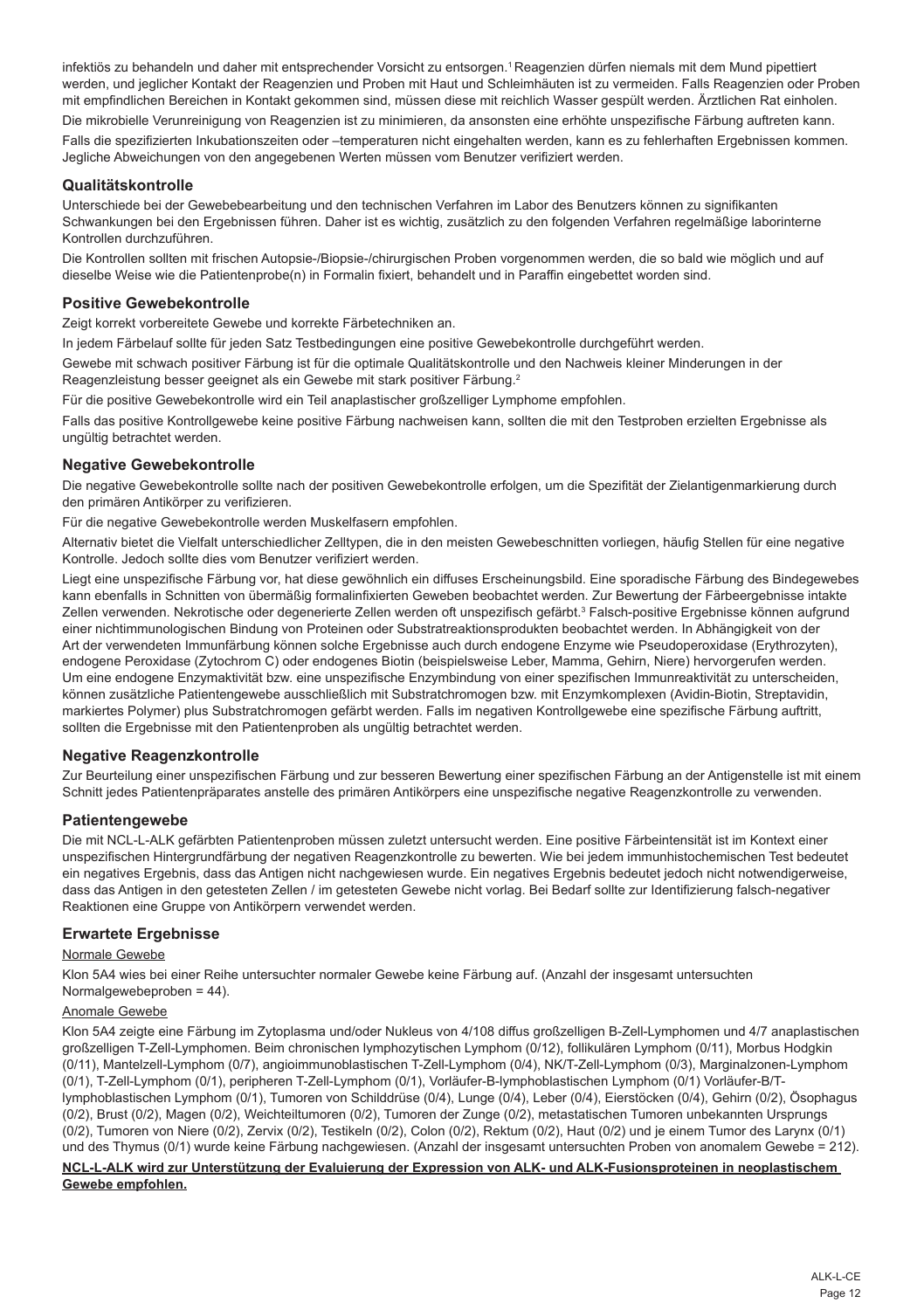infektiös zu behandeln und daher mit entsprechender Vorsicht zu entsorgen.[1] Reagenzien dürfen niemals mit dem Mund pipettiert werden, und jeglicher Kontakt der Reagenzien und Proben mit Haut und Schleimhäuten ist zu vermeiden. Falls Reagenzien oder Proben mit empfindlichen Bereichen in Kontakt gekommen sind, müssen diese mit reichlich Wasser gespült werden. Ärztlichen Rat einholen.

Die mikrobielle Verunreinigung von Reagenzien ist zu minimieren, da ansonsten eine erhöhte unspezifische Färbung auftreten kann.

Falls die spezifizierten Inkubationszeiten oder –temperaturen nicht eingehalten werden, kann es zu fehlerhaften Ergebnissen kommen. Jegliche Abweichungen von den angegebenen Werten müssen vom Benutzer verifiziert werden.

## Qualitätskontrolle

Unterschiede bei der Gewebebearbeitung und den technischen Verfahren im Labor des Benutzers können zu signifikanten Schwankungen bei den Ergebnissen führen. Daher ist es wichtig, zusätzlich zu den folgenden Verfahren regelmäßige laborinterne Kontrollen durchzuführen.

Die Kontrollen sollten mit frischen Autopsie-/Biopsie-/chirurgischen Proben vorgenommen werden, die so bald wie möglich und auf dieselbe Weise wie die Patientenprobe(n) in Formalin fixiert, behandelt und in Paraffin eingebettet worden sind.

## Positive Gewebekontrolle

Zeigt korrekt vorbereitete Gewebe und korrekte Färbetechniken an.

In jedem Färbelauf sollte für jeden Satz Testbedingungen eine positive Gewebekontrolle durchgeführt werden.

Gewebe mit schwach positiver Färbung ist für die optimale Qualitätskontrolle und den Nachweis kleiner Minderungen in der Reagenzleistung besser geeignet als ein Gewebe mit stark positiver Färbung.[2]

Für die positive Gewebekontrolle wird ein Teil anaplastischer großzelliger Lymphome empfohlen.

Falls das positive Kontrollgewebe keine positive Färbung nachweisen kann, sollten die mit den Testproben erzielten Ergebnisse als ungültig betrachtet werden.

## Negative Gewebekontrolle

Die negative Gewebekontrolle sollte nach der positiven Gewebekontrolle erfolgen, um die Spezifität der Zielantigenmarkierung durch den primären Antikörper zu verifizieren.

Für die negative Gewebekontrolle werden Muskelfasern empfohlen.

Alternativ bietet die Vielfalt unterschiedlicher Zelltypen, die in den meisten Gewebeschnitten vorliegen, häufig Stellen für eine negative Kontrolle. Jedoch sollte dies vom Benutzer verifiziert werden.

Liegt eine unspezifische Färbung vor, hat diese gewöhnlich ein diffuses Erscheinungsbild. Eine sporadische Färbung des Bindegewebes kann ebenfalls in Schnitten von übermäßig formalinfixierten Geweben beobachtet werden. Zur Bewertung der Färbeergebnisse intakte Zellen verwenden. Nekrotische oder degenerierte Zellen werden oft unspezifisch gefärbt.[3] Falsch-positive Ergebnisse können aufgrund einer nichtimmunologischen Bindung von Proteinen oder Substratreaktionsprodukten beobachtet werden. In Abhängigkeit von der Art der verwendeten Immunfärbung können solche Ergebnisse auch durch endogene Enzyme wie Pseudoperoxidase (Erythrozyten), endogene Peroxidase (Zytochrom C) oder endogenes Biotin (beispielsweise Leber, Mamma, Gehirn, Niere) hervorgerufen werden. Um eine endogene Enzymaktivität bzw. eine unspezifische Enzymbindung von einer spezifischen Immunreaktivität zu unterscheiden, können zusätzliche Patientengewebe ausschließlich mit Substratchromogen bzw. mit Enzymkomplexen (Avidin-Biotin, Streptavidin, markiertes Polymer) plus Substratchromogen gefärbt werden. Falls im negativen Kontrollgewebe eine spezifische Färbung auftritt, sollten die Ergebnisse mit den Patientenproben als ungültig betrachtet werden.

## Negative Reagenzkontrolle

Zur Beurteilung einer unspezifischen Färbung und zur besseren Bewertung einer spezifischen Färbung an der Antigenstelle ist mit einem Schnitt jedes Patientenpräparates anstelle des primären Antikörpers eine unspezifische negative Reagenzkontrolle zu verwenden.

## Patientengewebe

Die mit NCL-L-ALK gefärbten Patientenproben müssen zuletzt untersucht werden. Eine positive Färbeintensität ist im Kontext einer unspezifischen Hintergrundfärbung der negativen Reagenzkontrolle zu bewerten. Wie bei jedem immunhistochemischen Test bedeutet ein negatives Ergebnis, dass das Antigen nicht nachgewiesen wurde. Ein negatives Ergebnis bedeutet jedoch nicht notwendigerweise, dass das Antigen in den getesteten Zellen / im getesteten Gewebe nicht vorlag. Bei Bedarf sollte zur Identifizierung falsch-negativer Reaktionen eine Gruppe von Antikörpern verwendet werden.

## Erwartete Ergebnisse

Normale Gewebe

Klon 5A4 wies bei einer Reihe untersuchter normaler Gewebe keine Färbung auf. (Anzahl der insgesamt untersuchten Normalgewebeproben = 44).

Anomale Gewebe

Klon 5A4 zeigte eine Färbung im Zytoplasma und/oder Nukleus von 4/108 diffus großzelligen B-Zell-Lymphomen und 4/7 anaplastischen großzelligen T-Zell-Lymphomen. Beim chronischen lymphozytischen Lymphom (0/12), follikulären Lymphom (0/11), Morbus Hodgkin (0/11), Mantelzell-Lymphom (0/7), angioimmunoblastischen T-Zell-Lymphom (0/4), NK/T-Zell-Lymphom (0/3), Marginalzonen-Lymphom (0/1), T-Zell-Lymphom (0/1), peripheren T-Zell-Lymphom (0/1), Vorläufer-B-lymphoblastischen Lymphom (0/1) Vorläufer-B/T-lymphoblastischen Lymphom (0/1), Tumoren von Schilddrüse (0/4), Lunge (0/4), Leber (0/4), Eierstöcken (0/4), Gehirn (0/2), Ösophagus (0/2), Brust (0/2), Magen (0/2), Weichteiltumoren (0/2), Tumoren der Zunge (0/2), metastatischen Tumoren unbekannten Ursprungs (0/2), Tumoren von Niere (0/2), Zervix (0/2), Testikeln (0/2), Colon (0/2), Rektum (0/2), Haut (0/2) und je einem Tumor des Larynx (0/1) und des Thymus (0/1) wurde keine Färbung nachgewiesen. (Anzahl der insgesamt untersuchten Proben von anomalem Gewebe = 212).

**NCL-L-ALK wird zur Unterstützung der Evaluierung der Expression von ALK- und ALK-Fusionsproteinen in neoplastischem Gewebe empfohlen.**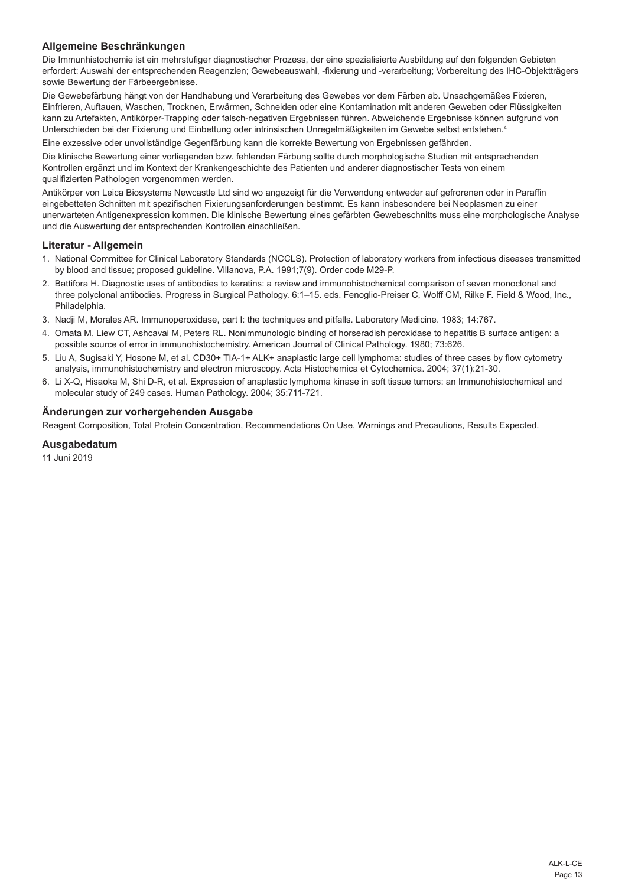## Allgemeine Beschränkungen

Die Immunhistochemie ist ein mehrstufiger diagnostischer Prozess, der eine spezialisierte Ausbildung auf den folgenden Gebieten erfordert: Auswahl der entsprechenden Reagenzien; Gewebeauswahl, -fixierung und -verarbeitung; Vorbereitung des IHC-Objektträgers sowie Bewertung der Färbeergebnisse.

Die Gewebefärbung hängt von der Handhabung und Verarbeitung des Gewebes vor dem Färben ab. Unsachgemäßes Fixieren, Einfrieren, Auftauen, Waschen, Trocknen, Erwärmen, Schneiden oder eine Kontamination mit anderen Geweben oder Flüssigkeiten kann zu Artefakten, Antikörper-Trapping oder falsch-negativen Ergebnissen führen. Abweichende Ergebnisse können aufgrund von Unterschieden bei der Fixierung und Einbettung oder intrinsischen Unregelmäßigkeiten im Gewebe selbst entstehen.[4]

Eine exzessive oder unvollständige Gegenfärbung kann die korrekte Bewertung von Ergebnissen gefährden.

Die klinische Bewertung einer vorliegenden bzw. fehlenden Färbung sollte durch morphologische Studien mit entsprechenden Kontrollen ergänzt und im Kontext der Krankengeschichte des Patienten und anderer diagnostischer Tests von einem qualifizierten Pathologen vorgenommen werden.

Antikörper von Leica Biosystems Newcastle Ltd sind wo angezeigt für die Verwendung entweder auf gefrorenen oder in Paraffin eingebetteten Schnitten mit spezifischen Fixierungsanforderungen bestimmt. Es kann insbesondere bei Neoplasmen zu einer unerwarteten Antigenexpression kommen. Die klinische Bewertung eines gefärbten Gewebeschnitts muss eine morphologische Analyse und die Auswertung der entsprechenden Kontrollen einschließen.

## Literatur - Allgemein

1. National Committee for Clinical Laboratory Standards (NCCLS). Protection of laboratory workers from infectious diseases transmitted by blood and tissue; proposed guideline. Villanova, P.A. 1991;7(9). Order code M29-P.
2. Battifora H. Diagnostic uses of antibodies to keratins: a review and immunohistochemical comparison of seven monoclonal and three polyclonal antibodies. Progress in Surgical Pathology. 6:1–15. eds. Fenoglio-Preiser C, Wolff CM, Rilke F. Field & Wood, Inc., Philadelphia.
3. Nadji M, Morales AR. Immunoperoxidase, part I: the techniques and pitfalls. Laboratory Medicine. 1983; 14:767.
4. Omata M, Liew CT, Ashcavai M, Peters RL. Nonimmunologic binding of horseradish peroxidase to hepatitis B surface antigen: a possible source of error in immunohistochemistry. American Journal of Clinical Pathology. 1980; 73:626.
5. Liu A, Sugisaki Y, Hosone M, et al. CD30+ TIA-1+ ALK+ anaplastic large cell lymphoma: studies of three cases by flow cytometry analysis, immunohistochemistry and electron microscopy. Acta Histochemica et Cytochemica. 2004; 37(1):21-30.
6. Li X-Q, Hisaoka M, Shi D-R, et al. Expression of anaplastic lymphoma kinase in soft tissue tumors: an Immunohistochemical and molecular study of 249 cases. Human Pathology. 2004; 35:711-721.

## Änderungen zur vorhergehenden Ausgabe

Reagent Composition, Total Protein Concentration, Recommendations On Use, Warnings and Precautions, Results Expected.

## Ausgabedatum

11 Juni 2019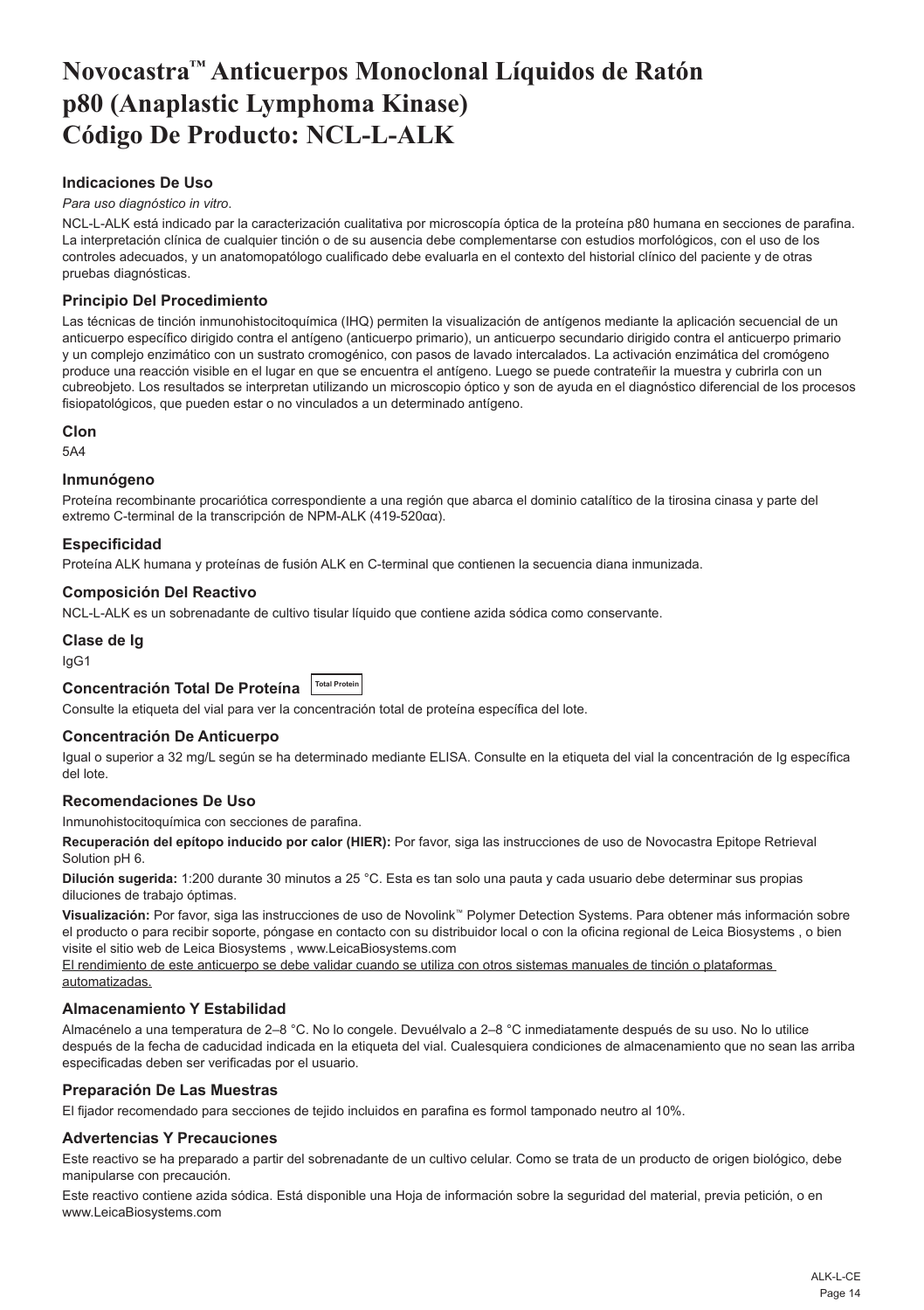# Novocastra™ Anticuerpos Monoclonal Líquidos de Ratón p80 (Anaplastic Lymphoma Kinase) Código De Producto: NCL-L-ALK

### Indicaciones De Uso

*Para uso diagnóstico in vitro*.

NCL-L-ALK está indicado par la caracterización cualitativa por microscopía óptica de la proteína p80 humana en secciones de parafina. La interpretación clínica de cualquier tinción o de su ausencia debe complementarse con estudios morfológicos, con el uso de los controles adecuados, y un anatomopatólogo cualificado debe evaluarla en el contexto del historial clínico del paciente y de otras pruebas diagnósticas.

### Principio Del Procedimiento

Las técnicas de tinción inmunohistocitoquímica (IHQ) permiten la visualización de antígenos mediante la aplicación secuencial de un anticuerpo específico dirigido contra el antígeno (anticuerpo primario), un anticuerpo secundario dirigido contra el anticuerpo primario y un complejo enzimático con un sustrato cromogénico, con pasos de lavado intercalados. La activación enzimática del cromógeno produce una reacción visible en el lugar en que se encuentra el antígeno. Luego se puede contrateñir la muestra y cubrirla con un cubreobjeto. Los resultados se interpretan utilizando un microscopio óptico y son de ayuda en el diagnóstico diferencial de los procesos fisiopatológicos, que pueden estar o no vinculados a un determinado antígeno.

### Clon

5A4

### Inmunógeno

Proteína recombinante procariótica correspondiente a una región que abarca el dominio catalítico de la tirosina cinasa y parte del extremo C-terminal de la transcripción de NPM-ALK (419-520αα).

### Especificidad

Proteína ALK humana y proteínas de fusión ALK en C-terminal que contienen la secuencia diana inmunizada.

### Composición Del Reactivo

NCL-L-ALK es un sobrenadante de cultivo tisular líquido que contiene azida sódica como conservante.

### Clase de Ig

IgG1

### Concentración Total De Proteína Total Protein

Consulte la etiqueta del vial para ver la concentración total de proteína específica del lote.

### Concentración De Anticuerpo

Igual o superior a 32 mg/L según se ha determinado mediante ELISA. Consulte en la etiqueta del vial la concentración de Ig específica del lote.

### Recomendaciones De Uso

Inmunohistocitoquímica con secciones de parafina.

**Recuperación del epítopo inducido por calor (HIER):** Por favor, siga las instrucciones de uso de Novocastra Epitope Retrieval Solution pH 6.

**Dilución sugerida:** 1:200 durante 30 minutos a 25 °C. Esta es tan solo una pauta y cada usuario debe determinar sus propias diluciones de trabajo óptimas.

**Visualización:** Por favor, siga las instrucciones de uso de Novolink™ Polymer Detection Systems. Para obtener más información sobre el producto o para recibir soporte, póngase en contacto con su distribuidor local o con la oficina regional de Leica Biosystems , o bien visite el sitio web de Leica Biosystems , www.LeicaBiosystems.com

<u>El rendimiento de este anticuerpo se debe validar cuando se utiliza con otros sistemas manuales de tinción o plataformas automatizadas.</u>

### Almacenamiento Y Estabilidad

Almacénelo a una temperatura de 2–8 °C. No lo congele. Devuélvalo a 2–8 °C inmediatamente después de su uso. No lo utilice después de la fecha de caducidad indicada en la etiqueta del vial. Cualesquiera condiciones de almacenamiento que no sean las arriba especificadas deben ser verificadas por el usuario.

### Preparación De Las Muestras

El fijador recomendado para secciones de tejido incluidos en parafina es formol tamponado neutro al 10%.

### Advertencias Y Precauciones

Este reactivo se ha preparado a partir del sobrenadante de un cultivo celular. Como se trata de un producto de origen biológico, debe manipularse con precaución.

Este reactivo contiene azida sódica. Está disponible una Hoja de información sobre la seguridad del material, previa petición, o en www.LeicaBiosystems.com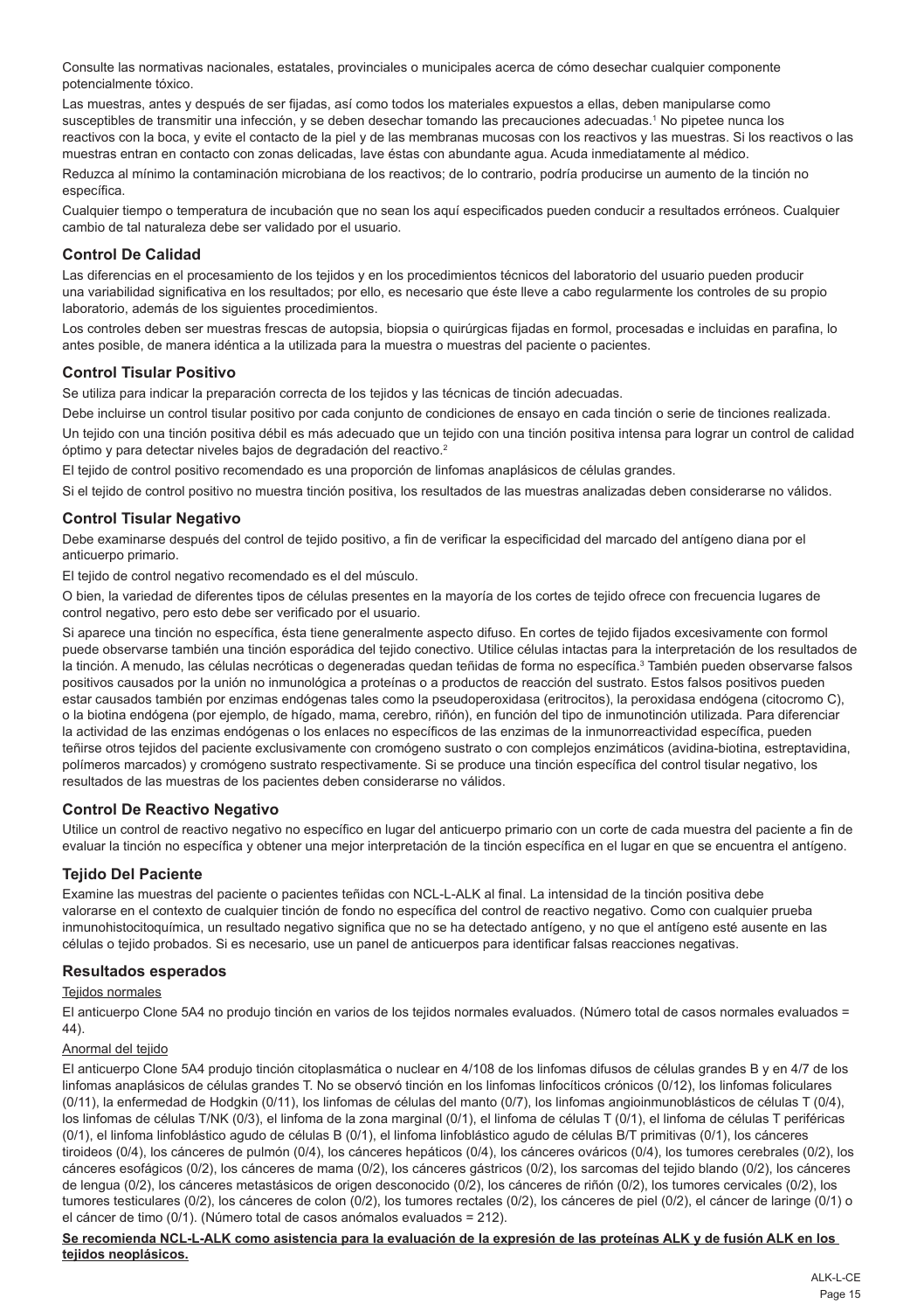Consulte las normativas nacionales, estatales, provinciales o municipales acerca de cómo desechar cualquier componente potencialmente tóxico.

Las muestras, antes y después de ser fijadas, así como todos los materiales expuestos a ellas, deben manipularse como susceptibles de transmitir una infección, y se deben desechar tomando las precauciones adecuadas.[1] No pipetee nunca los reactivos con la boca, y evite el contacto de la piel y de las membranas mucosas con los reactivos y las muestras. Si los reactivos o las muestras entran en contacto con zonas delicadas, lave éstas con abundante agua. Acuda inmediatamente al médico.

Reduzca al mínimo la contaminación microbiana de los reactivos; de lo contrario, podría producirse un aumento de la tinción no específica.

Cualquier tiempo o temperatura de incubación que no sean los aquí especificados pueden conducir a resultados erróneos. Cualquier cambio de tal naturaleza debe ser validado por el usuario.

## Control De Calidad

Las diferencias en el procesamiento de los tejidos y en los procedimientos técnicos del laboratorio del usuario pueden producir una variabilidad significativa en los resultados; por ello, es necesario que éste lleve a cabo regularmente los controles de su propio laboratorio, además de los siguientes procedimientos.

Los controles deben ser muestras frescas de autopsia, biopsia o quirúrgicas fijadas en formol, procesadas e incluidas en parafina, lo antes posible, de manera idéntica a la utilizada para la muestra o muestras del paciente o pacientes.

## Control Tisular Positivo

Se utiliza para indicar la preparación correcta de los tejidos y las técnicas de tinción adecuadas.

Debe incluirse un control tisular positivo por cada conjunto de condiciones de ensayo en cada tinción o serie de tinciones realizada.

Un tejido con una tinción positiva débil es más adecuado que un tejido con una tinción positiva intensa para lograr un control de calidad óptimo y para detectar niveles bajos de degradación del reactivo.[2]

El tejido de control positivo recomendado es una proporción de linfomas anaplásicos de células grandes.

Si el tejido de control positivo no muestra tinción positiva, los resultados de las muestras analizadas deben considerarse no válidos.

## Control Tisular Negativo

Debe examinarse después del control de tejido positivo, a fin de verificar la especificidad del marcado del antígeno diana por el anticuerpo primario.

El tejido de control negativo recomendado es el del músculo.

O bien, la variedad de diferentes tipos de células presentes en la mayoría de los cortes de tejido ofrece con frecuencia lugares de control negativo, pero esto debe ser verificado por el usuario.

Si aparece una tinción no específica, ésta tiene generalmente aspecto difuso. En cortes de tejido fijados excesivamente con formol puede observarse también una tinción esporádica del tejido conectivo. Utilice células intactas para la interpretación de los resultados de la tinción. A menudo, las células necróticas o degeneradas quedan teñidas de forma no específica.[3] También pueden observarse falsos positivos causados por la unión no inmunológica a proteínas o a productos de reacción del sustrato. Estos falsos positivos pueden estar causados también por enzimas endógenas tales como la pseudoperoxidasa (eritrocitos), la peroxidasa endógena (citocromo C), o la biotina endógena (por ejemplo, de hígado, mama, cerebro, riñón), en función del tipo de inmunotinción utilizada. Para diferenciar la actividad de las enzimas endógenas o los enlaces no específicos de las enzimas de la inmunorreactividad específica, pueden teñirse otros tejidos del paciente exclusivamente con cromógeno sustrato o con complejos enzimáticos (avidina-biotina, estreptavidina, polímeros marcados) y cromógeno sustrato respectivamente. Si se produce una tinción específica del control tisular negativo, los resultados de las muestras de los pacientes deben considerarse no válidos.

## Control De Reactivo Negativo

Utilice un control de reactivo negativo no específico en lugar del anticuerpo primario con un corte de cada muestra del paciente a fin de evaluar la tinción no específica y obtener una mejor interpretación de la tinción específica en el lugar en que se encuentra el antígeno.

## Tejido Del Paciente

Examine las muestras del paciente o pacientes teñidas con NCL-L-ALK al final. La intensidad de la tinción positiva debe valorarse en el contexto de cualquier tinción de fondo no específica del control de reactivo negativo. Como con cualquier prueba inmunohistocitoquímica, un resultado negativo significa que no se ha detectado antígeno, y no que el antígeno esté ausente en las células o tejido probados. Si es necesario, use un panel de anticuerpos para identificar falsas reacciones negativas.

## Resultados esperados

Tejidos normales

El anticuerpo Clone 5A4 no produjo tinción en varios de los tejidos normales evaluados. (Número total de casos normales evaluados = 44).

Anormal del tejido

El anticuerpo Clone 5A4 produjo tinción citoplasmática o nuclear en 4/108 de los linfomas difusos de células grandes B y en 4/7 de los linfomas anaplásicos de células grandes T. No se observó tinción en los linfomas linfocíticos crónicos (0/12), los linfomas foliculares (0/11), la enfermedad de Hodgkin (0/11), los linfomas de células del manto (0/7), los linfomas angioinmunoblásticos de células T (0/4), los linfomas de células T/NK (0/3), el linfoma de la zona marginal (0/1), el linfoma de células T (0/1), el linfoma de células T periféricas (0/1), el linfoma linfoblástico agudo de células B (0/1), el linfoma linfoblástico agudo de células B/T primitivas (0/1), los cánceres tiroideos (0/4), los cánceres de pulmón (0/4), los cánceres hepáticos (0/4), los cánceres ováricos (0/4), los tumores cerebrales (0/2), los cánceres esofágicos (0/2), los cánceres de mama (0/2), los cánceres gástricos (0/2), los sarcomas del tejido blando (0/2), los cánceres de lengua (0/2), los cánceres metastásicos de origen desconocido (0/2), los cánceres de riñón (0/2), los tumores cervicales (0/2), los tumores testiculares (0/2), los cánceres de colon (0/2), los tumores rectales (0/2), los cánceres de piel (0/2), el cáncer de laringe (0/1) o el cáncer de timo (0/1). (Número total de casos anómalos evaluados = 212).

**Se recomienda NCL-L-ALK como asistencia para la evaluación de la expresión de las proteínas ALK y de fusión ALK en los tejidos neoplásicos.**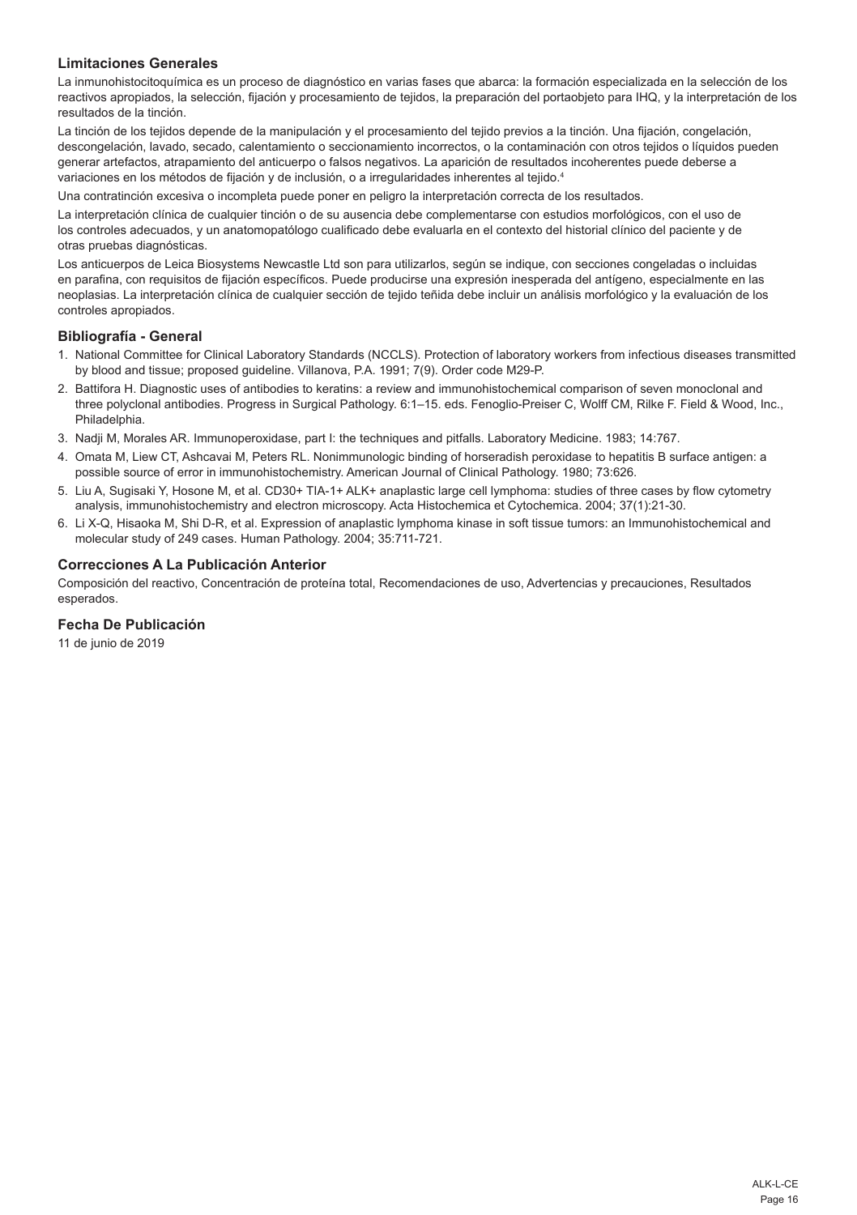### Limitaciones Generales

La inmunohistocitoquímica es un proceso de diagnóstico en varias fases que abarca: la formación especializada en la selección de los reactivos apropiados, la selección, fijación y procesamiento de tejidos, la preparación del portaobjeto para IHQ, y la interpretación de los resultados de la tinción.

La tinción de los tejidos depende de la manipulación y el procesamiento del tejido previos a la tinción. Una fijación, congelación, descongelación, lavado, secado, calentamiento o seccionamiento incorrectos, o la contaminación con otros tejidos o líquidos pueden generar artefactos, atrapamiento del anticuerpo o falsos negativos. La aparición de resultados incoherentes puede deberse a variaciones en los métodos de fijación y de inclusión, o a irregularidades inherentes al tejido.[4]

Una contratinción excesiva o incompleta puede poner en peligro la interpretación correcta de los resultados.

La interpretación clínica de cualquier tinción o de su ausencia debe complementarse con estudios morfológicos, con el uso de los controles adecuados, y un anatomopatólogo cualificado debe evaluarla en el contexto del historial clínico del paciente y de otras pruebas diagnósticas.

Los anticuerpos de Leica Biosystems Newcastle Ltd son para utilizarlos, según se indique, con secciones congeladas o incluidas en parafina, con requisitos de fijación específicos. Puede producirse una expresión inesperada del antígeno, especialmente en las neoplasias. La interpretación clínica de cualquier sección de tejido teñida debe incluir un análisis morfológico y la evaluación de los controles apropiados.

### Bibliografía - General

1. National Committee for Clinical Laboratory Standards (NCCLS). Protection of laboratory workers from infectious diseases transmitted by blood and tissue; proposed guideline. Villanova, P.A. 1991; 7(9). Order code M29-P.
2. Battifora H. Diagnostic uses of antibodies to keratins: a review and immunohistochemical comparison of seven monoclonal and three polyclonal antibodies. Progress in Surgical Pathology. 6:1–15. eds. Fenoglio-Preiser C, Wolff CM, Rilke F. Field & Wood, Inc., Philadelphia.
3. Nadji M, Morales AR. Immunoperoxidase, part I: the techniques and pitfalls. Laboratory Medicine. 1983; 14:767.
4. Omata M, Liew CT, Ashcavai M, Peters RL. Nonimmunologic binding of horseradish peroxidase to hepatitis B surface antigen: a possible source of error in immunohistochemistry. American Journal of Clinical Pathology. 1980; 73:626.
5. Liu A, Sugisaki Y, Hosone M, et al. CD30+ TIA-1+ ALK+ anaplastic large cell lymphoma: studies of three cases by flow cytometry analysis, immunohistochemistry and electron microscopy. Acta Histochemica et Cytochemica. 2004; 37(1):21-30.
6. Li X-Q, Hisaoka M, Shi D-R, et al. Expression of anaplastic lymphoma kinase in soft tissue tumors: an Immunohistochemical and molecular study of 249 cases. Human Pathology. 2004; 35:711-721.

### Correcciones A La Publicación Anterior

Composición del reactivo, Concentración de proteína total, Recomendaciones de uso, Advertencias y precauciones, Resultados esperados.

### Fecha De Publicación

11 de junio de 2019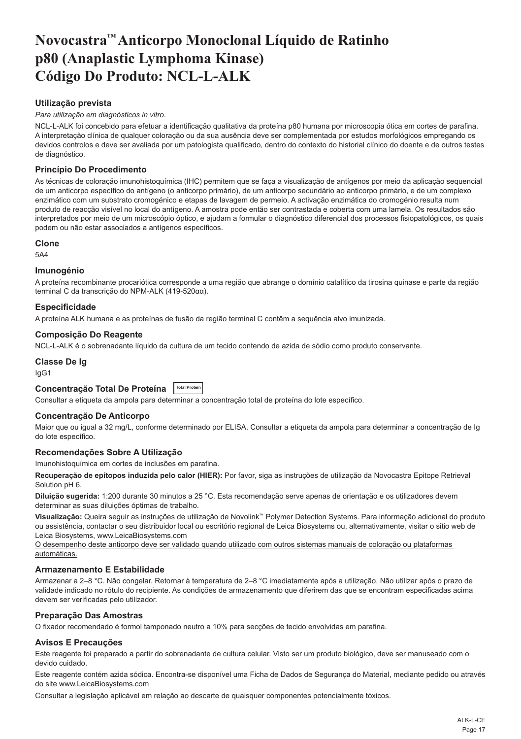# Novocastra™ Anticorpo Monoclonal Líquido de Ratinho p80 (Anaplastic Lymphoma Kinase) Código Do Produto: NCL-L-ALK

### Utilização prevista

*Para utilização em diagnósticos in vitro.*

NCL-L-ALK foi concebido para efetuar a identificação qualitativa da proteína p80 humana por microscopia ótica em cortes de parafina. A interpretação clínica de qualquer coloração ou da sua ausência deve ser complementada por estudos morfológicos empregando os devidos controlos e deve ser avaliada por um patologista qualificado, dentro do contexto do historial clínico do doente e de outros testes de diagnóstico.

### Princípio Do Procedimento

As técnicas de coloração imunohistoquímica (IHC) permitem que se faça a visualização de antígenos por meio da aplicação sequencial de um anticorpo específico do antígeno (o anticorpo primário), de um anticorpo secundário ao anticorpo primário, e de um complexo enzimático com um substrato cromogénico e etapas de lavagem de permeio. A activação enzimática do cromogénio resulta num produto de reacção visível no local do antígeno. A amostra pode então ser contrastada e coberta com uma lamela. Os resultados são interpretados por meio de um microscópio óptico, e ajudam a formular o diagnóstico diferencial dos processos fisiopatológicos, os quais podem ou não estar associados a antígenos específicos.

### Clone

5A4

### Imunogénio

A proteína recombinante procariótica corresponde a uma região que abrange o domínio catalítico da tirosina quinase e parte da região terminal C da transcrição do NPM-ALK (419-520αα).

### Especificidade

A proteína ALK humana e as proteínas de fusão da região terminal C contêm a sequência alvo imunizada.

### Composição Do Reagente

NCL-L-ALK é o sobrenadante líquido da cultura de um tecido contendo de azida de sódio como produto conservante.

### Classe De Ig

IgG1

### Concentração Total De Proteína `Total Protein`

Consultar a etiqueta da ampola para determinar a concentração total de proteína do lote específico.

### Concentração De Anticorpo

Maior que ou igual a 32 mg/L, conforme determinado por ELISA. Consultar a etiqueta da ampola para determinar a concentração de Ig do lote específico.

### Recomendações Sobre A Utilização

Imunohistoquímica em cortes de inclusões em parafina.

**Recuperação de epítopos induzida pelo calor (HIER):** Por favor, siga as instruções de utilização da Novocastra Epitope Retrieval Solution pH 6.

**Diluição sugerida:** 1:200 durante 30 minutos a 25 °C. Esta recomendação serve apenas de orientação e os utilizadores devem determinar as suas diluições óptimas de trabalho.

**Visualização:** Queira seguir as instruções de utilização de Novolink™ Polymer Detection Systems. Para informação adicional do produto ou assistência, contactar o seu distribuidor local ou escritório regional de Leica Biosystems ou, alternativamente, visitar o sitio web de Leica Biosystems, www.LeicaBiosystems.com

<u>O desempenho deste anticorpo deve ser validado quando utilizado com outros sistemas manuais de coloração ou plataformas automáticas.</u>

### Armazenamento E Estabilidade

Armazenar a 2–8 °C. Não congelar. Retornar à temperatura de 2–8 °C imediatamente após a utilização. Não utilizar após o prazo de validade indicado no rótulo do recipiente. As condições de armazenamento que diferirem das que se encontram especificadas acima devem ser verificadas pelo utilizador.

### Preparação Das Amostras

O fixador recomendado é formol tamponado neutro a 10% para secções de tecido envolvidas em parafina.

### Avisos E Precauções

Este reagente foi preparado a partir do sobrenadante de cultura celular. Visto ser um produto biológico, deve ser manuseado com o devido cuidado.

Este reagente contém azida sódica. Encontra-se disponível uma Ficha de Dados de Segurança do Material, mediante pedido ou através do site www.LeicaBiosystems.com

Consultar a legislação aplicável em relação ao descarte de quaisquer componentes potencialmente tóxicos.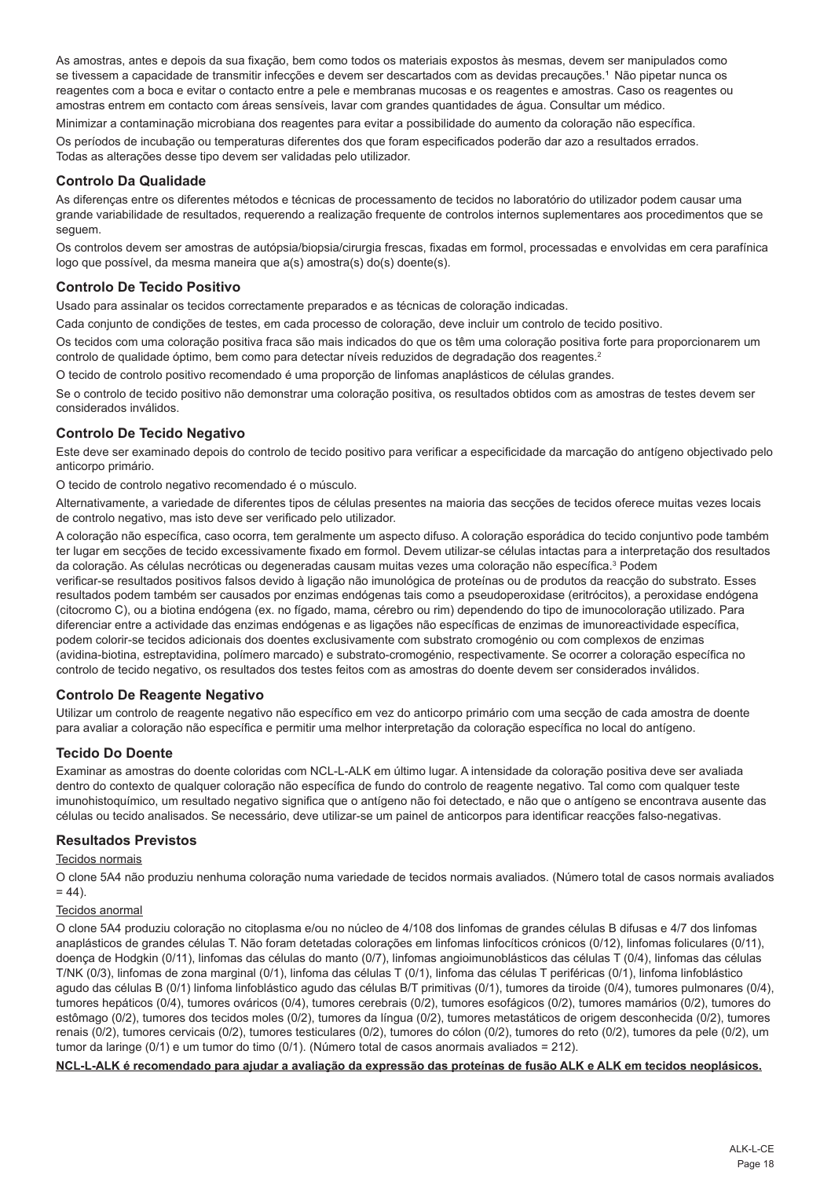As amostras, antes e depois da sua fixação, bem como todos os materiais expostos às mesmas, devem ser manipulados como se tivessem a capacidade de transmitir infecções e devem ser descartados com as devidas precauções.[1] Não pipetar nunca os reagentes com a boca e evitar o contacto entre a pele e membranas mucosas e os reagentes e amostras. Caso os reagentes ou amostras entrem em contacto com áreas sensíveis, lavar com grandes quantidades de água. Consultar um médico.

Minimizar a contaminação microbiana dos reagentes para evitar a possibilidade do aumento da coloração não específica.

Os períodos de incubação ou temperaturas diferentes dos que foram especificados poderão dar azo a resultados errados. Todas as alterações desse tipo devem ser validadas pelo utilizador.

## Controlo Da Qualidade

As diferenças entre os diferentes métodos e técnicas de processamento de tecidos no laboratório do utilizador podem causar uma grande variabilidade de resultados, requerendo a realização frequente de controlos internos suplementares aos procedimentos que se seguem.

Os controlos devem ser amostras de autópsia/biopsia/cirurgia frescas, fixadas em formol, processadas e envolvidas em cera parafínica logo que possível, da mesma maneira que a(s) amostra(s) do(s) doente(s).

## Controlo De Tecido Positivo

Usado para assinalar os tecidos correctamente preparados e as técnicas de coloração indicadas.

Cada conjunto de condições de testes, em cada processo de coloração, deve incluir um controlo de tecido positivo.

Os tecidos com uma coloração positiva fraca são mais indicados do que os têm uma coloração positiva forte para proporcionarem um controlo de qualidade óptimo, bem como para detectar níveis reduzidos de degradação dos reagentes.[2]

O tecido de controlo positivo recomendado é uma proporção de linfomas anaplásticos de células grandes.

Se o controlo de tecido positivo não demonstrar uma coloração positiva, os resultados obtidos com as amostras de testes devem ser considerados inválidos.

## Controlo De Tecido Negativo

Este deve ser examinado depois do controlo de tecido positivo para verificar a especificidade da marcação do antígeno objectivado pelo anticorpo primário.

O tecido de controlo negativo recomendado é o músculo.

Alternativamente, a variedade de diferentes tipos de células presentes na maioria das secções de tecidos oferece muitas vezes locais de controlo negativo, mas isto deve ser verificado pelo utilizador.

A coloração não específica, caso ocorra, tem geralmente um aspecto difuso. A coloração esporádica do tecido conjuntivo pode também ter lugar em secções de tecido excessivamente fixado em formol. Devem utilizar-se células intactas para a interpretação dos resultados da coloração. As células necróticas ou degeneradas causam muitas vezes uma coloração não específica.[3] Podem verificar-se resultados positivos falsos devido à ligação não imunológica de proteínas ou de produtos da reacção do substrato. Esses resultados podem também ser causados por enzimas endógenas tais como a pseudoperoxidase (eritrócitos), a peroxidase endógena (citocromo C), ou a biotina endógena (ex. no fígado, mama, cérebro ou rim) dependendo do tipo de imunocoloração utilizado. Para diferenciar entre a actividade das enzimas endógenas e as ligações não específicas de enzimas de imunoreactividade específica, podem colorir-se tecidos adicionais dos doentes exclusivamente com substrato cromogénio ou com complexos de enzimas (avidina-biotina, estreptavidina, polímero marcado) e substrato-cromogénio, respectivamente. Se ocorrer a coloração específica no controlo de tecido negativo, os resultados dos testes feitos com as amostras do doente devem ser considerados inválidos.

## Controlo De Reagente Negativo

Utilizar um controlo de reagente negativo não específico em vez do anticorpo primário com uma secção de cada amostra de doente para avaliar a coloração não específica e permitir uma melhor interpretação da coloração específica no local do antígeno.

## Tecido Do Doente

Examinar as amostras do doente coloridas com NCL-L-ALK em último lugar. A intensidade da coloração positiva deve ser avaliada dentro do contexto de qualquer coloração não específica de fundo do controlo de reagente negativo. Tal como com qualquer teste imunohistoquímico, um resultado negativo significa que o antígeno não foi detectado, e não que o antígeno se encontrava ausente das células ou tecido analisados. Se necessário, deve utilizar-se um painel de anticorpos para identificar reacções falso-negativas.

## Resultados Previstos

Tecidos normais

O clone 5A4 não produziu nenhuma coloração numa variedade de tecidos normais avaliados. (Número total de casos normais avaliados = 44).

Tecidos anormal

O clone 5A4 produziu coloração no citoplasma e/ou no núcleo de 4/108 dos linfomas de grandes células B difusas e 4/7 dos linfomas anaplásticos de grandes células T. Não foram detetadas colorações em linfomas linfocíticos crónicos (0/12), linfomas foliculares (0/11), doença de Hodgkin (0/11), linfomas das células do manto (0/7), linfomas angioimunoblásticos das células T (0/4), linfomas das células T/NK (0/3), linfomas de zona marginal (0/1), linfoma das células T (0/1), linfoma das células T periféricas (0/1), linfoma linfoblástico agudo das células B (0/1) linfoma linfoblástico agudo das células B/T primitivas (0/1), tumores da tiroide (0/4), tumores pulmonares (0/4), tumores hepáticos (0/4), tumores ováricos (0/4), tumores cerebrais (0/2), tumores esofágicos (0/2), tumores mamários (0/2), tumores do estômago (0/2), tumores dos tecidos moles (0/2), tumores da língua (0/2), tumores metastáticos de origem desconhecida (0/2), tumores renais (0/2), tumores cervicais (0/2), tumores testiculares (0/2), tumores do cólon (0/2), tumores do reto (0/2), tumores da pele (0/2), um tumor da laringe (0/1) e um tumor do timo (0/1). (Número total de casos anormais avaliados = 212).

**NCL-L-ALK é recomendado para ajudar a avaliação da expressão das proteínas de fusão ALK e ALK em tecidos neoplásicos.**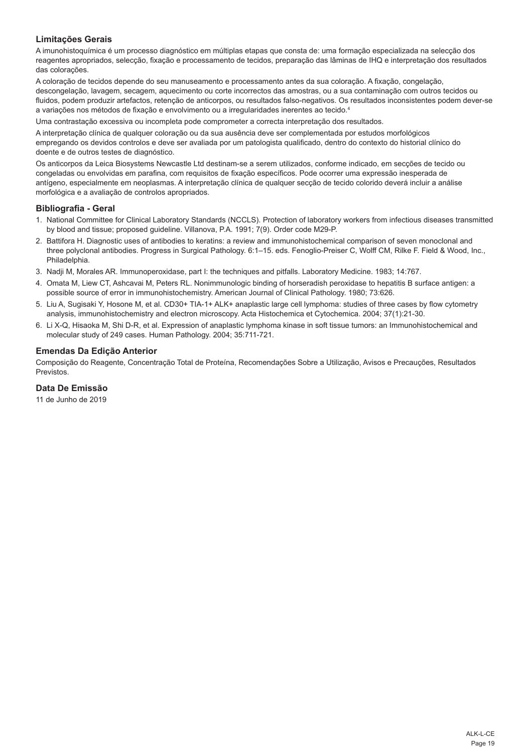## Limitações Gerais

A imunohistoquímica é um processo diagnóstico em múltiplas etapas que consta de: uma formação especializada na selecção dos reagentes apropriados, selecção, fixação e processamento de tecidos, preparação das lâminas de IHQ e interpretação dos resultados das colorações.

A coloração de tecidos depende do seu manuseamento e processamento antes da sua coloração. A fixação, congelação, descongelação, lavagem, secagem, aquecimento ou corte incorrectos das amostras, ou a sua contaminação com outros tecidos ou fluidos, podem produzir artefactos, retenção de anticorpos, ou resultados falso-negativos. Os resultados inconsistentes podem dever-se a variações nos métodos de fixação e envolvimento ou a irregularidades inerentes ao tecido.[4]

Uma contrastação excessiva ou incompleta pode comprometer a correcta interpretação dos resultados.

A interpretação clínica de qualquer coloração ou da sua ausência deve ser complementada por estudos morfológicos empregando os devidos controlos e deve ser avaliada por um patologista qualificado, dentro do contexto do historial clínico do doente e de outros testes de diagnóstico.

Os anticorpos da Leica Biosystems Newcastle Ltd destinam-se a serem utilizados, conforme indicado, em secções de tecido ou congeladas ou envolvidas em parafina, com requisitos de fixação específicos. Pode ocorrer uma expressão inesperada de antígeno, especialmente em neoplasmas. A interpretação clínica de qualquer secção de tecido colorido deverá incluir a análise morfológica e a avaliação de controlos apropriados.

## Bibliografia - Geral

1. National Committee for Clinical Laboratory Standards (NCCLS). Protection of laboratory workers from infectious diseases transmitted by blood and tissue; proposed guideline. Villanova, P.A. 1991; 7(9). Order code M29-P.
2. Battifora H. Diagnostic uses of antibodies to keratins: a review and immunohistochemical comparison of seven monoclonal and three polyclonal antibodies. Progress in Surgical Pathology. 6:1–15. eds. Fenoglio-Preiser C, Wolff CM, Rilke F. Field & Wood, Inc., Philadelphia.
3. Nadji M, Morales AR. Immunoperoxidase, part I: the techniques and pitfalls. Laboratory Medicine. 1983; 14:767.
4. Omata M, Liew CT, Ashcavai M, Peters RL. Nonimmunologic binding of horseradish peroxidase to hepatitis B surface antigen: a possible source of error in immunohistochemistry. American Journal of Clinical Pathology. 1980; 73:626.
5. Liu A, Sugisaki Y, Hosone M, et al. CD30+ TIA-1+ ALK+ anaplastic large cell lymphoma: studies of three cases by flow cytometry analysis, immunohistochemistry and electron microscopy. Acta Histochemica et Cytochemica. 2004; 37(1):21-30.
6. Li X-Q, Hisaoka M, Shi D-R, et al. Expression of anaplastic lymphoma kinase in soft tissue tumors: an Immunohistochemical and molecular study of 249 cases. Human Pathology. 2004; 35:711-721.

## Emendas Da Edição Anterior

Composição do Reagente, Concentração Total de Proteína, Recomendações Sobre a Utilização, Avisos e Precauções, Resultados Previstos.

## Data De Emissão

11 de Junho de 2019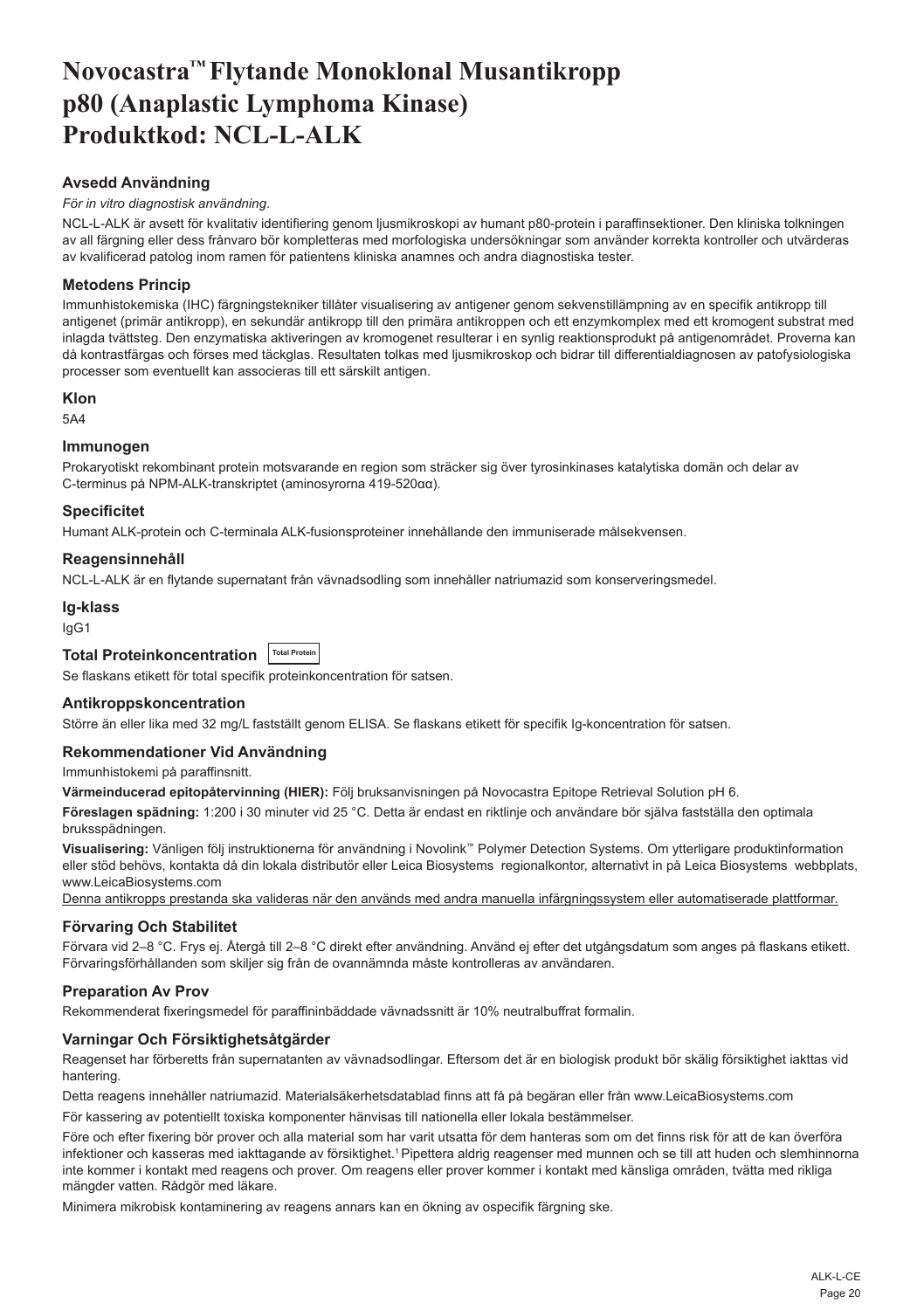# Novocastra™ Flytande Monoklonal Musantikropp p80 (Anaplastic Lymphoma Kinase) Produktkod: NCL-L-ALK

## Avsedd Användning

*För in vitro diagnostisk användning*.

NCL-L-ALK är avsett för kvalitativ identifiering genom ljusmikroskopi av humant p80-protein i paraffinsektioner. Den kliniska tolkningen av all färgning eller dess frånvaro bör kompletteras med morfologiska undersökningar som använder korrekta kontroller och utvärderas av kvalificerad patolog inom ramen för patientens kliniska anamnes och andra diagnostiska tester.

## Metodens Princip

Immunhistokemiska (IHC) färgningstekniker tillåter visualisering av antigener genom sekvenstillämpning av en specifik antikropp till antigenet (primär antikropp), en sekundär antikropp till den primära antikroppen och ett enzymkomplex med ett kromogent substrat med inlagda tvättsteg. Den enzymatiska aktiveringen av kromogenet resulterar i en synlig reaktionsprodukt på antigenområdet. Proverna kan då kontrastfärgas och förses med täckglas. Resultaten tolkas med ljusmikroskop och bidrar till differentialdiagnosen av patofysiologiska processer som eventuellt kan associeras till ett särskilt antigen.

## Klon

5A4

## Immunogen

Prokaryotiskt rekombinant protein motsvarande en region som sträcker sig över tyrosinkinases katalytiska domän och delar av C-terminus på NPM-ALK-transkriptet (aminosyrorna 419-520αα).

## Specificitet

Humant ALK-protein och C-terminala ALK-fusionsproteiner innehållande den immuniserade målsekvensen.

## Reagensinnehåll

NCL-L-ALK är en flytande supernatant från vävnadsodling som innehåller natriumazid som konserveringsmedel.

## Ig-klass

IgG1

## Total Proteinkoncentration Total Protein

Se flaskans etikett för total specifik proteinkoncentration för satsen.

## Antikroppskoncentration

Större än eller lika med 32 mg/L fastställt genom ELISA. Se flaskans etikett för specifik Ig-koncentration för satsen.

## Rekommendationer Vid Användning

Immunhistokemi på paraffinsnitt.

**Värmeinducerad epitopåtervinning (HIER):** Följ bruksanvisningen på Novocastra Epitope Retrieval Solution pH 6.

**Föreslagen spädning:** 1:200 i 30 minuter vid 25 °C. Detta är endast en riktlinje och användare bör själva fastställa den optimala brukssspädningen.

**Visualisering:** Vänligen följ instruktionerna för användning i Novolink™ Polymer Detection Systems. Om ytterligare produktinformation eller stöd behövs, kontakta då din lokala distributör eller Leica Biosystems regionalkontor, alternativt in på Leica Biosystems webbplats, www.LeicaBiosystems.com

Denna antikropps prestanda ska valideras när den används med andra manuella infärgningssystem eller automatiserade plattformar.

## Förvaring Och Stabilitet

Förvara vid 2–8 °C. Frys ej. Återgå till 2–8 °C direkt efter användning. Använd ej efter det utgångsdatum som anges på flaskans etikett. Förvaringsförhållanden som skiljer sig från de ovannämnda måste kontrolleras av användaren.

## Preparation Av Prov

Rekommenderat fixeringsmedel för paraffininbäddade vävnadssnitt är 10% neutralbuffrat formalin.

## Varningar Och Försiktighetsåtgärder

Reagenset har förberetts från supernatanten av vävnadsodlingar. Eftersom det är en biologisk produkt bör skälig försiktighet iakttas vid hantering.

Detta reagens innehåller natriumazid. Materialsäkerhetsdatablad finns att få på begäran eller från www.LeicaBiosystems.com

För kassering av potentiellt toxiska komponenter hänvisas till nationella eller lokala bestämmelser.

Före och efter fixering bör prover och alla material som har varit utsatta för dem hanteras som om det finns risk för att de kan överföra infektioner och kasseras med iakttagande av försiktighet.[1] Pipettera aldrig reagenser med munnen och se till att huden och slemhinnorna inte kommer i kontakt med reagens och prover. Om reagens eller prover kommer i kontakt med känsliga områden, tvätta med rikliga mängder vatten. Rådgör med läkare.

Minimera mikrobisk kontaminering av reagens annars kan en ökning av ospecifik färgning ske.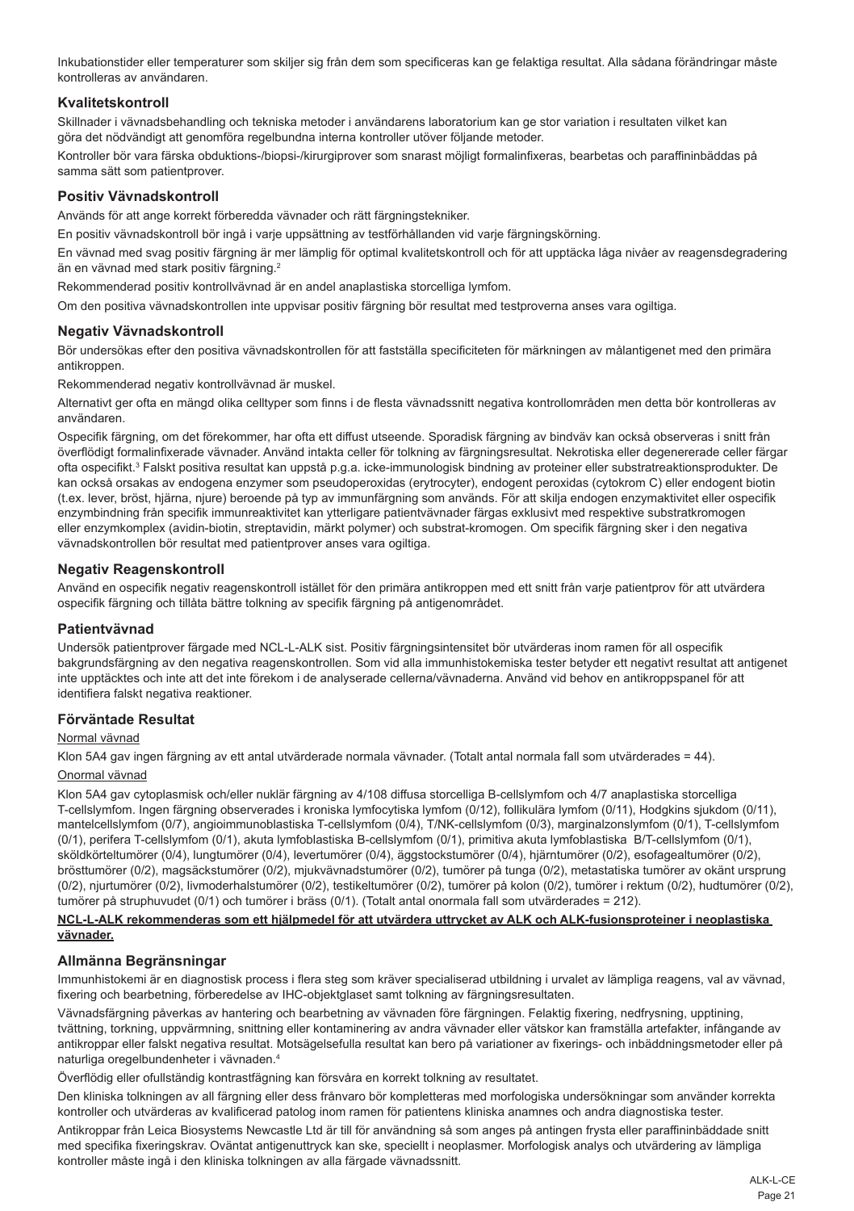Inkubationstider eller temperaturer som skiljer sig från dem som specificeras kan ge felaktiga resultat. Alla sådana förändringar måste kontrolleras av användaren.

## Kvalitetskontroll

Skillnader i vävnadsbehandling och tekniska metoder i användarens laboratorium kan ge stor variation i resultaten vilket kan göra det nödvändigt att genomföra regelbundna interna kontroller utöver följande metoder.

Kontroller bör vara färska obduktions-/biopsi-/kirurgiprover som snarast möjligt formalinfixeras, bearbetas och paraffininbäddas på samma sätt som patientprover.

## Positiv Vävnadskontroll

Används för att ange korrekt förberedda vävnader och rätt färgningstekniker.

En positiv vävnadskontroll bör ingå i varje uppsättning av testförhållanden vid varje färgningskörning.

En vävnad med svag positiv färgning är mer lämplig för optimal kvalitetskontroll och för att upptäcka låga nivåer av reagensdegradering än en vävnad med stark positiv färgning.[2]

Rekommenderad positiv kontrollvävnad är en andel anaplastiska storcelliga lymfom.

Om den positiva vävnadskontrollen inte uppvisar positiv färgning bör resultat med testproverna anses vara ogiltiga.

## Negativ Vävnadskontroll

Bör undersökas efter den positiva vävnadskontrollen för att fastställa specificiteten för märkningen av målantigenet med den primära antikroppen.

Rekommenderad negativ kontrollvävnad är muskel.

Alternativt ger ofta en mängd olika celltyper som finns i de flesta vävnadssnitt negativa kontrollområden men detta bör kontrolleras av användaren.

Ospecifik färgning, om det förekommer, har ofta ett diffust utseende. Sporadisk färgning av bindväv kan också observeras i snitt från överflödigt formalinfixerade vävnader. Använd intakta celler för tolkning av färgningsresultat. Nekrotiska eller degenererade celler färgar ofta ospecifikt.[3] Falskt positiva resultat kan uppstå p.g.a. icke-immunologisk bindning av proteiner eller substratreaktionsprodukter. De kan också orsakas av endogena enzymer som pseudoperoxidas (erytrocyter), endogent peroxidas (cytokrom C) eller endogent biotin (t.ex. lever, bröst, hjärna, njure) beroende på typ av immunfärgning som används. För att skilja endogen enzymaktivitet eller ospecifik enzymbindning från specifik immunreaktivitet kan ytterligare patientvävnader färgas exklusivt med respektive substratkromogen eller enzymkomplex (avidin-biotin, streptavidin, märkt polymer) och substrat-kromogen. Om specifik färgning sker i den negativa vävnadskontrollen bör resultat med patientprover anses vara ogiltiga.

## Negativ Reagenskontroll

Använd en ospecifik negativ reagenskontroll istället för den primära antikroppen med ett snitt från varje patientprov för att utvärdera ospecifik färgning och tillåta bättre tolkning av specifik färgning på antigenområdet.

## Patientvävnad

Undersök patientprover färgade med NCL-L-ALK sist. Positiv färgningsintensitet bör utvärderas inom ramen för all ospecifik bakgrundsfärgning av den negativa reagenskontrollen. Som vid alla immunhistokemiska tester betyder ett negativt resultat att antigenet inte upptäcktes och inte att det inte förekom i de analyserade cellerna/vävnaderna. Använd vid behov en antikroppspanel för att identifiera falskt negativa reaktioner.

## Förväntade Resultat

Normal vävnad

Klon 5A4 gav ingen färgning av ett antal utvärderade normala vävnader. (Totalt antal normala fall som utvärderades = 44).

Onormal vävnad

Klon 5A4 gav cytoplasmisk och/eller nukleär färgning av 4/108 diffusa storcelliga B-cellslymfom och 4/7 anaplastiska storcelliga T-cellslymfom. Ingen färgning observerades i kroniska lymfocytiska lymfom (0/12), follikulära lymfom (0/11), Hodgkins sjukdom (0/11), mantelcellslymfom (0/7), angioimmunoblastiska T-cellslymfom (0/4), T/NK-cellslymfom (0/3), marginalzonslymfom (0/1), T-cellslymfom (0/1), perifera T-cellslymfom (0/1), akuta lymfoblastiska B-cellslymfom (0/1), primitiva akuta lymfoblastiska B/T-cellslymfom (0/1), sköldkörteltumörer (0/4), lungtumörer (0/4), levertumörer (0/4), äggstockstumörer (0/4), hjärntumörer (0/2), esofagealtumörer (0/2), brösttumörer (0/2), magsäckstumörer (0/2), mjukvävnadstumörer (0/2), tumörer på tunga (0/2), metastatiska tumörer av okänt ursprung (0/2), njurtumörer (0/2), livmoderhalstumörer (0/2), testikeltumörer (0/2), tumörer på kolon (0/2), tumörer i rektum (0/2), hudtumörer (0/2), tumörer på struphuvudet (0/1) och tumörer i bräss (0/1). (Totalt antal onormala fall som utvärderades = 212).

**NCL-L-ALK rekommenderas som ett hjälpmedel för att utvärdera uttrycket av ALK och ALK-fusionsproteiner i neoplastiska vävnader.**

## Allmänna Begränsningar

Immunhistokemi är en diagnostisk process i flera steg som kräver specialiserad utbildning i urvalet av lämpliga reagens, val av vävnad, fixering och bearbetning, förberedelse av IHC-objektglaset samt tolkning av färgningsresultaten.

Vävnadsfärgning påverkas av hantering och bearbetning av vävnaden före färgningen. Felaktig fixering, nedfrysning, upptining, tvättning, torkning, uppvärmning, snittning eller kontaminering av andra vävnader eller vätskor kan framställa artefakter, infångande av antikroppar eller falskt negativa resultat. Motsägelsefulla resultat kan bero på variationer av fixerings- och inbäddningsmetoder eller på naturliga oregelbundenheter i vävnaden.[4]

Överflödig eller ofullständig kontrastfägning kan försvåra en korrekt tolkning av resultatet.

Den kliniska tolkningen av all färgning eller dess frånvaro bör kompletteras med morfologiska undersökningar som använder korrekta kontroller och utvärderas av kvalificerad patolog inom ramen för patientens kliniska anamnes och andra diagnostiska tester.

Antikroppar från Leica Biosystems Newcastle Ltd är till för användning så som anges på antingen frysta eller paraffininbäddade snitt med specifika fixeringskrav. Oväntat antigenuttryck kan ske, speciellt i neoplasmer. Morfologisk analys och utvärdering av lämpliga kontroller måste ingå i den kliniska tolkningen av alla färgade vävnadssnitt.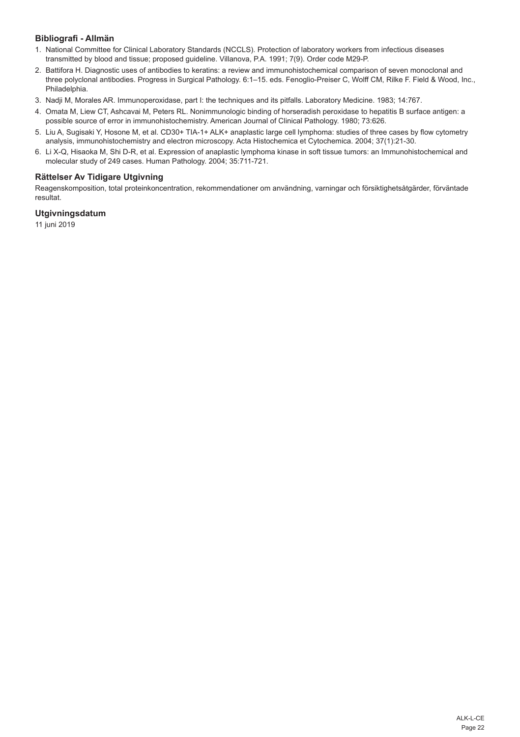### Bibliografi - Allmän

1. National Committee for Clinical Laboratory Standards (NCCLS). Protection of laboratory workers from infectious diseases transmitted by blood and tissue; proposed guideline. Villanova, P.A. 1991; 7(9). Order code M29-P.
2. Battifora H. Diagnostic uses of antibodies to keratins: a review and immunohistochemical comparison of seven monoclonal and three polyclonal antibodies. Progress in Surgical Pathology. 6:1–15. eds. Fenoglio-Preiser C, Wolff CM, Rilke F. Field & Wood, Inc., Philadelphia.
3. Nadji M, Morales AR. Immunoperoxidase, part I: the techniques and its pitfalls. Laboratory Medicine. 1983; 14:767.
4. Omata M, Liew CT, Ashcavai M, Peters RL. Nonimmunologic binding of horseradish peroxidase to hepatitis B surface antigen: a possible source of error in immunohistochemistry. American Journal of Clinical Pathology. 1980; 73:626.
5. Liu A, Sugisaki Y, Hosone M, et al. CD30+ TIA-1+ ALK+ anaplastic large cell lymphoma: studies of three cases by flow cytometry analysis, immunohistochemistry and electron microscopy. Acta Histochemica et Cytochemica. 2004; 37(1):21-30.
6. Li X-Q, Hisaoka M, Shi D-R, et al. Expression of anaplastic lymphoma kinase in soft tissue tumors: an Immunohistochemical and molecular study of 249 cases. Human Pathology. 2004; 35:711-721.

### Rättelser Av Tidigare Utgivning

Reagenskomposition, total proteinkoncentration, rekommendationer om användning, varningar och försiktighetsåtgärder, förväntade resultat.

### Utgivningsdatum

11 juni 2019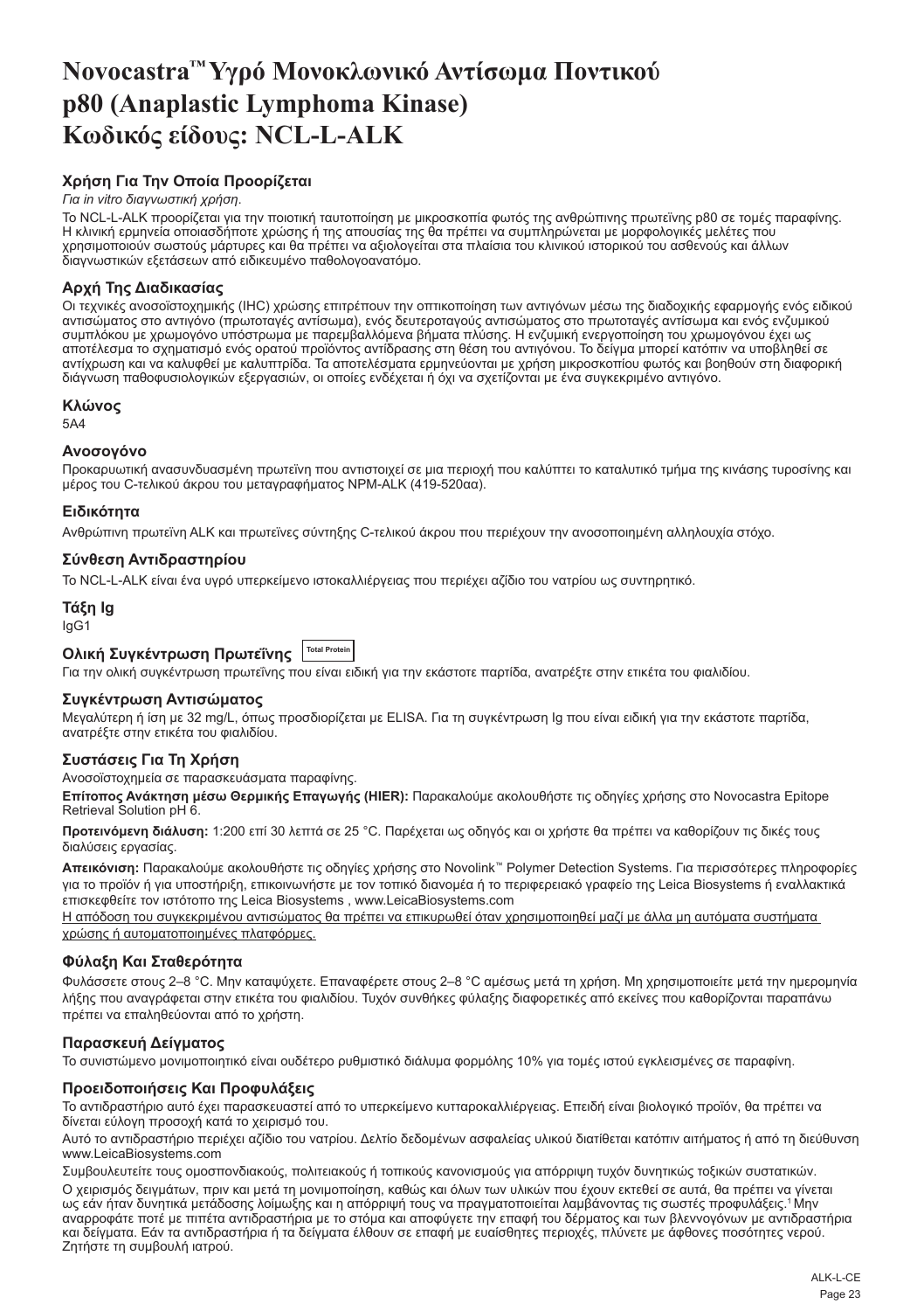# Novocastra™ Υγρό Μονοκλωνικό Αντίσωμα Ποντικού p80 (Anaplastic Lymphoma Kinase) Κωδικός είδους: NCL-L-ALK

### Χρήση Για Την Οποία Προορίζεται

*Για in vitro διαγνωστική χρήση*.

Το NCL-L-ALK προορίζεται για την ποιοτική ταυτοποίηση με μικροσκοπία φωτός της ανθρώπινης πρωτεΐνης p80 σε τομές παραφίνης. Η κλινική ερμηνεία οποιασδήποτε χρώσης ή της απουσίας της θα πρέπει να συμπληρώνεται με μορφολογικές μελέτες που χρησιμοποιούν σωστούς μάρτυρες και θα πρέπει να αξιολογείται στα πλαίσια του κλινικού ιστορικού του ασθενούς και άλλων διαγνωστικών εξετάσεων από ειδικευμένο παθολογοανατόμο.

### Αρχή Της Διαδικασίας

Οι τεχνικές ανοσοϊστοχημικής (IHC) χρώσης επιτρέπουν την οπτικοποίηση των αντιγόνων μέσω της διαδοχικής εφαρμογής ενός ειδικού αντισώματος στο αντιγόνο (πρωτοταγές αντίσωμα), ενός δευτεροταγούς αντισώματος στο πρωτοταγές αντίσωμα και ενός ενζυμικού συμπλόκου με χρωμογόνο υπόστρωμα με παρεμβαλλόμενα βήματα πλύσης. Η ενζυμική ενεργοποίηση του χρωμογόνου έχει ως αποτέλεσμα το σχηματισμό ενός ορατού προϊόντος αντίδρασης στη θέση του αντιγόνου. Το δείγμα μπορεί κατόπιν να υποβληθεί σε αντίχρωση και να καλυφθεί με καλυπτρίδα. Τα αποτελέσματα ερμηνεύονται με χρήση μικροσκοπίου φωτός και βοηθούν στη διαφορική διάγνωση παθοφυσιολογικών εξεργασιών, οι οποίες ενδέχεται ή όχι να σχετίζονται με ένα συγκεκριμένο αντιγόνο.

### Κλώνος

5A4

### Ανοσογόνο

Προκαρυωτική ανασυνδυασμένη πρωτεΐνη που αντιστοιχεί σε μια περιοχή που καλύπτει το καταλυτικό τμήμα της κινάσης τυροσίνης και μέρος του C-τελικού άκρου του μεταγραφήματος NPM-ALK (419-520αα).

### Ειδικότητα

Ανθρώπινη πρωτεΐνη ALK και πρωτεΐνες σύντηξης C-τελικού άκρου που περιέχουν την ανοσοποιημένη αλληλουχία στόχο.

### Σύνθεση Αντιδραστηρίου

Το NCL-L-ALK είναι ένα υγρό υπερκείμενο ιστοκαλλιέργειας που περιέχει αζίδιο του νατρίου ως συντηρητικό.

### Τάξη Ig

IgG1

### Ολική Συγκέντρωση Πρωτεΐνης Total Protein

Για την ολική συγκέντρωση πρωτεΐνης που είναι ειδική για την εκάστοτε παρτίδα, ανατρέξτε στην ετικέτα του φιαλιδίου.

### Συγκέντρωση Αντισώματος

Μεγαλύτερη ή ίση με 32 mg/L, όπως προσδιορίζεται με ELISA. Για τη συγκέντρωση Ig που είναι ειδική για την εκάστοτε παρτίδα, ανατρέξτε στην ετικέτα του φιαλιδίου.

### Συστάσεις Για Τη Χρήση

Ανοσοϊστοχημεία σε παρασκευάσματα παραφίνης.

**Επίτοπος Ανάκτηση μέσω Θερμικής Επαγωγής (HIER):** Παρακαλούμε ακολουθήστε τις οδηγίες χρήσης στο Novocastra Epitope Retrieval Solution pH 6.

**Προτεινόμενη διάλυση:** 1:200 επί 30 λεπτά σε 25 °C. Παρέχεται ως οδηγός και οι χρήστε θα πρέπει να καθορίζουν τις δικές τους διαλύσεις εργασίας.

**Απεικόνιση:** Παρακαλούμε ακολουθήστε τις οδηγίες χρήσης στο Novolink™ Polymer Detection Systems. Για περισσότερες πληροφορίες για το προϊόν ή για υποστήριξη, επικοινωνήστε με τον τοπικό διανομέα ή το περιφερειακό γραφείο της Leica Biosystems ή εναλλακτικά επισκεφθείτε τον ιστότοπο της Leica Biosystems , www.LeicaBiosystems.com

<u>Η απόδοση του συγκεκριμένου αντισώματος θα πρέπει να επικυρωθεί όταν χρησιμοποιηθεί μαζί με άλλα μη αυτόματα συστήματα χρώσης ή αυτοματοποιημένες πλατφόρμες.</u>

### Φύλαξη Και Σταθερότητα

Φυλάσσετε στους 2–8 °C. Μην καταψύχετε. Επαναφέρετε στους 2–8 °C αμέσως μετά τη χρήση. Μη χρησιμοποιείτε μετά την ημερομηνία λήξης που αναγράφεται στην ετικέτα του φιαλιδίου. Τυχόν συνθήκες φύλαξης διαφορετικές από εκείνες που καθορίζονται παραπάνω πρέπει να επαληθεύονται από το χρήστη.

### Παρασκευή Δείγματος

Το συνιστώμενο μονιμοποιητικό είναι ουδέτερο ρυθμιστικό διάλυμα φορμόλης 10% για τομές ιστού εγκλεισμένες σε παραφίνη.

### Προειδοποιήσεις Και Προφυλάξεις

Το αντιδραστήριο αυτό έχει παρασκευαστεί από το υπερκείμενο κυτταροκαλλιέργειας. Επειδή είναι βιολογικό προϊόν, θα πρέπει να δίνεται εύλογη προσοχή κατά το χειρισμό του.

Αυτό το αντιδραστήριο περιέχει αζίδιο του νατρίου. Δελτίο δεδομένων ασφαλείας υλικού διατίθεται κατόπιν αιτήματος ή από τη διεύθυνση www.LeicaBiosystems.com

Συμβουλευτείτε τους ομοσπονδιακούς, πολιτειακούς ή τοπικούς κανονισμούς για απόρριψη τυχόν δυνητικώς τοξικών συστατικών.

Ο χειρισμός δειγμάτων, πριν και μετά τη μονιμοποίηση, καθώς και όλων των υλικών που έχουν εκτεθεί σε αυτά, θα πρέπει να γίνεται ως εάν ήταν δυνητικά μετάδοσης λοίμωξης και η απόρριψή τους να πραγματοποιείται λαμβάνοντας τις σωστές προφυλάξεις.[1] Μην αναρροφάτε ποτέ με πιπέτα αντιδραστήρια με το στόμα και αποφύγετε την επαφή του δέρματος και των βλεννογόνων με αντιδραστήρια και δείγματα. Εάν τα αντιδραστήρια ή τα δείγματα έλθουν σε επαφή με ευαίσθητες περιοχές, πλύνετε με άφθονες ποσότητες νερού. Ζητήστε τη συμβουλή ιατρού.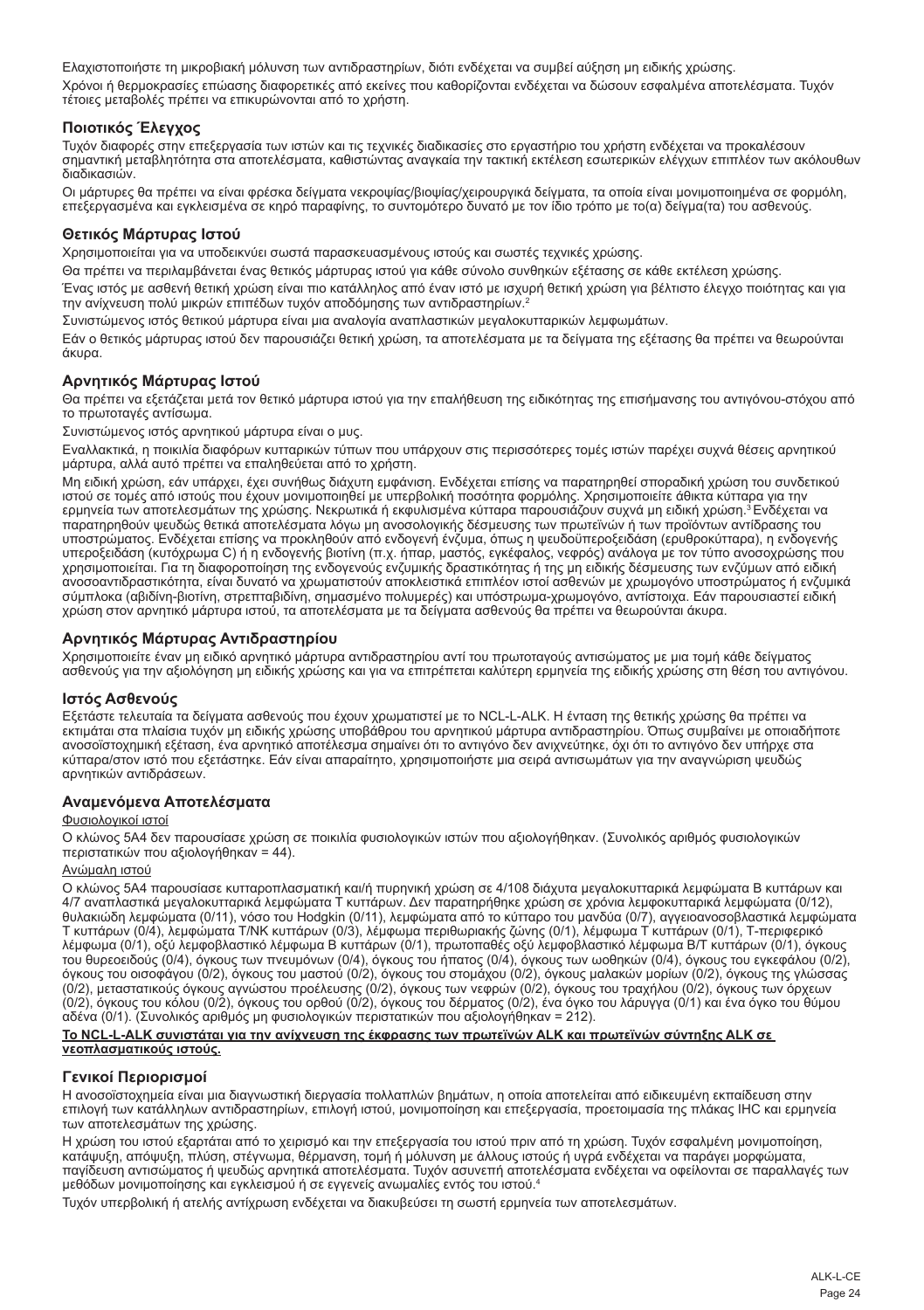Ελαχιστοποιήστε τη μικροβιακή μόλυνση των αντιδραστηρίων, διότι ενδέχεται να συμβεί αύξηση μη ειδικής χρώσης.

Χρόνοι ή θερμοκρασίες επώασης διαφορετικές από εκείνες που καθορίζονται ενδέχεται να δώσουν εσφαλμένα αποτελέσματα. Τυχόν τέτοιες μεταβολές πρέπει να επικυρώνονται από το χρήστη.

## Ποιοτικός Έλεγχος

Τυχόν διαφορές στην επεξεργασία των ιστών και τις τεχνικές διαδικασίες στο εργαστήριο του χρήστη ενδέχεται να προκαλέσουν σημαντική μεταβλητότητα στα αποτελέσματα, καθιστώντας αναγκαία την τακτική εκτέλεση εσωτερικών ελέγχων επιπλέον των ακόλουθων διαδικασιών.

Οι μάρτυρες θα πρέπει να είναι φρέσκα δείγματα νεκροψίας/βιοψίας/χειρουργικά δείγματα, τα οποία είναι μονιμοποιημένα σε φορμόλη, επεξεργασμένα και εγκλεισμένα σε κηρό παραφίνης, το συντομότερο δυνατό με τον ίδιο τρόπο με το(α) δείγμα(τα) του ασθενούς.

## Θετικός Μάρτυρας Ιστού

Χρησιμοποιείται για να υποδεικνύει σωστά παρασκευασμένους ιστούς και σωστές τεχνικές χρώσης.

Θα πρέπει να περιλαμβάνεται ένας θετικός μάρτυρας ιστού για κάθε σύνολο συνθηκών εξέτασης σε κάθε εκτέλεση χρώσης.

Ένας ιστός με ασθενή θετική χρώση είναι πιο κατάλληλος από έναν ιστό με ισχυρή θετική χρώση για βέλτιστο έλεγχο ποιότητας και για την ανίχνευση πολύ μικρών επιπέδων τυχόν αποδόμησης των αντιδραστηρίων.[2]

Συνιστώμενος ιστός θετικού μάρτυρα είναι μια αναλογία αναπλαστικών μεγαλοκυτταρικών λεμφωμάτων.

Εάν ο θετικός μάρτυρας ιστού δεν παρουσιάζει θετική χρώση, τα αποτελέσματα με τα δείγματα της εξέτασης θα πρέπει να θεωρούνται άκυρα.

## Αρνητικός Μάρτυρας Ιστού

Θα πρέπει να εξετάζεται μετά τον θετικό μάρτυρα ιστού για την επαλήθευση της ειδικότητας της επισήμανσης του αντιγόνου-στόχου από το πρωτοταγές αντίσωμα.

Συνιστώμενος ιστός αρνητικού μάρτυρα είναι ο μυς.

Εναλλακτικά, η ποικιλία διαφόρων κυτταρικών τύπων που υπάρχουν στις περισσότερες τομές ιστών παρέχει συχνά θέσεις αρνητικού μάρτυρα, αλλά αυτό πρέπει να επαληθεύεται από το χρήστη.

Μη ειδική χρώση, εάν υπάρχει, έχει συνήθως διάχυτη εμφάνιση. Ενδέχεται επίσης να παρατηρηθεί σποραδική χρώση του συνδετικού ιστού σε τομές από ιστούς που έχουν μονιμοποιηθεί με υπερβολική ποσότητα φορμόλης. Χρησιμοποιείτε άθικτα κύτταρα για την ερμηνεία των αποτελεσμάτων της χρώσης. Νεκρωτικά ή εκφυλισμένα κύτταρα παρουσιάζουν συχνά μη ειδική χρώση.[3] Ενδέχεται να παρατηρηθούν ψευδώς θετικά αποτελέσματα λόγω μη ανοσολογικής δέσμευσης των πρωτεϊνών ή των προϊόντων αντίδρασης του υποστρώματος. Ενδέχεται επίσης να προκληθούν από ενδογενή ένζυμα, όπως η ψευδοϋπεροξειδάση (ερυθροκύτταρα), η ενδογενής υπεροξειδάση (κυτόχρωμα C) ή η ενδογενής βιοτίνη (π.χ. ήπαρ, μαστός, εγκέφαλος, νεφρός) ανάλογα με τον τύπο ανοσοχρώσης που χρησιμοποιείται. Για τη διαφοροποίηση της ενδογενούς ενζυμικής δραστικότητας ή της μη ειδικής δέσμευσης των ενζύμων από ειδική ανοσοαντιδραστικότητα, είναι δυνατό να χρωματιστούν αποκλειστικά επιπλέον ιστοί ασθενών με χρωμογόνο υποστρώματος ή ενζυμικά σύμπλοκα (αβιδίνη-βιοτίνη, στρεπταβιδίνη, σημασμένο πολυμερές) και υπόστρωμα-χρωμογόνο, αντίστοιχα. Εάν παρουσιαστεί ειδική χρώση στον αρνητικό μάρτυρα ιστού, τα αποτελέσματα με τα δείγματα ασθενούς θα πρέπει να θεωρούνται άκυρα.

## Αρνητικός Μάρτυρας Αντιδραστηρίου

Χρησιμοποιείτε έναν μη ειδικό αρνητικό μάρτυρα αντιδραστηρίου αντί του πρωτοταγούς αντισώματος με μια τομή κάθε δείγματος ασθενούς για την αξιολόγηση μη ειδικής χρώσης και για να επιτρέπεται καλύτερη ερμηνεία της ειδικής χρώσης στη θέση του αντιγόνου.

## Ιστός Ασθενούς

Εξετάστε τελευταία τα δείγματα ασθενούς που έχουν χρωματιστεί με το NCL-L-ALK. Η ένταση της θετικής χρώσης θα πρέπει να εκτιμάται στα πλαίσια τυχόν μη ειδικής χρώσης υποβάθρου του αρνητικού μάρτυρα αντιδραστηρίου. Όπως συμβαίνει με οποιαδήποτε ανοσοϊστοχημική εξέταση, ένα αρνητικό αποτέλεσμα σημαίνει ότι το αντιγόνο δεν ανιχνεύτηκε, όχι ότι το αντιγόνο δεν υπήρχε στα κύτταρα/στον ιστό που εξετάστηκε. Εάν είναι απαραίτητο, χρησιμοποιήστε μια σειρά αντισωμάτων για την αναγνώριση ψευδώς αρνητικών αντιδράσεων.

## Αναμενόμενα Αποτελέσματα

Φυσιολογικοί ιστοί

Ο κλώνος 5A4 δεν παρουσίασε χρώση σε ποικιλία φυσιολογικών ιστών που αξιολογήθηκαν. (Συνολικός αριθμός φυσιολογικών περιστατικών που αξιολογήθηκαν = 44).

Ανώμαλη ιστού

Ο κλώνος 5A4 παρουσίασε κυτταροπλασματική και/ή πυρηνική χρώση σε 4/108 διάχυτα μεγαλοκυτταρικά λεμφώματα Β κυττάρων και 4/7 αναπλαστικά μεγαλοκυτταρικά λεμφώματα Τ κυττάρων. Δεν παρατηρήθηκε χρώση σε χρόνια λεμφοκυτταρικά λεμφώματα (0/12), θυλακιώδη λεμφώματα (0/11), νόσο του Hodgkin (0/11), λεμφώματα από το κύτταρο του μανδύα (0/7), αγγειοανοσοβλαστικά λεμφώματα Τ κυττάρων (0/4), λέμφωμα περιθωριακής ζώνης (0/1), λέμφωμα Τ κυττάρων (0/1), Τ-περιφερικό λέμφωμα (0/1), οξύ λεμφοβλαστικό λέμφωμα Β κυττάρων (0/1), πρωτοπαθές οξύ λεμφοβλαστικό λέμφωμα Β/Τ κυττάρων (0/1), όγκους του θυρεοειδούς (0/4), όγκους των πνευμόνων (0/4), όγκους του ήπατος (0/4), όγκους των ωοθηκών (0/4), όγκους του εγκεφάλου (0/2), όγκους του οισοφάγου (0/2), όγκους του μαστού (0/2), όγκους του στομάχου (0/2), όγκους μαλακών μορίων (0/2), όγκους της γλώσσας (0/2), μεταστατικούς όγκους αγνώστου προέλευσης (0/2), όγκους των νεφρών (0/2), όγκους του τραχήλου (0/2), όγκους των όρχεων (0/2), όγκους του κόλου (0/2), όγκους του ορθού (0/2), όγκους του δέρματος (0/2), ένα όγκο του λάρυγγα (0/1) και ένα όγκο του θύμου αδένα (0/1). (Συνολικός αριθμός μη φυσιολογικών περιστατικών που αξιολογήθηκαν = 212).

**Το NCL-L-ALK συνιστάται για την ανίχνευση της έκφρασης των πρωτεϊνών ALK και πρωτεϊνών σύντηξης ALK σε νεοπλασματικούς ιστούς.**

## Γενικοί Περιορισμοί

Η ανοσοϊστοχημεία είναι μια διαγνωστική διεργασία πολλαπλών βημάτων, η οποία αποτελείται από ειδικευμένη εκπαίδευση στην επιλογή των κατάλληλων αντιδραστηρίων, επιλογή ιστού, μονιμοποίηση και επεξεργασία, προετοιμασία της πλάκας IHC και ερμηνεία των αποτελεσμάτων της χρώσης.

Η χρώση του ιστού εξαρτάται από το χειρισμό και την επεξεργασία του ιστού πριν από τη χρώση. Τυχόν εσφαλμένη μονιμοποίηση, κατάψυξη, απόψυξη, πλύση, στέγνωμα, θέρμανση, τομή ή μόλυνση με άλλους ιστούς ή υγρά ενδέχεται να παράγει μορφώματα, παγίδευση αντισώματος ή ψευδώς αρνητικά αποτελέσματα. Τυχόν ασυνεπή αποτελέσματα ενδέχεται να οφείλονται σε παραλλαγές των μεθόδων μονιμοποίησης και εγκλεισμού ή σε εγγενείς ανωμαλίες εντός του ιστού.[4]

Τυχόν υπερβολική ή ατελής αντίχρωση ενδέχεται να διακυβεύσει τη σωστή ερμηνεία των αποτελεσμάτων.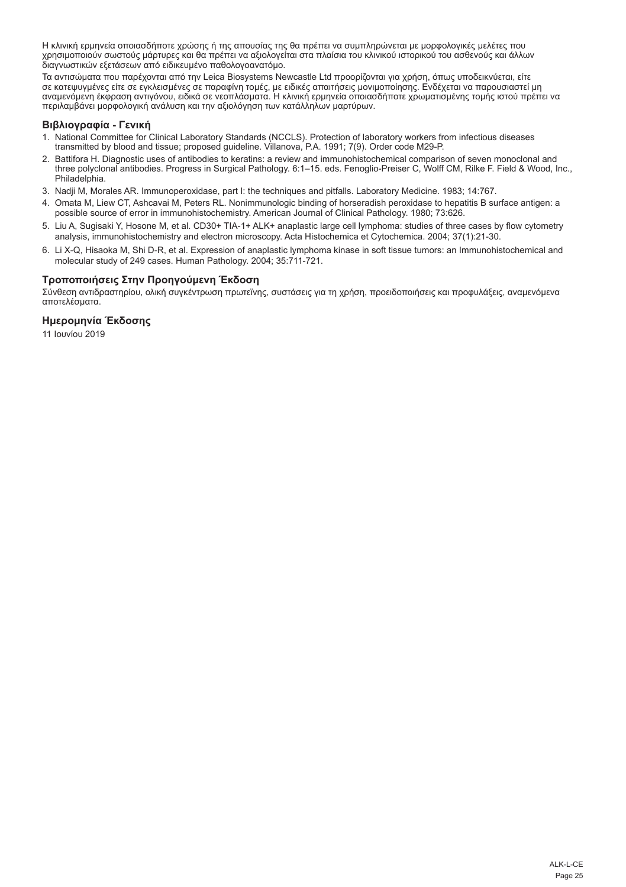Η κλινική ερμηνεία οποιασδήποτε χρώσης ή της απουσίας της θα πρέπει να συμπληρώνεται με μορφολογικές μελέτες που χρησιμοποιούν σωστούς μάρτυρες και θα πρέπει να αξιολογείται στα πλαίσια του κλινικού ιστορικού του ασθενούς και άλλων διαγνωστικών εξετάσεων από ειδικευμένο παθολογοανατόμο.

Τα αντισώματα που παρέχονται από την Leica Biosystems Newcastle Ltd προορίζονται για χρήση, όπως υποδεικνύεται, είτε σε κατεψυγμένες είτε σε εγκλεισμένες σε παραφίνη τομές, με ειδικές απαιτήσεις μονιμοποίησης. Ενδέχεται να παρουσιαστεί μη αναμενόμενη έκφραση αντιγόνου, ειδικά σε νεοπλάσματα. Η κλινική ερμηνεία οποιασδήποτε χρωματισμένης τομής ιστού πρέπει να περιλαμβάνει μορφολογική ανάλυση και την αξιολόγηση των κατάλληλων μαρτύρων.

## Βιβλιογραφία - Γενική

1. National Committee for Clinical Laboratory Standards (NCCLS). Protection of laboratory workers from infectious diseases transmitted by blood and tissue; proposed guideline. Villanova, P.A. 1991; 7(9). Order code M29-P.
2. Battifora H. Diagnostic uses of antibodies to keratins: a review and immunohistochemical comparison of seven monoclonal and three polyclonal antibodies. Progress in Surgical Pathology. 6:1–15. eds. Fenoglio-Preiser C, Wolff CM, Rilke F. Field & Wood, Inc., Philadelphia.
3. Nadji M, Morales AR. Immunoperoxidase, part I: the techniques and pitfalls. Laboratory Medicine. 1983; 14:767.
4. Omata M, Liew CT, Ashcavai M, Peters RL. Nonimmunologic binding of horseradish peroxidase to hepatitis B surface antigen: a possible source of error in immunohistochemistry. American Journal of Clinical Pathology. 1980; 73:626.
5. Liu A, Sugisaki Y, Hosone M, et al. CD30+ TIA-1+ ALK+ anaplastic large cell lymphoma: studies of three cases by flow cytometry analysis, immunohistochemistry and electron microscopy. Acta Histochemica et Cytochemica. 2004; 37(1):21-30.
6. Li X-Q, Hisaoka M, Shi D-R, et al. Expression of anaplastic lymphoma kinase in soft tissue tumors: an Immunohistochemical and molecular study of 249 cases. Human Pathology. 2004; 35:711-721.

## Τροποποιήσεις Στην Προηγούμενη Έκδοση

Σύνθεση αντιδραστηρίου, ολική συγκέντρωση πρωτεϊνης, συστάσεις για τη χρήση, προειδοποιήσεις και προφυλάξεις, αναμενόμενα αποτελέσματα.

## Ημερομηνία Έκδοσης

11 Ιουνίου 2019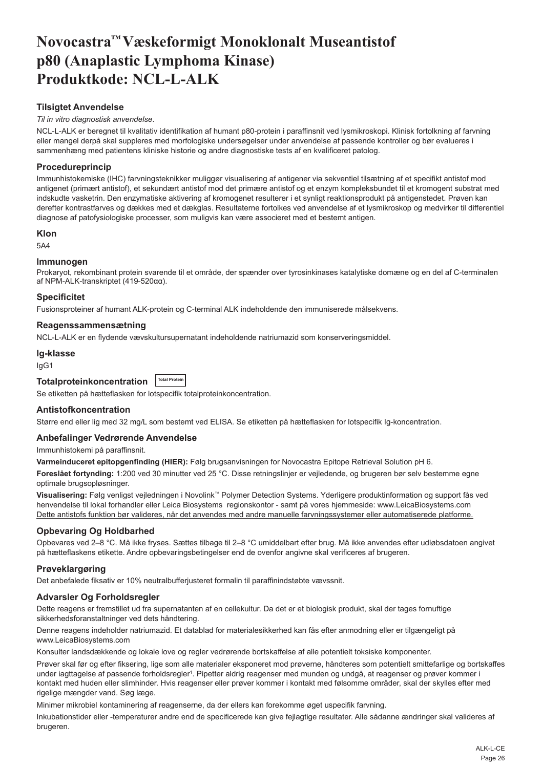# Novocastra™ Væskeformigt Monoklonalt Museantistof p80 (Anaplastic Lymphoma Kinase) Produktkode: NCL-L-ALK

## Tilsigtet Anvendelse

*Til in vitro diagnostisk anvendelse*.

NCL-L-ALK er beregnet til kvalitativ identifikation af humant p80-protein i paraffinsnit ved lysmikroskopi. Klinisk fortolkning af farvning eller mangel derpå skal suppleres med morfologiske undersøgelser under anvendelse af passende kontroller og bør evalueres i sammenhæng med patientens kliniske historie og andre diagnostiske tests af en kvalificeret patolog.

## Procedureprincip

Immunhistokemiske (IHC) farvningsteknikker muliggør visualisering af antigener via sekventiel tilsætning af et specifikt antistof mod antigenet (primært antistof), et sekundært antistof mod det primære antistof og et enzym kompleksbundet til et kromogent substrat med indskudte vasketrin. Den enzymatiske aktivering af kromogenet resulterer i et synligt reaktionsprodukt på antigenstedet. Prøven kan derefter kontrastfarves og dækkes med et dækglas. Resultaterne fortolkes ved anvendelse af et lysmikroskop og medvirker til differentiel diagnose af patofysiologiske processer, som muligvis kan være associeret med et bestemt antigen.

## Klon

5A4

## Immunogen

Prokaryot, rekombinant protein svarende til et område, der spænder over tyrosinkinases katalytiske domæne og en del af C-terminalen af NPM-ALK-transkriptet (419-520αα).

## Specificitet

Fusionsproteiner af humant ALK-protein og C-terminal ALK indeholdende den immuniserede målsekvens.

## Reagenssammensætning

NCL-L-ALK er en flydende vævskultursupernatant indeholdende natriumazid som konserveringsmiddel.

## Ig-klasse

IgG1

## Totalproteinkoncentration

Total Protein

Se etiketten på hætteflasken for lotspecifik totalproteinkoncentration.

## Antistofkoncentration

Større end eller lig med 32 mg/L som bestemt ved ELISA. Se etiketten på hætteflasken for lotspecifik Ig-koncentration.

## Anbefalinger Vedrørende Anvendelse

Immunhistokemi på paraffinsnit.

**Varmeinduceret epitopgenfinding (HIER):** Følg brugsanvisningen for Novocastra Epitope Retrieval Solution pH 6.

**Foreslået fortynding:** 1:200 ved 30 minutter ved 25 °C. Disse retningslinjer er vejledende, og brugeren bør selv bestemme egne optimale brugsopløsninger.

**Visualisering:** Følg venligst vejledningen i Novolink™ Polymer Detection Systems. Yderligere produktinformation og support fås ved henvendelse til lokal forhandler eller Leica Biosystems regionskontor - samt på vores hjemmeside: www.LeicaBiosystems.com

Dette antistofs funktion bør valideres, når det anvendes med andre manuelle farvningssystemer eller automatiserede platforme.

## Opbevaring Og Holdbarhed

Opbevares ved 2–8 °C. Må ikke fryses. Sættes tilbage til 2–8 °C umiddelbart efter brug. Må ikke anvendes efter udløbsdatoen angivet på hætteflaskens etikette. Andre opbevaringsbetingelser end de ovenfor angivne skal verificeres af brugeren.

## Prøveklargøring

Det anbefalede fiksativ er 10% neutralbufferjusteret formalin til paraffinindstøbte vævssnit.

## Advarsler Og Forholdsregler

Dette reagens er fremstillet ud fra supernatanten af en cellekultur. Da det er et biologisk produkt, skal der tages fornuftige sikkerhedsforanstaltninger ved dets håndtering.

Denne reagens indeholder natriumazid. Et datablad for materialesikkerhed kan fås efter anmodning eller er tilgængeligt på www.LeicaBiosystems.com

Konsulter landsdækkende og lokale love og regler vedrørende bortskaffelse af alle potentielt toksiske komponenter.

Prøver skal før og efter fiksering, lige som alle materialer eksponeret mod prøverne, håndteres som potentielt smittefarlige og bortskaffes under iagttagelse af passende forholdsregler[1]. Pipetter aldrig reagenser med munden og undgå, at reagenser og prøver kommer i kontakt med huden eller slimhinder. Hvis reagenser eller prøver kommer i kontakt med følsomme områder, skal der skylles med rigelige mængder vand. Søg læge.

Minimer mikrobiel kontaminering af reagenserne, da der ellers kan forekomme øget uspecifik farvning.

Inkubationstider eller -temperaturer andre end de specificerede kan give fejlagtige resultater. Alle sådanne ændringer skal valideres af brugeren.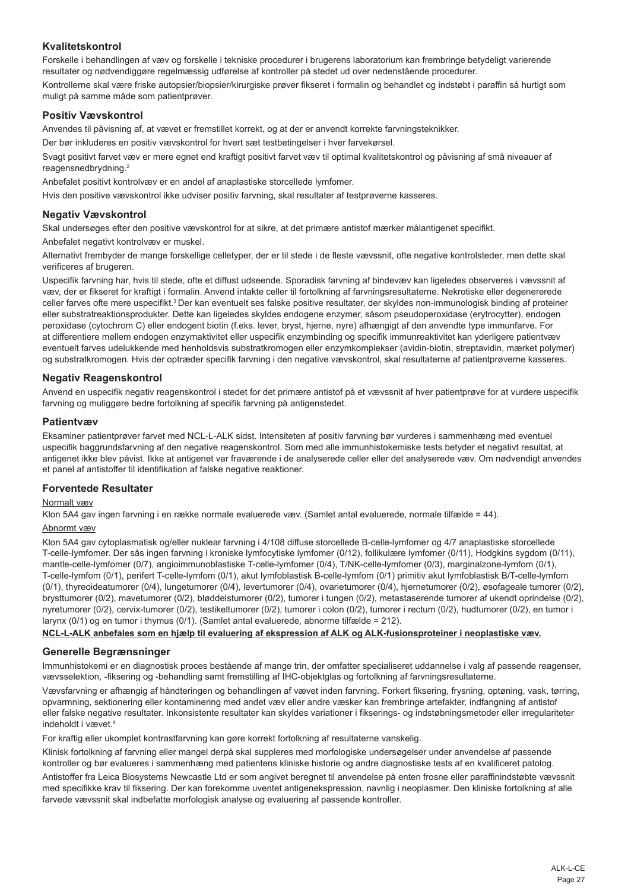## Kvalitetskontrol

Forskelle i behandlingen af væv og forskelle i tekniske procedurer i brugerens laboratorium kan frembringe betydeligt varierende resultater og nødvendiggøre regelmæssig udførelse af kontroller på stedet ud over nedenstående procedurer.

Kontrollerne skal være friske autopsier/biopsier/kirurgiske prøver fikseret i formalin og behandlet og indstøbt i paraffin så hurtigt som muligt på samme måde som patientprøver.

## Positiv Vævskontrol

Anvendes til påvisning af, at vævet er fremstillet korrekt, og at der er anvendt korrekte farvningsteknikker.

Der bør inkluderes en positiv vævskontrol for hvert sæt testbetingelser i hver farvekørsel.

Svagt positivt farvet væv er mere egnet end kraftigt positivt farvet væv til optimal kvalitetskontrol og påvisning af små niveauer af reagensnedbrydning.[2]

Anbefalet positivt kontrolvæv er en andel af anaplastiske storcellede lymfomer.

Hvis den positive vævskontrol ikke udviser positiv farvning, skal resultater af testprøverne kasseres.

## Negativ Vævskontrol

Skal undersøges efter den positive vævskontrol for at sikre, at det primære antistof mærker målantigenet specifikt.

Anbefalet negativt kontrolvæv er muskel.

Alternativt frembyder de mange forskellige celletyper, der er til stede i de fleste vævssnit, ofte negative kontrolsteder, men dette skal verificeres af brugeren.

Uspecifik farvning har, hvis til stede, ofte et diffust udseende. Sporadisk farvning af bindevæv kan ligeledes observeres i vævssnit af væv, der er fikseret for kraftigt i formalin. Anvend intakte celler til fortolkning af farvningsresultaterne. Nekrotiske eller degenererede celler farves ofte mere uspecifikt.[3] Der kan eventuelt ses falske positive resultater, der skyldes non-immunologisk binding af proteiner eller substratreaktionsprodukter. Dette kan ligeledes skyldes endogene enzymer, såsom pseudoperoxidase (erytrocytter), endogen peroxidase (cytochrom C) eller endogent biotin (f.eks. lever, bryst, hjerne, nyre) afhængigt af den anvendte type immunfarve. For at differentiere mellem endogen enzymaktivitet eller uspecifik enzymbinding og specifik immunreaktivitet kan yderligere patientvæv eventuelt farves udelukkende med henholdsvis substratkromogen eller enzymkomplekser (avidin-biotin, streptavidin, mærket polymer) og substratkromogen. Hvis der optræder specifik farvning i den negative vævskontrol, skal resultaterne af patientprøverne kasseres.

## Negativ Reagenskontrol

Anvend en uspecifik negativ reagenskontrol i stedet for det primære antistof på et vævssnit af hver patientprøve for at vurdere uspecifik farvning og muliggøre bedre fortolkning af specifik farvning på antigenstedet.

## Patientvæv

Eksaminer patientprøver farvet med NCL-L-ALK sidst. Intensiteten af positiv farvning bør vurderes i sammenhæng med eventuel uspecifik baggrundsfarvning af den negative reagenskontrol. Som med alle immunhistokemiske tests betyder et negativt resultat, at antigenet ikke blev påvist. Ikke at antigenet var fraværende i de analyserede celler eller det analyserede væv. Om nødvendigt anvendes et panel af antistoffer til identifikation af falske negative reaktioner.

## Forventede Resultater

Normalt væv

Klon 5A4 gav ingen farvning i en række normale evaluerede væv. (Samlet antal evaluerede, normale tilfælde = 44).

Abnormt væv

Klon 5A4 gav cytoplasmatisk og/eller nuklear farvning i 4/108 diffuse storcellede B-celle-lymfomer og 4/7 anaplastiske storcellede T-celle-lymfomer. Der sås ingen farvning i kroniske lymfocytiske lymfomer (0/12), follikulære lymfomer (0/11), Hodgkins sygdom (0/11), mantle-celle-lymfomer (0/7), angioimmunoblastiske T-celle-lymfomer (0/4), T/NK-celle-lymfomer (0/3), marginalzone-lymfom (0/1), T-celle-lymfom (0/1), perifert T-celle-lymfom (0/1), akut lymfoblastisk B-celle-lymfom (0/1) primitiv akut lymfoblastisk B/T-celle-lymfom (0/1), thyreoideatumorer (0/4), lungetumorer (0/4), levertumorer (0/4), ovarietumorer (0/4), hjernetumorer (0/2), øsofageale tumorer (0/2), brysttumorer (0/2), mavetumorer (0/2), bløddelstumorer (0/2), tumorer i tungen (0/2), metastaserende tumorer af ukendt oprindelse (0/2), nyretumorer (0/2), cervix-tumorer (0/2), testikeltumorer (0/2), tumorer i colon (0/2), tumorer i rectum (0/2), hudtumorer (0/2), en tumor i larynx (0/1) og en tumor i thymus (0/1). (Samlet antal evaluerede, abnorme tilfælde = 212).

**NCL-L-ALK anbefales som en hjælp til evaluering af ekspression af ALK og ALK-fusionsproteiner i neoplastiske væv.**

## Generelle Begrænsninger

Immunhistokemi er en diagnostisk proces bestående af mange trin, der omfatter specialiseret uddannelse i valg af passende reagenser, vævsselektion, -fiksering og -behandling samt fremstilling af IHC-objektglas og fortolkning af farvningsresultaterne.

Vævsfarvning er afhængig af håndteringen og behandlingen af vævet inden farvning. Forkert fiksering, frysning, optøning, vask, tørring, opvarmning, sektionering eller kontaminering med andet væv eller andre væsker kan frembringe artefakter, indfangning af antistof eller falske negative resultater. Inkonsistente resultater kan skyldes variationer i fikserings- og indstøbningsmetoder eller irregulariteter indeholdt i vævet.[4]

For kraftig eller ukomplet kontrastfarvning kan gøre korrekt fortolkning af resultaterne vanskelig.

Klinisk fortolkning af farvning eller mangel derpå skal suppleres med morfologiske undersøgelser under anvendelse af passende kontroller og bør evalueres i sammenhæng med patientens kliniske historie og andre diagnostiske tests af en kvalificeret patolog.

Antistoffer fra Leica Biosystems Newcastle Ltd er som angivet beregnet til anvendelse på enten frosne eller paraffinindstøbte vævssnit med specifikke krav til fiksering. Der kan forekomme uventet antigenekspression, navnlig i neoplasmer. Den kliniske fortolkning af alle farvede vævssnit skal indbefatte morfologisk analyse og evaluering af passende kontroller.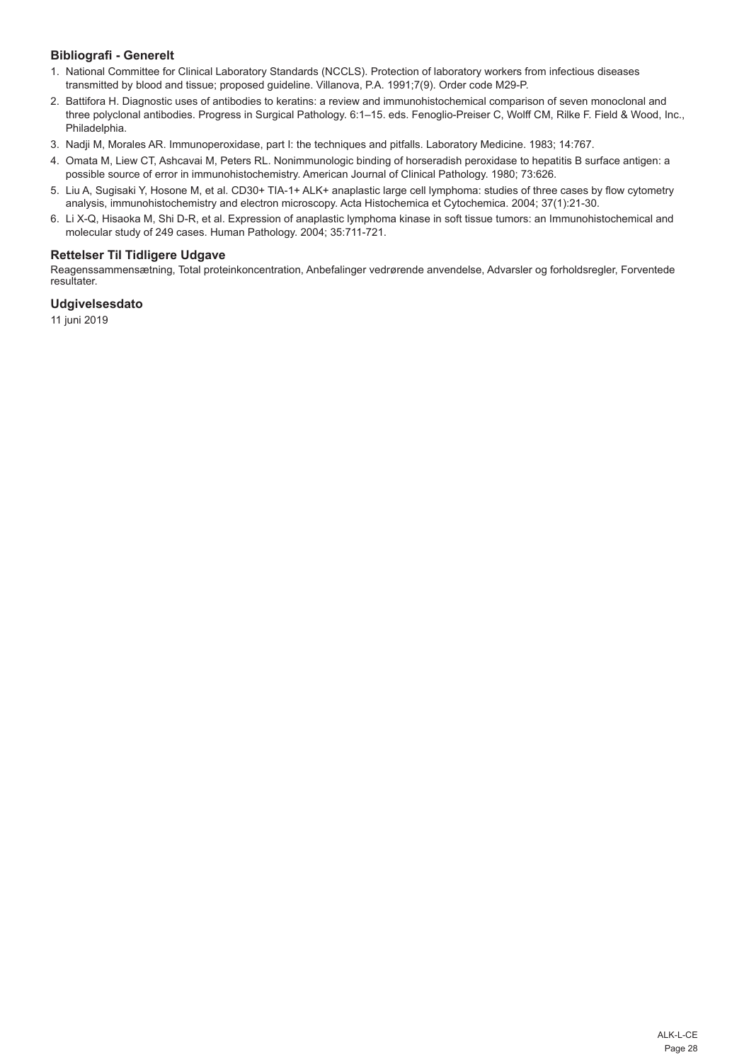### Bibliografi - Generelt

1. National Committee for Clinical Laboratory Standards (NCCLS). Protection of laboratory workers from infectious diseases transmitted by blood and tissue; proposed guideline. Villanova, P.A. 1991;7(9). Order code M29-P.
2. Battifora H. Diagnostic uses of antibodies to keratins: a review and immunohistochemical comparison of seven monoclonal and three polyclonal antibodies. Progress in Surgical Pathology. 6:1–15. eds. Fenoglio-Preiser C, Wolff CM, Rilke F. Field & Wood, Inc., Philadelphia.
3. Nadji M, Morales AR. Immunoperoxidase, part I: the techniques and pitfalls. Laboratory Medicine. 1983; 14:767.
4. Omata M, Liew CT, Ashcavai M, Peters RL. Nonimmunologic binding of horseradish peroxidase to hepatitis B surface antigen: a possible source of error in immunohistochemistry. American Journal of Clinical Pathology. 1980; 73:626.
5. Liu A, Sugisaki Y, Hosone M, et al. CD30+ TIA-1+ ALK+ anaplastic large cell lymphoma: studies of three cases by flow cytometry analysis, immunohistochemistry and electron microscopy. Acta Histochemica et Cytochemica. 2004; 37(1):21-30.
6. Li X-Q, Hisaoka M, Shi D-R, et al. Expression of anaplastic lymphoma kinase in soft tissue tumors: an Immunohistochemical and molecular study of 249 cases. Human Pathology. 2004; 35:711-721.

### Rettelser Til Tidligere Udgave

Reagenssammensætning, Total proteinkoncentration, Anbefalinger vedrørende anvendelse, Advarsler og forholdsregler, Forventede resultater.

### Udgivelsesdato

11 juni 2019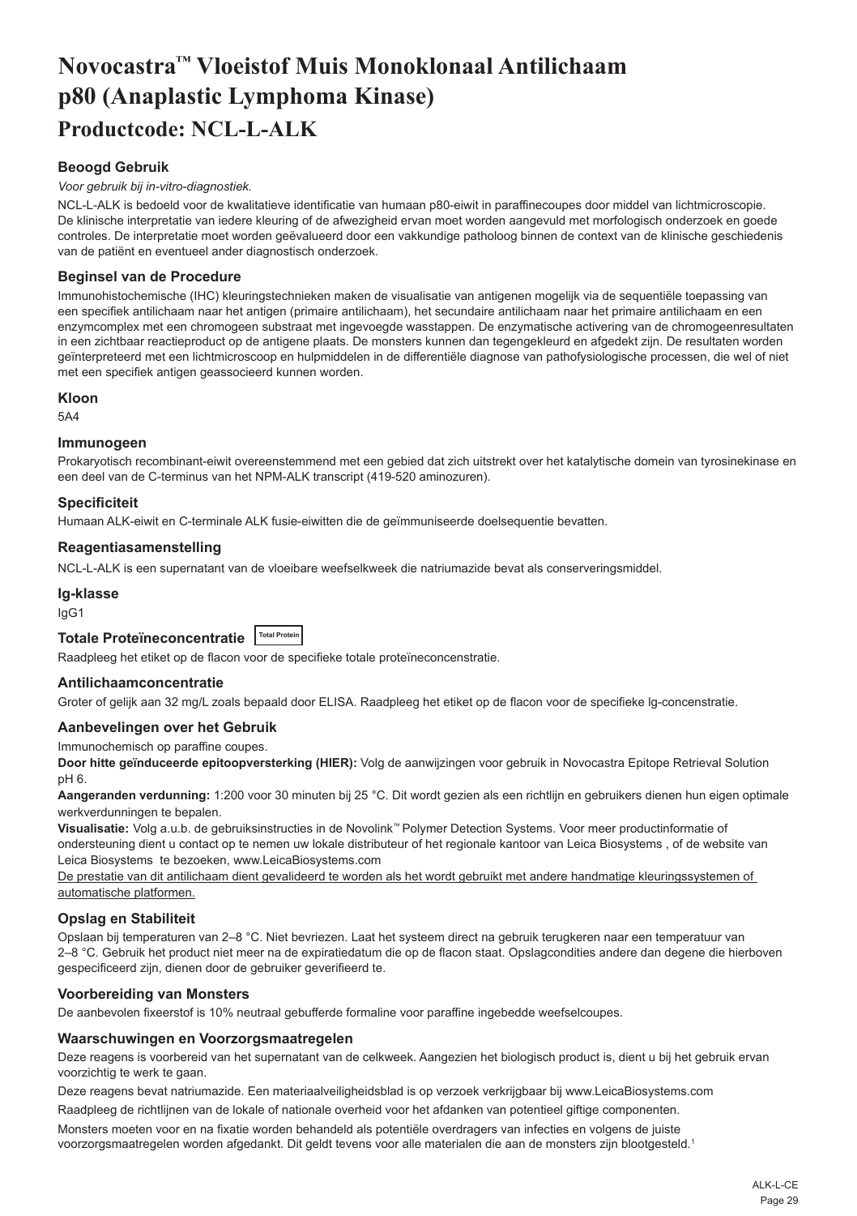# Novocastra™ Vloeistof Muis Monoklonaal Antilichaam p80 (Anaplastic Lymphoma Kinase)

## Productcode: NCL-L-ALK

### Beoogd Gebruik

*Voor gebruik bij in-vitro-diagnostiek.*

NCL-L-ALK is bedoeld voor de kwalitatieve identificatie van humaan p80-eiwit in paraffinecoupes door middel van lichtmicroscopie. De klinische interpretatie van iedere kleuring of de afwezigheid ervan moet worden aangevuld met morfologisch onderzoek en goede controles. De interpretatie moet worden geëvalueerd door een vakkundige patholoog binnen de context van de klinische geschiedenis van de patiënt en eventueel ander diagnostisch onderzoek.

### Beginsel van de Procedure

Immunohistochemische (IHC) kleuringstechnieken maken de visualisatie van antigenen mogelijk via de sequentiële toepassing van een specifiek antilichaam naar het antigen (primaire antilichaam), het secundaire antilichaam naar het primaire antilichaam en een enzymcomplex met een chromogeen substraat met ingevoegde wasstappen. De enzymatische activering van de chromogeenresultaten in een zichtbaar reactieproduct op de antigene plaats. De monsters kunnen dan tegengekleurd en afgedekt zijn. De resultaten worden geïnterpreteerd met een lichtmicroscoop en hulpmiddelen in de differentiële diagnose van pathofysiologische processen, die wel of niet met een specifiek antigen geassocieerd kunnen worden.

### Kloon

5A4

### Immunogeen

Prokaryotisch recombinant-eiwit overeenstemmend met een gebied dat zich uitstrekt over het katalytische domein van tyrosinekinase en een deel van de C-terminus van het NPM-ALK transcript (419-520 aminozuren).

### Specificiteit

Humaan ALK-eiwit en C-terminale ALK fusie-eiwitten die de geïmmuniseerde doelsequentie bevatten.

### Reagentiasamenstelling

NCL-L-ALK is een supernatant van de vloeibare weefselkweek die natriumazide bevat als conserveringsmiddel.

### Ig-klasse

IgG1

### Totale Proteïneconcentratie Total Protein

Raadpleeg het etiket op de flacon voor de specifieke totale proteïneconcentratie.

### Antilichaamconcentratie

Groter of gelijk aan 32 mg/L zoals bepaald door ELISA. Raadpleeg het etiket op de flacon voor de specifieke lg-concentratie.

### Aanbevelingen over het Gebruik

Immunochemisch op paraffine coupes.

**Door hitte geïnduceerde epitoopversterking (HIER):** Volg de aanwijzingen voor gebruik in Novocastra Epitope Retrieval Solution pH 6.

**Aangeranden verdunning:** 1:200 voor 30 minuten bij 25 °C. Dit wordt gezien als een richtlijn en gebruikers dienen hun eigen optimale werkverdunningen te bepalen.

**Visualisatie:** Volg a.u.b. de gebruiksinstructies in de Novolink™ Polymer Detection Systems. Voor meer productinformatie of ondersteuning dient u contact op te nemen uw lokale distributeur of het regionale kantoor van Leica Biosystems , of de website van Leica Biosystems te bezoeken, www.LeicaBiosystems.com

De prestatie van dit antilichaam dient gevalideerd te worden als het wordt gebruikt met andere handmatige kleuringssystemen of automatische platformen.

### Opslag en Stabiliteit

Opslaan bij temperaturen van 2–8 °C. Niet bevriezen. Laat het systeem direct na gebruik terugkeren naar een temperatuur van 2–8 °C. Gebruik het product niet meer na de expiratiedatum die op de flacon staat. Opslagcondities andere dan degene die hierboven gespecificeerd zijn, dienen door de gebruiker geverifieerd te.

### Voorbereiding van Monsters

De aanbevolen fixeerstof is 10% neutraal gebufferde formaline voor paraffine ingebedde weefselcoupes.

### Waarschuwingen en Voorzorgsmaatregelen

Deze reagens is voorbereid van het supernatant van de celkweek. Aangezien het biologisch product is, dient u bij het gebruik ervan voorzichtig te werk te gaan.

Deze reagens bevat natriumazide. Een materiaalveiligheidsblad is op verzoek verkrijgbaar bij www.LeicaBiosystems.com

Raadpleeg de richtlijnen van de lokale of nationale overheid voor het afdanken van potentieel giftige componenten.

Monsters moeten voor en na fixatie worden behandeld als potentiële overdragers van infecties en volgens de juiste voorzorgsmaatregelen worden afgedankt. Dit geldt tevens voor alle materialen die aan de monsters zijn blootgesteld.[1]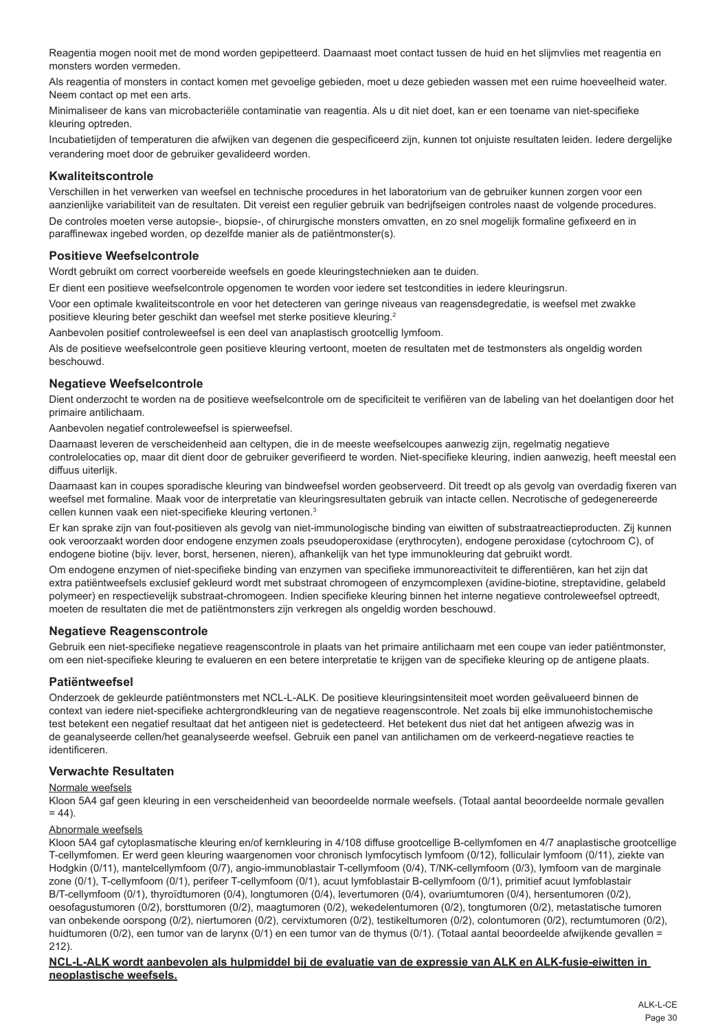Reagentia mogen nooit met de mond worden gepipetteerd. Daarnaast moet contact tussen de huid en het slijmvlies met reagentia en monsters worden vermeden.

Als reagentia of monsters in contact komen met gevoelige gebieden, moet u deze gebieden wassen met een ruime hoeveelheid water. Neem contact op met een arts.

Minimaliseer de kans van microbacteriële contaminatie van reagentia. Als u dit niet doet, kan er een toename van niet-specifieke kleuring optreden.

Incubatietijden of temperaturen die afwijken van degenen die gespecificeerd zijn, kunnen tot onjuiste resultaten leiden. Iedere dergelijke verandering moet door de gebruiker gevalideerd worden.

## Kwaliteitscontrole

Verschillen in het verwerken van weefsel en technische procedures in het laboratorium van de gebruiker kunnen zorgen voor een aanzienlijke variabiliteit van de resultaten. Dit vereist een regulier gebruik van bedrijfseigen controles naast de volgende procedures.

De controles moeten verse autopsie-, biopsie-, of chirurgische monsters omvatten, en zo snel mogelijk formaline gefixeerd en in paraffinewax ingebed worden, op dezelfde manier als de patiëntmonster(s).

## Positieve Weefselcontrole

Wordt gebruikt om correct voorbereide weefsels en goede kleuringstechnieken aan te duiden.

Er dient een positieve weefselcontrole opgenomen te worden voor iedere set testcondities in iedere kleuringsrun.

Voor een optimale kwaliteitscontrole en voor het detecteren van geringe niveaus van reagensdegradatie, is weefsel met zwakke positieve kleuring beter geschikt dan weefsel met sterke positieve kleuring.[2]

Aanbevolen positief controleweefsel is een deel van anaplastisch grootcellig lymfoom.

Als de positieve weefselcontrole geen positieve kleuring vertoont, moeten de resultaten met de testmonsters als ongeldig worden beschouwd.

## Negatieve Weefselcontrole

Dient onderzocht te worden na de positieve weefselcontrole om de specificiteit te verifiëren van de labeling van het doelantigen door het primaire antilichaam.

Aanbevolen negatief controleweefsel is spierweefsel.

Daarnaast leveren de verscheidenheid aan celtypen, die in de meeste weefselcoupes aanwezig zijn, regelmatig negatieve controlelocaties op, maar dit dient door de gebruiker geverifieerd te worden. Niet-specifieke kleuring, indien aanwezig, heeft meestal een diffuus uiterlijk.

Daarnaast kan in coupes sporadische kleuring van bindweefsel worden geobserveerd. Dit treedt op als gevolg van overdadig fixeren van weefsel met formaline. Maak voor de interpretatie van kleuringsresultaten gebruik van intacte cellen. Necrotische of gedegenereerde cellen kunnen vaak een niet-specifieke kleuring vertonen.[3]

Er kan sprake zijn van fout-positieven als gevolg van niet-immunologische binding van eiwitten of substraatreactieproducten. Zij kunnen ook veroorzaakt worden door endogene enzymen zoals pseudoperoxidase (erythrocyten), endogene peroxidase (cytochroom C), of endogene biotine (bijv. lever, borst, hersenen, nieren), afhankelijk van het type immunokleuring dat gebruikt wordt.

Om endogene enzymen of niet-specifieke binding van enzymen van specifieke immunoreactiviteit te differentiëren, kan het zijn dat extra patiëntweefsels exclusief gekleurd wordt met substraat chromogeen of enzymcomplexen (avidine-biotine, streptavidine, gelabeld polymeer) en respectievelijk substraat-chromogeen. Indien specifieke kleuring binnen het interne negatieve controleweefsel optreedt, moeten de resultaten die met de patiëntmonsters zijn verkregen als ongeldig worden beschouwd.

## Negatieve Reagenscontrole

Gebruik een niet-specifieke negatieve reagenscontrole in plaats van het primaire antilichaam met een coupe van ieder patiëntmonster, om een niet-specifieke kleuring te evalueren en een betere interpretatie te krijgen van de specifieke kleuring op de antigene plaats.

## Patiëntweefsel

Onderzoek de gekleurde patiëntmonsters met NCL-L-ALK. De positieve kleuringsintensiteit moet worden geëvalueerd binnen de context van iedere niet-specifieke achtergrondkleuring van de negatieve reagenscontrole. Net zoals bij elke immunohistochemische test betekent een negatief resultaat dat het antigeen niet is gedetecteerd. Het betekent dus niet dat het antigeen afwezig was in de geanalyseerde cellen/het geanalyseerde weefsel. Gebruik een panel van antilichamen om de verkeerd-negatieve reacties te identificeren.

## Verwachte Resultaten

Normale weefsels

Kloon 5A4 gaf geen kleuring in een verscheidenheid van beoordeelde normale weefsels. (Totaal aantal beoordeelde normale gevallen = 44).

Abnormale weefsels

Kloon 5A4 gaf cytoplasmatische kleuring en/of kernkleuring in 4/108 diffuse grootcellige B-cellymfomen en 4/7 anaplastische grootcellige T-cellymfomen. Er werd geen kleuring waargenomen voor chronisch lymfocytisch lymfoom (0/12), folliculair lymfoom (0/11), ziekte van Hodgkin (0/11), mantelcellymfoom (0/7), angio-immunoblastair T-cellymfoom (0/4), T/NK-cellymfoom (0/3), lymfoom van de marginale zone (0/1), T-cellymfoom (0/1), perifeer T-cellymfoom (0/1), acuut lymfoblastair B-cellymfoom (0/1), primitief acuut lymfoblastair B/T-cellymfoom (0/1), thyroïdtumoren (0/4), longtumoren (0/4), levertumoren (0/4), ovariumtumoren (0/4), hersentumoren (0/2), oesofagustumoren (0/2), borsttumoren (0/2), maagtumoren (0/2), wekedelentumoren (0/2), tongtumoren (0/2), metastatische tumoren van onbekende oorspong (0/2), niertumoren (0/2), cervixtumoren (0/2), testikeltumoren (0/2), colontumoren (0/2), rectumtumoren (0/2), huidtumoren (0/2), een tumor van de larynx (0/1) en een tumor van de thymus (0/1). (Totaal aantal beoordeelde afwijkende gevallen = 212).

**NCL-L-ALK wordt aanbevolen als hulpmiddel bij de evaluatie van de expressie van ALK en ALK-fusie-eiwitten in neoplastische weefsels.**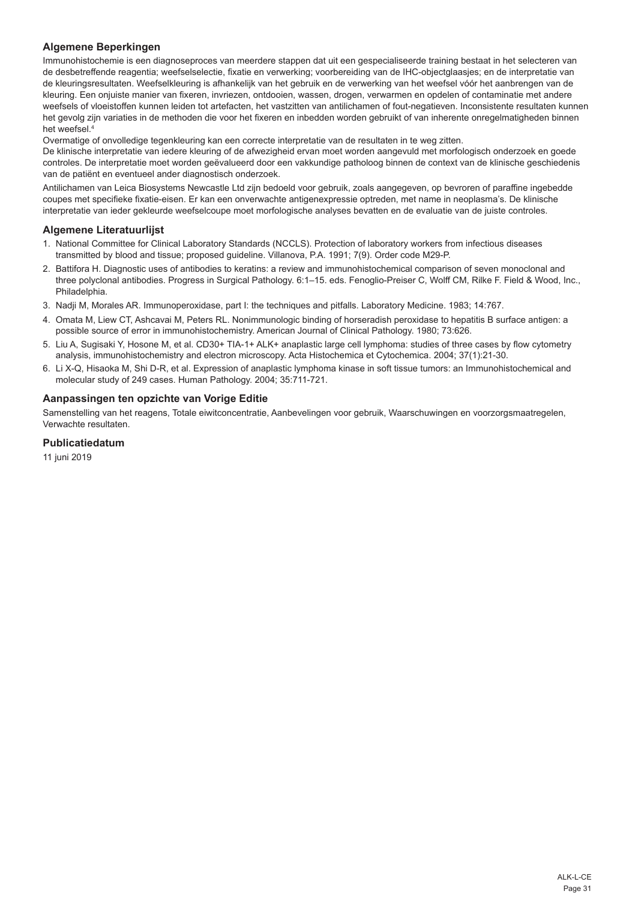## Algemene Beperkingen

Immunohistochemie is een diagnoseproces van meerdere stappen dat uit een gespecialiseerde training bestaat in het selecteren van de desbetreffende reagentia; weefselselectie, fixatie en verwerking; voorbereiding van de IHC-objectglaasjes; en de interpretatie van de kleuringsresultaten. Weefselkleuring is afhankelijk van het gebruik en de verwerking van het weefsel vóór het aanbrengen van de kleuring. Een onjuiste manier van fixeren, invriezen, ontdooien, wassen, drogen, verwarmen en opdelen of contaminatie met andere weefsels of vloeistoffen kunnen leiden tot artefacten, het vastzitten van antilichamen of fout-negatieven. Inconsistente resultaten kunnen het gevolg zijn variaties in de methoden die voor het fixeren en inbedden worden gebruikt of van inherente onregelmatigheden binnen het weefsel.[4]

Overmatige of onvolledige tegenkleuring kan een correcte interpretatie van de resultaten in te weg zitten.

De klinische interpretatie van iedere kleuring of de afwezigheid ervan moet worden aangevuld met morfologisch onderzoek en goede controles. De interpretatie moet worden geëvalueerd door een vakkundige patholoog binnen de context van de klinische geschiedenis van de patiënt en eventueel ander diagnostisch onderzoek.

Antilichamen van Leica Biosystems Newcastle Ltd zijn bedoeld voor gebruik, zoals aangegeven, op bevroren of paraffine ingebedde coupes met specifieke fixatie-eisen. Er kan een onverwachte antigenexpressie optreden, met name in neoplasma's. De klinische interpretatie van ieder gekleurde weefselcoupe moet morfologische analyses bevatten en de evaluatie van de juiste controles.

## Algemene Literatuurlijst

1. National Committee for Clinical Laboratory Standards (NCCLS). Protection of laboratory workers from infectious diseases transmitted by blood and tissue; proposed guideline. Villanova, P.A. 1991; 7(9). Order code M29-P.
2. Battifora H. Diagnostic uses of antibodies to keratins: a review and immunohistochemical comparison of seven monoclonal and three polyclonal antibodies. Progress in Surgical Pathology. 6:1–15. eds. Fenoglio-Preiser C, Wolff CM, Rilke F. Field & Wood, Inc., Philadelphia.
3. Nadji M, Morales AR. Immunoperoxidase, part I: the techniques and pitfalls. Laboratory Medicine. 1983; 14:767.
4. Omata M, Liew CT, Ashcavai M, Peters RL. Nonimmunologic binding of horseradish peroxidase to hepatitis B surface antigen: a possible source of error in immunohistochemistry. American Journal of Clinical Pathology. 1980; 73:626.
5. Liu A, Sugisaki Y, Hosone M, et al. CD30+ TIA-1+ ALK+ anaplastic large cell lymphoma: studies of three cases by flow cytometry analysis, immunohistochemistry and electron microscopy. Acta Histochemica et Cytochemica. 2004; 37(1):21-30.
6. Li X-Q, Hisaoka M, Shi D-R, et al. Expression of anaplastic lymphoma kinase in soft tissue tumors: an Immunohistochemical and molecular study of 249 cases. Human Pathology. 2004; 35:711-721.

## Aanpassingen ten opzichte van Vorige Editie

Samenstelling van het reagens, Totale eiwitconcentratie, Aanbevelingen voor gebruik, Waarschuwingen en voorzorgsmaatregelen, Verwachte resultaten.

## Publicatiedatum

11 juni 2019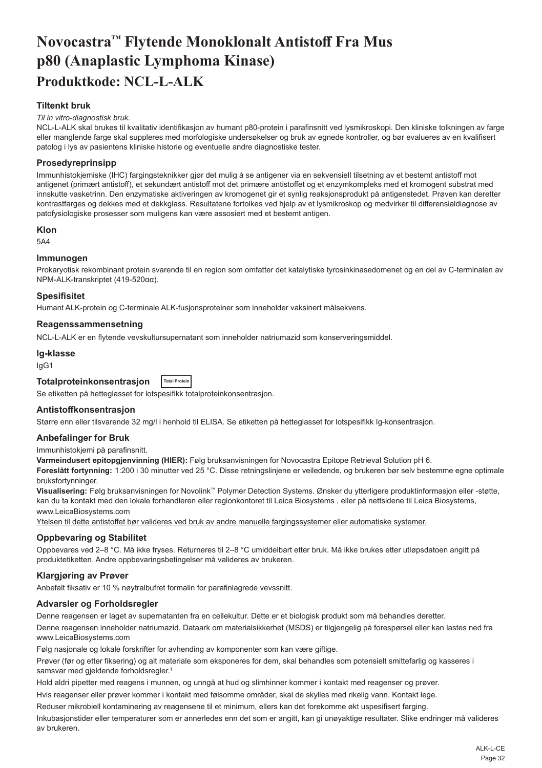# Novocastra™ Flytende Monoklonalt Antistoff Fra Mus p80 (Anaplastic Lymphoma Kinase)

## Produktkode: NCL-L-ALK

### Tiltenkt bruk

*Til in vitro-diagnostisk bruk.*

NCL-L-ALK skal brukes til kvalitativ identifikasjon av humant p80-protein i parafinsnitt ved lysmikroskopi. Den kliniske tolkningen av farge eller manglende farge skal suppleres med morfologiske undersøkelser og bruk av egnede kontroller, og bør evalueres av en kvalifisert patolog i lys av pasientens kliniske historie og eventuelle andre diagnostiske tester.

### Prosedyreprinsipp

Immunhistokjemiske (IHC) fargingsteknikker gjør det mulig å se antigener via en sekvensiell tilsetning av et bestemt antistoff mot antigenet (primært antistoff), et sekundært antistoff mot det primære antistoffet og et enzymkompleks med et kromogent substrat med innskutte vasketrinn. Den enzymatiske aktiveringen av kromogenet gir et synlig reaksjonsprodukt på antigenstedet. Prøven kan deretter kontrastfarges og dekkes med et dekkglass. Resultatene fortolkes ved hjelp av et lysmikroskop og medvirker til differensialdiagnose av patofysiologiske prosesser som muligens kan være assosiert med et bestemt antigen.

### Klon

5A4

### Immunogen

Prokaryotisk rekombinant protein svarende til en region som omfatter det katalytiske tyrosinkinasedomenet og en del av C-terminalen av NPM-ALK-transkriptet (419-520αα).

### Spesifisitet

Humant ALK-protein og C-terminale ALK-fusjonsproteiner som inneholder vaksinert målsekvens.

### Reagenssammensetning

NCL-L-ALK er en flytende vevskultursupernatant som inneholder natriumazid som konserveringsmiddel.

### Ig-klasse

IgG1

### Totalproteinkonsentrasjon Total Protein

Se etiketten på hetteglasset for lotspesifikk totalproteinkonsentrasjon.

### Antistoffkonsentrasjon

Større enn eller tilsvarende 32 mg/l i henhold til ELISA. Se etiketten på hetteglasset for lotspesifikk Ig-konsentrasjon.

### Anbefalinger for Bruk

Immunhistokjemi på parafinsnitt.

**Varmeindusert epitopgjenvinning (HIER):** Følg bruksanvisningen for Novocastra Epitope Retrieval Solution pH 6.

**Foreslått fortynning:** 1:200 i 30 minutter ved 25 °C. Disse retningslinjene er veiledende, og brukeren bør selv bestemme egne optimale bruksfortynninger.

**Visualisering:** Følg bruksanvisningen for Novolink™ Polymer Detection Systems. Ønsker du ytterligere produktinformasjon eller -støtte, kan du ta kontakt med den lokale forhandleren eller regionkontoret til Leica Biosystems , eller på nettsidene til Leica Biosystems, www.LeicaBiosystems.com

Ytelsen til dette antistoffet bør valideres ved bruk av andre manuelle fargingssystemer eller automatiske systemer.

### Oppbevaring og Stabilitet

Oppbevares ved 2–8 °C. Må ikke fryses. Returneres til 2–8 °C umiddelbart etter bruk. Må ikke brukes etter utløpsdatoen angitt på produktetiketten. Andre oppbevaringsbetingelser må valideres av brukeren.

### Klargjøring av Prøver

Anbefalt fiksativ er 10 % nøytralbufret formalin for parafinlagrede vevssnitt.

### Advarsler og Forholdsregler

Denne reagensen er laget av supernatanten fra en cellekultur. Dette er et biologisk produkt som må behandles deretter.

Denne reagensen inneholder natriumazid. Dataark om materialsikkerhet (MSDS) er tilgjengelig på forespørsel eller kan lastes ned fra www.LeicaBiosystems.com

Følg nasjonale og lokale forskrifter for avhending av komponenter som kan være giftige.

Prøver (før og etter fiksering) og alt materiale som eksponeres for dem, skal behandles som potensielt smittefarlig og kasseres i samsvar med gjeldende forholdsregler.[1]

Hold aldri pipetter med reagens i munnen, og unngå at hud og slimhinner kommer i kontakt med reagenser og prøver.

Hvis reagenser eller prøver kommer i kontakt med følsomme områder, skal de skylles med rikelig vann. Kontakt lege.

Reduser mikrobiell kontaminering av reagensene til et minimum, ellers kan det forekomme økt uspesifisert farging.

Inkubasjonstider eller temperaturer som er annerledes enn det som er angitt, kan gi unøyaktige resultater. Slike endringer må valideres av brukeren.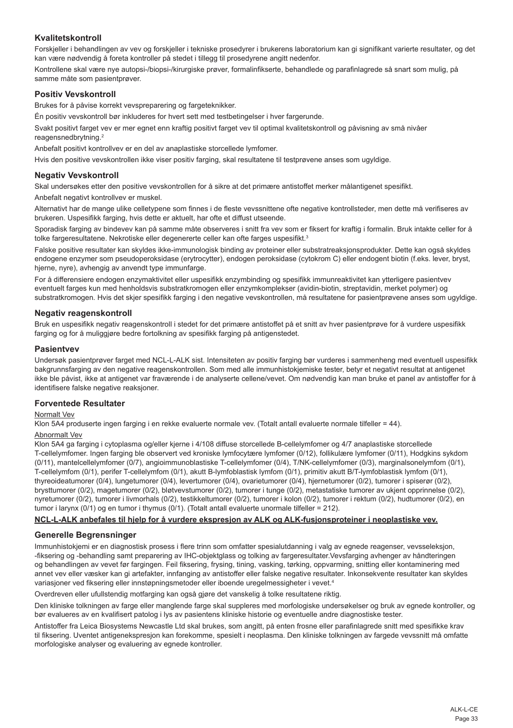## Kvalitetskontroll

Forskjeller i behandlingen av vev og forskjeller i tekniske prosedyrer i brukerens laboratorium kan gi signifikant varierte resultater, og det kan være nødvendig å foreta kontroller på stedet i tillegg til prosedyrene angitt nedenfor.

Kontrollene skal være nye autopsi-/biopsi-/kirurgiske prøver, formalinfikserte, behandlede og parafinlagrede så snart som mulig, på samme måte som pasientprøver.

## Positiv Vevskontroll

Brukes for å påvise korrekt vevspreparering og fargeteknikker.

Én positiv vevskontroll bør inkluderes for hvert sett med testbetingelser i hver fargerunde.

Svakt positivt farget vev er mer egnet enn kraftig positivt farget vev til optimal kvalitetskontroll og påvisning av små nivåer reagensnedbrytning.[2]

Anbefalt positivt kontrollvev er en del av anaplastiske storcelledе lymfomer.

Hvis den positive vevskontrollen ikke viser positiv farging, skal resultatene til testprøvene anses som ugyldige.

## Negativ Vevskontroll

Skal undersøkes etter den positive vevskontrollen for å sikre at det primære antistoffet merker målantigenet spesifikt.

Anbefalt negativt kontrollvev er muskel.

Alternativt har de mange ulike celletypene som finnes i de fleste vevssnittene ofte negative kontrollsteder, men dette må verifiseres av brukeren. Uspesifikk farging, hvis dette er aktuelt, har ofte et diffust utseende.

Sporadisk farging av bindevev kan på samme måte observeres i snitt fra vev som er fiksert for kraftig i formalin. Bruk intakte celler for å tolke fargeresultatene. Nekrotiske eller degenererte celler kan ofte farges uspesifikt.[3]

Falske positive resultater kan skyldes ikke-immunologisk binding av proteiner eller substratreaksjonsprodukter. Dette kan også skyldes endogene enzymer som pseudoperoksidase (erytrocytter), endogen peroksidase (cytokrom C) eller endogent biotin (f.eks. lever, bryst, hjerne, nyre), avhengig av anvendt type immunfarge.

For å differensiere endogen enzymaktivitet eller uspesifikk enzymbinding og spesifikk immunreaktivitet kan ytterligere pasientvev eventuelt farges kun med henholdsvis substratkromogen eller enzymkomplekser (avidin-biotin, streptavidin, merket polymer) og substratkromogen. Hvis det skjer spesifikk farging i den negative vevskontrollen, må resultatene for pasientprøvene anses som ugyldige.

## Negativ reagenskontroll

Bruk en uspesifikk negativ reagenskontroll i stedet for det primære antistoffet på et snitt av hver pasientprøve for å vurdere uspesifikk farging og for å muliggjøre bedre fortolkning av spesifikk farging på antigenstedet.

## Pasientvev

Undersøk pasientprøver farget med NCL-L-ALK sist. Intensiteten av positiv farging bør vurderes i sammenheng med eventuell uspesifikk bakgrunnsfarging av den negative reagenskontrollen. Som med alle immunhistokjemiske tester, betyr et negativt resultat at antigenet ikke ble påvist, ikke at antigenet var fraværende i de analyserte cellene/vevet. Om nødvendig kan man bruke et panel av antistoffer for å identifisere falske negative reaksjoner.

## Forventede Resultater

Normalt Vev

Klon 5A4 produserte ingen farging i en rekke evaluerte normale vev. (Totalt antall evaluerte normale tilfeller = 44).

Abnormalt Vev

Klon 5A4 ga farging i cytoplasma og/eller kjerne i 4/108 diffuse storcellede B-cellelymfomer og 4/7 anaplastiske storcellede T-cellelymfomer. Ingen farging ble observert ved kroniske lymfocytære lymfomer (0/12), follikulære lymfomer (0/11), Hodgkins sykdom (0/11), mantelcellelymfomer (0/7), angioimmunoblastiske T-cellelymfomer (0/4), T/NK-cellelymfomer (0/3), marginalsonelymfom (0/1), T-cellelymfom (0/1), perifer T-cellelymfom (0/1), akutt B-lymfoblastisk lymfom (0/1), primitiv akutt B/T-lymfoblastisk lymfom (0/1), thyreoideatumorer (0/4), lungetumorer (0/4), levertumorer (0/4), ovarietumorer (0/4), hjernetumorer (0/2), tumorer i spiserør (0/2), brysttumorer (0/2), magetumorer (0/2), bløtvevstumorer (0/2), tumorer i tunge (0/2), metastatiske tumorer av ukjent opprinnelse (0/2), nyretumorer (0/2), tumorer i livmorhals (0/2), testikkeltumorer (0/2), tumorer i kolon (0/2), tumorer i rektum (0/2), hudtumorer (0/2), en tumor i larynx (0/1) og en tumor i thymus (0/1). (Totalt antall evaluerte unormale tilfeller = 212).

**NCL-L-ALK anbefales til hjelp for å vurdere ekspresjon av ALK og ALK-fusjonsproteiner i neoplastiske vev.**

## Generelle Begrensninger

Immunhistokjemi er en diagnostisk prosess i flere trinn som omfatter spesialutdanning i valg av egnede reagenser, vevsseleksjon, -fiksering og -behandling samt preparering av IHC-objektglass og tolking av fargeresultater.Vevsfarging avhenger av håndteringen og behandlingen av vevet før fargingen. Feil fiksering, frysing, tining, vasking, tørking, oppvarming, snitting eller kontaminering med annet vev eller væsker kan gi artefakter, innfanging av antistoffer eller falske negative resultater. Inkonsekvente resultater kan skyldes variasjoner ved fiksering eller innstøpningsmetoder eller iboende uregelmessigheter i vevet.[4]

Overdreven eller ufullstendig motfarging kan også gjøre det vanskelig å tolke resultatene riktig.

Den kliniske tolkningen av farge eller manglende farge skal suppleres med morfologiske undersøkelser og bruk av egnede kontroller, og bør evalueres av en kvalifisert patolog i lys av pasientens kliniske historie og eventuelle andre diagnostiske tester.

Antistoffer fra Leica Biosystems Newcastle Ltd skal brukes, som angitt, på enten frosne eller parafinlagrede snitt med spesifikke krav til fiksering. Uventet antigenekspresjon kan forekomme, spesielt i neoplasma. Den kliniske tolkningen av fargede vevssnitt må omfatte morfologiske analyser og evaluering av egnede kontroller.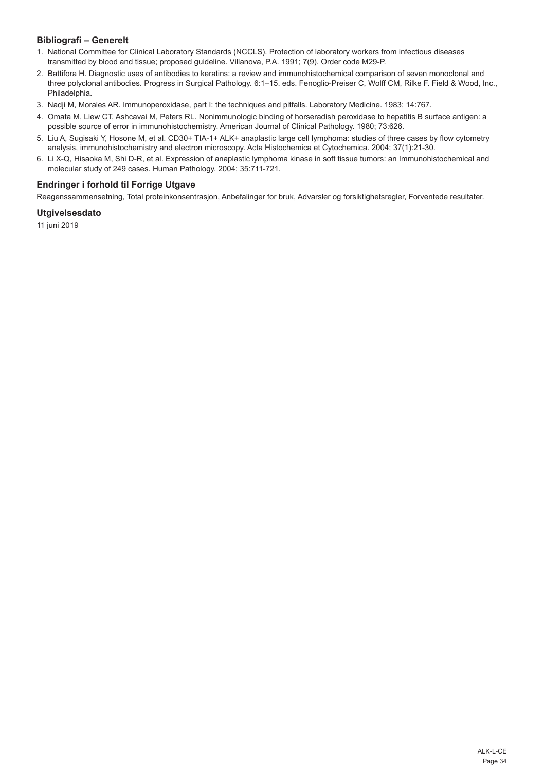## Bibliografi – Generelt

1. National Committee for Clinical Laboratory Standards (NCCLS). Protection of laboratory workers from infectious diseases transmitted by blood and tissue; proposed guideline. Villanova, P.A. 1991; 7(9). Order code M29-P.
2. Battifora H. Diagnostic uses of antibodies to keratins: a review and immunohistochemical comparison of seven monoclonal and three polyclonal antibodies. Progress in Surgical Pathology. 6:1–15. eds. Fenoglio-Preiser C, Wolff CM, Rilke F. Field & Wood, Inc., Philadelphia.
3. Nadji M, Morales AR. Immunoperoxidase, part I: the techniques and pitfalls. Laboratory Medicine. 1983; 14:767.
4. Omata M, Liew CT, Ashcavai M, Peters RL. Nonimmunologic binding of horseradish peroxidase to hepatitis B surface antigen: a possible source of error in immunohistochemistry. American Journal of Clinical Pathology. 1980; 73:626.
5. Liu A, Sugisaki Y, Hosone M, et al. CD30+ TIA-1+ ALK+ anaplastic large cell lymphoma: studies of three cases by flow cytometry analysis, immunohistochemistry and electron microscopy. Acta Histochemica et Cytochemica. 2004; 37(1):21-30.
6. Li X-Q, Hisaoka M, Shi D-R, et al. Expression of anaplastic lymphoma kinase in soft tissue tumors: an Immunohistochemical and molecular study of 249 cases. Human Pathology. 2004; 35:711-721.

## Endringer i forhold til Forrige Utgave

Reagenssammensetning, Total proteinkonsentrasjon, Anbefalinger for bruk, Advarsler og forsiktighetsregler, Forventede resultater.

## Utgivelsesdato

11 juni 2019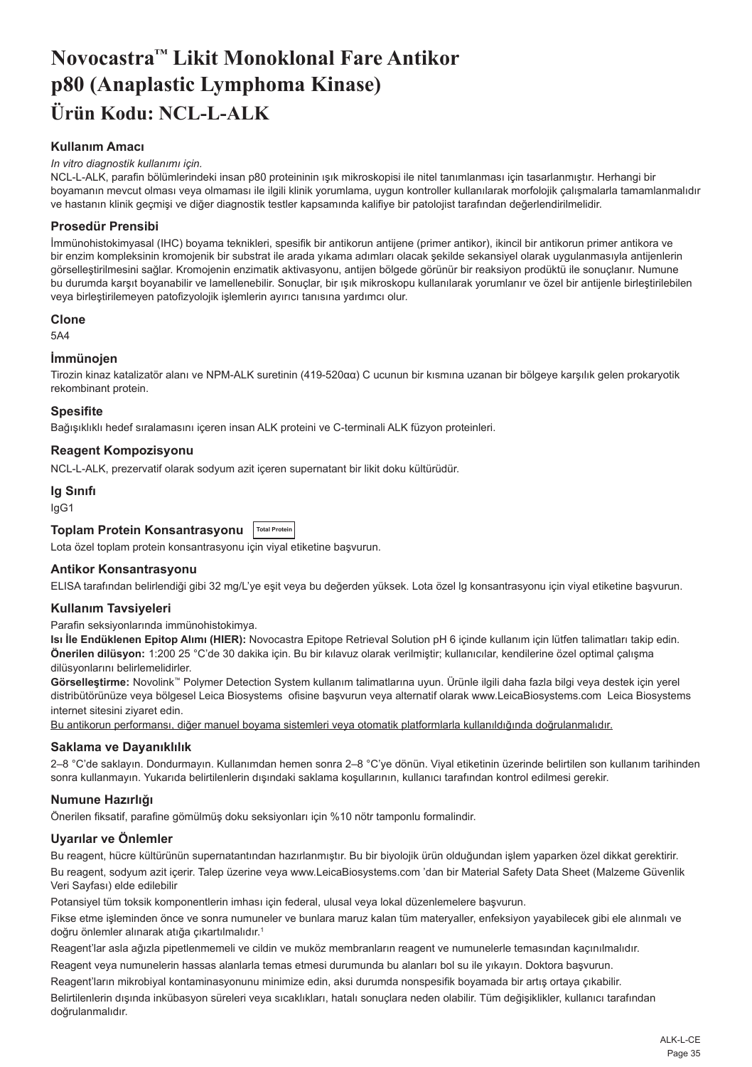# Novocastra™ Likit Monoklonal Fare Antikor p80 (Anaplastic Lymphoma Kinase)

# Ürün Kodu: NCL-L-ALK

### Kullanım Amacı

*In vitro diagnostik kullanımı için.*

NCL-L-ALK, parafin bölümlerindeki insan p80 proteininin ışık mikroskopisi ile nitel tanımlanması için tasarlanmıştır. Herhangi bir boyamanın mevcut olması veya olmaması ile ilgili klinik yorumlama, uygun kontroller kullanılarak morfolojik çalışmalarla tamamlanmalıdır ve hastanın klinik geçmişi ve diğer diagnostik testler kapsamında kalifiye bir patolojist tarafından değerlendirilmelidir.

### Prosedür Prensibi

İmmünohistokimyasal (IHC) boyama teknikleri, spesifik bir antikorun antijene (primer antikor), ikincil bir antikorun primer antikora ve bir enzim kompleksinin kromojenik bir substrat ile arada yıkama adımları olacak şekilde sekansiyel olarak uygulanmasıyla antijenlerin görselleştirilmesini sağlar. Kromojenin enzimatik aktivasyonu, antijen bölgede görünür bir reaksiyon prodüktü ile sonuçlanır. Numune bu durumda karşıt boyanabilir ve lamellenebilir. Sonuçlar, bir ışık mikroskopu kullanılarak yorumlanır ve özel bir antijenle birleştirilebilen veya birleştirilemeyen patofizyolojik işlemlerin ayırıcı tanısına yardımcı olur.

### Clone

5A4

### İmmünojen

Tirozin kinaz katalizatör alanı ve NPM-ALK suretinin (419-520αα) C ucunun bir kısmına uzanan bir bölgeye karşılık gelen prokaryotik rekombinant protein.

### Spesifite

Bağışıklıklı hedef sıralamasını içeren insan ALK proteini ve C-terminali ALK füzyon proteinleri.

### Reagent Kompozisyonu

NCL-L-ALK, prezervatif olarak sodyum azit içeren supernatant bir likit doku kültürüdür.

### Ig Sınıfı

IgG1

### Toplam Protein Konsantrasyonu Total Protein

Lota özel toplam protein konsantrasyonu için viyal etiketine başvurun.

### Antikor Konsantrasyonu

ELISA tarafından belirlendiği gibi 32 mg/L'ye eşit veya bu değerden yüksek. Lota özel lg konsantrasyonu için viyal etiketine başvurun.

### Kullanım Tavsiyeleri

Parafin seksiyonlarında immünohistokimya.

**Isı İle Endüklenen Epitop Alımı (HIER):** Novocastra Epitope Retrieval Solution pH 6 içinde kullanım için lütfen talimatları takip edin.

**Önerilen dilüsyon:** 1:200 25 °C'de 30 dakika için. Bu bir kılavuz olarak verilmiştir; kullanıcılar, kendilerine özel optimal çalışma dilüsyonlarını belirlemelidirler.

**Görselleştirme:** Novolink™ Polymer Detection System kullanım talimatlarına uyun. Ürünle ilgili daha fazla bilgi veya destek için yerel distribütörünüze veya bölgesel Leica Biosystems ofisine başvurun veya alternatif olarak www.LeicaBiosystems.com Leica Biosystems internet sitesini ziyaret edin.

Bu antikorun performansı, diğer manuel boyama sistemleri veya otomatik platformlarla kullanıldığında doğrulanmalıdır.

### Saklama ve Dayanıklılık

2–8 °C'de saklayın. Dondurmayın. Kullanımdan hemen sonra 2–8 °C'ye dönün. Viyal etiketinin üzerinde belirtilen son kullanım tarihinden sonra kullanmayın. Yukarıda belirtilenlerin dışındaki saklama koşullarının, kullanıcı tarafından kontrol edilmesi gerekir.

### Numune Hazırlığı

Önerilen fiksatif, parafine gömülmüş doku seksiyonları için %10 nötr tamponlu formalindir.

### Uyarılar ve Önlemler

Bu reagent, hücre kültürünün supernatantından hazırlanmıştır. Bu bir biyolojik ürün olduğundan işlem yaparken özel dikkat gerektirir.

Bu reagent, sodyum azit içerir. Talep üzerine veya www.LeicaBiosystems.com 'dan bir Material Safety Data Sheet (Malzeme Güvenlik Veri Sayfası) elde edilebilir

Potansiyel tüm toksik komponentlerin imhası için federal, ulusal veya lokal düzenlemelere başvurun.

Fikse etme işleminden önce ve sonra numuneler ve bunlara maruz kalan tüm materyaller, enfeksiyon yayabilecek gibi ele alınmalı ve doğru önlemler alınarak atığa çıkartılmalıdır.[1]

Reagent'lar asla ağızla pipetlenmemeli ve cildin ve muköz membranların reagent ve numunelerle temasından kaçınılmalıdır.

Reagent veya numunelerin hassas alanlarla temas etmesi durumunda bu alanları bol su ile yıkayın. Doktora başvurun.

Reagent'ların mikrobiyal kontaminasyonunu minimize edin, aksi durumda nonspesifik boyamada bir artış ortaya çıkabilir.

Belirtilenlerin dışında inkübasyon süreleri veya sıcaklıkları, hatalı sonuçlara neden olabilir. Tüm değişiklikler, kullanıcı tarafından doğrulanmalıdır.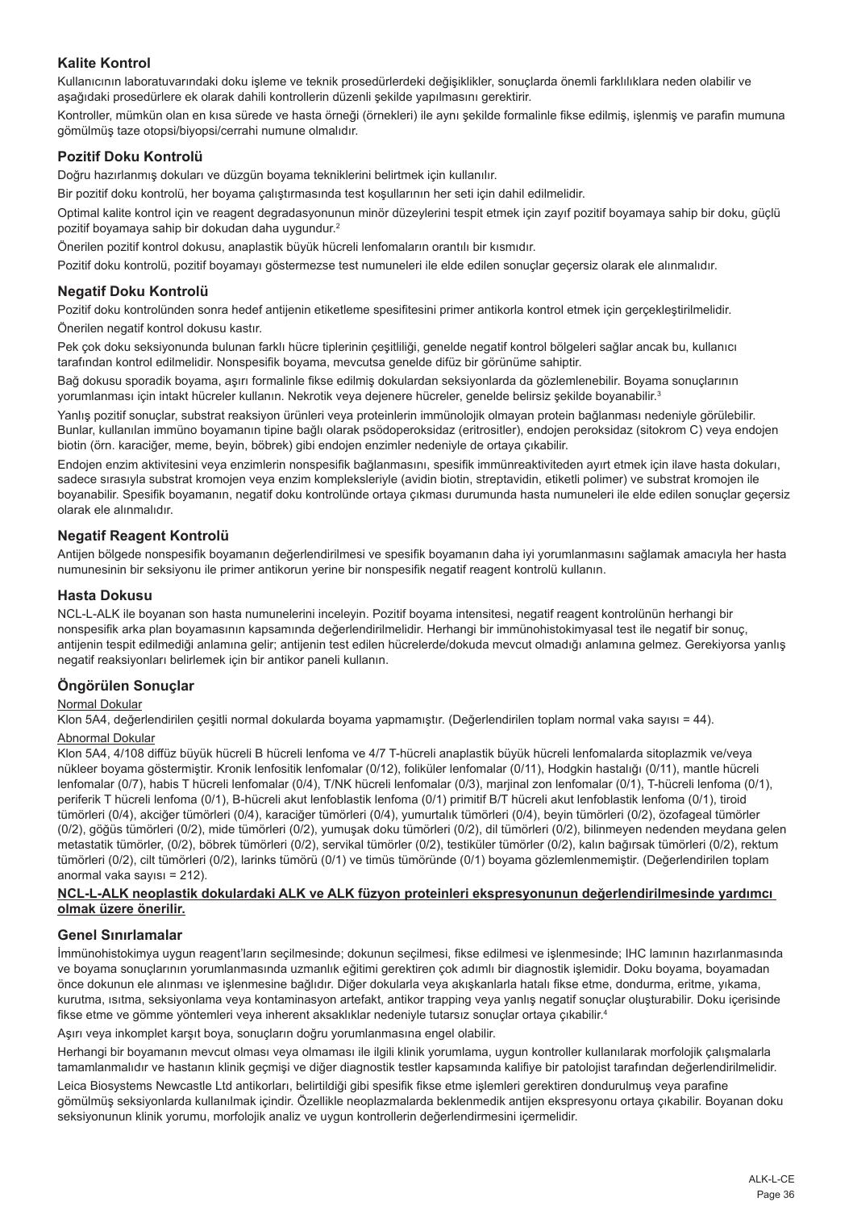## Kalite Kontrol

Kullanıcının laboratuvarındaki doku işleme ve teknik prosedürlerdeki değişiklikler, sonuçlarda önemli farklılıklara neden olabilir ve aşağıdaki prosedürlere ek olarak dahili kontrollerin düzenli şekilde yapılmasını gerektirir.

Kontroller, mümkün olan en kısa sürede ve hasta örneği (örnekleri) ile aynı şekilde formalinle fikse edilmiş, işlenmiş ve parafin mumuna gömülmüş taze otopsi/biyopsi/cerrahi numune olmalıdır.

## Pozitif Doku Kontrolü

Doğru hazırlanmış dokuları ve düzgün boyama tekniklerini belirtmek için kullanılır.

Bir pozitif doku kontrolü, her boyama çalıştırmasında test koşullarının her seti için dahil edilmelidir.

Optimal kalite kontrol için ve reagent degradasyonunun minör düzeylerini tespit etmek için zayıf pozitif boyamaya sahip bir doku, güçlü pozitif boyamaya sahip bir dokudan daha uygundur.[2]

Önerilen pozitif kontrol dokusu, anaplastik büyük hücreli lenfomaların orantılı bir kısmıdır.

Pozitif doku kontrolü, pozitif boyamayı göstermezse test numuneleri ile elde edilen sonuçlar geçersiz olarak ele alınmalıdır.

## Negatif Doku Kontrolü

Pozitif doku kontrolünden sonra hedef antijenin etiketleme spesifitesini primer antikorla kontrol etmek için gerçekleştirilmelidir.

Önerilen negatif kontrol dokusu kastır.

Pek çok doku seksiyonunda bulunan farklı hücre tiplerinin çeşitliliği, genelde negatif kontrol bölgeleri sağlar ancak bu, kullanıcı tarafından kontrol edilmelidir. Nonspesifik boyama, mevcutsa genelde difüz bir görünüme sahiptir.

Bağ dokusu sporadik boyama, aşırı formalinle fikse edilmiş dokulardan seksiyonlarda da gözlemlenebilir. Boyama sonuçlarının yorumlanması için intakt hücreler kullanın. Nekrotik veya dejenere hücreler, genelde belirsiz şekilde boyanabilir.[3]

Yanlış pozitif sonuçlar, substrat reaksiyon ürünleri veya proteinlerin immünolojik olmayan protein bağlanması nedeniyle görülebilir. Bunlar, kullanılan immüno boyamanın tipine bağlı olarak psödoperoksidaz (eritrositler), endojen peroksidaz (sitokrom C) veya endojen biotin (örn. karaciğer, meme, beyin, böbrek) gibi endojen enzimler nedeniyle de ortaya çıkabilir.

Endojen enzim aktivitesini veya enzimlerin nonspesifik bağlanmasını, spesifik immünreaktiviteden ayırt etmek için ilave hasta dokuları, sadece sırasıyla substrat kromojen veya enzim kompleksleriyle (avidin biotin, streptavidin, etiketli polimer) ve substrat kromojen ile boyanabilir. Spesifik boyamanın, negatif doku kontrolünde ortaya çıkması durumunda hasta numuneleri ile elde edilen sonuçlar geçersiz olarak ele alınmalıdır.

## Negatif Reagent Kontrolü

Antijen bölgede nonspesifik boyamanın değerlendirilmesi ve spesifik boyamanın daha iyi yorumlanmasını sağlamak amacıyla her hasta numunesinin bir seksiyonu ile primer antikorun yerine bir nonspesifik negatif reagent kontrolü kullanın.

## Hasta Dokusu

NCL-L-ALK ile boyanan son hasta numunelerini inceleyin. Pozitif boyama intensitesi, negatif reagent kontrolünün herhangi bir nonspesifik arka plan boyamasının kapsamında değerlendirilmelidir. Herhangi bir immünohistokimyasal test ile negatif bir sonuç, antijenin tespit edilmediği anlamına gelir; antijenin test edilen hücrelerde/dokuda mevcut olmadığı anlamına gelmez. Gerekiyorsa yanlış negatif reaksiyonları belirlemek için bir antikor paneli kullanın.

## Öngörülen Sonuçlar

Normal Dokular

Klon 5A4, değerlendirilen çeşitli normal dokularda boyama yapmamıştır. (Değerlendirilen toplam normal vaka sayısı = 44).

Abnormal Dokular

Klon 5A4, 4/108 diffüz büyük hücreli B hücreli lenfoma ve 4/7 T-hücreli anaplastik büyük hücreli lenfomalarda sitoplazmik ve/veya nükleer boyama göstermiştir. Kronik lenfositik lenfomalar (0/12), foliküler lenfomalar (0/11), Hodgkin hastalığı (0/11), mantle hücreli lenfomalar (0/7), habis T hücreli lenfomalar (0/4), T/NK hücreli lenfomalar (0/3), marjinal zon lenfomalar (0/1), T-hücreli lenfoma (0/1), periferik T hücreli lenfoma (0/1), B-hücreli akut lenfoblastik lenfoma (0/1) primitif B/T hücreli akut lenfoblastik lenfoma (0/1), tiroid tümörleri (0/4), akciğer tümörleri (0/4), karaciğer tümörleri (0/4), yumurtalık tümörleri (0/4), beyin tümörleri (0/2), özofageal tümörler (0/2), göğüs tümörleri (0/2), mide tümörleri (0/2), yumuşak doku tümörleri (0/2), dil tümörleri (0/2), bilinmeyen nedenden meydana gelen metastatik tümörler, (0/2), böbrek tümörleri (0/2), servikal tümörler (0/2), testiküler tümörler (0/2), kalın bağırsak tümörleri (0/2), rektum tümörleri (0/2), cilt tümörleri (0/2), larinks tümörü (0/1) ve timüs tümöründe (0/1) boyama gözlemlenmemiştir. (Değerlendirilen toplam anormal vaka sayısı = 212).

**NCL-L-ALK neoplastik dokulardaki ALK ve ALK füzyon proteinleri ekspresyonunun değerlendirilmesinde yardımcı olmak üzere önerilir.**

## Genel Sınırlamalar

İmmünohistokimya uygun reagent'ların seçilmesinde; dokunun seçilmesi, fikse edilmesi ve işlenmesinde; IHC lamının hazırlanmasında ve boyama sonuçlarının yorumlanmasında uzmanlık eğitimi gerektiren çok adımlı bir diagnostik işlemidir. Doku boyama, boyamadan önce dokunun ele alınması ve işlenmesine bağlıdır. Diğer dokularla veya akışkanlarla hatalı fikse etme, dondurma, eritme, yıkama, kurutma, ısıtma, seksiyonlama veya kontaminasyon artefakt, antikor trapping veya yanlış negatif sonuçlar oluşturabilir. Doku içerisinde fikse etme ve gömme yöntemleri veya inherent aksaklıklar nedeniyle tutarsız sonuçlar ortaya çıkabilir.[4]

Aşırı veya inkomplet karşıt boya, sonuçların doğru yorumlanmasına engel olabilir.

Herhangi bir boyamanın mevcut olması veya olmaması ile ilgili klinik yorumlama, uygun kontroller kullanılarak morfolojik çalışmalarla tamamlanmalıdır ve hastanın klinik geçmişi ve diğer diagnostik testler kapsamında kalifiye bir patolojist tarafından değerlendirilmelidir.

Leica Biosystems Newcastle Ltd antikorları, belirtildiği gibi spesifik fikse etme işlemleri gerektiren dondurulmuş veya parafine gömülmüş seksiyonlarda kullanılmak içindir. Özellikle neoplazmalarda beklenmedik antijen ekspresyonu ortaya çıkabilir. Boyanan doku seksiyonunun klinik yorumu, morfolojik analiz ve uygun kontrollerin değerlendirmesini içermelidir.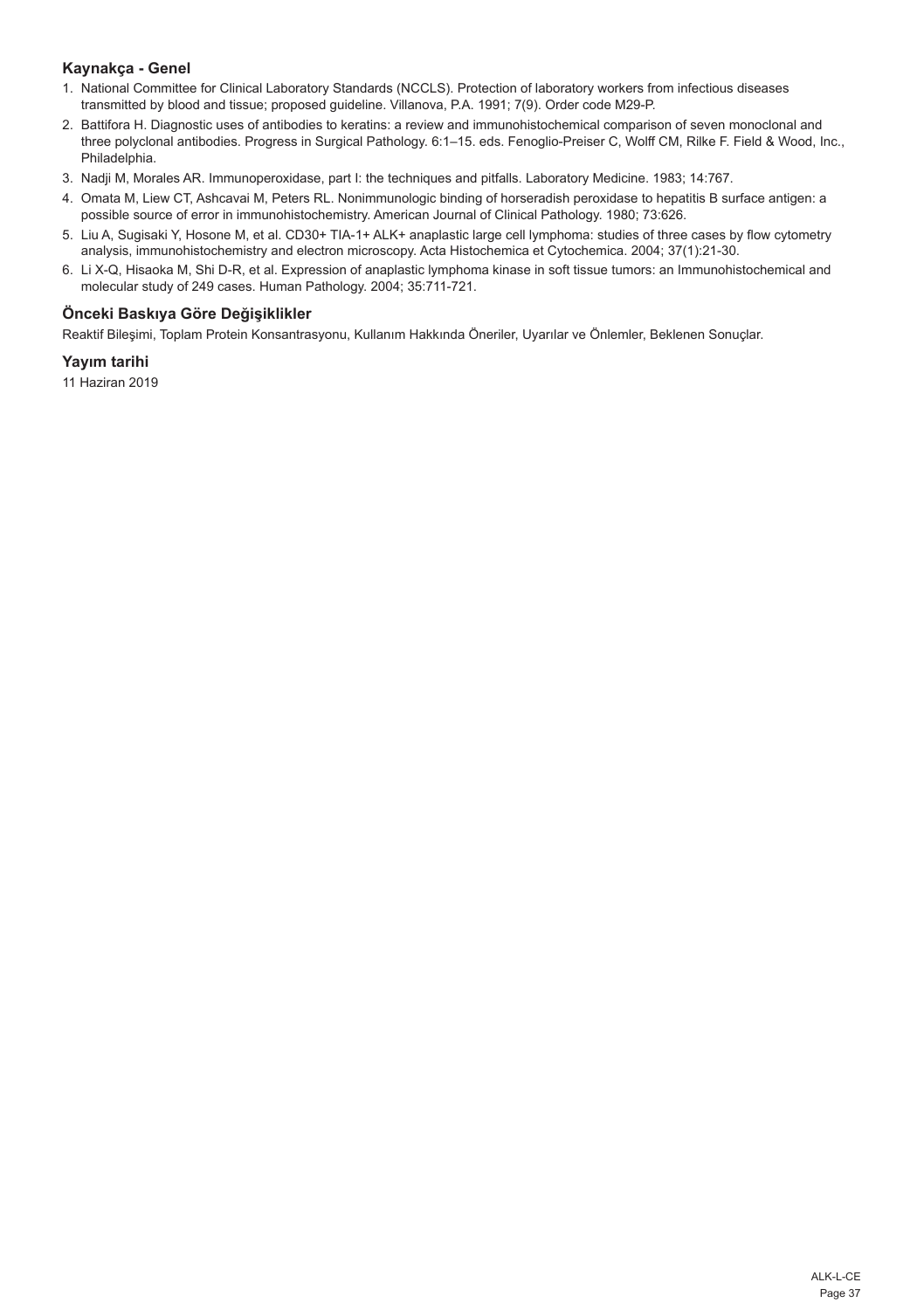### Kaynakça - Genel

1. National Committee for Clinical Laboratory Standards (NCCLS). Protection of laboratory workers from infectious diseases transmitted by blood and tissue; proposed guideline. Villanova, P.A. 1991; 7(9). Order code M29-P.
2. Battifora H. Diagnostic uses of antibodies to keratins: a review and immunohistochemical comparison of seven monoclonal and three polyclonal antibodies. Progress in Surgical Pathology. 6:1–15. eds. Fenoglio-Preiser C, Wolff CM, Rilke F. Field & Wood, Inc., Philadelphia.
3. Nadji M, Morales AR. Immunoperoxidase, part I: the techniques and pitfalls. Laboratory Medicine. 1983; 14:767.
4. Omata M, Liew CT, Ashcavai M, Peters RL. Nonimmunologic binding of horseradish peroxidase to hepatitis B surface antigen: a possible source of error in immunohistochemistry. American Journal of Clinical Pathology. 1980; 73:626.
5. Liu A, Sugisaki Y, Hosone M, et al. CD30+ TIA-1+ ALK+ anaplastic large cell lymphoma: studies of three cases by flow cytometry analysis, immunohistochemistry and electron microscopy. Acta Histochemica et Cytochemica. 2004; 37(1):21-30.
6. Li X-Q, Hisaoka M, Shi D-R, et al. Expression of anaplastic lymphoma kinase in soft tissue tumors: an Immunohistochemical and molecular study of 249 cases. Human Pathology. 2004; 35:711-721.

### Önceki Baskıya Göre Değişiklikler

Reaktif Bileşimi, Toplam Protein Konsantrasyonu, Kullanım Hakkında Öneriler, Uyarılar ve Önlemler, Beklenen Sonuçlar.

### Yayım tarihi

11 Haziran 2019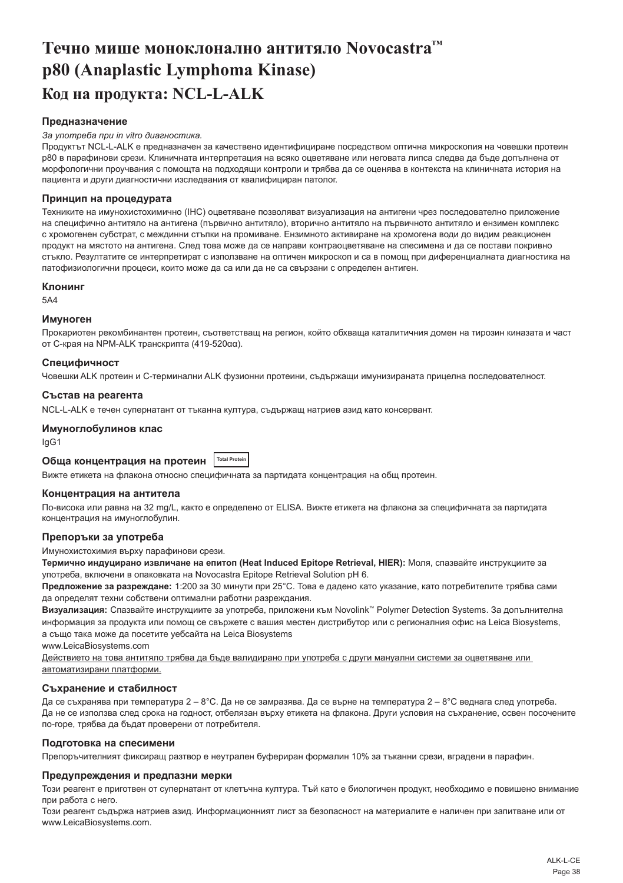// Bulgarian Leica product insert, page 39 of 67 — OCR output.
# Течно мише моноклонално антитяло Novocastra™ p80 (Anaplastic Lymphoma Kinase)

## Код на продукта: NCL-L-ALK

### Предназначение

*За употреба при in vitro диагностика.*

Продуктът NCL-L-ALK е предназначен за качествено идентифициране посредством оптична микроскопия на човешки протеин p80 в парафинови срези. Клиничната интерпретация на всяко оцветяване или неговата липса следва да бъде допълнена от морфологични проучвания с помощта на подходящи контроли и трябва да се оценява в контекста на клиничната история на пациента и други диагностични изследвания от квалифициран патолог.

### Принцип на процедурата

Техниките на имунохистохимично (IHC) оцветяване позволяват визуализация на антигени чрез последователно приложение на специфично антитяло на антигена (първично антитяло), вторично антитяло на първичното антитяло и ензимен комплекс с хромогенен субстрат, с междинни стъпки на промиване. Ензимното активиране на хромогена води до видим реакционен продукт на мястото на антигена. След това може да се направи контраоцветяване на спесимена и да се постави покривно стъкло. Резултатите се интерпретират с използване на оптичен микроскоп и са в помощ при диференциалната диагностика на патофизиологични процеси, които може да са или да не са свързани с определен антиген.

### Клонинг

5A4

### Имуноген

Прокариотен рекомбинантен протеин, съответстващ на регион, който обхваща каталитичния домен на тирозин киназата и част от C-края на NPM-ALK транскрипта (419-520αα).

### Специфичност

Човешки ALK протеин и C-терминални ALK фузионни протеини, съдържащи имунизираната прицелна последователност.

### Състав на реагента

NCL-L-ALK е течен супернатант от тъканна култура, съдържащ натриев азид като консервант.

### Имуноглобулинов клас

IgG1

### Обща концентрация на протеин Total Protein

Вижте етикета на флакона относно специфичната за партидата концентрация на общ протеин.

### Концентрация на антитела

По-висока или равна на 32 mg/L, както е определено от ELISA. Вижте етикета на флакона за специфичната за партидата концентрация на имуноглобулин.

### Препоръки за употреба

Имунохистохимия върху парафинови срези.

**Термично индуцирано извличане на епитоп (Heat Induced Epitope Retrieval, HIER):** Моля, спазвайте инструкциите за употреба, включени в опаковката на Novocastra Epitope Retrieval Solution pH 6.

**Предложение за разреждане:** 1:200 за 30 минути при 25°C. Това е дадено като указание, като потребителите трябва сами да определят техни собствени оптимални работни разреждания.

**Визуализация:** Спазвайте инструкциите за употреба, приложени към Novolink™ Polymer Detection Systems. За допълнителна информация за продукта или помощ се свържете с вашия местен дистрибутор или с регионалния офис на Leica Biosystems, а също така може да посетите уебсайта на Leica Biosystems

www.LeicaBiosystems.com

Действието на това антитяло трябва да бъде валидирано при употреба с други мануални системи за оцветяване или автоматизирани платформи.

### Съхранение и стабилност

Да се съхранява при температура 2 – 8°C. Да не се замразява. Да се върне на температура 2 – 8°C веднага след употреба. Да не се използва след срока на годност, отбелязан върху етикета на флакона. Други условия на съхранение, освен посочените по-горе, трябва да бъдат проверени от потребителя.

### Подготовка на спесимени

Препоръчителният фиксиращ разтвор е неутрален буфериран формалин 10% за тъканни срези, вградени в парафин.

### Предупреждения и предпазни мерки

Този реагент е приготвен от супернатант от клетъчна култура. Тъй като е биологичен продукт, необходимо е повишено внимание при работа с него.

Този реагент съдържа натриев азид. Информационният лист за безопасност на материалите е наличен при запитване или от www.LeicaBiosystems.com.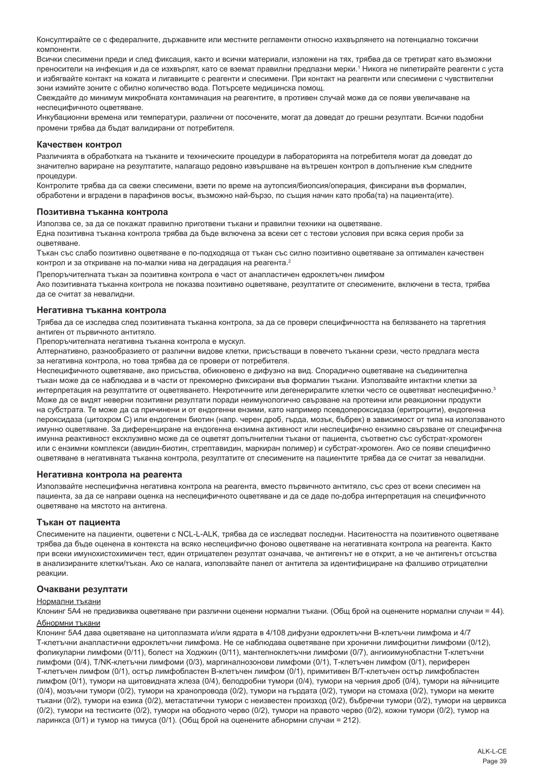Консултирайте се с федералните, държавните или местните регламенти относно изхвърлянето на потенциално токсични компоненти.

Всички спесимени преди и след фиксация, както и всички материали, изложени на тях, трябва да се третират като възможни преносители на инфекция и да се изхвърлят, като се вземат правилни предпазни мерки.[1] Никога не пипетирайте реагенти с уста и избягвайте контакт на кожата и лигавиците с реагенти и спесимени. При контакт на реагенти или спесимени с чувствителни зони измийте зоните с обилно количество вода. Потърсете медицинска помощ.

Свеждайте до минимум микробната контаминация на реагентите, в противен случай може да се появи увеличаване на неспецифичното оцветяване.

Инкубационни времена или температури, различни от посочените, могат да доведат до грешни резултати. Всички подобни промени трябва да бъдат валидирани от потребителя.

### Качествен контрол

Различията в обработката на тъканите и техническите процедури в лабораторията на потребителя могат да доведат до значително вариране на резултатите, налагащо редовно извършване на вътрешен контрол в допълнение към следните процедури.

Контролите трябва да са свежи спесимени, взети по време на аутопсия/биопсия/операция, фиксирани във формалин, обработени и вградени в парафинов восък, възможно най-бързо, по същия начин като проба(та) на пациента(ите).

### Позитивна тъканна контрола

Използва се, за да се покажат правилно приготвени тъкани и правилни техники на оцветяване.

Една позитивна тъканна контрола трябва да бъде включена за всеки сет с тестови условия при всяка серия проби за оцветяване.

Тъкан със слабо позитивно оцветяване е по-подходяща от тъкан със силно позитивно оцветяване за оптимален качествен контрол и за откриване на по-малки нива на деградация на реагента.[2]

Препоръчителната тъкан за позитивна контрола е част от анапластичен едроклетъчен лимфом

Ако позитивната тъканна контрола не показва позитивно оцветяване, резултатите от спесимените, включени в теста, трябва да се считат за невалидни.

### Негативна тъканна контрола

Трябва да се изследва след позитивната тъканна контрола, за да се провери специфичността на белязването на таргетния антиген от първичното антитяло.

Препоръчителната негативна тъканна контрола е мускул.

Алтернативно, разнообразието от различни видове клетки, присъстващи в повечето тъканни срези, често предлага места за негативна контрола, но това трябва да се провери от потребителя.

Неспецифичното оцветяване, ако присъства, обикновено е дифузно на вид. Спорадично оцветяване на съединителна тъкан може да се наблюдава и в части от прекомерно фиксирани във формалин тъкани. Използвайте интактни клетки за интерпретация на резултатите от оцветяването. Некротичните или дегенериралите клетки често се оцветяват неспецифично.[3] Може да се видят неверни позитивни резултати поради неимунологично свързване на протеини или реакционни продукти на субстрата. Те може да са причинени и от ендогенни ензими, като например псевдопероксидаза (еритроцити), ендогенна пероксидаза (цитохром C) или ендогенен биотин (напр. черен дроб, гърда, мозък, бъбрек) в зависимост от типа на използваното имунно оцветяване. За диференциране на ендогенна ензимна активност или неспецифично ензимно свързване от специфична имунна реактивност ексклузивно може да се оцветят допълнителни тъкани от пациента, съответно със субстрат-хромоген или с ензимни комплекси (авидин-биотин, стрептавидин, маркиран полимер) и субстрат-хромоген. Ако се появи специфично оцветяване в негативната тъканна контрола, резултатите от спесимените на пациентите трябва да се считат за невалидни.

### Негативна контрола на реагента

Използвайте неспецифична негативна контрола на реагента, вместо първичното антитяло, със срез от всеки спесимен на пациента, за да се направи оценка на неспецифичното оцветяване и да се даде по-добра интерпретация на специфичното оцветяване на мястото на антигена.

### Тъкан от пациента

Спесимените на пациенти, оцветени с NCL-L-ALK, трябва да се изследват последни. Наситеността на позитивното оцветяване трябва да бъде оценена в контекста на всяко неспецифично фоново оцветяване на негативната контрола на реагента. Както при всеки имунохистохимичен тест, един отрицателен резултат означава, че антигенът не е открит, а не че антигенът отсъства в анализираните клетки/тъкан. Ако се налага, използвайте панел от антитела за идентифициране на фалшиво отрицателни реакции.

### Очаквани резултати

Нормални тъкани

Клонинг 5A4 не предизвиква оцветяване при различни оценени нормални тъкани. (Общ брой на оценените нормални случаи = 44).

Абнормни тъкани

Клонинг 5A4 дава оцветяване на цитоплазмата и/или ядрата в 4/108 дифузни едроклетъчни B-клетъчни лимфома и 4/7 T-клетъчни анапластични едроклетъчни лимфома. Не се наблюдава оцветяване при хронични лимфоцитни лимфоми (0/12), фоликуларни лимфоми (0/11), болест на Ходжкин (0/11), мантелноклетъчни лимфоми (0/7), ангиоимунобластни T-клетъчни лимфоми (0/4), T/NK-клетъчни лимфоми (0/3), маргиналнозонови лимфоми (0/1), T-клетъчен лимфом (0/1), периферен T-клетъчен лимфом (0/1), остър лимфобластен B-клетъчен лимфом (0/1), примитивен B/T-клетъчен остър лимфобластен лимфом (0/1), тумори на щитовидната жлеза (0/4), белодробни тумори (0/4), тумори на черния дроб (0/4), тумори на яйчниците (0/4), мозъчни тумори (0/2), тумори на хранопровода (0/2), тумори на гърдата (0/2), тумори на стомаха (0/2), тумори на меките тъкани (0/2), тумори на езика (0/2), метастатични тумори с неизвестен произход (0/2), бъбречни тумори (0/2), тумори на цервикса (0/2), тумори на тестисите (0/2), тумори на ободното черво (0/2), тумори на правото черво (0/2), кожни тумори (0/2), тумор на ларинкса (0/1) и тумор на тимуса (0/1). (Общ брой на оценените абнормни случаи = 212).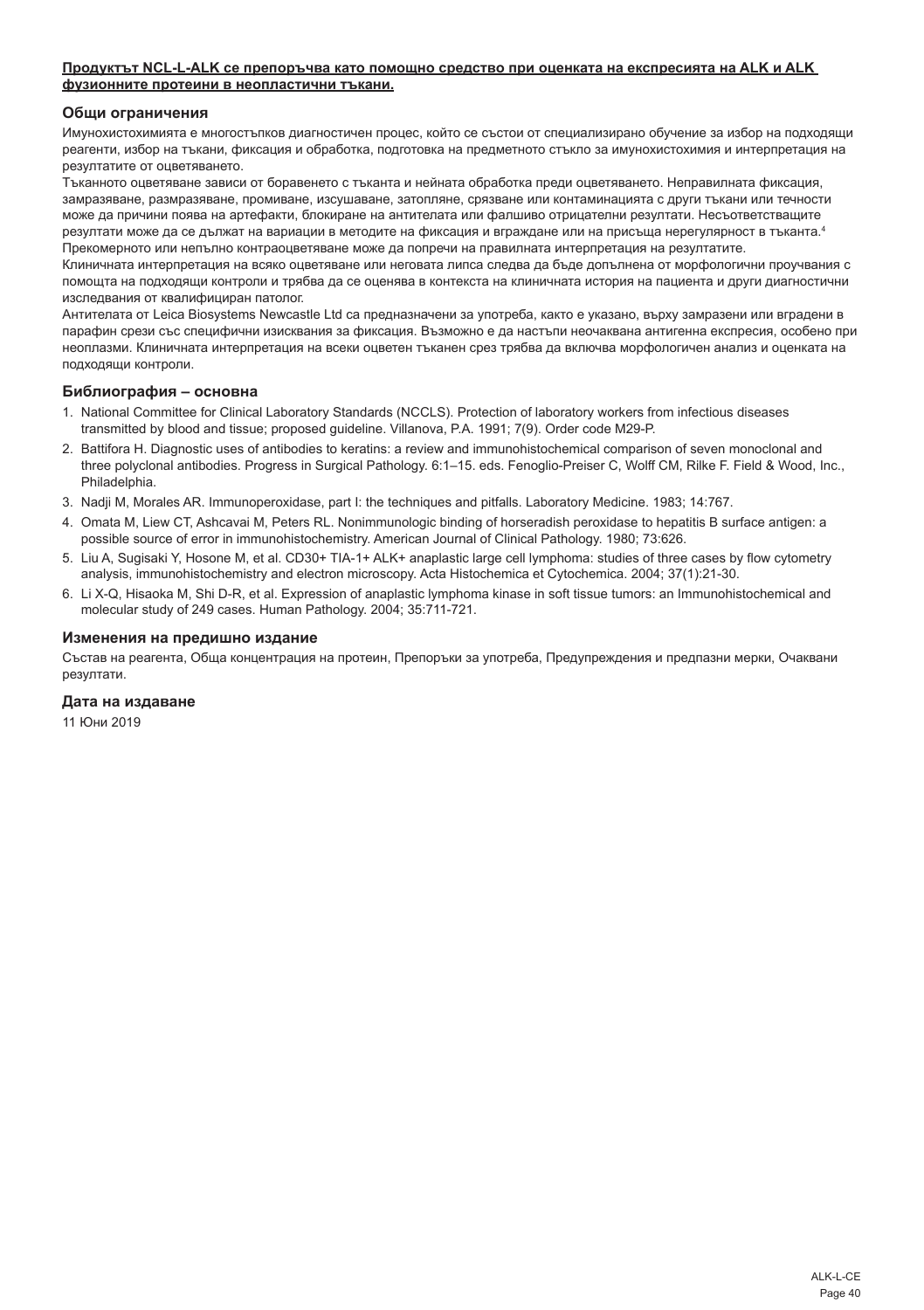**Продуктът NCL-L-ALK се препоръчва като помощно средство при оценката на експресията на ALK и ALK фузионните протеини в неопластични тъкани.**

## Общи ограничения

Имунохистохимията е многостъпков диагностичен процес, който се състои от специализирано обучение за избор на подходящи реагенти, избор на тъкани, фиксация и обработка, подготовка на предметното стъкло за имунохистохимия и интерпретация на резултатите от оцветяването.

Тъканното оцветяване зависи от боравенето с тъканта и нейната обработка преди оцветяването. Неправилната фиксация, замразяване, размразяване, промиване, изсушаване, затопляне, срязване или контаминацията с други тъкани или течности може да причини поява на артефакти, блокиране на антителата или фалшиво отрицателни резултати. Несъответстващите резултати може да се дължат на вариации в методите на фиксация и вграждане или на присъща нерегулярност в тъканта.[4]

Прекомерното или непълно контраоцветяване може да попречи на правилната интерпретация на резултатите.

Клиничната интерпретация на всяко оцветяване или неговата липса следва да бъде допълнена от морфологични проучвания с помощта на подходящи контроли и трябва да се оценява в контекста на клиничната история на пациента и други диагностични изследвания от квалифициран патолог.

Антителата от Leica Biosystems Newcastle Ltd са предназначени за употреба, както е указано, върху замразени или вградени в парафин срези със специфични изисквания за фиксация. Възможно е да настъпи неочаквана антигенна експресия, особено при неоплазми. Клиничната интерпретация на всеки оцветен тъканен срез трябва да включва морфологичен анализ и оценката на подходящи контроли.

## Библиография – основна

1. National Committee for Clinical Laboratory Standards (NCCLS). Protection of laboratory workers from infectious diseases transmitted by blood and tissue; proposed guideline. Villanova, P.A. 1991; 7(9). Order code M29-P.
2. Battifora H. Diagnostic uses of antibodies to keratins: a review and immunohistochemical comparison of seven monoclonal and three polyclonal antibodies. Progress in Surgical Pathology. 6:1–15. eds. Fenoglio-Preiser C, Wolff CM, Rilke F. Field & Wood, Inc., Philadelphia.
3. Nadji M, Morales AR. Immunoperoxidase, part I: the techniques and pitfalls. Laboratory Medicine. 1983; 14:767.
4. Omata M, Liew CT, Ashcavai M, Peters RL. Nonimmunologic binding of horseradish peroxidase to hepatitis B surface antigen: a possible source of error in immunohistochemistry. American Journal of Clinical Pathology. 1980; 73:626.
5. Liu A, Sugisaki Y, Hosone M, et al. CD30+ TIA-1+ ALK+ anaplastic large cell lymphoma: studies of three cases by flow cytometry analysis, immunohistochemistry and electron microscopy. Acta Histochemica et Cytochemica. 2004; 37(1):21-30.
6. Li X-Q, Hisaoka M, Shi D-R, et al. Expression of anaplastic lymphoma kinase in soft tissue tumors: an Immunohistochemical and molecular study of 249 cases. Human Pathology. 2004; 35:711-721.

## Изменения на предишно издание

Състав на реагента, Обща концентрация на протеин, Препоръки за употреба, Предупреждения и предпазни мерки, Очаквани резултати.

## Дата на издаване

11 Юни 2019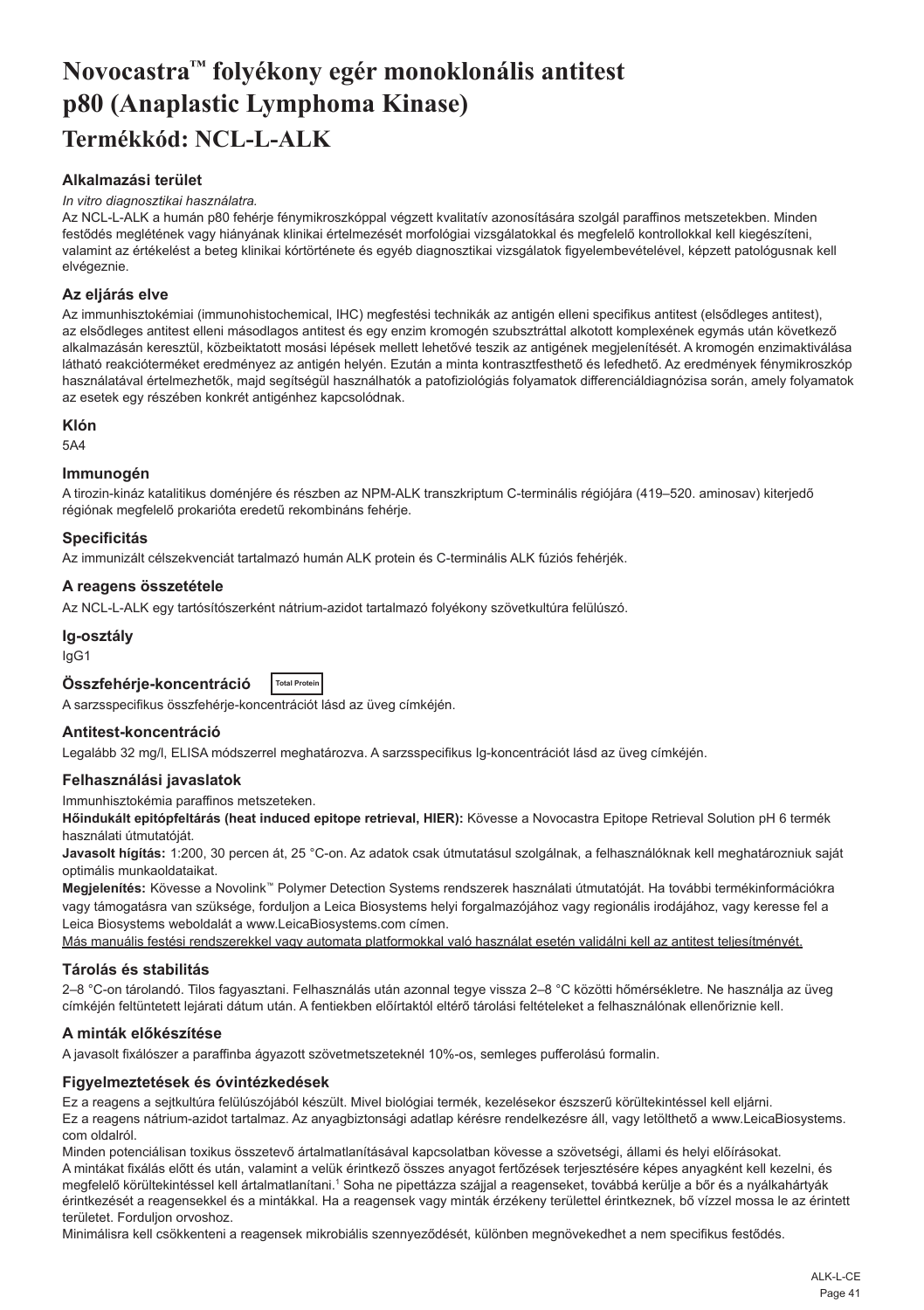# Novocastra™ folyékony egér monoklonális antitest p80 (Anaplastic Lymphoma Kinase)

## Termékkód: NCL-L-ALK

### Alkalmazási terület

*In vitro diagnosztikai használatra.*

Az NCL-L-ALK a humán p80 fehérje fénymikroszkóppal végzett kvalitatív azonosítására szolgál paraffinos metszetekben. Minden festődés meglétének vagy hiányának klinikai értelmezését morfológiai vizsgálatokkal és megfelelő kontrollokkal kell kiegészíteni, valamint az értékelést a beteg klinikai kórtörténete és egyéb diagnosztikai vizsgálatok figyelembevételével, képzett patológusnak kell elvégeznie.

### Az eljárás elve

Az immunhisztokémiai (immunohistochemical, IHC) megfestési technikák az antigén elleni specifikus antitest (elsődleges antitest), az elsődleges antitest elleni másodlagos antitest és egy enzim kromogén szubsztráttal alkotott komplexének egymás után következő alkalmazásán keresztül, közbeiktatott mosási lépések mellett lehetővé teszik az antigének megjelenítését. A kromogén enzimaktiválása látható reakcióterméket eredményez az antigén helyén. Ezután a minta kontrasztfesthető és lefedhető. Az eredmények fénymikroszkóp használatával értelmezhetők, majd segítségül használhatók a patofiziológiás folyamatok differenciáldiagnózisa során, amely folyamatok az esetek egy részében konkrét antigénhez kapcsolódnak.

### Klón

5A4

### Immunogén

A tirozin-kináz katalitikus doménjére és részben az NPM-ALK transzkriptum C-terminális régiójára (419–520. aminosav) kiterjedő régiónak megfelelő prokarióta eredetű rekombináns fehérje.

### Specificitás

Az immunizált célszekvenciát tartalmazó humán ALK protein és C-terminális ALK fúziós fehérjék.

### A reagens összetétele

Az NCL-L-ALK egy tartósítószerként nátrium-azidot tartalmazó folyékony szövetkultúra felülúszó.

### Ig-osztály

IgG1

### Összfehérje-koncentráció Total Protein

A sarzsspecifikus összfehérje-koncentrációt lásd az üveg címkéjén.

### Antitest-koncentráció

Legalább 32 mg/l, ELISA módszerrel meghatározva. A sarzsspecifikus Ig-koncentrációt lásd az üveg címkéjén.

### Felhasználási javaslatok

Immunhisztokémia paraffinos metszeteken.

**Hőindukált epitópfeltárás (heat induced epitope retrieval, HIER):** Kövesse a Novocastra Epitope Retrieval Solution pH 6 termék használati útmutatóját.

**Javasolt hígítás:** 1:200, 30 percen át, 25 °C-on. Az adatok csak útmutatásul szolgálnak, a felhasználóknak kell meghatározniuk saját optimális munkaoldataikat.

**Megjelenítés:** Kövesse a Novolink™ Polymer Detection Systems rendszerek használati útmutatóját. Ha további termékinformációkra vagy támogatásra van szüksége, forduljon a Leica Biosystems helyi forgalmazójához vagy regionális irodájához, vagy keresse fel a Leica Biosystems weboldalát a www.LeicaBiosystems.com címen.

<u>Más manuális festési rendszerekkel vagy automata platformokkal való használat esetén validálni kell az antitest teljesítményét.</u>

### Tárolás és stabilitás

2–8 °C-on tárolandó. Tilos fagyasztani. Felhasználás után azonnal tegye vissza 2–8 °C közötti hőmérsékletre. Ne használja az üveg címkéjén feltüntetett lejárati dátum után. A fentiekben előírtaktól eltérő tárolási feltételeket a felhasználónak ellenőriznie kell.

### A minták előkészítése

A javasolt fixálószer a paraffinba ágyazott szövetmetszeteknél 10%-os, semleges pufferolású formalin.

### Figyelmeztetések és óvintézkedések

Ez a reagens a sejtkultúra felülúszójából készült. Mivel biológiai termék, kezelésekor észszerű körültekintéssel kell eljárni.

Ez a reagens nátrium-azidot tartalmaz. Az anyagbiztonsági adatlap kérésre rendelkezésre áll, vagy letölthető a www.LeicaBiosystems.com oldalról.

Minden potenciálisan toxikus összetevő ártalmatlanításával kapcsolatban kövesse a szövetségi, állami és helyi előírásokat.

A mintákat fixálás előtt és után, valamint a velük érintkező összes anyagot fertőzések terjesztésére képes anyagként kell kezelni, és megfelelő körültekintéssel kell ártalmatlanítani.[1] Soha ne pipettázza szájjal a reagenseket, továbbá kerülje a bőr és a nyálkahártyák érintkezését a reagensekkel és a mintákkal. Ha a reagensek vagy minták érzékeny területtel érintkeznek, bő vízzel mossa le az érintett területet. Forduljon orvoshoz.

Minimálisra kell csökkenteni a reagensek mikrobiális szennyeződését, különben megnövekedhet a nem specifikus festődés.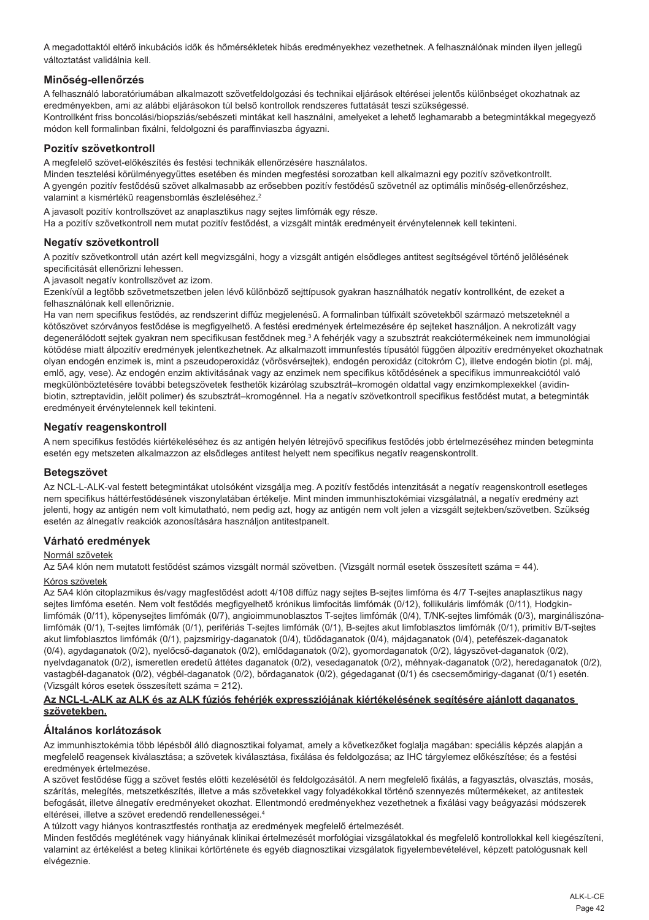A megadottaktól eltérő inkubációs idők és hőmérsékletek hibás eredményekhez vezethetnek. A felhasználónak minden ilyen jellegű változtatást validálnia kell.

## Minőség-ellenőrzés

A felhasználó laboratóriumában alkalmazott szövetfeldolgozási és technikai eljárások eltérései jelentős különbséget okozhatnak az eredményekben, ami az alábbi eljárásokon túl belső kontrollok rendszeres futtatását teszi szükségessé.
Kontrollként friss boncolási/biopsziás/sebészeti mintákat kell használni, amelyeket a lehető leghamarabb a betegmintákkal megegyező módon kell formalinban fixálni, feldolgozni és paraffinviaszba ágyazni.

## Pozitív szövetkontroll

A megfelelő szövet-előkészítés és festési technikák ellenőrzésére használatos.
Minden tesztelési körülményegyüttes esetében és minden megfestési sorozatban kell alkalmazni egy pozitív szövetkontrollt.
A gyengén pozitív festődésű szövet alkalmasabb az erősebben pozitív festődésű szövetnél az optimális minőség-ellenőrzéshez, valamint a kismértékű reagensbomlás észleléséhez.[2]

A javasolt pozitív kontrollszövet az anaplasztikus nagy sejtes limfómák egy része.
Ha a pozitív szövetkontroll nem mutat pozitív festődést, a vizsgált minták eredményeit érvénytelennek kell tekinteni.

## Negatív szövetkontroll

A pozitív szövetkontroll után azért kell megvizsgálni, hogy a vizsgált antigén elsődleges antitest segítségével történő jelölésének specificitását ellenőrizni lehessen.
A javasolt negatív kontrollszövet az izom.
Ezenkívül a legtöbb szövetmetszetben jelen lévő különböző sejttípusok gyakran használhatók negatív kontrollként, de ezeket a felhasználónak kell ellenőriznie.
Ha van nem specifikus festődés, az rendszerint diffúz megjelenésű. A formalinban túlfixált szövetekből származó metszeteknél a kötőszövet szórványos festődése is megfigyelhető. A festési eredmények értelmezésére ép sejteket használjon. A nekrotizált vagy degenerálódott sejtek gyakran nem specifikusan festődnek meg.[3] A fehérjék vagy a szubsztrát reakciótermékeinek nem immunológiai kötődése miatt álpozitív eredmények jelentkezhetnek. Az alkalmazott immunfestés típusától függően álpozitív eredményeket okozhatnak olyan endogén enzimek is, mint a pszeudoperoxidáz (vörösvérsejtek), endogén peroxidáz (citokróm C), illetve endogén biotin (pl. máj, emlő, agy, vese). Az endogén enzim aktivitásának vagy az enzimek nem specifikus kötődésének a specifikus immunreakciótól való megkülönböztetésére további betegszövetek festhetők kizárólag szubsztrát–kromogén oldattal vagy enzimkomplexekkel (avidin-biotin, sztreptavidin, jelölt polimer) és szubsztrát–kromogénnel. Ha a negatív szövetkontroll specifikus festődést mutat, a betegminták eredményeit érvénytelennek kell tekinteni.

## Negatív reagenskontroll

A nem specifikus festődés kiértékeléséhez és az antigén helyén létrejövő specifikus festődés jobb értelmezéséhez minden betegminta esetén egy metszeten alkalmazzon az elsődleges antitest helyett nem specifikus negatív reagenskontrollt.

## Betegszövet

Az NCL-L-ALK-val festett betegmintákat utolsóként vizsgálja meg. A pozitív festődés intenzitását a negatív reagenskontroll esetleges nem specifikus háttérfestődésének viszonylatában értékelje. Mint minden immunhisztokémiai vizsgálatnál, a negatív eredmény azt jelenti, hogy az antigén nem volt kimutatható, nem pedig azt, hogy az antigén nem volt jelen a vizsgált sejtekben/szövetben. Szükség esetén az álnegatív reakciók azonosítására használjon antitestpanelt.

## Várható eredmények

Normál szövetek

Az 5A4 klón nem mutatott festődést számos vizsgált normál szövetben. (Vizsgált normál esetek összesített száma = 44).

Kóros szövetek

Az 5A4 klón citoplazmikus és/vagy magfestődést adott 4/108 diffúz nagy sejtes B-sejtes limfóma és 4/7 T-sejtes anaplasztikus nagy sejtes limfóma esetén. Nem volt festődés megfigyelhető krónikus limfocitás limfómák (0/12), follikuláris limfómák (0/11), Hodgkin-limfómák (0/11), köpenysejtes limfómák (0/7), angioimmunoblasztos T-sejtes limfómák (0/4), T/NK-sejtes limfómák (0/3), marginálisz­óna-limfómák (0/1), T-sejtes limfómák (0/1), perifériás T-sejtes limfómák (0/1), B-sejtes akut limfoblasztos limfómák (0/1), primitív B/T-sejtes akut limfoblasztos limfómák (0/1), pajzsmirigy-daganatok (0/4), tüdődaganatok (0/4), májdaganatok (0/4), petefészek-daganatok (0/4), agydaganatok (0/2), nyelőcső-daganatok (0/2), emlődaganatok (0/2), gyomordaganatok (0/2), lágyszövet-daganatok (0/2), nyelvdaganatok (0/2), ismeretlen eredetű áttétes daganatok (0/2), vesedaganatok (0/2), méhnyak-daganatok (0/2), heredaganatok (0/2), vastagbél-daganatok (0/2), végbél-daganatok (0/2), bőrdaganatok (0/2), gégedaganat (0/1) és csecsemőmirigy-daganat (0/1) esetén. (Vizsgált kóros esetek összesített száma = 212).

**Az NCL-L-ALK az ALK és az ALK fúziós fehérjék expressziójának kiértékelésének segítésére ajánlott daganatos szövetekben.**

## Általános korlátozások

Az immunhisztokémia több lépésből álló diagnosztikai folyamat, amely a következőket foglalja magában: speciális képzés alapján a megfelelő reagensek kiválasztása; a szövetek kiválasztása, fixálása és feldolgozása; az IHC tárgylemez előkészítése; és a festési eredmények értelmezése.
A szövet festődése függ a szövet festés előtti kezelésétől és feldolgozásától. A nem megfelelő fixálás, a fagyasztás, olvasztás, mosás, szárítás, melegítés, metszetkészítés, illetve a más szövetekkel vagy folyadékokkal történő szennyezés műtermékeket, az antitestek befogását, illetve álnegatív eredményeket okozhat. Ellentmondó eredményekhez vezethetnek a fixálási vagy beágyazási módszerek eltérései, illetve a szövet eredendő rendellenességei.[4]
A túlzott vagy hiányos kontrasztfestés ronthatja az eredmények megfelelő értelmezését.
Minden festődés meglétének vagy hiányának klinikai értelmezését morfológiai vizsgálatokkal és megfelelő kontrollokkal kell kiegészíteni, valamint az értékelést a beteg klinikai kórtörténete és egyéb diagnosztikai vizsgálatok figyelembevételével, képzett patológusnak kell elvégeznie.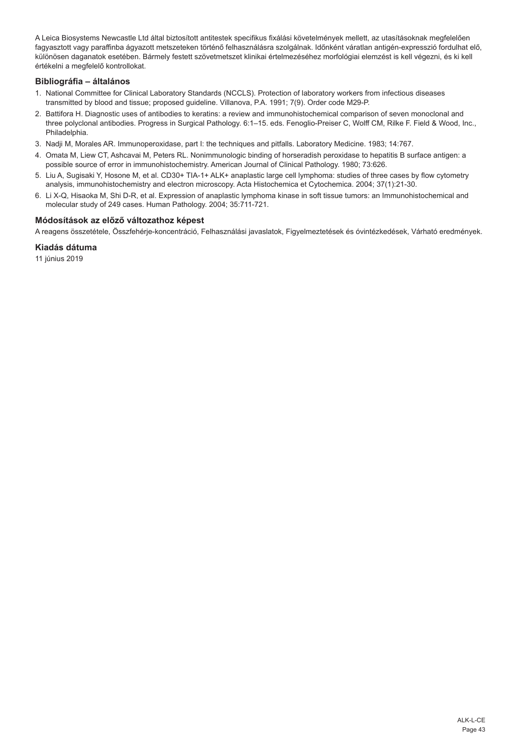A Leica Biosystems Newcastle Ltd által biztosított antitestek specifikus fixálási követelmények mellett, az utasításoknak megfelelően fagyasztott vagy paraffinba ágyazott metszeteken történő felhasználásra szolgálnak. Időnként váratlan antigén-expresszió fordulhat elő, különösen daganatok esetében. Bármely festett szövetmetszet klinikai értelmezéséhez morfológiai elemzést is kell végezni, és ki kell értékelni a megfelelő kontrollokat.

### Bibliográfia – általános

1. National Committee for Clinical Laboratory Standards (NCCLS). Protection of laboratory workers from infectious diseases transmitted by blood and tissue; proposed guideline. Villanova, P.A. 1991; 7(9). Order code M29-P.
2. Battifora H. Diagnostic uses of antibodies to keratins: a review and immunohistochemical comparison of seven monoclonal and three polyclonal antibodies. Progress in Surgical Pathology. 6:1–15. eds. Fenoglio-Preiser C, Wolff CM, Rilke F. Field & Wood, Inc., Philadelphia.
3. Nadji M, Morales AR. Immunoperoxidase, part I: the techniques and pitfalls. Laboratory Medicine. 1983; 14:767.
4. Omata M, Liew CT, Ashcavai M, Peters RL. Nonimmunologic binding of horseradish peroxidase to hepatitis B surface antigen: a possible source of error in immunohistochemistry. American Journal of Clinical Pathology. 1980; 73:626.
5. Liu A, Sugisaki Y, Hosone M, et al. CD30+ TIA-1+ ALK+ anaplastic large cell lymphoma: studies of three cases by flow cytometry analysis, immunohistochemistry and electron microscopy. Acta Histochemica et Cytochemica. 2004; 37(1):21-30.
6. Li X-Q, Hisaoka M, Shi D-R, et al. Expression of anaplastic lymphoma kinase in soft tissue tumors: an Immunohistochemical and molecular study of 249 cases. Human Pathology. 2004; 35:711-721.

### Módosítások az előző változathoz képest

A reagens összetétele, Összfehérje-koncentráció, Felhasználási javaslatok, Figyelmeztetések és óvintézkedések, Várható eredmények.

### Kiadás dátuma

11 június 2019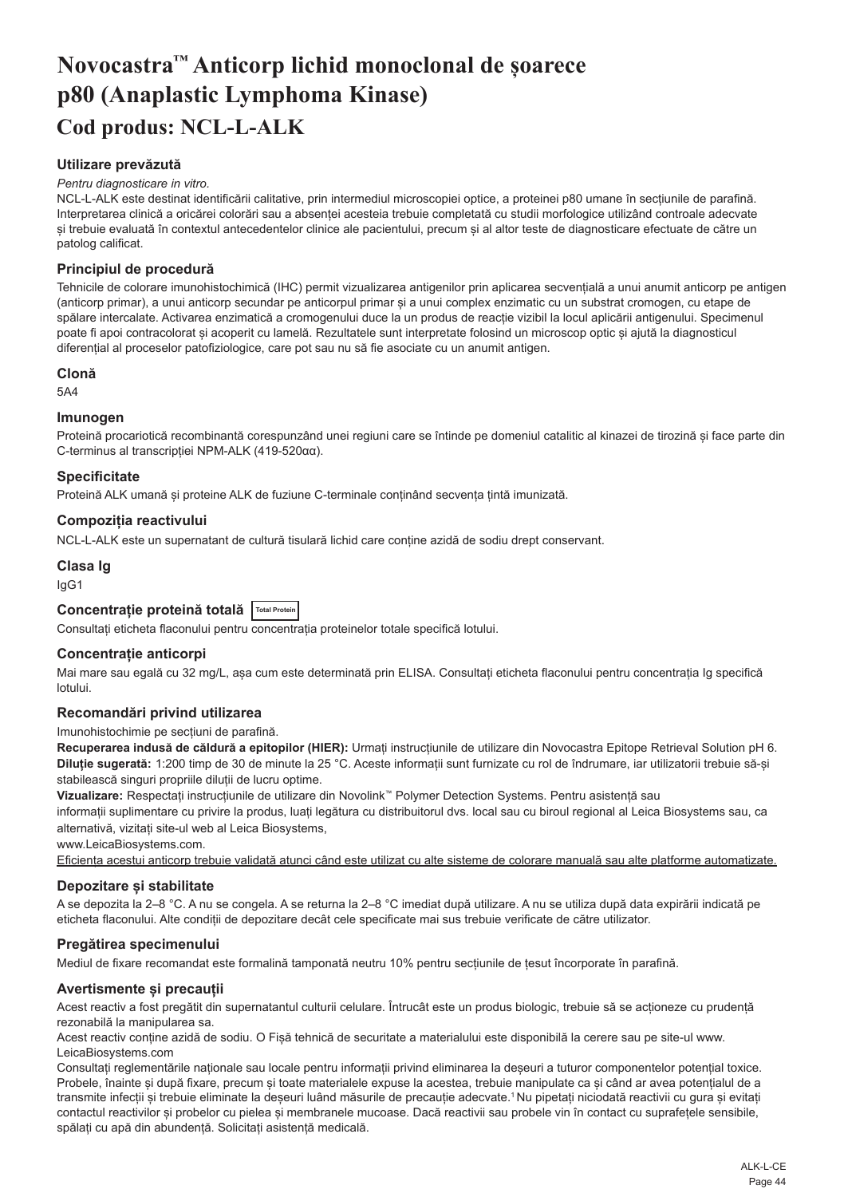# Novocastra™ Anticorp lichid monoclonal de șoarece p80 (Anaplastic Lymphoma Kinase)

## Cod produs: NCL-L-ALK

### Utilizare prevăzută

*Pentru diagnosticare in vitro.*

NCL-L-ALK este destinat identificării calitative, prin intermediul microscopiei optice, a proteinei p80 umane în secțiunile de parafină. Interpretarea clinică a oricărei colorări sau a absenței acesteia trebuie completată cu studii morfologice utilizând controale adecvate și trebuie evaluată în contextul antecedentelor clinice ale pacientului, precum și al altor teste de diagnosticare efectuate de către un patolog calificat.

### Principiul de procedură

Tehnicile de colorare imunohistochimică (IHC) permit vizualizarea antigenilor prin aplicarea secvențială a unui anumit anticorp pe antigen (anticorp primar), a unui anticorp secundar pe anticorpul primar și a unui complex enzimatic cu un substrat cromogen, cu etape de spălare intercalate. Activarea enzimatică a cromogenului duce la un produs de reacție vizibil la locul aplicării antigenului. Specimenul poate fi apoi contracolorat și acoperit cu lamelă. Rezultatele sunt interpretate folosind un microscop optic și ajută la diagnosticul diferențial al proceselor patofiziologice, care pot sau nu să fie asociate cu un anumit antigen.

### Clonă

5A4

### Imunogen

Proteină procariotică recombinantă corespunzând unei regiuni care se întinde pe domeniul catalitic al kinazei de tirozină și face parte din C-terminus al transcripției NPM-ALK (419-520αα).

### Specificitate

Proteină ALK umană și proteine ALK de fuziune C-terminale conținând secvența țintă imunizată.

### Compoziția reactivului

NCL-L-ALK este un supernatant de cultură tisulară lichid care conține azidă de sodiu drept conservant.

### Clasa Ig

IgG1

### Concentrație proteină totală Total Protein

Consultați eticheta flaconului pentru concentrația proteinelor totale specifică lotului.

### Concentrație anticorpi

Mai mare sau egală cu 32 mg/L, așa cum este determinată prin ELISA. Consultați eticheta flaconului pentru concentrația Ig specifică lotului.

### Recomandări privind utilizarea

Imunohistochimie pe secțiuni de parafină.

**Recuperarea indusă de căldură a epitopilor (HIER):** Urmați instrucțiunile de utilizare din Novocastra Epitope Retrieval Solution pH 6.

**Diluție sugerată:** 1:200 timp de 30 de minute la 25 °C. Aceste informații sunt furnizate cu rol de îndrumare, iar utilizatorii trebuie să-și stabilească singuri propriile diluții de lucru optime.

**Vizualizare:** Respectați instrucțiunile de utilizare din Novolink™ Polymer Detection Systems. Pentru asistență sau informații suplimentare cu privire la produs, luați legătura cu distribuitorul dvs. local sau cu biroul regional al Leica Biosystems sau, ca alternativă, vizitați site-ul web al Leica Biosystems, www.LeicaBiosystems.com.

<u>Eficiența acestui anticorp trebuie validată atunci când este utilizat cu alte sisteme de colorare manuală sau alte platforme automatizate.</u>

### Depozitare și stabilitate

A se depozita la 2–8 °C. A nu se congela. A se returna la 2–8 °C imediat după utilizare. A nu se utiliza după data expirării indicată pe eticheta flaconului. Alte condiții de depozitare decât cele specificate mai sus trebuie verificate de către utilizator.

### Pregătirea specimenului

Mediul de fixare recomandat este formalină tamponată neutru 10% pentru secțiunile de țesut încorporate în parafină.

### Avertismente și precauții

Acest reactiv a fost pregătit din supernatantul culturii celulare. Întrucât este un produs biologic, trebuie să se acționeze cu prudență rezonabilă la manipularea sa.

Acest reactiv conține azidă de sodiu. O Fișă tehnică de securitate a materialului este disponibilă la cerere sau pe site-ul www.LeicaBiosystems.com

Consultați reglementările naționale sau locale pentru informații privind eliminarea la deșeuri a tuturor componentelor potențial toxice. Probele, înainte și după fixare, precum și toate materialele expuse la acestea, trebuie manipulate ca și când ar avea potențialul de a transmite infecții și trebuie eliminate la deșeuri luând măsurile de precauție adecvate.[1] Nu pipetați niciodată reactivii cu gura și evitați contactul reactivilor și probelor cu pielea și membranele mucoase. Dacă reactivii sau probele vin în contact cu suprafețele sensibile, spălați cu apă din abundență. Solicitați asistență medicală.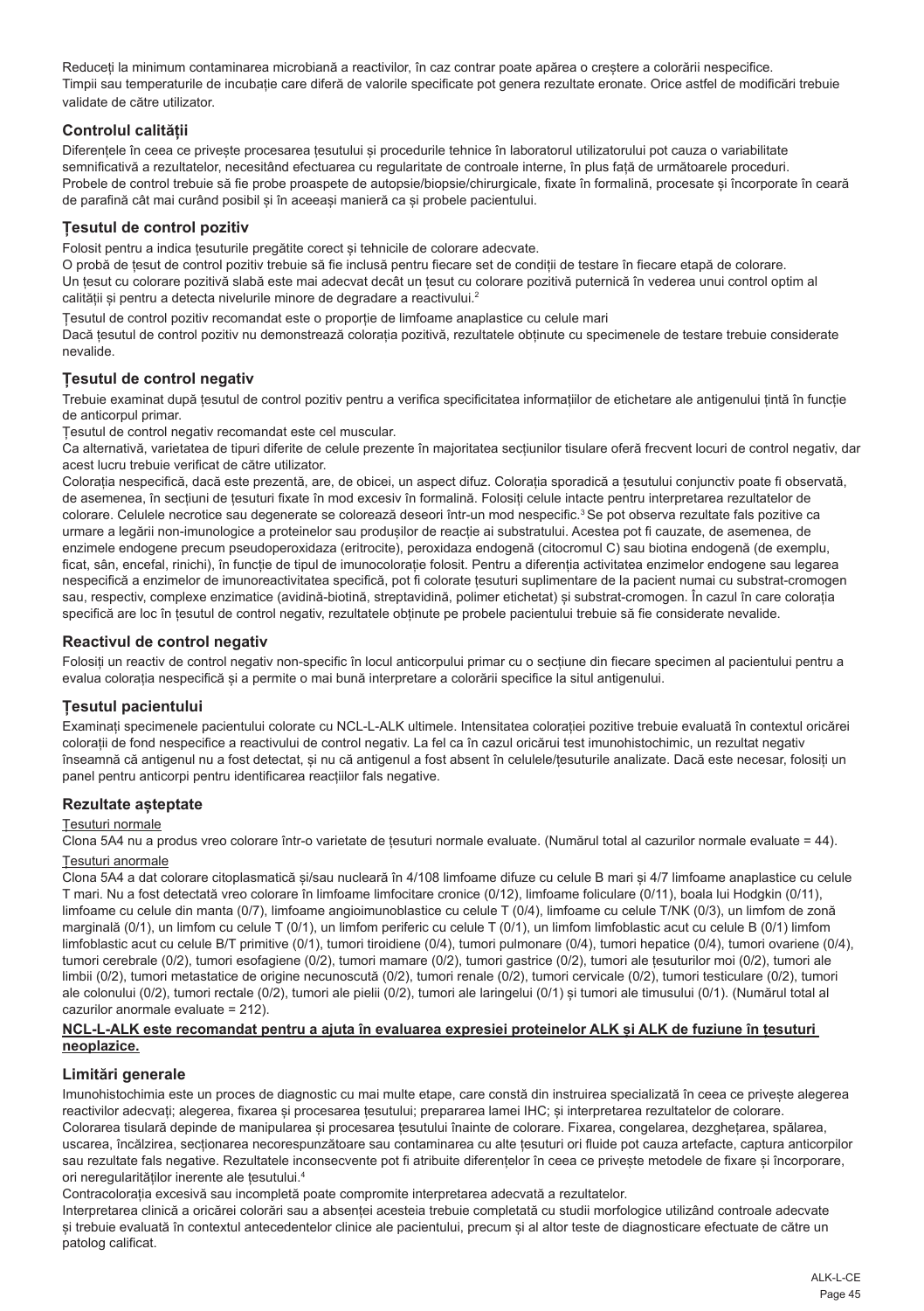Reduceți la minimum contaminarea microbiană a reactivilor, în caz contrar poate apărea o creștere a colorării nespecifice.
Timpii sau temperaturile de incubație care diferă de valorile specificate pot genera rezultate eronate. Orice astfel de modificări trebuie validate de către utilizator.

## Controlul calității

Diferențele în ceea ce privește procesarea țesutului și procedurile tehnice în laboratorul utilizatorului pot cauza o variabilitate semnificativă a rezultatelor, necesitând efectuarea cu regularitate de controale interne, în plus față de următoarele proceduri.
Probele de control trebuie să fie probe proaspete de autopsie/biopsie/chirurgicale, fixate în formalină, procesate și încorporate în ceară de parafină cât mai curând posibil și în aceeași manieră ca și probele pacientului.

## Țesutul de control pozitiv

Folosit pentru a indica țesuturile pregătite corect și tehnicile de colorare adecvate.
O probă de țesut de control pozitiv trebuie să fie inclusă pentru fiecare set de condiții de testare în fiecare etapă de colorare.
Un țesut cu colorare pozitivă slabă este mai adecvat decât un țesut cu colorare pozitivă puternică în vederea unui control optim al calității și pentru a detecta nivelurile minore de degradare a reactivului.[2]

Țesutul de control pozitiv recomandat este o proporție de limfoame anaplastice cu celule mari
Dacă țesutul de control pozitiv nu demonstrează colorația pozitivă, rezultatele obținute cu specimenele de testare trebuie considerate nevalide.

## Țesutul de control negativ

Trebuie examinat după țesutul de control pozitiv pentru a verifica specificitatea informațiilor de etichetare ale antigenului țintă în funcție de anticorpul primar.
Țesutul de control negativ recomandat este cel muscular.
Ca alternativă, varietatea de tipuri diferite de celule prezente în majoritatea secțiunilor tisulare oferă frecvent locuri de control negativ, dar acest lucru trebuie verificat de către utilizator.
Colorația nespecifică, dacă este prezentă, are, de obicei, un aspect difuz. Colorația sporadică a țesutului conjunctiv poate fi observată, de asemenea, în secțiuni de țesuturi fixate în mod excesiv în formalină. Folosiți celule intacte pentru interpretarea rezultatelor de colorare. Celulele necrotice sau degenerate se colorează deseori într-un mod nespecific.[3] Se pot observa rezultate fals pozitive ca urmare a legării non-imunologice a proteinelor sau produșilor de reacție ai substratului. Acestea pot fi cauzate, de asemenea, de enzimele endogene precum pseudoperoxidaza (eritrocite), peroxidaza endogenă (citocromul C) sau biotina endogenă (de exemplu, ficat, sân, encefal, rinichi), în funcție de tipul de imunocolorație folosit. Pentru a diferenția activitatea enzimelor endogene sau legarea nespecifică a enzimelor de imunoreactivitatea specifică, pot fi colorate țesuturi suplimentare de la pacient numai cu substrat-cromogen sau, respectiv, complexe enzimatice (avidină-biotină, streptavidină, polimer etichetat) și substrat-cromogen. În cazul în care colorația specifică are loc în țesutul de control negativ, rezultatele obținute pe probele pacientului trebuie să fie considerate nevalide.

## Reactivul de control negativ

Folosiți un reactiv de control negativ non-specific în locul anticorpului primar cu o secțiune din fiecare specimen al pacientului pentru a evalua colorația nespecifică și a permite o mai bună interpretare a colorării specifice la situl antigenului.

## Țesutul pacientului

Examinați specimenele pacientului colorate cu NCL-L-ALK ultimele. Intensitatea colorației pozitive trebuie evaluată în contextul oricărei colorații de fond nespecifice a reactivului de control negativ. La fel ca în cazul oricărui test imunohistochimic, un rezultat negativ înseamnă că antigenul nu a fost detectat, și nu că antigenul a fost absent în celulele/țesuturile analizate. Dacă este necesar, folosiți un panel pentru anticorpi pentru identificarea reacțiilor fals negative.

## Rezultate așteptate

Țesuturi normale

Clona 5A4 nu a produs vreo colorare într-o varietate de țesuturi normale evaluate. (Numărul total al cazurilor normale evaluate = 44).

Țesuturi anormale

Clona 5A4 a dat colorare citoplasmatică și/sau nucleară în 4/108 limfoame difuze cu celule B mari și 4/7 limfoame anaplastice cu celule T mari. Nu a fost detectată vreo colorare în limfoame limfocitare cronice (0/12), limfoame foliculare (0/11), boala lui Hodgkin (0/11), limfoame cu celule din manta (0/7), limfoame angioimunoblastice cu celule T (0/4), limfoame cu celule T/NK (0/3), un limfom de zonă marginală (0/1), un limfom cu celule T (0/1), un limfom periferic cu celule T (0/1), un limfom limfoblastic acut cu celule B (0/1) limfom limfoblastic acut cu celule B/T primitive (0/1), tumori tiroidiene (0/4), tumori pulmonare (0/4), tumori hepatice (0/4), tumori ovariene (0/4), tumori cerebrale (0/2), tumori esofagiene (0/2), tumori mamare (0/2), tumori gastrice (0/2), tumori ale țesuturilor moi (0/2), tumori ale limbii (0/2), tumori metastatice de origine necunoscută (0/2), tumori renale (0/2), tumori cervicale (0/2), tumori testiculare (0/2), tumori ale colonului (0/2), tumori rectale (0/2), tumori ale pielii (0/2), tumori ale laringelui (0/1) și tumori ale timusului (0/1). (Numărul total al cazurilor anormale evaluate = 212).

**NCL-L-ALK este recomandat pentru a ajuta în evaluarea expresiei proteinelor ALK și ALK de fuziune în țesuturi neoplazice.**

## Limitări generale

Imunohistochimia este un proces de diagnostic cu mai multe etape, care constă din instruirea specializată în ceea ce privește alegerea reactivilor adecvați; alegerea, fixarea și procesarea țesutului; prepararea lamei IHC; și interpretarea rezultatelor de colorare.
Colorarea tisulară depinde de manipularea și procesarea țesutului înainte de colorare. Fixarea, congelarea, dezghețarea, spălarea, uscarea, încălzirea, secționarea necorespunzătoare sau contaminarea cu alte țesuturi ori fluide pot cauza artefacte, captura anticorpilor sau rezultate fals negative. Rezultatele inconsecvente pot fi atribuite diferențelor în ceea ce privește metodele de fixare și încorporare, ori neregularităților inerente ale țesutului.[4]
Contracolorația excesivă sau incompletă poate compromite interpretarea adecvată a rezultatelor.
Interpretarea clinică a oricărei colorări sau a absenței acesteia trebuie completată cu studii morfologice utilizând controale adecvate și trebuie evaluată în contextul antecedentelor clinice ale pacientului, precum și al altor teste de diagnosticare efectuate de către un patolog calificat.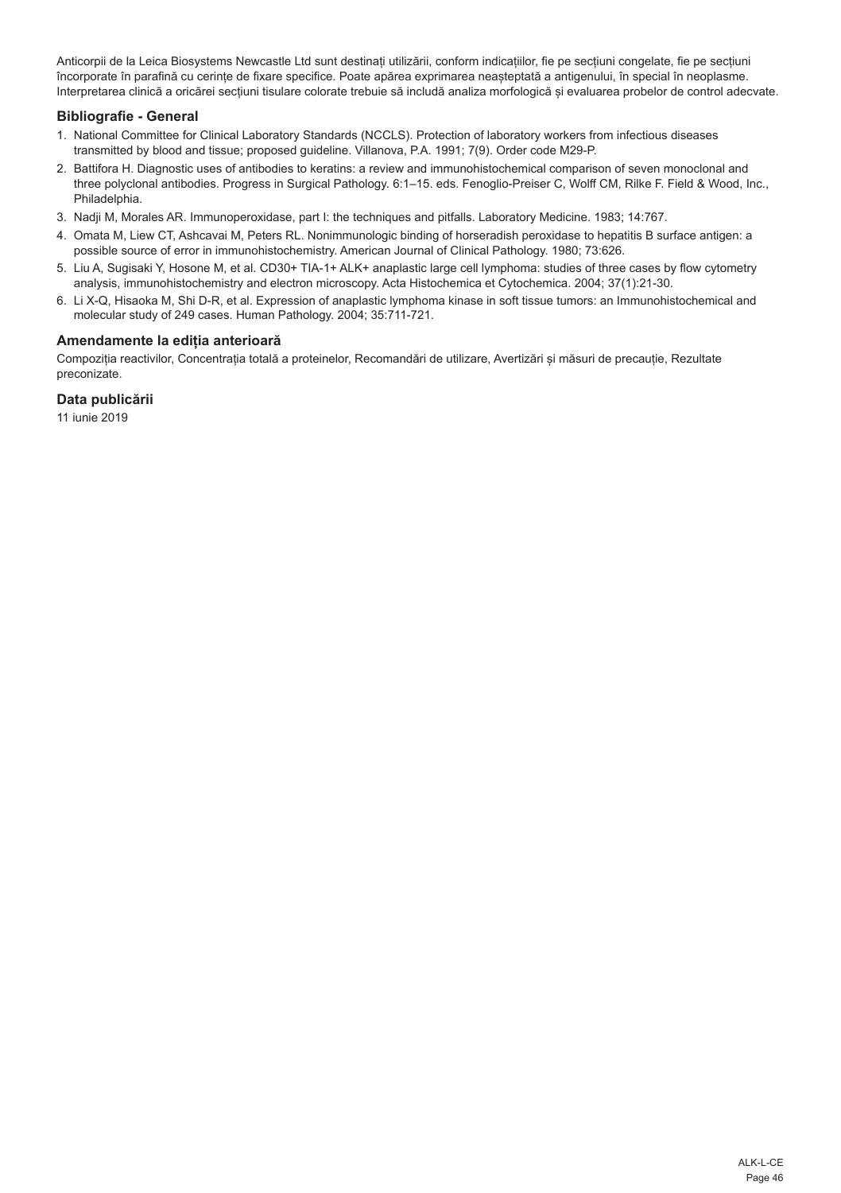Anticorpii de la Leica Biosystems Newcastle Ltd sunt destinați utilizării, conform indicațiilor, fie pe secțiuni congelate, fie pe secțiuni încorporate în parafină cu cerințe de fixare specifice. Poate apărea exprimarea neașteptată a antigenului, în special în neoplasme. Interpretarea clinică a oricărei secțiuni tisulare colorate trebuie să includă analiza morfologică și evaluarea probelor de control adecvate.

### Bibliografie - General

1. National Committee for Clinical Laboratory Standards (NCCLS). Protection of laboratory workers from infectious diseases transmitted by blood and tissue; proposed guideline. Villanova, P.A. 1991; 7(9). Order code M29-P.
2. Battifora H. Diagnostic uses of antibodies to keratins: a review and immunohistochemical comparison of seven monoclonal and three polyclonal antibodies. Progress in Surgical Pathology. 6:1–15. eds. Fenoglio-Preiser C, Wolff CM, Rilke F. Field & Wood, Inc., Philadelphia.
3. Nadji M, Morales AR. Immunoperoxidase, part I: the techniques and pitfalls. Laboratory Medicine. 1983; 14:767.
4. Omata M, Liew CT, Ashcavai M, Peters RL. Nonimmunologic binding of horseradish peroxidase to hepatitis B surface antigen: a possible source of error in immunohistochemistry. American Journal of Clinical Pathology. 1980; 73:626.
5. Liu A, Sugisaki Y, Hosone M, et al. CD30+ TIA-1+ ALK+ anaplastic large cell lymphoma: studies of three cases by flow cytometry analysis, immunohistochemistry and electron microscopy. Acta Histochemica et Cytochemica. 2004; 37(1):21-30.
6. Li X-Q, Hisaoka M, Shi D-R, et al. Expression of anaplastic lymphoma kinase in soft tissue tumors: an Immunohistochemical and molecular study of 249 cases. Human Pathology. 2004; 35:711-721.

### Amendamente la ediția anterioară

Compoziția reactivilor, Concentrația totală a proteinelor, Recomandări de utilizare, Avertizări și măsuri de precauție, Rezultate preconizate.

### Data publicării

11 iunie 2019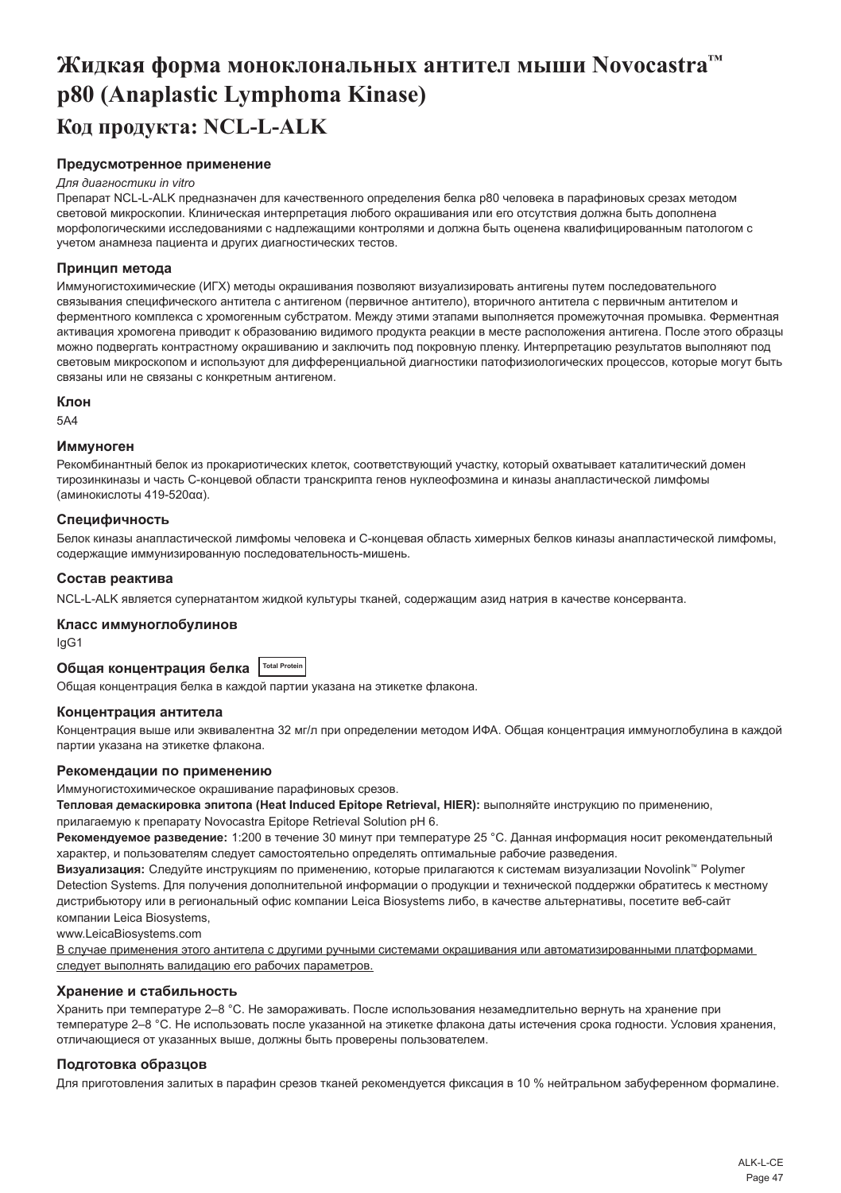# Жидкая форма моноклональных антител мыши Novocastra™ p80 (Anaplastic Lymphoma Kinase)

## Код продукта: NCL-L-ALK

### Предусмотренное применение

*Для диагностики in vitro*

Препарат NCL-L-ALK предназначен для качественного определения белка p80 человека в парафиновых срезах методом световой микроскопии. Клиническая интерпретация любого окрашивания или его отсутствия должна быть дополнена морфологическими исследованиями с надлежащими контролями и должна быть оценена квалифицированным патологом с учетом анамнеза пациента и других диагностических тестов.

### Принцип метода

Иммуногистохимические (ИГХ) методы окрашивания позволяют визуализировать антигены путем последовательного связывания специфического антитела с антигеном (первичное антитело), вторичного антитела с первичным антителом и ферментного комплекса с хромогенным субстратом. Между этими этапами выполняется промежуточная промывка. Ферментная активация хромогена приводит к образованию видимого продукта реакции в месте расположения антигена. После этого образцы можно подвергать контрастному окрашиванию и заключить под покровную пленку. Интерпретацию результатов выполняют под световым микроскопом и используют для дифференциальной диагностики патофизиологических процессов, которые могут быть связаны или не связаны с конкретным антигеном.

### Клон

5A4

### Иммуноген

Рекомбинантный белок из прокариотических клеток, соответствующий участку, который охватывает каталитический домен тирозинкиназы и часть С-концевой области транскрипта генов нуклеофозмина и киназы анапластической лимфомы (аминокислоты 419-520αα).

### Специфичность

Белок киназы анапластической лимфомы человека и С-концевая область химерных белков киназы анапластической лимфомы, содержащие иммунизированную последовательность-мишень.

### Состав реактива

NCL-L-ALK является супернатантом жидкой культуры тканей, содержащим азид натрия в качестве консерванта.

### Класс иммуноглобулинов

IgG1

### Общая концентрация белка Total Protein

Общая концентрация белка в каждой партии указана на этикетке флакона.

### Концентрация антитела

Концентрация выше или эквивалентна 32 мг/л при определении методом ИФА. Общая концентрация иммуноглобулина в каждой партии указана на этикетке флакона.

### Рекомендации по применению

Иммуногистохимическое окрашивание парафиновых срезов.

**Тепловая демаскировка эпитопа (Heat Induced Epitope Retrieval, HIER):** выполняйте инструкцию по применению, прилагаемую к препарату Novocastra Epitope Retrieval Solution pH 6.

**Рекомендуемое разведение:** 1:200 в течение 30 минут при температуре 25 °C. Данная информация носит рекомендательный характер, и пользователям следует самостоятельно определять оптимальные рабочие разведения.

**Визуализация:** Следуйте инструкциям по применению, которые прилагаются к системам визуализации Novolink™ Polymer Detection Systems. Для получения дополнительной информации о продукции и технической поддержки обратитесь к местному дистрибьютору или в региональный офис компании Leica Biosystems либо, в качестве альтернативы, посетите веб-сайт компании Leica Biosystems,

www.LeicaBiosystems.com

В случае применения этого антитела с другими ручными системами окрашивания или автоматизированными платформами следует выполнять валидацию его рабочих параметров.

### Хранение и стабильность

Хранить при температуре 2–8 °C. Не замораживать. После использования незамедлительно вернуть на хранение при температуре 2–8 °C. Не использовать после указанной на этикетке флакона даты истечения срока годности. Условия хранения, отличающиеся от указанных выше, должны быть проверены пользователем.

### Подготовка образцов

Для приготовления залитых в парафин срезов тканей рекомендуется фиксация в 10 % нейтральном забуференном формалине.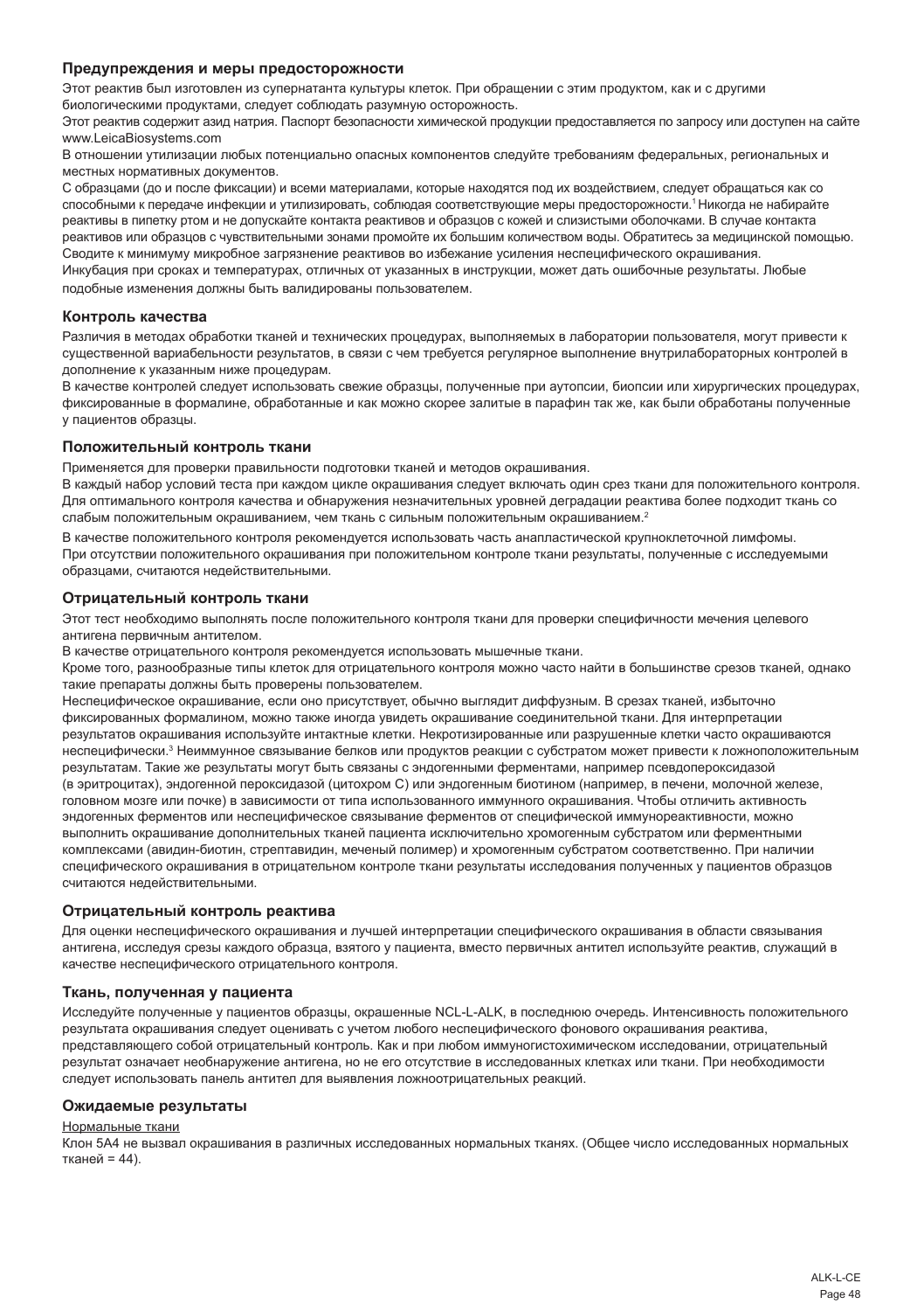### Предупреждения и меры предосторожности

Этот реактив был изготовлен из супернатанта культуры клеток. При обращении с этим продуктом, как и с другими биологическими продуктами, следует соблюдать разумную осторожность.

Этот реактив содержит азид натрия. Паспорт безопасности химической продукции предоставляется по запросу или доступен на сайте www.LeicaBiosystems.com

В отношении утилизации любых потенциально опасных компонентов следуйте требованиям федеральных, региональных и местных нормативных документов.

С образцами (до и после фиксации) и всеми материалами, которые находятся под их воздействием, следует обращаться как со способными к передаче инфекции и утилизировать, соблюдая соответствующие меры предосторожности.[1] Никогда не набирайте реактивы в пипетку ртом и не допускайте контакта реактивов и образцов с кожей и слизистыми оболочками. В случае контакта реактивов или образцов с чувствительными зонами промойте их большим количеством воды. Обратитесь за медицинской помощью.

Сводите к минимуму микробное загрязнение реактивов во избежание усиления неспецифического окрашивания.

Инкубация при сроках и температурах, отличных от указанных в инструкции, может дать ошибочные результаты. Любые подобные изменения должны быть валидированы пользователем.

### Контроль качества

Различия в методах обработки тканей и технических процедурах, выполняемых в лаборатории пользователя, могут привести к существенной вариабельности результатов, в связи с чем требуется регулярное выполнение внутрилабораторных контролей в дополнение к указанным ниже процедурам.

В качестве контролей следует использовать свежие образцы, полученные при аутопсии, биопсии или хирургических процедурах, фиксированные в формалине, обработанные и как можно скорее залитые в парафин так же, как были обработаны полученные у пациентов образцы.

### Положительный контроль ткани

Применяется для проверки правильности подготовки тканей и методов окрашивания.

В каждый набор условий теста при каждом цикле окрашивания следует включать один срез ткани для положительного контроля. Для оптимального контроля качества и обнаружения незначительных уровней деградации реактива более подходит ткань со слабым положительным окрашиванием, чем ткань с сильным положительным окрашиванием.[2]

В качестве положительного контроля рекомендуется использовать часть анапластической крупноклеточной лимфомы.

При отсутствии положительного окрашивания при положительном контроле ткани результаты, полученные с исследуемыми образцами, считаются недействительными.

### Отрицательный контроль ткани

Этот тест необходимо выполнять после положительного контроля ткани для проверки специфичности мечения целевого антигена первичным антителом.

В качестве отрицательного контроля рекомендуется использовать мышечные ткани.

Кроме того, разнообразные типы клеток для отрицательного контроля можно часто найти в большинстве срезов тканей, однако такие препараты должны быть проверены пользователем.

Неспецифическое окрашивание, если оно присутствует, обычно выглядит диффузным. В срезах тканей, избыточно фиксированных формалином, можно также иногда увидеть окрашивание соединительной ткани. Для интерпретации результатов окрашивания используйте интактные клетки. Некротизированные или разрушенные клетки часто окрашиваются неспецифически.[3] Неиммунное связывание белков или продуктов реакции с субстратом может привести к ложноположительным результатам. Такие же результаты могут быть связаны с эндогенными ферментами, например псевдопероксидазой (в эритроцитах), эндогенной пероксидазой (цитохром C) или эндогенным биотином (например, в печени, молочной железе, головном мозге или почке) в зависимости от типа использованного иммунного окрашивания. Чтобы отличить активность эндогенных ферментов или неспецифическое связывание ферментов от специфической иммунореактивности, можно выполнить окрашивание дополнительных тканей пациента исключительно хромогенным субстратом или ферментными комплексами (авидин-биотин, стрептавидин, меченый полимер) и хромогенным субстратом соответственно. При наличии специфического окрашивания в отрицательном контроле ткани результаты исследования полученных у пациентов образцов считаются недействительными.

### Отрицательный контроль реактива

Для оценки неспецифического окрашивания и лучшей интерпретации специфического окрашивания в области связывания антигена, исследуя срезы каждого образца, взятого у пациента, вместо первичных антител используйте реактив, служащий в качестве неспецифического отрицательного контроля.

### Ткань, полученная у пациента

Исследуйте полученные у пациентов образцы, окрашенные NCL-L-ALK, в последнюю очередь. Интенсивность положительного результата окрашивания следует оценивать с учетом любого неспецифического фонового окрашивания реактива, представляющего собой отрицательный контроль. Как и при любом иммуногистохимическом исследовании, отрицательный результат означает необнаружение антигена, но не его отсутствие в исследованных клетках или ткани. При необходимости следует использовать панель антител для выявления ложноотрицательных реакций.

### Ожидаемые результаты

Нормальные ткани

Клон 5A4 не вызвал окрашивания в различных исследованных нормальных тканях. (Общее число исследованных нормальных тканей = 44).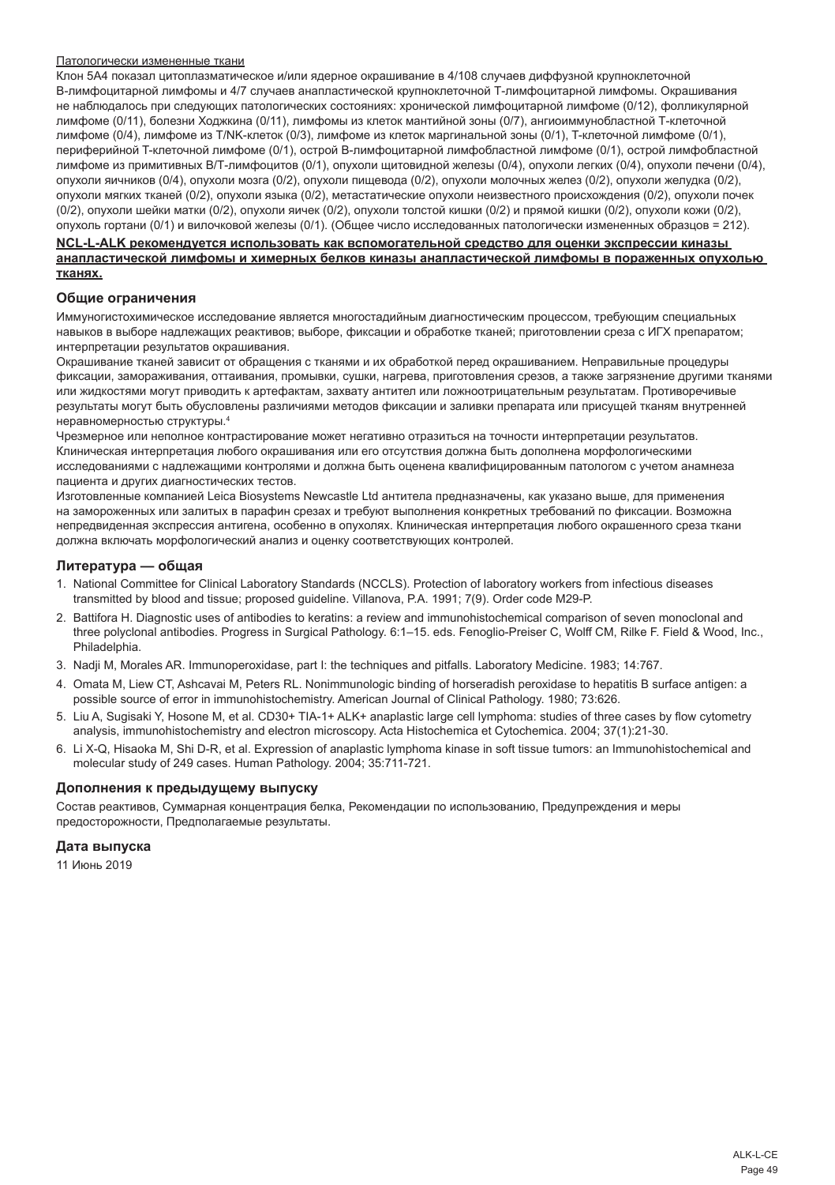Патологически измененные ткани

Клон 5A4 показал цитоплазматическое и/или ядерное окрашивание в 4/108 случаев диффузной крупноклеточной В-лимфоцитарной лимфомы и 4/7 случаев анапластической крупноклеточной Т-лимфоцитарной лимфомы. Окрашивания не наблюдалось при следующих патологических состояниях: хронической лимфоцитарной лимфоме (0/12), фолликулярной лимфоме (0/11), болезни Ходжкина (0/11), лимфомы из клеток мантийной зоны (0/7), ангиоиммунобластной Т-клеточной лимфоме (0/4), лимфоме из T/NK-клеток (0/3), лимфоме из клеток маргинальной зоны (0/1), Т-клеточной лимфоме (0/1), периферийной Т-клеточной лимфоме (0/1), острой В-лимфоцитарной лимфобластной лимфоме (0/1), острой лимфобластной лимфоме из примитивных В/Т-лимфоцитов (0/1), опухоли щитовидной железы (0/4), опухоли легких (0/4), опухоли печени (0/4), опухоли яичников (0/4), опухоли мозга (0/2), опухоли пищевода (0/2), опухоли молочных желез (0/2), опухоли желудка (0/2), опухоли мягких тканей (0/2), опухоли языка (0/2), метастатические опухоли неизвестного происхождения (0/2), опухоли почек (0/2), опухоли шейки матки (0/2), опухоли яичек (0/2), опухоли толстой кишки (0/2) и прямой кишки (0/2), опухоли кожи (0/2), опухоль гортани (0/1) и вилочковой железы (0/1). (Общее число исследованных патологически измененных образцов = 212).

**NCL-L-ALK рекомендуется использовать как вспомогательной средство для оценки экспрессии киназы анапластической лимфомы и химерных белков киназы анапластической лимфомы в пораженных опухолью тканях.**

## Общие ограничения

Иммуногистохимическое исследование является многостадийным диагностическим процессом, требующим специальных навыков в выборе надлежащих реактивов; выборе, фиксации и обработке тканей; приготовлении среза с ИГХ препаратом; интерпретации результатов окрашивания.

Окрашивание тканей зависит от обращения с тканями и их обработкой перед окрашиванием. Неправильные процедуры фиксации, замораживания, оттаивания, промывки, сушки, нагрева, приготовления срезов, а также загрязнение другими тканями или жидкостями могут приводить к артефактам, захвату антител или ложноотрицательным результатам. Противоречивые результаты могут быть обусловлены различиями методов фиксации и заливки препарата или присущей тканям внутренней неравномерностью структуры.[4]

Чрезмерное или неполное контрастирование может негативно отразиться на точности интерпретации результатов. Клиническая интерпретация любого окрашивания или его отсутствия должна быть дополнена морфологическими исследованиями с надлежащими контролями и должна быть оценена квалифицированным патологом с учетом анамнеза пациента и других диагностических тестов.

Изготовленные компанией Leica Biosystems Newcastle Ltd антитела предназначены, как указано выше, для применения на замороженных или залитых в парафин срезах и требуют выполнения конкретных требований по фиксации. Возможна непредвиденная экспрессия антигена, особенно в опухолях. Клиническая интерпретация любого окрашенного среза ткани должна включать морфологический анализ и оценку соответствующих контролей.

## Литература — общая

1. National Committee for Clinical Laboratory Standards (NCCLS). Protection of laboratory workers from infectious diseases transmitted by blood and tissue; proposed guideline. Villanova, P.A. 1991; 7(9). Order code M29-P.
2. Battifora H. Diagnostic uses of antibodies to keratins: a review and immunohistochemical comparison of seven monoclonal and three polyclonal antibodies. Progress in Surgical Pathology. 6:1–15. eds. Fenoglio-Preiser C, Wolff CM, Rilke F. Field & Wood, Inc., Philadelphia.
3. Nadji M, Morales AR. Immunoperoxidase, part I: the techniques and pitfalls. Laboratory Medicine. 1983; 14:767.
4. Omata M, Liew CT, Ashcavai M, Peters RL. Nonimmunologic binding of horseradish peroxidase to hepatitis B surface antigen: a possible source of error in immunohistochemistry. American Journal of Clinical Pathology. 1980; 73:626.
5. Liu A, Sugisaki Y, Hosone M, et al. CD30+ TIA-1+ ALK+ anaplastic large cell lymphoma: studies of three cases by flow cytometry analysis, immunohistochemistry and electron microscopy. Acta Histochemica et Cytochemica. 2004; 37(1):21-30.
6. Li X-Q, Hisaoka M, Shi D-R, et al. Expression of anaplastic lymphoma kinase in soft tissue tumors: an Immunohistochemical and molecular study of 249 cases. Human Pathology. 2004; 35:711-721.

## Дополнения к предыдущему выпуску

Состав реактивов, Суммарная концентрация белка, Рекомендации по использованию, Предупреждения и меры предосторожности, Предполагаемые результаты.

## Дата выпуска

11 Июнь 2019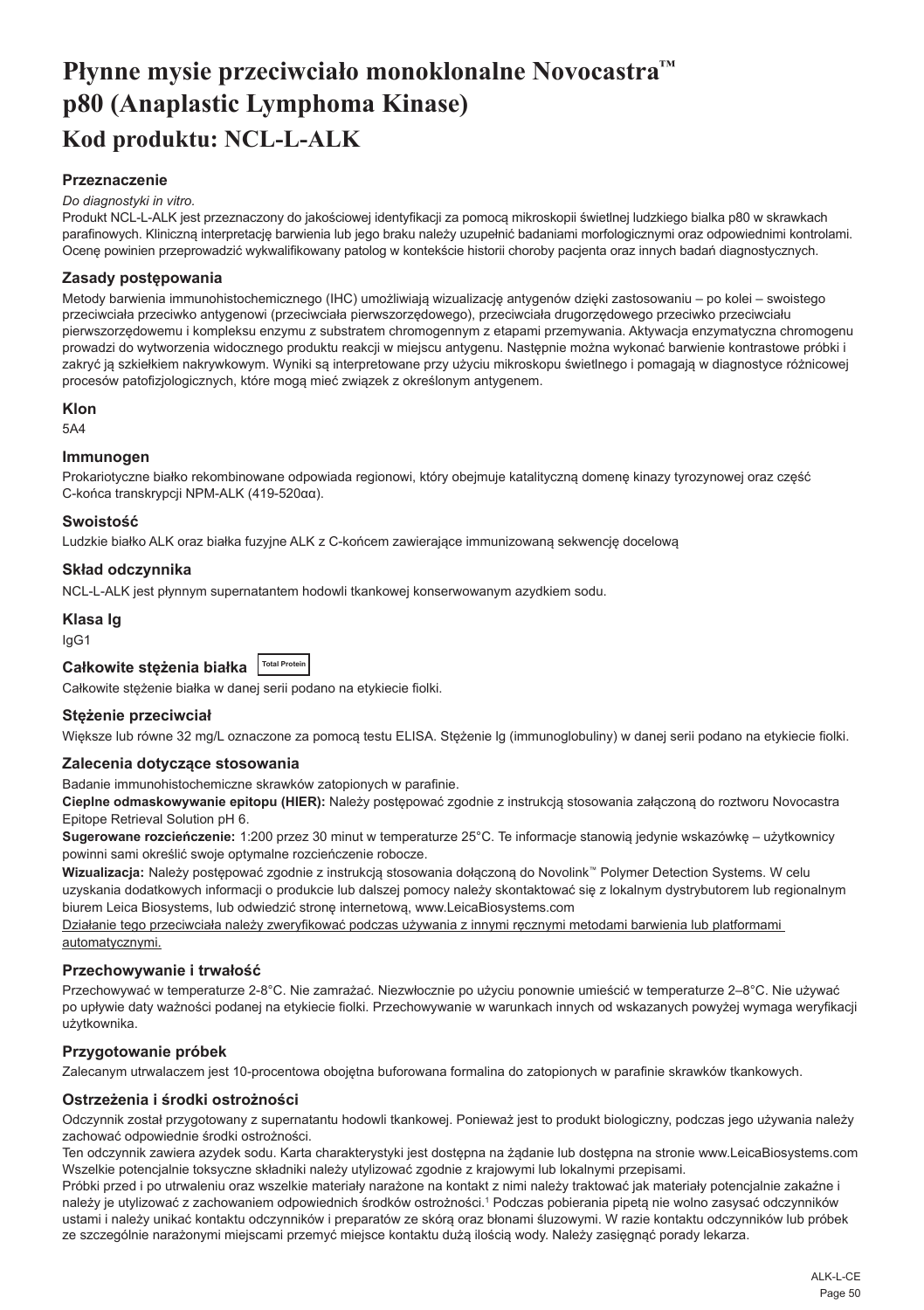# Płynne mysie przeciwciało monoklonalne Novocastra™ p80 (Anaplastic Lymphoma Kinase)

## Kod produktu: NCL-L-ALK

### Przeznaczenie

*Do diagnostyki in vitro.*

Produkt NCL-L-ALK jest przeznaczony do jakościowej identyfikacji za pomocą mikroskopii świetlnej ludzkiego białka p80 w skrawkach parafinowych. Kliniczną interpretację barwienia lub jego braku należy uzupełnić badaniami morfologicznymi oraz odpowiednimi kontrolami. Ocenę powinien przeprowadzić wykwalifikowany patolog w kontekście historii choroby pacjenta oraz innych badań diagnostycznych.

### Zasady postępowania

Metody barwienia immunohistochemicznego (IHC) umożliwiają wizualizację antygenów dzięki zastosowaniu – po kolei – swoistego przeciwciała przeciwko antygenowi (przeciwciała pierwszorzędowego), przeciwciała drugorzędowego przeciwko przeciwciału pierwszorzędowemu i kompleksu enzymu z substratem chromogennym z etapami przemywania. Aktywacja enzymatyczna chromogenu prowadzi do wytworzenia widocznego produktu reakcji w miejscu antygenu. Następnie można wykonać barwienie kontrastowe próbki i zakryć ją szkiełkiem nakrywkowym. Wyniki są interpretowane przy użyciu mikroskopu świetlnego i pomagają w diagnostyce różnicowej procesów patofizjologicznych, które mogą mieć związek z określonym antygenem.

### Klon

5A4

### Immunogen

Prokariotyczne białko rekombinowane odpowiada regionowi, który obejmuje katalityczną domenę kinazy tyrozynowej oraz część C-końca transkrypcji NPM-ALK (419-520αα).

### Swoistość

Ludzkie białko ALK oraz białka fuzyjne ALK z C-końcem zawierające immunizowaną sekwencję docelową

### Skład odczynnika

NCL-L-ALK jest płynnym supernatantem hodowli tkankowej konserwowanym azydkiem sodu.

### Klasa Ig

IgG1

### Całkowite stężenia białka Total Protein

Całkowite stężenie białka w danej serii podano na etykiecie fiolki.

### Stężenie przeciwciał

Większe lub równe 32 mg/L oznaczone za pomocą testu ELISA. Stężenie Ig (immunoglobuliny) w danej serii podano na etykiecie fiolki.

### Zalecenia dotyczące stosowania

Badanie immunohistochemiczne skrawków zatopionych w parafinie.

**Cieplne odmaskowywanie epitopu (HIER):** Należy postępować zgodnie z instrukcją stosowania załączoną do roztworu Novocastra Epitope Retrieval Solution pH 6.

**Sugerowane rozcieńczenie:** 1:200 przez 30 minut w temperaturze 25°C. Te informacje stanowią jedynie wskazówkę – użytkownicy powinni sami określić swoje optymalne rozcieńczenie robocze.

**Wizualizacja:** Należy postępować zgodnie z instrukcją stosowania dołączoną do Novolink™ Polymer Detection Systems. W celu uzyskania dodatkowych informacji o produkcie lub dalszej pomocy należy skontaktować się z lokalnym dystrybutorem lub regionalnym biurem Leica Biosystems, lub odwiedzić stronę internetową, www.LeicaBiosystems.com

Działanie tego przeciwciała należy zweryfikować podczas używania z innymi ręcznymi metodami barwienia lub platformami automatycznymi.

### Przechowywanie i trwałość

Przechowywać w temperaturze 2-8°C. Nie zamrażać. Niezwłocznie po użyciu ponownie umieścić w temperaturze 2–8°C. Nie używać po upływie daty ważności podanej na etykiecie fiolki. Przechowywanie w warunkach innych od wskazanych powyżej wymaga weryfikacji użytkownika.

### Przygotowanie próbek

Zalecanym utrwalaczem jest 10-procentowa obojętna buforowana formalina do zatopionych w parafinie skrawków tkankowych.

### Ostrzeżenia i środki ostrożności

Odczynnik został przygotowany z supernatantu hodowli tkankowej. Ponieważ jest to produkt biologiczny, podczas jego używania należy zachować odpowiednie środki ostrożności.

Ten odczynnik zawiera azydek sodu. Karta charakterystyki jest dostępna na żądanie lub dostępna na stronie www.LeicaBiosystems.com Wszelkie potencjalnie toksyczne składniki należy utylizować zgodnie z krajowymi lub lokalnymi przepisami.

Próbki przed i po utrwaleniu oraz wszelkie materiały narażone na kontakt z nimi należy traktować jak materiały potencjalnie zakaźne i należy je utylizować z zachowaniem odpowiednich środków ostrożności.[1] Podczas pobierania pipetą nie wolno zasysać odczynników ustami i należy unikać kontaktu odczynników i preparatów ze skórą oraz błonami śluzowymi. W razie kontaktu odczynników lub próbek ze szczególnie narażonymi miejscami przemyć miejsce kontaktu dużą ilością wody. Należy zasięgnąć porady lekarza.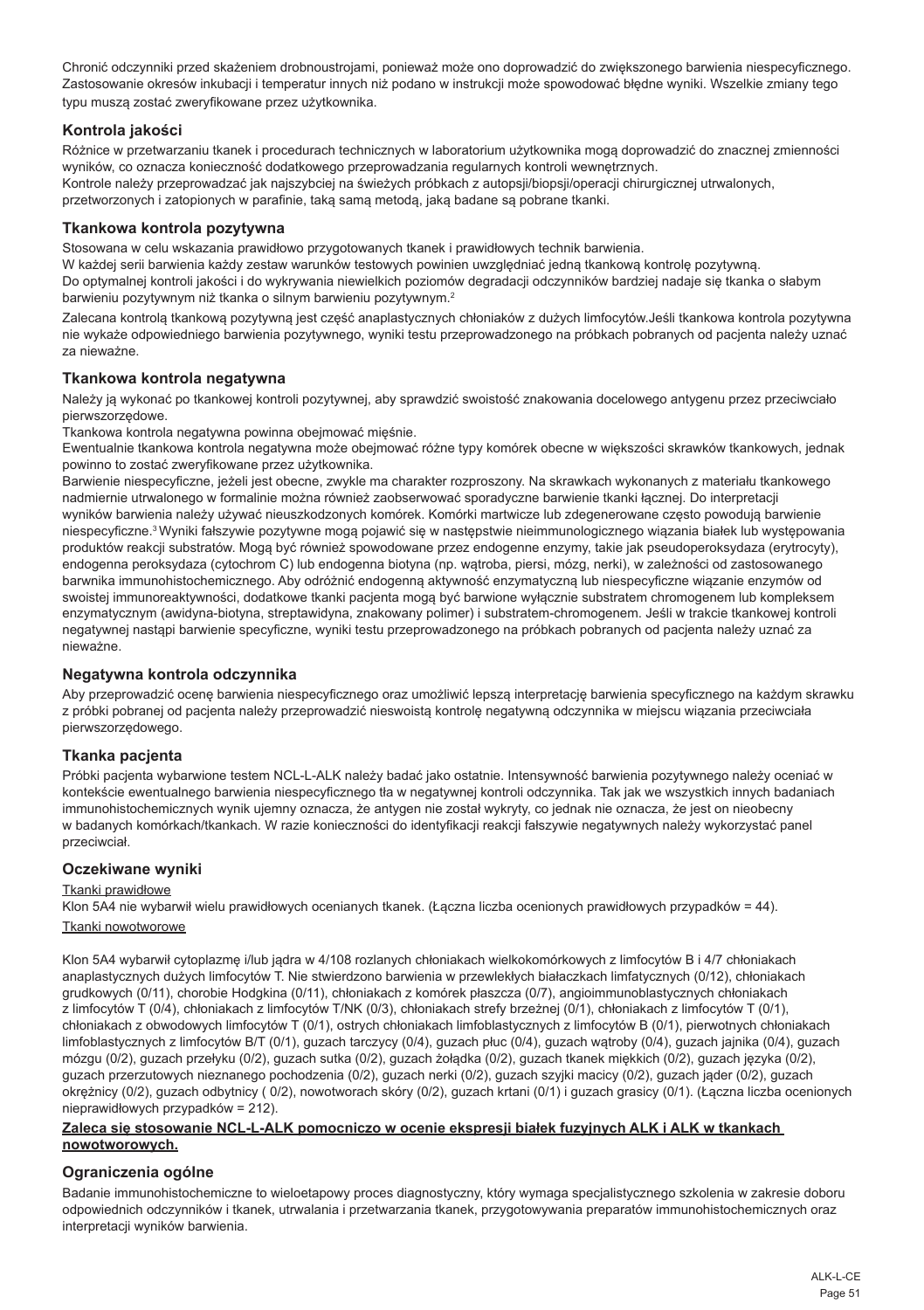Chronić odczynniki przed skażeniem drobnoustrojami, ponieważ może ono doprowadzić do zwiększonego barwienia niespecyficznego. Zastosowanie okresów inkubacji i temperatur innych niż podano w instrukcji może spowodować błędne wyniki. Wszelkie zmiany tego typu muszą zostać zweryfikowane przez użytkownika.

### Kontrola jakości

Różnice w przetwarzaniu tkanek i procedurach technicznych w laboratorium użytkownika mogą doprowadzić do znacznej zmienności wyników, co oznacza konieczność dodatkowego przeprowadzania regularnych kontroli wewnętrznych.
Kontrole należy przeprowadzać jak najszybciej na świeżych próbkach z autopsji/biopsji/operacji chirurgicznej utrwalonych, przetworzonych i zatopionych w parafinie, taką samą metodą, jaką badane są pobrane tkanki.

### Tkankowa kontrola pozytywna

Stosowana w celu wskazania prawidłowo przygotowanych tkanek i prawidłowych technik barwienia.
W każdej serii barwienia każdy zestaw warunków testowych powinien uwzględniać jedną tkankową kontrolę pozytywną.
Do optymalnej kontroli jakości i do wykrywania niewielkich poziomów degradacji odczynników bardziej nadaje się tkanka o słabym barwieniu pozytywnym niż tkanka o silnym barwieniu pozytywnym.[2]

Zalecaną kontrolą tkankową pozytywną jest część anaplastycznych chłoniaków z dużych limfocytów.Jeśli tkankowa kontrola pozytywna nie wykaże odpowiedniego barwienia pozytywnego, wyniki testu przeprowadzonego na próbkach pobranych od pacjenta należy uznać za nieważne.

### Tkankowa kontrola negatywna

Należy ją wykonać po tkankowej kontroli pozytywnej, aby sprawdzić swoistość znakowania docelowego antygenu przez przeciwciało pierwszorzędowe.
Tkankowa kontrola negatywna powinna obejmować mięśnie.
Ewentualnie tkankowa kontrola negatywna może obejmować różne typy komórek obecne w większości skrawków tkankowych, jednak powinno to zostać zweryfikowane przez użytkownika.
Barwienie niespecyficzne, jeżeli jest obecne, zwykle ma charakter rozproszony. Na skrawkach wykonanych z materiału tkankowego nadmiernie utrwalonego w formalinie można również zaobserwować sporadyczne barwienie tkanki łącznej. Do interpretacji wyników barwienia należy używać nieuszkodzonych komórek. Komórki martwicze lub zdegenerowane często powodują barwienie niespecyficzne.[3] Wyniki fałszywie pozytywne mogą pojawić się w następstwie nieimmunologicznego wiązania białek lub występowania produktów reakcji substratów. Mogą być również spowodowane przez endogenne enzymy, takie jak pseudoperoksydaza (erytrocyty), endogenna peroksydaza (cytochrom C) lub endogenna biotyna (np. wątroba, piersi, mózg, nerki), w zależności od zastosowanego barwnika immunohistochemicznego. Aby odróżnić endogenną aktywność enzymatyczną lub niespecyficzne wiązanie enzymów od swoistej immunoreaktywności, dodatkowe tkanki pacjenta mogą być barwione wyłącznie substratem chromogenem lub kompleksem enzymatycznym (awidyna-biotyna, streptawidyna, znakowany polimer) i substratem-chromogenem. Jeśli w trakcie tkankowej kontroli negatywnej nastąpi barwienie specyficzne, wyniki testu przeprowadzonego na próbkach pobranych od pacjenta należy uznać za nieważne.

### Negatywna kontrola odczynnika

Aby przeprowadzić ocenę barwienia niespecyficznego oraz umożliwić lepszą interpretację barwienia specyficznego na każdym skrawku z próbki pobranej od pacjenta należy przeprowadzić nieswoistą kontrolę negatywną odczynnika w miejscu wiązania przeciwciała pierwszorzędowego.

### Tkanka pacjenta

Próbki pacjenta wybarwione testem NCL-L-ALK należy badać jako ostatnie. Intensywność barwienia pozytywnego należy oceniać w kontekście ewentualnego barwienia niespecyficznego tła w negatywnej kontroli odczynnika. Tak jak we wszystkich innych badaniach immunohistochemicznych wynik ujemny oznacza, że antygen nie został wykryty, co jednak nie oznacza, że jest on nieobecny w badanych komórkach/tkankach. W razie konieczności do identyfikacji reakcji fałszywie negatywnych należy wykorzystać panel przeciwciał.

### Oczekiwane wyniki

Tkanki prawidłowe

Klon 5A4 nie wybarwił wielu prawidłowych ocenianych tkanek. (Łączna liczba ocenionych prawidłowych przypadków = 44).

Tkanki nowotworowe

Klon 5A4 wybarwił cytoplazmę i/lub jądra w 4/108 rozlanych chłoniakach wielkokomórkowych z limfocytów B i 4/7 chłoniakach anaplastycznych dużych limfocytów T. Nie stwierdzono barwienia w przewlekłych białaczkach limfatycznych (0/12), chłoniakach grudkowych (0/11), chorobie Hodgkina (0/11), chłoniakach z komórek płaszcza (0/7), angioimmunoblastycznych chłoniakach z limfocytów T (0/4), chłoniakach z limfocytów T/NK (0/3), chłoniakach strefy brzeżnej (0/1), chłoniakach z limfocytów T (0/1), chłoniakach z obwodowych limfocytów T (0/1), ostrych chłoniakach limfoblastycznych z limfocytów B (0/1), pierwotnych chłoniakach limfoblastycznych z limfocytów B/T (0/1), guzach tarczycy (0/4), guzach płuc (0/4), guzach wątroby (0/4), guzach jajnika (0/4), guzach mózgu (0/2), guzach przełyku (0/2), guzach sutka (0/2), guzach żołądka (0/2), guzach tkanek miękkich (0/2), guzach języka (0/2), guzach przerzutowych nieznanego pochodzenia (0/2), guzach nerki (0/2), guzach szyjki macicy (0/2), guzach jąder (0/2), guzach okrężnicy (0/2), guzach odbytnicy ( 0/2), nowotworach skóry (0/2), guzach krtani (0/1) i guzach grasicy (0/1). (Łączna liczba ocenionych nieprawidłowych przypadków = 212).

**Zaleca się stosowanie NCL-L-ALK pomocniczo w ocenie ekspresji białek fuzyjnych ALK i ALK w tkankach nowotworowych.**

### Ograniczenia ogólne

Badanie immunohistochemiczne to wieloetapowy proces diagnostyczny, który wymaga specjalistycznego szkolenia w zakresie doboru odpowiednich odczynników i tkanek, utrwalania i przetwarzania tkanek, przygotowywania preparatów immunohistochemicznych oraz interpretacji wyników barwienia.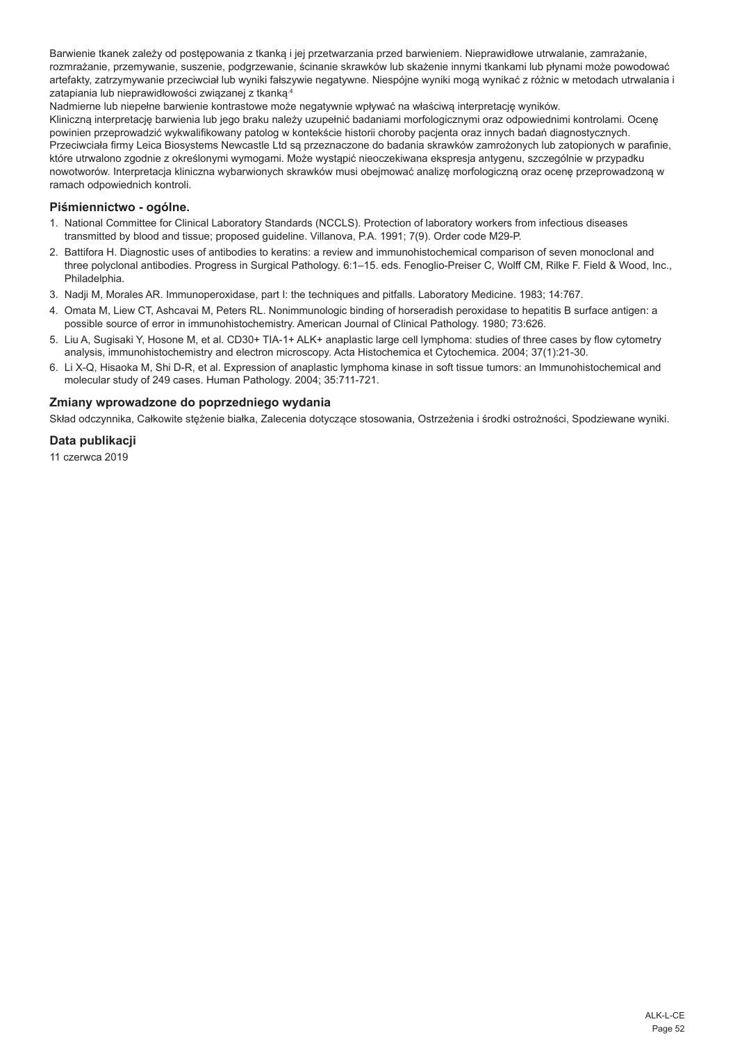Barwienie tkanek zależy od postępowania z tkanką i jej przetwarzania przed barwieniem. Nieprawidłowe utrwalanie, zamrażanie, rozmrażanie, przemywanie, suszenie, podgrzewanie, ścinanie skrawków lub skażenie innymi tkankami lub płynami może powodować artefakty, zatrzymywanie przeciwciał lub wyniki fałszywie negatywne. Niespójne wyniki mogą wynikać z różnic w metodach utrwalania i zatapiania lub nieprawidłowości związanej z tkanką.[4]

Nadmierne lub niepełne barwienie kontrastowe może negatywnie wpływać na właściwą interpretację wyników.

Kliniczną interpretację barwienia lub jego braku należy uzupełnić badaniami morfologicznymi oraz odpowiednimi kontrolami. Ocenę powinien przeprowadzić wykwalifikowany patolog w kontekście historii choroby pacjenta oraz innych badań diagnostycznych.

Przeciwciała firmy Leica Biosystems Newcastle Ltd są przeznaczone do badania skrawków zamrożonych lub zatopionych w parafinie, które utrwalono zgodnie z określonymi wymogami. Może wystąpić nieoczekiwana ekspresja antygenu, szczególnie w przypadku nowotworów. Interpretacja kliniczna wybarwionych skrawków musi obejmować analizę morfologiczną oraz ocenę przeprowadzoną w ramach odpowiednich kontroli.

## Piśmiennictwo - ogólne.

1. National Committee for Clinical Laboratory Standards (NCCLS). Protection of laboratory workers from infectious diseases transmitted by blood and tissue; proposed guideline. Villanova, P.A. 1991; 7(9). Order code M29-P.
2. Battifora H. Diagnostic uses of antibodies to keratins: a review and immunohistochemical comparison of seven monoclonal and three polyclonal antibodies. Progress in Surgical Pathology. 6:1–15. eds. Fenoglio-Preiser C, Wolff CM, Rilke F. Field & Wood, Inc., Philadelphia.
3. Nadji M, Morales AR. Immunoperoxidase, part I: the techniques and pitfalls. Laboratory Medicine. 1983; 14:767.
4. Omata M, Liew CT, Ashcavai M, Peters RL. Nonimmunologic binding of horseradish peroxidase to hepatitis B surface antigen: a possible source of error in immunohistochemistry. American Journal of Clinical Pathology. 1980; 73:626.
5. Liu A, Sugisaki Y, Hosone M, et al. CD30+ TIA-1+ ALK+ anaplastic large cell lymphoma: studies of three cases by flow cytometry analysis, immunohistochemistry and electron microscopy. Acta Histochemica et Cytochemica. 2004; 37(1):21-30.
6. Li X-Q, Hisaoka M, Shi D-R, et al. Expression of anaplastic lymphoma kinase in soft tissue tumors: an Immunohistochemical and molecular study of 249 cases. Human Pathology. 2004; 35:711-721.

## Zmiany wprowadzone do poprzedniego wydania

Skład odczynnika, Całkowite stężenie białka, Zalecenia dotyczące stosowania, Ostrzeżenia i środki ostrożności, Spodziewane wyniki.

## Data publikacji

11 czerwca 2019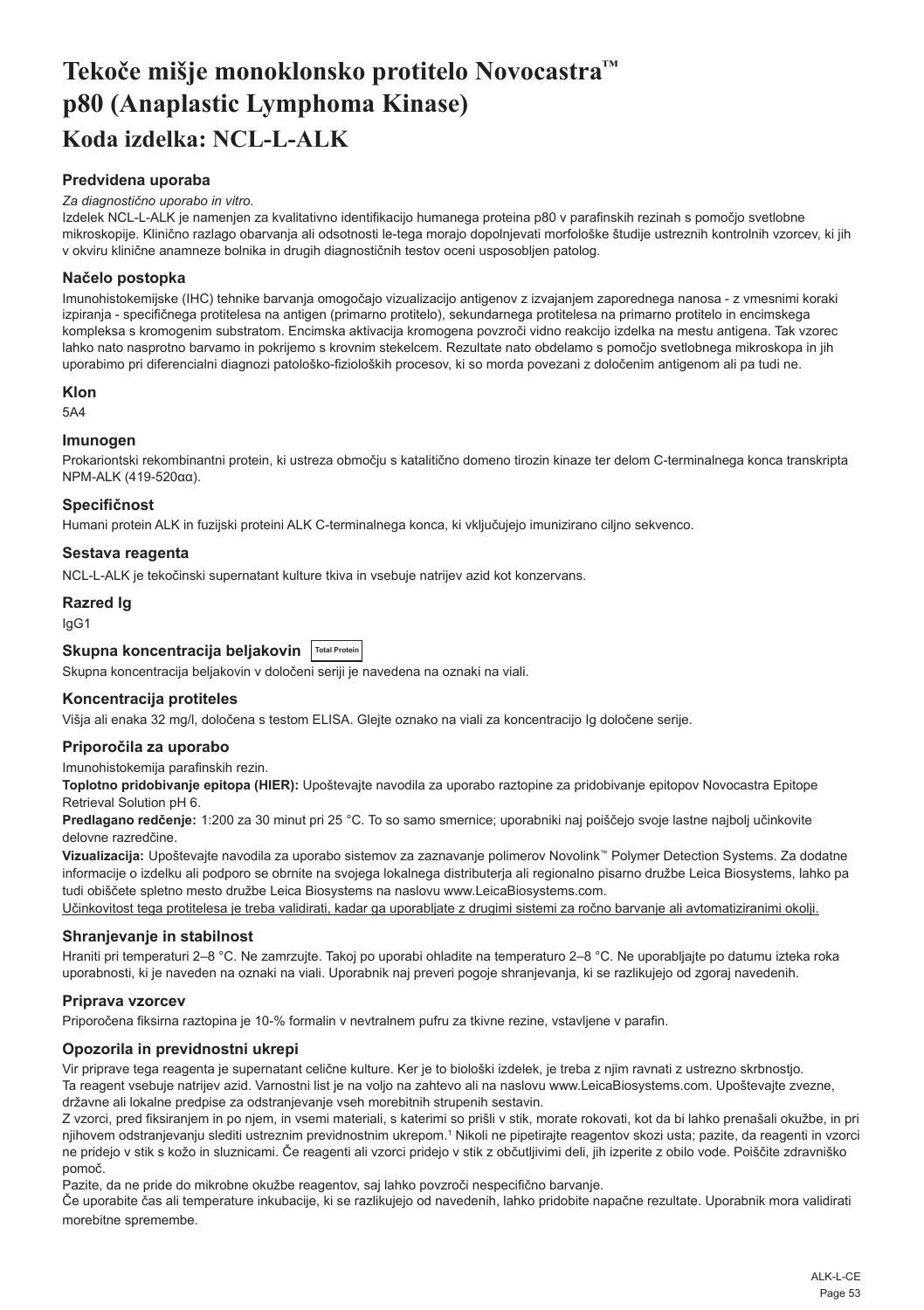# Tekoče mišje monoklonsko protitelo Novocastra™ p80 (Anaplastic Lymphoma Kinase)

## Koda izdelka: NCL-L-ALK

### Predvidena uporaba

*Za diagnostično uporabo in vitro.*

Izdelek NCL-L-ALK je namenjen za kvalitativno identifikacijo humanega proteina p80 v parafinskih rezinah s pomočjo svetlobne mikroskopije. Klinično razlago obarvanja ali odsotnosti le-tega morajo dopolnjevati morfološke študije ustreznih kontrolnih vzorcev, ki jih v okviru klinične anamneze bolnika in drugih diagnostičnih testov oceni usposobljen patolog.

### Načelo postopka

Imunohistokemijske (IHC) tehnike barvanja omogočajo vizualizacijo antigenov z izvajanjem zaporednega nanosa - z vmesnimi koraki izpiranja - specifičnega protitelesa na antigen (primarno protitelo), sekundarnega protitelesa na primarno protitelo in encimskega kompleksa s kromogenim substratom. Encimska aktivacija kromogena povzroči vidno reakcijo izdelka na mestu antigena. Tak vzorec lahko nato nasprotno barvamo in pokrijemo s krovnim stekelcem. Rezultate nato obdelamo s pomočjo svetlobnega mikroskopa in jih uporabimo pri diferencialni diagnozi patološko-fizioloških procesov, ki so morda povezani z določenim antigenom ali pa tudi ne.

### Klon

5A4

### Imunogen

Prokariontski rekombinantni protein, ki ustreza območju s katalitično domeno tirozin kinaze ter delom C-terminalnega konca transkripta NPM-ALK (419-520αα).

### Specifičnost

Humani protein ALK in fuzijski proteini ALK C-terminalnega konca, ki vključujejo imunizirano ciljno sekvenco.

### Sestava reagenta

NCL-L-ALK je tekočinski supernatant kulture tkiva in vsebuje natrijev azid kot konzervans.

### Razred Ig

IgG1

### Skupna koncentracija beljakovin Total Protein

Skupna koncentracija beljakovin v določeni seriji je navedena na oznaki na viali.

### Koncentracija protiteles

Višja ali enaka 32 mg/l, določena s testom ELISA. Glejte oznako na viali za koncentracijo Ig določene serije.

### Priporočila za uporabo

Imunohistokemija parafinskih rezin.

**Toplotno pridobivanje epitopa (HIER):** Upoštevajte navodila za uporabo raztopine za pridobivanje epitopov Novocastra Epitope Retrieval Solution pH 6.

**Predlagano redčenje:** 1:200 za 30 minut pri 25 °C. To so samo smernice; uporabniki naj poiščejo svoje lastne najbolj učinkovite delovne razredčine.

**Vizualizacija:** Upoštevajte navodila za uporabo sistemov za zaznavanje polimerov Novolink™ Polymer Detection Systems. Za dodatne informacije o izdelku ali podporo se obrnite na svojega lokalnega distributerja ali regionalno pisarno družbe Leica Biosystems, lahko pa tudi obiščete spletno mesto družbe Leica Biosystems na naslovu www.LeicaBiosystems.com.

Učinkovitost tega protitelesa je treba validirati, kadar ga uporabljate z drugimi sistemi za ročno barvanje ali avtomatiziranimi okolji.

### Shranjevanje in stabilnost

Hraniti pri temperaturi 2–8 °C. Ne zamrzujte. Takoj po uporabi ohladite na temperaturo 2–8 °C. Ne uporabljajte po datumu izteka roka uporabnosti, ki je naveden na oznaki na viali. Uporabnik naj preveri pogoje shranjevanja, ki se razlikujejo od zgoraj navedenih.

### Priprava vzorcev

Priporočena fiksirna raztopina je 10-% formalin v nevtralnem pufru za tkivne rezine, vstavljene v parafin.

### Opozorila in previdnostni ukrepi

Vir priprave tega reagenta je supernatant celične kulture. Ker je to biološki izdelek, je treba z njim ravnati z ustrezno skrbnostjo.

Ta reagent vsebuje natrijev azid. Varnostni list je na voljo na zahtevo ali na naslovu www.LeicaBiosystems.com. Upoštevajte zvezne, državne ali lokalne predpise za odstranjevanje vseh morebitnih strupenih sestavin.

Z vzorci, pred fiksiranjem in po njem, in vsemi materiali, s katerimi so prišli v stik, morate rokovati, kot da bi lahko prenašali okužbe, in pri njihovem odstranjevanju slediti ustreznim previdnostnim ukrepom.[1] Nikoli ne pipetirajte reagentov skozi usta; pazite, da reagenti in vzorci ne pridejo v stik s kožo in sluznicami. Če reagenti ali vzorci pridejo v stik z občutljivimi deli, jih izperite z obilo vode. Poiščite zdravniško pomoč.

Pazite, da ne pride do mikrobne okužbe reagentov, saj lahko povzroči nespecifično barvanje.

Če uporabite čas ali temperature inkubacije, ki se razlikujejo od navedenih, lahko pridobite napačne rezultate. Uporabnik mora validirati morebitne spremembe.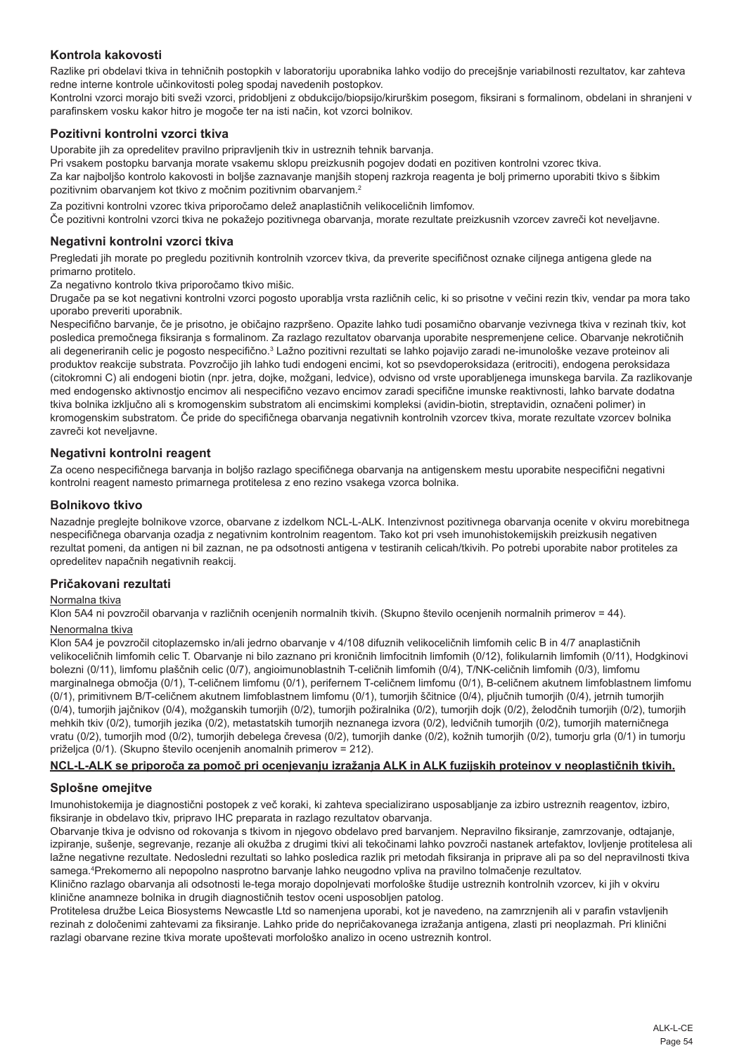## Kontrola kakovosti

Razlike pri obdelavi tkiva in tehničnih postopkih v laboratoriju uporabnika lahko vodijo do precejšnje variabilnosti rezultatov, kar zahteva redne interne kontrole učinkovitosti poleg spodaj navedenih postopkov.

Kontrolni vzorci morajo biti sveži vzorci, pridobljeni z obdukcijo/biopsijo/kirurškim posegom, fiksirani s formalinom, obdelani in shranjeni v parafinskem vosku kakor hitro je mogoče ter na isti način, kot vzorci bolnikov.

### Pozitivni kontrolni vzorci tkiva

Uporabite jih za opredelitev pravilno pripravljenih tkiv in ustreznih tehnik barvanja.

Pri vsakem postopku barvanja morate vsakemu sklopu preizkusnih pogojev dodati en pozitiven kontrolni vzorec tkiva.

Za kar najboljšo kontrolo kakovosti in boljše zaznavanje manjših stopenj razkroja reagenta je bolj primerno uporabiti tkivo s šibkim pozitivnim obarvanjem kot tkivo z močnim pozitivnim obarvanjem.[2]

Za pozitivni kontrolni vzorec tkiva priporočamo delež anaplastičnih velikoceličnih limfomov.

Če pozitivni kontrolni vzorci tkiva ne pokažejo pozitivnega obarvanja, morate rezultate preizkusnih vzorcev zavreči kot neveljavne.

### Negativni kontrolni vzorci tkiva

Pregledati jih morate po pregledu pozitivnih kontrolnih vzorcev tkiva, da preverite specifičnost oznake ciljnega antigena glede na primarno protitelo.

Za negativno kontrolo tkiva priporočamo tkivo mišic.

Drugače pa se kot negativni kontrolni vzorci pogosto uporablja vrsta različnih celic, ki so prisotne v večini rezin tkiv, vendar pa mora tako uporabo preveriti uporabnik.

Nespecifično barvanje, če je prisotno, je običajno razpršeno. Opazite lahko tudi posamično obarvanje vezivnega tkiva v rezinah tkiv, kot posledica premočnega fiksiranja s formalinom. Za razlago rezultatov obarvanja uporabite nespremenjene celice. Obarvanje nekrotičnih ali degeneriranih celic je pogosto nespecifično.[3] Lažno pozitivni rezultati se lahko pojavijo zaradi ne-imunološke vezave proteinov ali produktov reakcije substrata. Povzročijo jih lahko tudi endogeni encimi, kot so psevdoperoksidaza (eritrociti), endogena peroksidaza (citokromni C) ali endogeni biotin (npr. jetra, dojke, možgani, ledvice), odvisno od vrste uporabljenega imunskega barvila. Za razlikovanje med endogensko aktivnostjo encimov ali nespecifično vezavo encimov zaradi specifične imunske reaktivnosti, lahko barvate dodatna tkiva bolnika izključno ali s kromogenskim substratom ali encimskimi kompleksi (avidin-biotin, streptavidin, označeni polimer) in kromogenskim substratom. Če pride do specifičnega obarvanja negativnih kontrolnih vzorcev tkiva, morate rezultate vzorcev bolnika zavreči kot neveljavne.

### Negativni kontrolni reagent

Za oceno nespecifičnega barvanja in boljšo razlago specifičnega obarvanja na antigenskem mestu uporabite nespecifični negativni kontrolni reagent namesto primarnega protitelesa z eno rezino vsakega vzorca bolnika.

### Bolnikovo tkivo

Nazadnje preglejte bolnikove vzorce, obarvane z izdelkom NCL-L-ALK. Intenzivnost pozitivnega obarvanja ocenite v okviru morebitnega nespecifičnega obarvanja ozadja z negativnim kontrolnim reagentom. Tako kot pri vseh imunohistokemijskih preizkusih negativen rezultat pomeni, da antigen ni bil zaznan, ne pa odsotnosti antigena v testiranih celicah/tkivih. Po potrebi uporabite nabor protiteles za opredelitev napačnih negativnih reakcij.

### Pričakovani rezultati

Normalna tkiva

Klon 5A4 ni povzročil obarvanja v različnih ocenjenih normalnih tkivih. (Skupno število ocenjenih normalnih primerov = 44).

Nenormalna tkiva

Klon 5A4 je povzročil citoplazemsko in/ali jedrno obarvanje v 4/108 difuznih velikoceličnih limfomih celic B in 4/7 anaplastičnih velikoceličnih limfomih celic T. Obarvanje ni bilo zaznano pri kroničnih limfocitnih limfomih (0/12), folikularnih limfomih (0/11), Hodgkinovi bolezni (0/11), limfomu plaščnih celic (0/7), angioimunoblastnih T-celičnih limfomih (0/4), T/NK-celičnih limfomih (0/3), limfomu marginalnega območja (0/1), T-celičnem limfomu (0/1), perifernem T-celičnem limfomu (0/1), B-celičnem akutnem limfoblastnem limfomu (0/1), primitivnem B/T-celičnem akutnem limfoblastnem limfomu (0/1), tumorjih ščitnice (0/4), pljučnih tumorjih (0/4), jetrnih tumorjih (0/4), tumorjih jajčnikov (0/4), možganskih tumorjih (0/2), tumorjih požiralnika (0/2), tumorjih dojk (0/2), želodčnih tumorjih (0/2), tumorjih mehkih tkiv (0/2), tumorjih jezika (0/2), metastatskih tumorjih neznanega izvora (0/2), ledvičnih tumorjih (0/2), tumorjih materničnega vratu (0/2), tumorjih mod (0/2), tumorjih debelega črevesa (0/2), tumorjih danke (0/2), kožnih tumorjih (0/2), tumorju grla (0/1) in tumorju priželjca (0/1). (Skupno število ocenjenih anomalnih primerov = 212).

**NCL-L-ALK se priporoča za pomoč pri ocenjevanju izražanja ALK in ALK fuzijskih proteinov v neoplastičnih tkivih.**

## Splošne omejitve

Imunohistokemija je diagnostični postopek z več koraki, ki zahteva specializirano usposabljanje za izbiro ustreznih reagentov, izbiro, fiksiranje in obdelavo tkiv, pripravo IHC preparata in razlago rezultatov obarvanja.

Obarvanje tkiva je odvisno od rokovanja s tkivom in njegovo obdelavo pred barvanjem. Nepravilno fiksiranje, zamrzovanje, odtajanje, izpiranje, sušenje, segrevanje, rezanje ali okužba z drugimi tkivi ali tekočinami lahko povzroči nastanek artefaktov, lovljenje protitelesa ali lažne negativne rezultate. Nedosledni rezultati so lahko posledica razlik pri metodah fiksiranja in priprave ali pa so del nepravilnosti tkiva samega.[4] Prekomerno ali nepopolno nasprotno barvanje lahko neugodno vpliva na pravilno tolmačenje rezultatov.

Klinično razlago obarvanja ali odsotnosti le-tega morajo dopolnjevati morfološke študije ustreznih kontrolnih vzorcev, ki jih v okviru klinične anamneze bolnika in drugih diagnostičnih testov oceni usposobljen patolog.

Protitelesa družbe Leica Biosystems Newcastle Ltd so namenjena uporabi, kot je navedeno, na zamrznjenih ali v parafin vstavljenih rezinah z določenimi zahtevami za fiksiranje. Lahko pride do nepričakovanega izražanja antigena, zlasti pri neoplazmah. Pri klinični razlagi obarvane rezine tkiva morate upoštevati morfološko analizo in oceno ustreznih kontrol.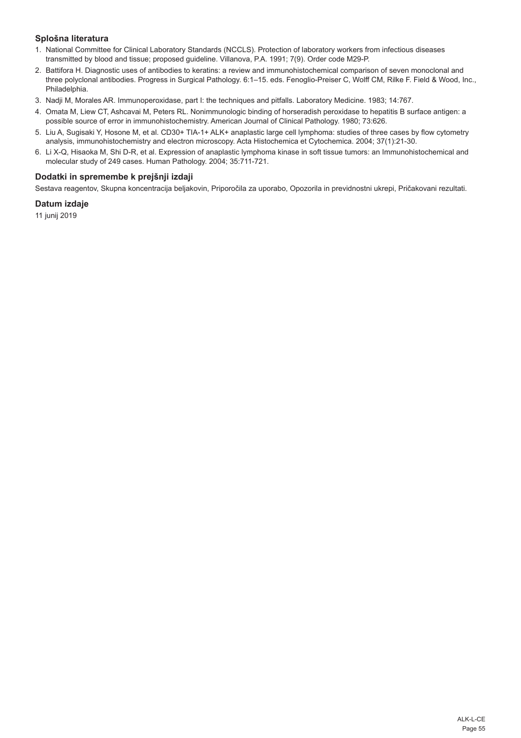### Splošna literatura

1. National Committee for Clinical Laboratory Standards (NCCLS). Protection of laboratory workers from infectious diseases transmitted by blood and tissue; proposed guideline. Villanova, P.A. 1991; 7(9). Order code M29-P.
2. Battifora H. Diagnostic uses of antibodies to keratins: a review and immunohistochemical comparison of seven monoclonal and three polyclonal antibodies. Progress in Surgical Pathology. 6:1–15. eds. Fenoglio-Preiser C, Wolff CM, Rilke F. Field & Wood, Inc., Philadelphia.
3. Nadji M, Morales AR. Immunoperoxidase, part I: the techniques and pitfalls. Laboratory Medicine. 1983; 14:767.
4. Omata M, Liew CT, Ashcavai M, Peters RL. Nonimmunologic binding of horseradish peroxidase to hepatitis B surface antigen: a possible source of error in immunohistochemistry. American Journal of Clinical Pathology. 1980; 73:626.
5. Liu A, Sugisaki Y, Hosone M, et al. CD30+ TIA-1+ ALK+ anaplastic large cell lymphoma: studies of three cases by flow cytometry analysis, immunohistochemistry and electron microscopy. Acta Histochemica et Cytochemica. 2004; 37(1):21-30.
6. Li X-Q, Hisaoka M, Shi D-R, et al. Expression of anaplastic lymphoma kinase in soft tissue tumors: an Immunohistochemical and molecular study of 249 cases. Human Pathology. 2004; 35:711-721.

### Dodatki in spremembe k prejšnji izdaji

Sestava reagentov, Skupna koncentracija beljakovin, Priporočila za uporabo, Opozorila in previdnostni ukrepi, Pričakovani rezultati.

### Datum izdaje

11 junij 2019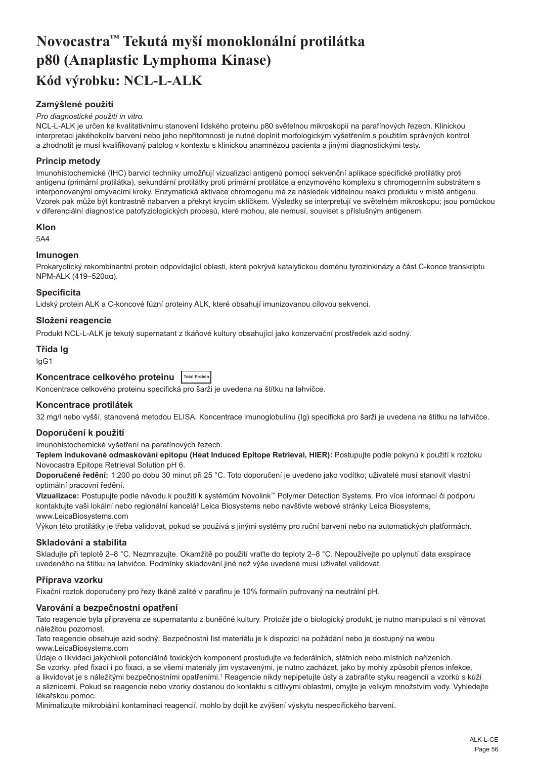# Novocastra™ Tekutá myší monoklonální protilátka p80 (Anaplastic Lymphoma Kinase)

## Kód výrobku: NCL-L-ALK

### Zamýšlené použití

*Pro diagnostické použití in vitro.*

NCL-L-ALK je určen ke kvalitativnímu stanovení lidského proteinu p80 světelnou mikroskopií na parafínových řezech. Klinickou interpretaci jakéhokoliv barvení nebo jeho nepřítomnosti je nutné doplnit morfologickým vyšetřením s použitím správných kontrol a zhodnotit je musí kvalifikovaný patolog v kontextu s klinickou anamnézou pacienta a jinými diagnostickými testy.

### Princip metody

Imunohistochemické (IHC) barvicí techniky umožňují vizualizaci antigenů pomocí sekvenční aplikace specifické protilátky proti antigenu (primární protilátka), sekundární protilátky proti primární protilátce a enzymového komplexu s chromogenním substrátem s interponovanými omývacími kroky. Enzymatická aktivace chromogenu má za následek viditelnou reakci produktu v místě antigenu. Vzorek pak může být kontrastně nabarven a překryt krycím sklíčkem. Výsledky se interpretují ve světelném mikroskopu; jsou pomůckou v diferenciální diagnostice patofyziologických procesů, které mohou, ale nemusí, souviset s příslušným antigenem.

### Klon

5A4

### Imunogen

Prokaryotický rekombinantní protein odpovídající oblasti, která pokrývá katalytickou doménu tyrozinkinázy a část C-konce transkriptu NPM-ALK (419–520αα).

### Specificita

Lidský protein ALK a C-koncové fúzní proteiny ALK, které obsahují imunizovanou cílovou sekvenci.

### Složení reagencie

Produkt NCL-L-ALK je tekutý supernatant z tkáňové kultury obsahující jako konzervační prostředek azid sodný.

### Třída Ig

IgG1

### Koncentrace celkového proteinu Total Protein

Koncentrace celkového proteinu specifická pro šarži je uvedena na štítku na lahvičce.

### Koncentrace protilátek

32 mg/l nebo vyšší, stanovená metodou ELISA. Koncentrace imunoglobulinu (Ig) specifická pro šarži je uvedena na štítku na lahvičce.

### Doporučení k použití

Imunohistochemické vyšetření na parafínových řezech.

**Teplem indukované odmaskování epitopu (Heat Induced Epitope Retrieval, HIER):** Postupujte podle pokynů k použití k roztoku Novocastra Epitope Retrieval Solution pH 6.

**Doporučené ředění:** 1:200 po dobu 30 minut při 25 °C. Toto doporučení je uvedeno jako vodítko; uživatelé musí stanovit vlastní optimální pracovní ředění.

**Vizualizace:** Postupujte podle návodu k použití k systémům Novolink™ Polymer Detection Systems. Pro více informací či podporu kontaktujte vaši lokální nebo regionální kancelář Leica Biosystems nebo navštivte webové stránky Leica Biosystems, www.LeicaBiosystems.com

Výkon této protilátky je třeba validovat, pokud se používá s jinými systémy pro ruční barvení nebo na automatických platformách.

### Skladování a stabilita

Skladujte při teplotě 2–8 °C. Nezmrazujte. Okamžitě po použití vraťte do teploty 2–8 °C. Nepoužívejte po uplynutí data exspirace uvedeného na štítku na lahvičce. Podmínky skladování jiné než výše uvedené musí uživatel validovat.

### Příprava vzorku

Fixační roztok doporučený pro řezy tkáně zalité v parafinu je 10% formalín pufrovaný na neutrální pH.

### Varování a bezpečnostní opatření

Tato reagencie byla připravena ze supernatantu z buněčné kultury. Protože jde o biologický produkt, je nutno manipulaci s ní věnovat náležitou pozornost.

Tato reagencie obsahuje azid sodný. Bezpečnostní list materiálu je k dispozici na požádání nebo je dostupný na webu www.LeicaBiosystems.com

Údaje o likvidaci jakýchkoli potenciálně toxických komponent prostudujte ve federálních, státních nebo místních nařízeních.

Se vzorky, před fixací i po fixaci, a se všemi materiály jim vystavenými, je nutno zacházet, jako by mohly způsobit přenos infekce, a likvidovat je s náležitými bezpečnostními opatřeními.[1] Reagencie nikdy nepipetujte ústy a zabraňte styku reagencií a vzorků s kůží a sliznicemi. Pokud se reagencie nebo vzorky dostanou do kontaktu s citlivými oblastmi, omyjte je velkým množstvím vody. Vyhledejte lékařskou pomoc.

Minimalizujte mikrobiální kontaminaci reagencií, mohlo by dojít ke zvýšení výskytu nespecifického barvení.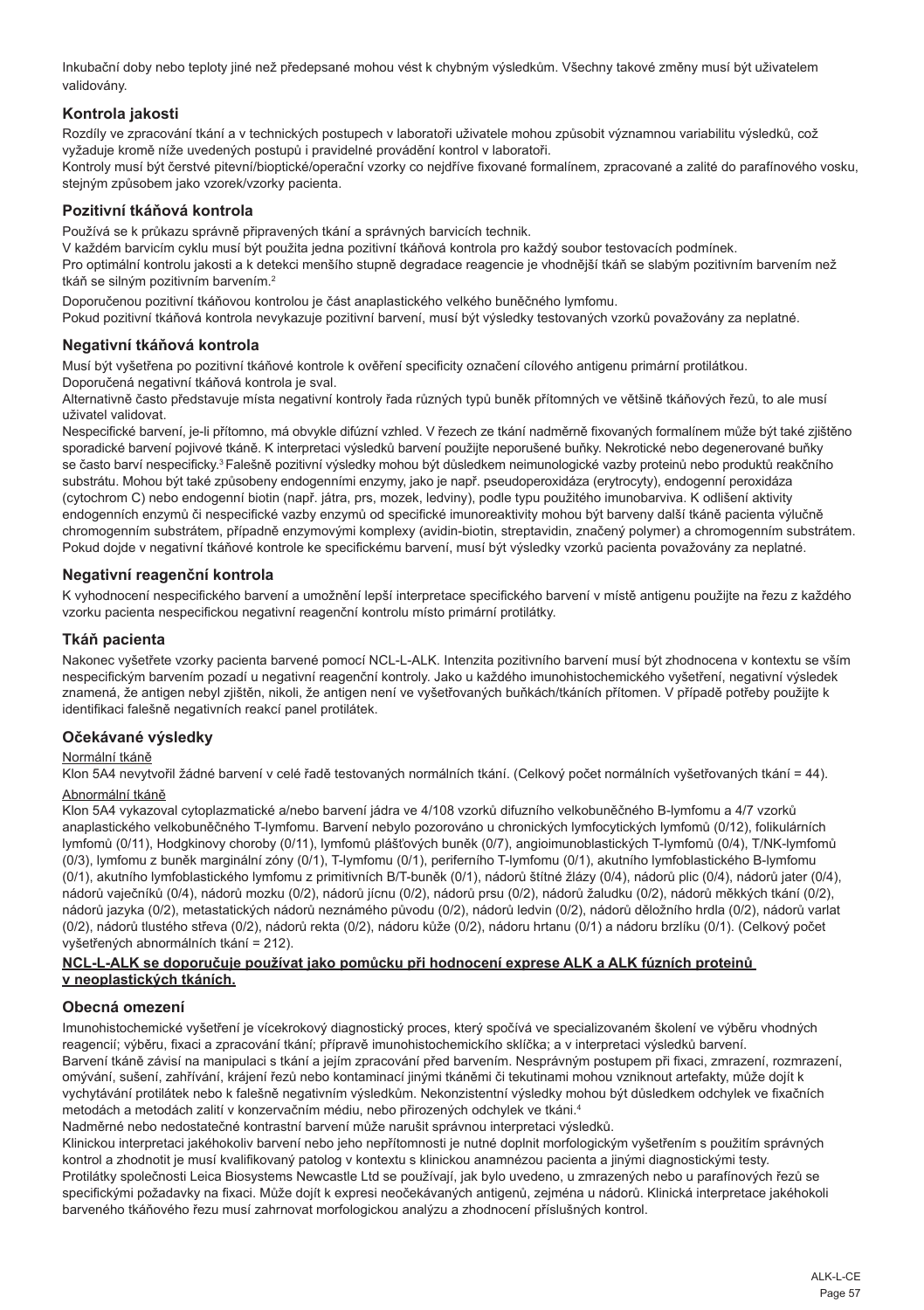Inkubační doby nebo teploty jiné než předepsané mohou vést k chybným výsledkům. Všechny takové změny musí být uživatelem validovány.

## Kontrola jakosti

Rozdíly ve zpracování tkání a v technických postupech v laboratoři uživatele mohou způsobit významnou variabilitu výsledků, což vyžaduje kromě níže uvedených postupů i pravidelné provádění kontrol v laboratoři.

Kontroly musí být čerstvé pitevní/bioptické/operační vzorky co nejdříve fixované formalínem, zpracované a zalité do parafínového vosku, stejným způsobem jako vzorek/vzorky pacienta.

## Pozitivní tkáňová kontrola

Používá se k průkazu správně připravených tkání a správných barvicích technik.

V každém barvicím cyklu musí být použita jedna pozitivní tkáňová kontrola pro každý soubor testovacích podmínek.

Pro optimální kontrolu jakosti a k detekci menšího stupně degradace reagencie je vhodnější tkáň se slabým pozitivním barvením než tkáň se silným pozitivním barvením.[2]

Doporučenou pozitivní tkáňovou kontrolou je část anaplastického velkého buněčného lymfomu.

Pokud pozitivní tkáňová kontrola nevykazuje pozitivní barvení, musí být výsledky testovaných vzorků považovány za neplatné.

## Negativní tkáňová kontrola

Musí být vyšetřena po pozitivní tkáňové kontrole k ověření specificity označení cílového antigenu primární protilátkou.

Doporučená negativní tkáňová kontrola je sval.

Alternativně často představuje místa negativní kontroly řada různých typů buněk přítomných ve většině tkáňových řezů, to ale musí uživatel validovat.

Nespecifické barvení, je-li přítomno, má obvykle difúzní vzhled. V řezech ze tkání nadměrně fixovaných formalínem může být také zjištěno sporadické barvení pojivové tkáně. K interpretaci výsledků barvení použijte neporušené buňky. Nekrotické nebo degenerované buňky se často barví nespecificky.[3] Falešně pozitivní výsledky mohou být důsledkem neimunologické vazby proteinů nebo produktů reakčního substrátu. Mohou být také způsobeny endogenními enzymy, jako je např. pseudoperoxidáza (erytrocyty), endogenní peroxidáza (cytochrom C) nebo endogenní biotin (např. játra, prs, mozek, ledviny), podle typu použitého imunobarviva. K odlišení aktivity endogenních enzymů či nespecifické vazby enzymů od specifické imunoreaktivity mohou být barveny další tkáně pacienta výlučně chromogenním substrátem, případně enzymovými komplexy (avidin-biotin, streptavidin, značený polymer) a chromogenním substrátem. Pokud dojde v negativní tkáňové kontrole ke specifickému barvení, musí být výsledky vzorků pacienta považovány za neplatné.

## Negativní reagenční kontrola

K vyhodnocení nespecifického barvení a umožnění lepší interpretace specifického barvení v místě antigenu použijte na řezu z každého vzorku pacienta nespecifickou negativní reagenční kontrolu místo primární protilátky.

## Tkáň pacienta

Nakonec vyšetřete vzorky pacienta barvené pomocí NCL-L-ALK. Intenzita pozitivního barvení musí být zhodnocena v kontextu se vším nespecifickým barvením pozadí u negativní reagenční kontroly. Jako u každého imunohistochemického vyšetření, negativní výsledek znamená, že antigen nebyl zjištěn, nikoli, že antigen není ve vyšetřovaných buňkách/tkáních přítomen. V případě potřeby použijte k identifikaci falešně negativních reakcí panel protilátek.

## Očekávané výsledky

Normální tkáně

Klon 5A4 nevytvořil žádné barvení v celé řadě testovaných normálních tkání. (Celkový počet normálních vyšetřovaných tkání = 44).

Abnormální tkáně

Klon 5A4 vykazoval cytoplazmatické a/nebo barvení jádra ve 4/108 vzorků difuzního velkobuněčného B-lymfomu a 4/7 vzorků anaplastického velkobuněčného T-lymfomu. Barvení nebylo pozorováno u chronických lymfocytických lymfomů (0/12), folikulárních lymfomů (0/11), Hodgkinovy choroby (0/11), lymfomů plášťových buněk (0/7), angioimunoblastických T-lymfomů (0/4), T/NK-lymfomů (0/3), lymfomu z buněk marginální zóny (0/1), T-lymfomu (0/1), periferního T-lymfomu (0/1), akutního lymfoblastického B-lymfomu (0/1), akutního lymfoblastického lymfomu z primitivních B/T-buněk (0/1), nádorů štítné žlázy (0/4), nádorů plic (0/4), nádorů jater (0/4), nádorů vaječníků (0/4), nádorů mozku (0/2), nádorů jícnu (0/2), nádorů prsu (0/2), nádorů žaludku (0/2), nádorů měkkých tkání (0/2), nádorů jazyka (0/2), metastatických nádorů neznámého původu (0/2), nádorů ledvin (0/2), nádorů děložního hrdla (0/2), nádorů varlat (0/2), nádorů tlustého střeva (0/2), nádorů rekta (0/2), nádoru kůže (0/2), nádoru hrtanu (0/1) a nádoru brzlíku (0/1). (Celkový počet vyšetřených abnormálních tkání = 212).

**NCL-L-ALK se doporučuje používat jako pomůcku při hodnocení exprese ALK a ALK fúzních proteinů v neoplastických tkáních.**

## Obecná omezení

Imunohistochemické vyšetření je vícekrokový diagnostický proces, který spočívá ve specializovaném školení ve výběru vhodných reagencií; výběru, fixaci a zpracování tkání; přípravě imunohistochemickího sklíčka; a v interpretaci výsledků barvení.

Barvení tkáně závisí na manipulaci s tkání a jejím zpracování před barvením. Nesprávným postupem při fixaci, zmrazení, rozmrazení, omývání, sušení, zahřívání, krájení řezů nebo kontaminací jinými tkáněmi či tekutinami mohou vzniknout artefakty, může dojít k vychytávání protilátek nebo k falešně negativním výsledkům. Nekonzistentní výsledky mohou být důsledkem odchylek ve fixačních metodách a metodách zalití v konzervačním médiu, nebo přirozených odchylek ve tkáni.[4]

Nadměrné nebo nedostatečné kontrastní barvení může narušit správnou interpretaci výsledků.

Klinickou interpretaci jakéhokoliv barvení nebo jeho nepřítomnosti je nutné doplnit morfologickým vyšetřením s použitím správných kontrol a zhodnotit je musí kvalifikovaný patolog v kontextu s klinickou anamnézou pacienta a jinými diagnostickými testy.

Protilátky společnosti Leica Biosystems Newcastle Ltd se používají, jak bylo uvedeno, u zmrazených nebo u parafínových řezů se specifickými požadavky na fixaci. Může dojít k expresi neočekávaných antigenů, zejména u nádorů. Klinická interpretace jakéhokoli barveného tkáňového řezu musí zahrnovat morfologickou analýzu a zhodnocení příslušných kontrol.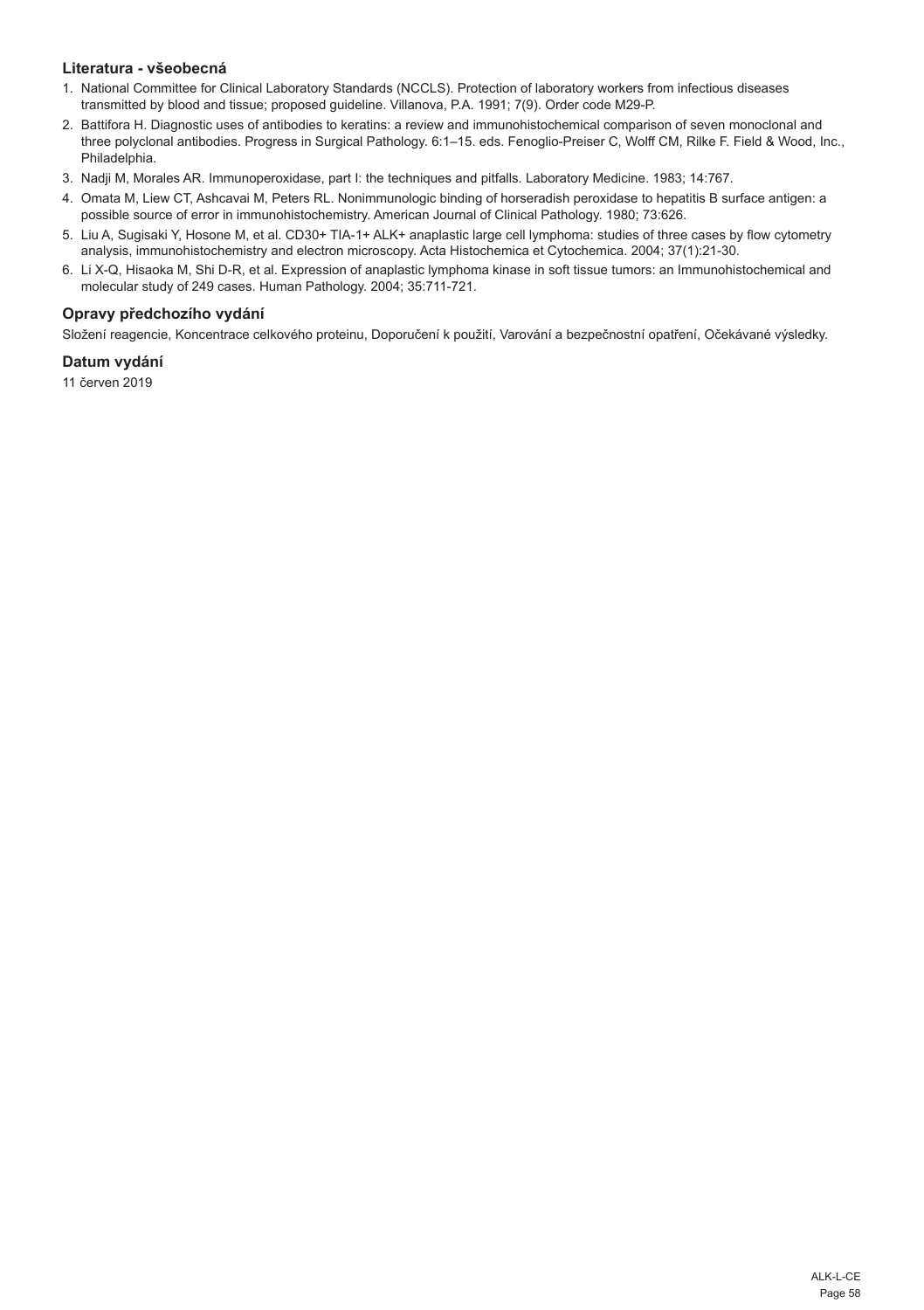### Literatura - všeobecná

1. National Committee for Clinical Laboratory Standards (NCCLS). Protection of laboratory workers from infectious diseases transmitted by blood and tissue; proposed guideline. Villanova, P.A. 1991; 7(9). Order code M29-P.
2. Battifora H. Diagnostic uses of antibodies to keratins: a review and immunohistochemical comparison of seven monoclonal and three polyclonal antibodies. Progress in Surgical Pathology. 6:1–15. eds. Fenoglio-Preiser C, Wolff CM, Rilke F. Field & Wood, Inc., Philadelphia.
3. Nadji M, Morales AR. Immunoperoxidase, part I: the techniques and pitfalls. Laboratory Medicine. 1983; 14:767.
4. Omata M, Liew CT, Ashcavai M, Peters RL. Nonimmunologic binding of horseradish peroxidase to hepatitis B surface antigen: a possible source of error in immunohistochemistry. American Journal of Clinical Pathology. 1980; 73:626.
5. Liu A, Sugisaki Y, Hosone M, et al. CD30+ TIA-1+ ALK+ anaplastic large cell lymphoma: studies of three cases by flow cytometry analysis, immunohistochemistry and electron microscopy. Acta Histochemica et Cytochemica. 2004; 37(1):21-30.
6. Li X-Q, Hisaoka M, Shi D-R, et al. Expression of anaplastic lymphoma kinase in soft tissue tumors: an Immunohistochemical and molecular study of 249 cases. Human Pathology. 2004; 35:711-721.

### Opravy předchozího vydání

Složení reagencie, Koncentrace celkového proteinu, Doporučení k použití, Varování a bezpečnostní opatření, Očekávané výsledky.

### Datum vydání

11 červen 2019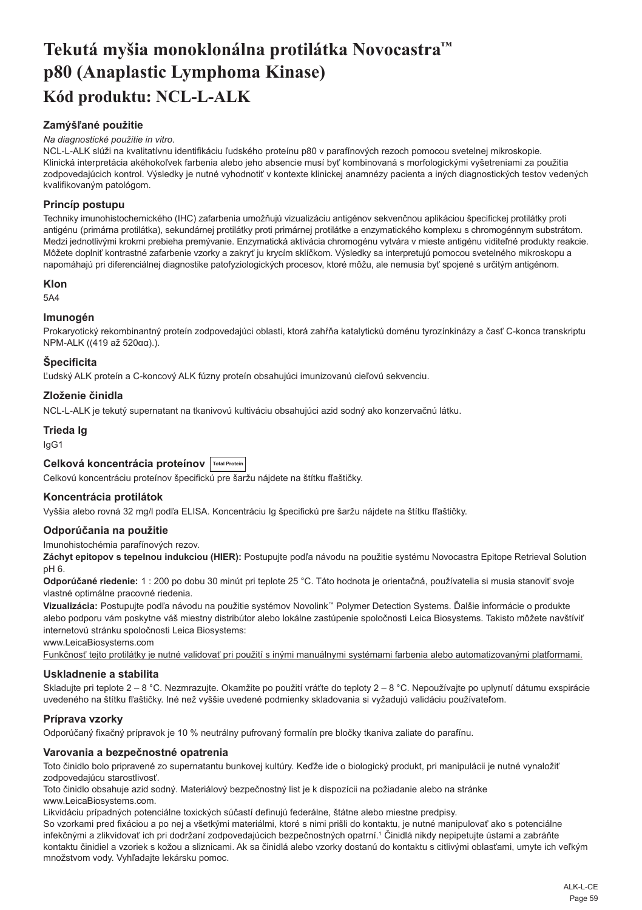# Tekutá myšia monoklonálna protilátka Novocastra™ p80 (Anaplastic Lymphoma Kinase)

## Kód produktu: NCL-L-ALK

### Zamýšľané použitie

*Na diagnostické použitie in vitro.*

NCL-L-ALK slúži na kvalitatívnu identifikáciu ľudského proteínu p80 v parafínových rezoch pomocou svetelnej mikroskopie. Klinická interpretácia akéhokoľvek farbenia alebo jeho absencie musí byť kombinovaná s morfologickými vyšetreniami za použitia zodpovedajúcich kontrol. Výsledky je nutné vyhodnotiť v kontexte klinickej anamnézy pacienta a iných diagnostických testov vedených kvalifikovaným patológom.

### Princíp postupu

Techniky imunohistochemického (IHC) zafarbenia umožňujú vizualizáciu antigénov sekvenčnou aplikáciou špecifickej protilátky proti antigénu (primárna protilátka), sekundárnej protilátky proti primárnej protilátke a enzymatického komplexu s chromogénnym substrátom. Medzi jednotlivými krokmi prebieha premývanie. Enzymatická aktivácia chromogénu vytvára v mieste antigénu viditeľné produkty reakcie. Môžete doplniť kontrastné zafarbenie vzorky a zakryť ju krycím sklíčkom. Výsledky sa interpretujú pomocou svetelného mikroskopu a napomáhajú pri diferenciálnej diagnostike patofyziologických procesov, ktoré môžu, ale nemusia byť spojené s určitým antigénom.

### Klon

5A4

### Imunogén

Prokaryotický rekombinantný proteín zodpovedajúci oblasti, ktorá zahŕňa katalytickú doménu tyrozínkinázy a časť C-konca transkriptu NPM-ALK ((419 až 520αα).).

### Špecificita

Ľudský ALK proteín a C-koncový ALK fúzny proteín obsahujúci imunizovanú cieľovú sekvenciu.

### Zloženie činidla

NCL-L-ALK je tekutý supernatant na tkanivovú kultiváciu obsahujúci azid sodný ako konzervačnú látku.

### Trieda Ig

IgG1

### Celková koncentrácia proteínov Total Protein

Celkovú koncentráciu proteínov špecifickú pre šaržu nájdete na štítku fľaštičky.

### Koncentrácia protilátok

Vyššia alebo rovná 32 mg/l podľa ELISA. Koncentráciu Ig špecifickú pre šaržu nájdete na štítku fľaštičky.

### Odporúčania na použitie

Imunohistochémia parafínových rezov.

**Záchyt epitopov s tepelnou indukciou (HIER):** Postupujte podľa návodu na použitie systému Novocastra Epitope Retrieval Solution pH 6.

**Odporúčané riedenie:** 1 : 200 po dobu 30 minút pri teplote 25 °C. Táto hodnota je orientačná, používatelia si musia stanoviť svoje vlastné optimálne pracovné riedenia.

**Vizualizácia:** Postupujte podľa návodu na použitie systémov Novolink™ Polymer Detection Systems. Ďalšie informácie o produkte alebo podporu vám poskytne váš miestny distribútor alebo lokálne zastúpenie spoločnosti Leica Biosystems. Takisto môžete navštíviť internetovú stránku spoločnosti Leica Biosystems:

www.LeicaBiosystems.com

Funkčnosť tejto protilátky je nutné validovať pri použití s inými manuálnymi systémami farbenia alebo automatizovanými platformami.

### Uskladnenie a stabilita

Skladujte pri teplote 2 – 8 °C. Nezmrazujte. Okamžite po použití vráťte do teploty 2 – 8 °C. Nepoužívajte po uplynutí dátumu exspirácie uvedeného na štítku fľaštičky. Iné než vyššie uvedené podmienky skladovania si vyžadujú validáciu používateľom.

### Príprava vzorky

Odporúčaný fixačný prípravok je 10 % neutrálny pufrovaný formalín pre bločky tkaniva zaliate do parafínu.

### Varovania a bezpečnostné opatrenia

Toto činidlo bolo pripravené zo supernatantu bunkovej kultúry. Keďže ide o biologický produkt, pri manipulácii je nutné vynaložiť zodpovedajúcu starostlivosť.

Toto činidlo obsahuje azid sodný. Materiálový bezpečnostný list je k dispozícii na požiadanie alebo na stránke www.LeicaBiosystems.com.

Likvidáciu prípadných potenciálne toxických súčastí definujú federálne, štátne alebo miestne predpisy.

So vzorkami pred fixáciou a po nej a všetkými materiálmi, ktoré s nimi prišli do kontaktu, je nutné manipulovať ako s potenciálne infekčnými a zlikvidovať ich pri dodržaní zodpovedajúcich bezpečnostných opatrení.[1] Činidlá nikdy nepipetujte ústami a zabráňte kontaktu činidiel a vzoriek s kožou a sliznicami. Ak sa činidlá alebo vzorky dostanú do kontaktu s citlivými oblasťami, umyte ich veľkým množstvom vody. Vyhľadajte lekársku pomoc.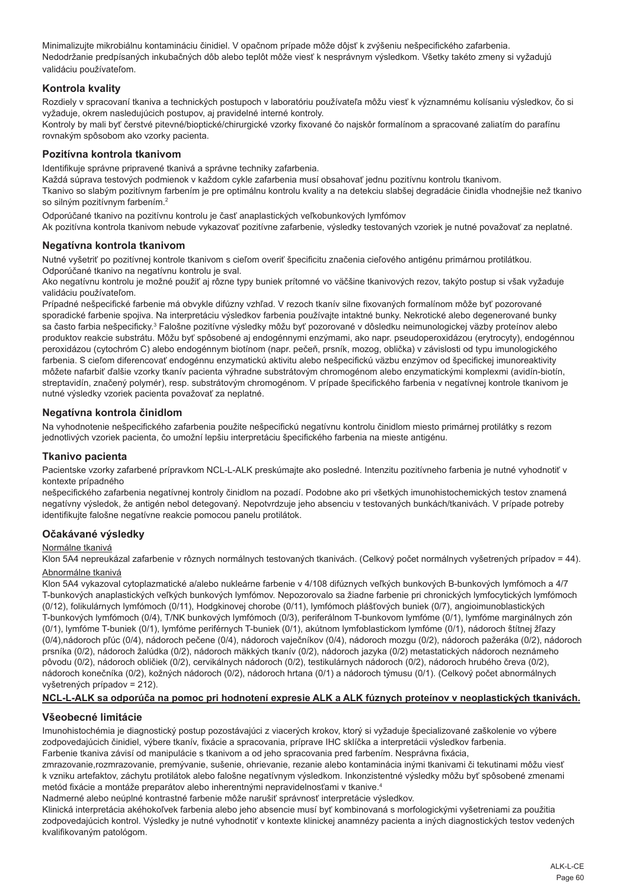Minimalizujte mikrobiálnu kontamináciu činidiel. V opačnom prípade môže dôjsť k zvýšeniu nešpecifického zafarbenia. Nedodržanie predpísaných inkubačných dôb alebo teplôt môže viesť k nesprávnym výsledkom. Všetky takéto zmeny si vyžadujú validáciu používateľom.

## Kontrola kvality

Rozdiely v spracovaní tkaniva a technických postupoch v laboratóriu používateľa môžu viesť k významnému kolísaniu výsledkov, čo si vyžaduje, okrem nasledujúcich postupov, aj pravidelné interné kontroly.
Kontroly by mali byť čerstvé pitevné/bioptické/chirurgické vzorky fixované čo najskôr formalínom a spracované zaliatím do parafínu rovnakým spôsobom ako vzorky pacienta.

## Pozitívna kontrola tkanivom

Identifikuje správne pripravené tkanivá a správne techniky zafarbenia.
Každá súprava testových podmienok v každom cykle zafarbenia musí obsahovať jednu pozitívnu kontrolu tkanivom.
Tkanivo so slabým pozitívnym farbením je pre optimálnu kontrolu kvality a na detekciu slabšej degradácie činidla vhodnejšie než tkanivo so silným pozitívnym farbením.[2]

Odporúčané tkanivo na pozitívnu kontrolu je časť anaplastických veľkobunkových lymfómov
Ak pozitívna kontrola tkanivom nebude vykazovať pozitívne zafarbenie, výsledky testovaných vzoriek je nutné považovať za neplatné.

## Negatívna kontrola tkanivom

Nutné vyšetriť po pozitívnej kontrole tkanivom s cieľom overiť špecificitu značenia cieľového antigénu primárnou protilátkou. Odporúčané tkanivo na negatívnu kontrolu je sval.
Ako negatívnu kontrolu je možné použiť aj rôzne typy buniek prítomné vo väčšine tkanivových rezov, takýto postup si však vyžaduje validáciu používateľom.
Prípadné nešpecifické farbenie má obvykle difúzny vzhľad. V rezoch tkanív silne fixovaných formalínom môže byť pozorované sporadické farbenie spojiva. Na interpretáciu výsledkov farbenia používajte intaktné bunky. Nekrotické alebo degenerované bunky sa často farbia nešpecificky.[3] Falošne pozitívne výsledky môžu byť pozorované v dôsledku neimunologickej väzby proteínov alebo produktov reakcie substrátu. Môžu byť spôsobené aj endogénnymi enzýmami, ako napr. pseudoperoxidázou (erytrocyty), endogénnou peroxidázou (cytochróm C) alebo endogénnym biotínom (napr. pečeň, prsník, mozog, oblička) v závislosti od typu imunologického farbenia. S cieľom diferencovať endogénnu enzymatickú aktivitu alebo nešpecifickú väzbu enzýmov od špecifickej imunoreaktivity môžete nafarbiť ďalšie vzorky tkanív pacienta výhradne substrátovým chromogénom alebo enzymatickými komplexmi (avidín-biotín, streptavidín, značený polymér), resp. substrátovým chromogénom. V prípade špecifického farbenia v negatívnej kontrole tkanivom je nutné výsledky vzoriek pacienta považovať za neplatné.

## Negatívna kontrola činidlom

Na vyhodnotenie nešpecifického zafarbenia použite nešpecifickú negatívnu kontrolu činidlom miesto primárnej protilátky s rezom jednotlivých vzoriek pacienta, čo umožní lepšiu interpretáciu špecifického farbenia na mieste antigénu.

## Tkanivo pacienta

Pacientske vzorky zafarbené prípravkom NCL-L-ALK preskúmajte ako posledné. Intenzitu pozitívneho farbenia je nutné vyhodnotiť v kontexte prípadného
nešpecifického zafarbenia negatívnej kontroly činidlom na pozadí. Podobne ako pri všetkých imunohistochemických testov znamená negatívny výsledok, že antigén nebol detegovaný. Nepotvrdzuje jeho absenciu v testovaných bunkách/tkanivách. V prípade potreby identifikujte falošne negatívne reakcie pomocou panelu protilátok.

## Očakávané výsledky

Normálne tkanivá

Klon 5A4 nepreukázal zafarbenie v rôznych normálnych testovaných tkanivách. (Celkový počet normálnych vyšetrených prípadov = 44).

Abnormálne tkanivá

Klon 5A4 vykazoval cytoplazmatické a/alebo nukleárne farbenie v 4/108 difúznych veľkých bunkových B-bunkových lymfómoch a 4/7 T-bunkových anaplastických veľkých bunkových lymfómov. Nepozorovalo sa žiadne farbenie pri chronických lymfocytických lymfómoch (0/12), folikulárnych lymfómoch (0/11), Hodgkinovej chorobe (0/11), lymfómoch plášťových buniek (0/7), angioimunoblastických T-bunkových lymfómoch (0/4), T/NK bunkových lymfómoch (0/3), periferálnom T-bunkovom lymfóme (0/1), lymfóme marginálnych zón (0/1), lymfóme T-buniek (0/1), lymfóme periférnych T-buniek (0/1), akútnom lymfoblastickom lymfóme (0/1), nádoroch štítnej žľazy (0/4),nádoroch pľúc (0/4), nádoroch pečene (0/4), nádoroch vaječníkov (0/4), nádoroch mozgu (0/2), nádoroch pažeráka (0/2), nádoroch prsníka (0/2), nádoroch žalúdka (0/2), nádoroch mäkkých tkanív (0/2), nádoroch jazyka (0/2) metastatických nádoroch neznámeho pôvodu (0/2), nádoroch obličiek (0/2), cervikálnych nádoroch (0/2), testikulárnych nádoroch (0/2), nádoroch hrubého čreva (0/2), nádoroch konečníka (0/2), kožných nádoroch (0/2), nádoroch hrtana (0/1) a nádoroch týmusu (0/1). (Celkový počet abnormálnych vyšetrených prípadov = 212).

**NCL-L-ALK sa odporúča na pomoc pri hodnotení expresie ALK a ALK fúznych proteínov v neoplastických tkanivách.**

## Všeobecné limitácie

Imunohistochémia je diagnostický postup pozostávajúci z viacerých krokov, ktorý si vyžaduje špecializované zaškolenie vo výbere zodpovedajúcich činidiel, výbere tkanív, fixácie a spracovania, príprave IHC sklíčka a interpretácii výsledkov farbenia.
Farbenie tkaniva závisí od manipulácie s tkanivom a od jeho spracovania pred farbením. Nesprávna fixácia, zmrazovanie,rozmrazovanie, premývanie, sušenie, ohrievanie, rezanie alebo kontaminácia inými tkanivami či tekutinami môžu viesť k vzniku artefaktov, záchytu protilátok alebo falošne negatívnym výsledkom. Inkonzistentné výsledky môžu byť spôsobené zmenami metód fixácie a montáže preparátov alebo inherentnými nepravidelnosťami v tkanive.[4]
Nadmerné alebo neúplné kontrastné farbenie môže narušiť správnosť interpretácie výsledkov.
Klinická interpretácia akéhokoľvek farbenia alebo jeho absencie musí byť kombinovaná s morfologickými vyšetreniami za použitia zodpovedajúcich kontrol. Výsledky je nutné vyhodnotiť v kontexte klinickej anamnézy pacienta a iných diagnostických testov vedených kvalifikovaným patológom.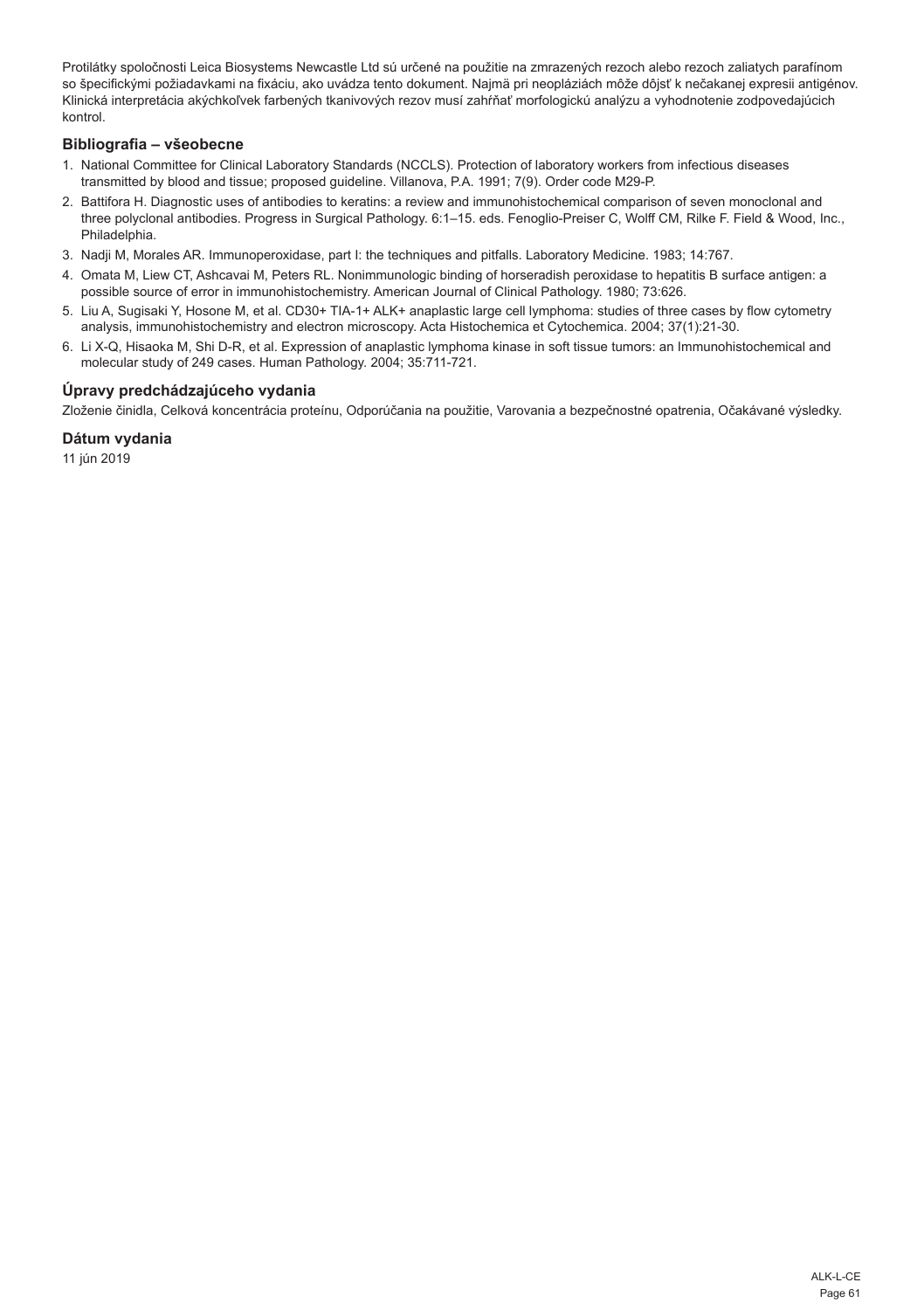Protilátky spoločnosti Leica Biosystems Newcastle Ltd sú určené na použitie na zmrazených rezoch alebo rezoch zaliatych parafínom so špecifickými požiadavkami na fixáciu, ako uvádza tento dokument. Najmä pri neopláziách môže dôjsť k nečakanej expresii antigénov. Klinická interpretácia akýchkoľvek farbených tkanivových rezov musí zahŕňať morfologickú analýzu a vyhodnotenie zodpovedajúcich kontrol.

## Bibliografia – všeobecne

1. National Committee for Clinical Laboratory Standards (NCCLS). Protection of laboratory workers from infectious diseases transmitted by blood and tissue; proposed guideline. Villanova, P.A. 1991; 7(9). Order code M29-P.
2. Battifora H. Diagnostic uses of antibodies to keratins: a review and immunohistochemical comparison of seven monoclonal and three polyclonal antibodies. Progress in Surgical Pathology. 6:1–15. eds. Fenoglio-Preiser C, Wolff CM, Rilke F. Field & Wood, Inc., Philadelphia.
3. Nadji M, Morales AR. Immunoperoxidase, part I: the techniques and pitfalls. Laboratory Medicine. 1983; 14:767.
4. Omata M, Liew CT, Ashcavai M, Peters RL. Nonimmunologic binding of horseradish peroxidase to hepatitis B surface antigen: a possible source of error in immunohistochemistry. American Journal of Clinical Pathology. 1980; 73:626.
5. Liu A, Sugisaki Y, Hosone M, et al. CD30+ TIA-1+ ALK+ anaplastic large cell lymphoma: studies of three cases by flow cytometry analysis, immunohistochemistry and electron microscopy. Acta Histochemica et Cytochemica. 2004; 37(1):21-30.
6. Li X-Q, Hisaoka M, Shi D-R, et al. Expression of anaplastic lymphoma kinase in soft tissue tumors: an Immunohistochemical and molecular study of 249 cases. Human Pathology. 2004; 35:711-721.

## Úpravy predchádzajúceho vydania

Zloženie činidla, Celková koncentrácia proteínu, Odporúčania na použitie, Varovania a bezpečnostné opatrenia, Očakávané výsledky.

## Dátum vydania

11 jún 2019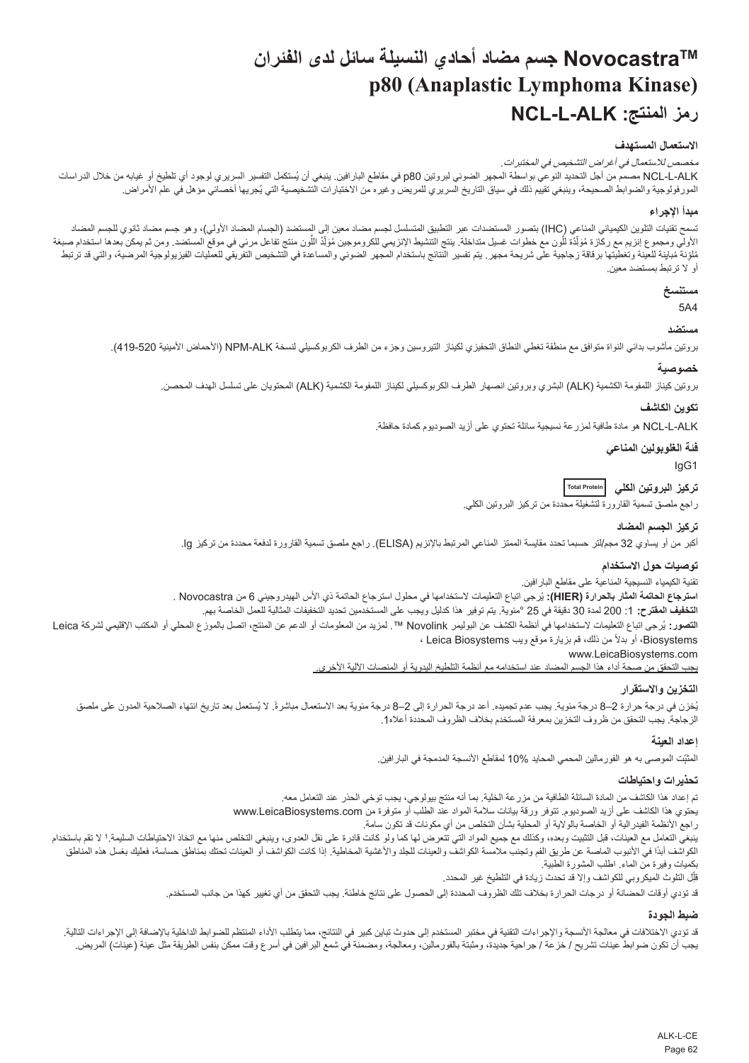# Novocastra™ جسم مضاد أحادي النسيلة سائل لدى الفئران
# p80 (Anaplastic Lymphoma Kinase)
# رمز المنتج: NCL-L-ALK

### الاستعمال المستهدف

*مخصص للاستعمال في أغراض التشخيص في المختبرات.*

NCL-L-ALK مصمم من أجل التحديد النوعي بواسطة المجهر الضوئي لبروتين p80 في مقاطع البارافين. ينبغي أن يُستكمل التفسير السريري لوجود أي تلطيخ أو غيابه من خلال الدراسات المورفولوجية والضوابط الصحيحة، وينبغي تقييم ذلك في سياق التاريخ السريري للمريض وغيره من الاختبارات التشخيصية التي يُجريها أخصائي مؤهل في علم الأمراض.

### مبدأ الإجراء

تسمح تقنيات التلوين الكيميائي المناعي (IHC) بتصور المستضدات عبر التطبيق المتسلسل لجسم مضاد معين إلى المستضد (الجسام المضاد الأولي)، وهو جسم مضاد ثانوي للجسم المضاد الأولي ومجموع إنزيم مع ركازة مُوَلِّدَة للَّون مع خطوات غسيل متداخلة. ينتج التنشيط الإنزيمي للكروموجين مُوَلِّدُ اللَّون منتج تفاعل مرئي في موقع المستضد. ومن ثم يمكن بعدها استخدام صبغة مُلوّنة مُباينة للعينة وتغطيتها برقاقة زجاجية على شريحة مجهر. يتم تفسير النتائج باستخدام المجهر الضوئي والمساعدة في التشخيص التفريقي للعمليات الفيزيولوجية المرضية، والتي قد ترتبط أو لا ترتبط بمستضد معين.

### مستنسخ

5A4

### مستضد

بروتين مأشوب بدائي النواة متوافق مع منطقة تغطي النطاق التحفيزي لكيناز التيروسين وجزء من الطرف الكربوكسيلي لنسخة NPM-ALK (الأحماض الأمينية 520-419).

### خصوصية

بروتين كيناز اللمفومة الكشمية (ALK) البشري وبروتين انصهار الطرف الكربوكسيلي لكيناز اللمفومة الكشمية (ALK) المحتويان على تسلسل الهدف المحصن.

### تكوين الكاشف

NCL-L-ALK هو مادة طافية لمزرعة نسيجية سائلة تحتوي على أزيد الصوديوم كمادة حافظة.

### فئة الغلوبولين المناعي

IgG1

### تركيز البروتين الكلي Total Protein

راجع ملصق تسمية القارورة لتشغيلة محددة من تركيز البروتين الكلي.

### تركيز الجسم المضاد

أكبر من أو يساوي 32 مجم/لتر حسبما تحدد مقايسة الممتز المناعي المرتبط بالإنزيم (ELISA). راجع ملصق تسمية القارورة لدفعة محددة من تركيز Ig.

### توصيات حول الاستخدام

تقنية الكيمياء النسيجية المناعية على مقاطع البارافين.

**استرجاع الحاتمة المثار بالحرارة (HIER):** يُرجى اتباع التعليمات لاستخدامها في محلول استرجاع الحاتمة ذي الأس الهيدروجيني 6 من Novocastra .

**التخفيف المقترح:** 1: 200 لمدة 30 دقيقة في 25 °مئوية. يتم توفير هذا كدليل ويجب على المستخدمين تحديد التخفيفات المثالية للعمل الخاصة بهم.

**التصور:** يُرجى اتباع التعليمات لاستخدامها في أنظمة الكشف عن البوليمر Novolink ™. لمزيد من المعلومات أو الدعم عن المنتج، اتصل بالموزع المحلي أو المكتب الإقليمي لشركة Leica Biosystems، أو بدلاً من ذلك، قم بزيارة موقع ويب Leica Biosystems ،
www.LeicaBiosystems.com

يجب التحقق من صحة أداء هذا الجسم المضاد عند استخدامه مع أنظمة التلطيخ اليدوية أو المنصات الآلية الأخرى.

### التخزين والاستقرار

يُخزن في درجة حرارة 2–8 درجة مئوية. يجب عدم تجميده. أعد درجة الحرارة إلى 2–8 درجة مئوية بعد الاستعمال مباشرةً. لا يُستعمل بعد تاريخ انتهاء الصلاحية المدون على ملصق الزجاجة. يجب التحقق من ظروف التخزين بمعرفة المستخدم بخلاف الظروف المحددة أعلاه1.

### إعداد العينة

المثبّت الموصى به هو الفورمالين المحمي المحايد 10% لمقاطع الأنسجة المدمجة في البارافين.

### تحذيرات واحتياطات

تم إعداد هذا الكاشف من المادة السائلة الطافية من مزرعة الخلية. بما أنه منتج بيولوجي، يجب توخي الحذر عند التعامل معه.

يحتوي هذا الكاشف على أزيد الصوديوم. تتوفر ورقة بيانات سلامة المواد عند الطلب أو متوفرة من www.LeicaBiosystems.com

راجع الأنظمة الفيدرالية أو الخاصة بالولاية أو المحلية بشأن التخلص من أي مكونات قد تكون سامة.

ينبغي التعامل مع العينات، قبل التثبيت وبعده، وكذلك مع جميع المواد التي تتعرض لها كما ولو كانت قادرة على نقل العدوى، وينبغي التخلص منها مع اتخاذ الاحتياطات السليمة.[1] لا تقم باستخدام الكواشف أبدًا في الأنبوب الماصة عن طريق الفم وتجنب ملامسة الكواشف والعينات للجلد والأغشية المخاطية. إذا كانت الكواشف أو العينات تحتك بمناطق حساسة، فعليك بغسل هذه المناطق بكميات وفيرة من الماء. اطلب المشورة الطبية.

قلِّل التلوث الميكروبي للكواشف وإلا قد تحدث زيادة في التلطيخ غير المحدد.

قد تؤدي أوقات الحضانة أو درجات الحرارة بخلاف تلك الظروف المحددة إلى الحصول على نتائج خاطئة. يجب التحقق من أي تغيير كهذا من جانب المستخدم.

### ضبط الجودة

قد تؤدي الاختلافات في معالجة الأنسجة والإجراءات التقنية في مختبر المستخدم إلى حدوث تباين كبير في النتائج، مما يتطلب الأداء المنتظم للضوابط الداخلية بالإضافة إلى الإجراءات التالية.
يجب أن تكون ضوابط عينات تشريح / خزعة / جراحية جديدة، ومثبتة بالفورمالين، ومعالجة، ومضمنة في شمع البرافين في أسرع وقت ممكن بنفس الطريقة مثل عينة (عينات) المريض.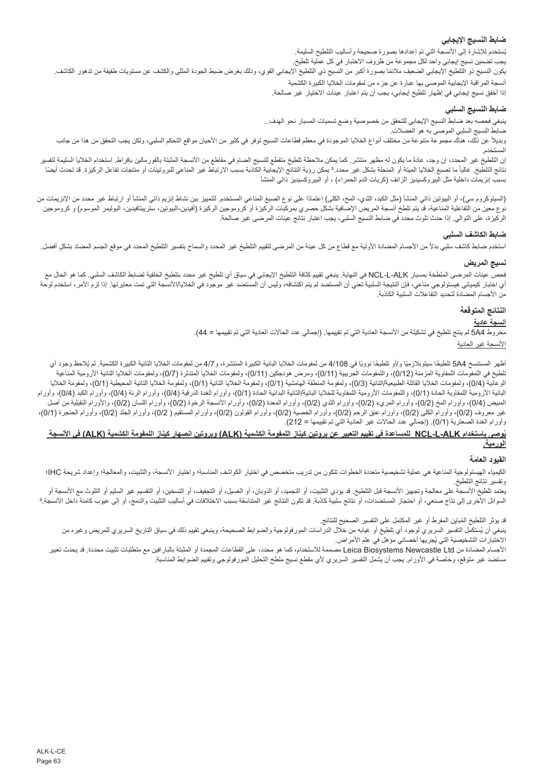#### ضابط النسيج الإيجابي

يُستخدم للإشارة إلى الأنسجة التي تم إعدادها بصورة صحيحة وأساليب التلطيخ السليمة.
يجب تضمين نسيج إيجابي واحد لكل مجموعة من ظروف الاختبار في كل عملية تلطيخ.
يكون النسيج ذو التلطيخ الإيجابي الضعيف ملائمًا بصورة أكبر من النسيج ذي التلطيخ الإيجابي القوي، وذلك بغرض ضبط الجودة المثلى والكشف عن مستويات طفيفة من تدهور الكاشف.
أنسجة المراقبة الإيجابية الموصى بها عبارة عن جزء من لمفومات الخلايا الكبيرة الكشمية
إذا أخفق نسيج إيجابي في إظهار تلطيخ إيجابي، يجب أن يتم اعتبار عينات الاختبار غير صالحة.

#### ضابط النسيج السلبي

ينبغي فحصه بعد ضابط النسيج الإيجابي للتحقق من خصوصية وضع تسميات المسبار نحو الهدف..
ضابط النسيج السلبي الموصى به هو العضلات.
وبديلاً عن ذلك، هناك مجموعة متنوعة من مختلف أنواع الخلايا الموجودة في معظم قطاعات النسيج توفر في كثير من الأحيان مواقع التحكم السلبي، ولكن يجب التحقق من هذا من جانب المستخدم.
إن التلطيخ غير المحدد، إن وجد، عادةً ما يكون له مظهر منتشر. كما يمكن ملاحظة تلطيخ متقطع للنسيج الضام في مقاطع من الأنسجة المثبتة بالفورمالين بإفراط. استخدام الخلايا السليمة لتفسير نتائج التلطيخ. غالباً ما تصبغ الخلايا الميتة أو المنحلة بشكل غير محدد.[3] يمكن رؤية النتائج الإيجابية الكاذبة بسبب الارتباط غير المناعي للبروتينات أو منتجات تفاعل الركيزة. قد تحدث أيضًا بسبب إنزيمات داخلية مثل البيروكسيديز الزائف (كريات الدم الحمراء) ، أو البيروكسيديز ذاتي المنشأ

(السيتوكروم سي)، أو البيوتين ذاتي المنشأ (مثل الكبد، الثدي، المخ، الكلى) اعتمادًا على نوع الصبغ المناعي المستخدم. للتمييز بين نشاط إنزيم ذاتي المنشأ أو ارتباط غير محدد من الإنزيمات من نوع معين من التفاعلية المناعية، قد يتم تلطخ أنسجة المريض الإضافية بشكل حصري بمركبات الركيزة أو كروموجين الركيزة (أفيدين-البيوتين، ستريبتافيدين، البوليمر الموسوم) و كروموجين الركيزة، على التوالي. إذا حدث تلوث محدد في ضابط النسيج السلبي، يجب اعتبار نتائج عينات المرضى غير صالحة.

#### ضابط الكاشف السلبي

استخدم ضابط كاشف سلبي بدلاً من الأجسام المضادة الأولية مع قطاع من كل عينة من المرضى لتقييم التلطيخ غير المحدد والسماح بتفسير التلطيخ المحدد في موقع الجسم المضاد بشكلٍ أفضل.

#### نسيج المريض

فحص عينات المرضى الملطخة بمسبار NCL-L-ALK في النهاية. ينبغي تقييم كثافة التلطيخ الإيجابي في سياق أي تلطيخ غير محدد بتلطيخ الخلفية لضابط الكاشف السلبي. كما هو الحال مع أي اختبار كيميائي هيستولوجي مناعي، فإن النتيجة السلبية تعني أن المستضد لم يتم اكتشافه، وليس أن المستضد غير موجود في الخلايا/الأنسجة التي تمت معايرتها. إذا لزم الأمر، استخدم لوحة من الأجسام المضادة لتحديد التفاعلات السلبية الكاذبة.

#### النتائج المتوقعة

<u>أنسجة عادية</u>

مخروط 5A4 لم ينتج تلطيخ في تشكيلة من الأنسجة العادية التي تم تقييمها. (اجمالي عدد الحالات العادية التي تم تقييمها = 44).

<u>الأنسجة غير العادية</u>

أظهر المستنسخ 5A4 تلطيخًا سيتوبلازميًا و/أو تلطيخًا نوويًا في 4/108 من لمفومات الخلايا البائية الكبيرة المنتشرة، و4/7 من لمفومات الخلايا التائية الكبيرة الكشمية. لم يُلاحظ وجود أي تلطيخ في اللمفومات اللمفاوية المزمنة (0/12)، واللمفومات الجريبية (0/11)، ومرض هودجكين (0/11)، ولمفومات الخلايا المتدثرة (0/7)، ولمفومات الخلايا التائية الأرومية المناعية الوعائية (0/4)، ولمفومات الخلايا القاتلة الطبيعية/التائية (0/3)، ولمفومة المنطقة الهامشية (0/1)، ولمفومة الخلايا التائية (0/1)، ولمفومة الخلايا التائية المحيطية (0/1)، ولمفومة الخلايا البائية الأرومية اللمفاوية الحادة (0/1)، واللمفومات الأرومية اللمفاوية للخلايا البائية/التائية البدائية الحادة (0/1)، وأورام الغدة الدرقية (0/4)، وأورام الرئة (0/4)، وأورام الكبد (0/4)، وأورام المبيض (0/4)، وأورام المخ (0/2)، وأورام المريء (0/2)، وأورام الثدي (0/2)، وأورام المعدة (0/2)، وأورام الأنسجة الرخوة (0/2)، وأورام اللسان (0/2)، والأورام النقيلية من أصل غير معروف (0/2)، وأورام الكلى (0/2)، وأورام عنق الرحم (0/2)، وأورام الخصية (0/2)، وأورام القولون (0/2)، وأورام المستقيم ( 0/2)، وأورام الجلد (0/2)، وأورام الحنجرة (0/1)، وأورام الغدة الصعترية (0/1). (إجمالي عدد الحالات غير العادية التي تم تقييمها = 212).

**<u>يُوصى باستخدام NCL-L-ALK للمساعدة في تقييم التعبير عن بروتين كيناز اللمفومة الكشمية (ALK) وبروتين انصهار كيناز اللمفومة الكشمية (ALK) في الأنسجة الورمية.</u>**

#### القيود العامة

الكيمياء الهيستولوجية المناعية هي عملية تشخيصية متعددة الخطوات تتكون من تدريب متخصص في اختيار الكواشف المناسبة؛ واختيار الأنسجة، والتثبيت، والمعالجة؛ وإعداد شريحة IHC؛ وتفسير نتائج التلطيخ.
يعتمد تلطيخ الأنسجة على معالجة وتجهيز الأنسجة قبل التلطيخ. قد يؤدي التثبيت، أو التجميد، أو الذوبان، أو الغسيل، أو التجفيف، أو التسخين، أو التقسيم غير السليم أو التلوث مع الأنسجة أو السوائل الأخرى إلى نتاج صنعي، أو احتجاز المستضدات، أو نتائج سلبية كاذبة. قد تكون النتائج غير المتناسقة بسبب الاختلافات في أساليب التثبيت والدمج، أو إلى عيوب كامنة داخل الأنسجة.[4]

قد يؤثر التلطيخ المُباين المفرط أو غير المكتمل على التفسير الصحيح للنتائج.
ينبغي أن يُستكمل التفسير السريري لوجود أي تلطيخ أو غيابه من خلال الدراسات المورفولوجية والضوابط الصحيحة، وينبغي تقييم ذلك في سياق التاريخ السريري للمريض وغيره من الاختبارات التشخيصية التي يُجريها أخصائي مؤهل في علم الأمراض.
الأجسام المضادة من Leica Biosystems Newcastle Ltd مصممة للاستخدام، كما هو محدد، على القطاعات المجمدة أو المثبتة بالبارافين مع متطلبات تثبيت محددة. قد يحدث تعبير مستضد غير متوقع، وخاصة في الأورام. يجب أن يشمل التفسير السريري لأي مقطع نسيج ملطخ التحليل المورفولوجي وتقييم الضوابط المناسبة.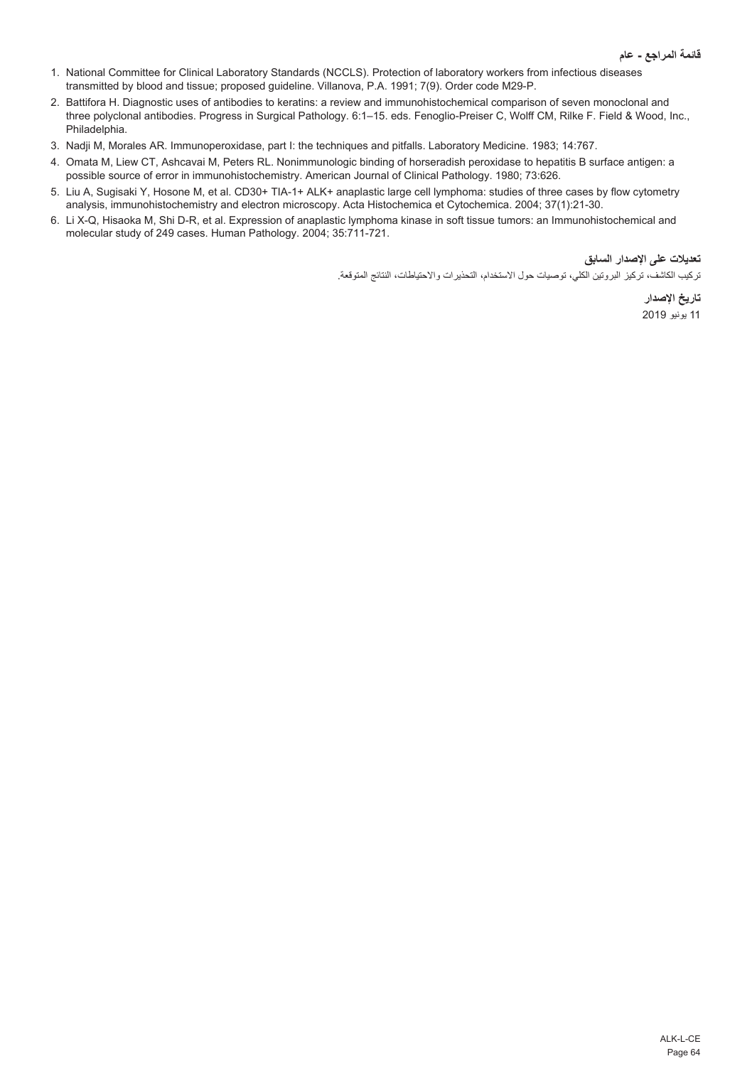### قائمة المراجع - عام

1. National Committee for Clinical Laboratory Standards (NCCLS). Protection of laboratory workers from infectious diseases transmitted by blood and tissue; proposed guideline. Villanova, P.A. 1991; 7(9). Order code M29-P.
2. Battifora H. Diagnostic uses of antibodies to keratins: a review and immunohistochemical comparison of seven monoclonal and three polyclonal antibodies. Progress in Surgical Pathology. 6:1–15. eds. Fenoglio-Preiser C, Wolff CM, Rilke F. Field & Wood, Inc., Philadelphia.
3. Nadji M, Morales AR. Immunoperoxidase, part I: the techniques and pitfalls. Laboratory Medicine. 1983; 14:767.
4. Omata M, Liew CT, Ashcavai M, Peters RL. Nonimmunologic binding of horseradish peroxidase to hepatitis B surface antigen: a possible source of error in immunohistochemistry. American Journal of Clinical Pathology. 1980; 73:626.
5. Liu A, Sugisaki Y, Hosone M, et al. CD30+ TIA-1+ ALK+ anaplastic large cell lymphoma: studies of three cases by flow cytometry analysis, immunohistochemistry and electron microscopy. Acta Histochemica et Cytochemica. 2004; 37(1):21-30.
6. Li X-Q, Hisaoka M, Shi D-R, et al. Expression of anaplastic lymphoma kinase in soft tissue tumors: an Immunohistochemical and molecular study of 249 cases. Human Pathology. 2004; 35:711-721.

### تعديلات على الإصدار السابق

تركيب الكاشف، تركيز البروتين الكلي، توصيات حول الاستخدام، التحذيرات والاحتياطات، النتائج المتوقعة.

### تاريخ الإصدار

11 يونيو 2019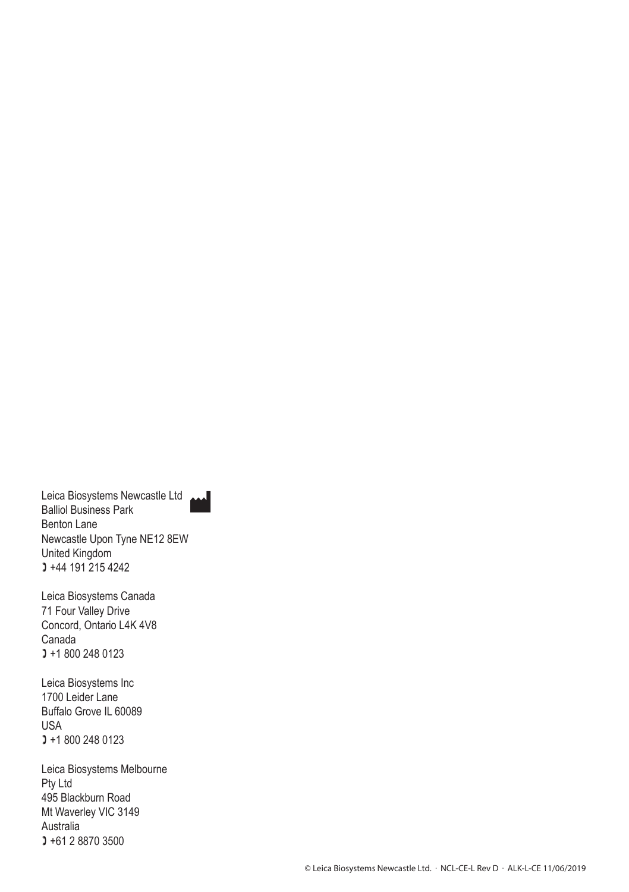Leica Biosystems Newcastle Ltd
Balliol Business Park
Benton Lane
Newcastle Upon Tyne NE12 8EW
United Kingdom
+44 191 215 4242

Leica Biosystems Canada
71 Four Valley Drive
Concord, Ontario L4K 4V8
Canada
+1 800 248 0123

Leica Biosystems Inc
1700 Leider Lane
Buffalo Grove IL 60089
USA
+1 800 248 0123

Leica Biosystems Melbourne
Pty Ltd
495 Blackburn Road
Mt Waverley VIC 3149
Australia
+61 2 8870 3500

© Leica Biosystems Newcastle Ltd. · NCL-CE-L Rev D · ALK-L-CE 11/06/2019